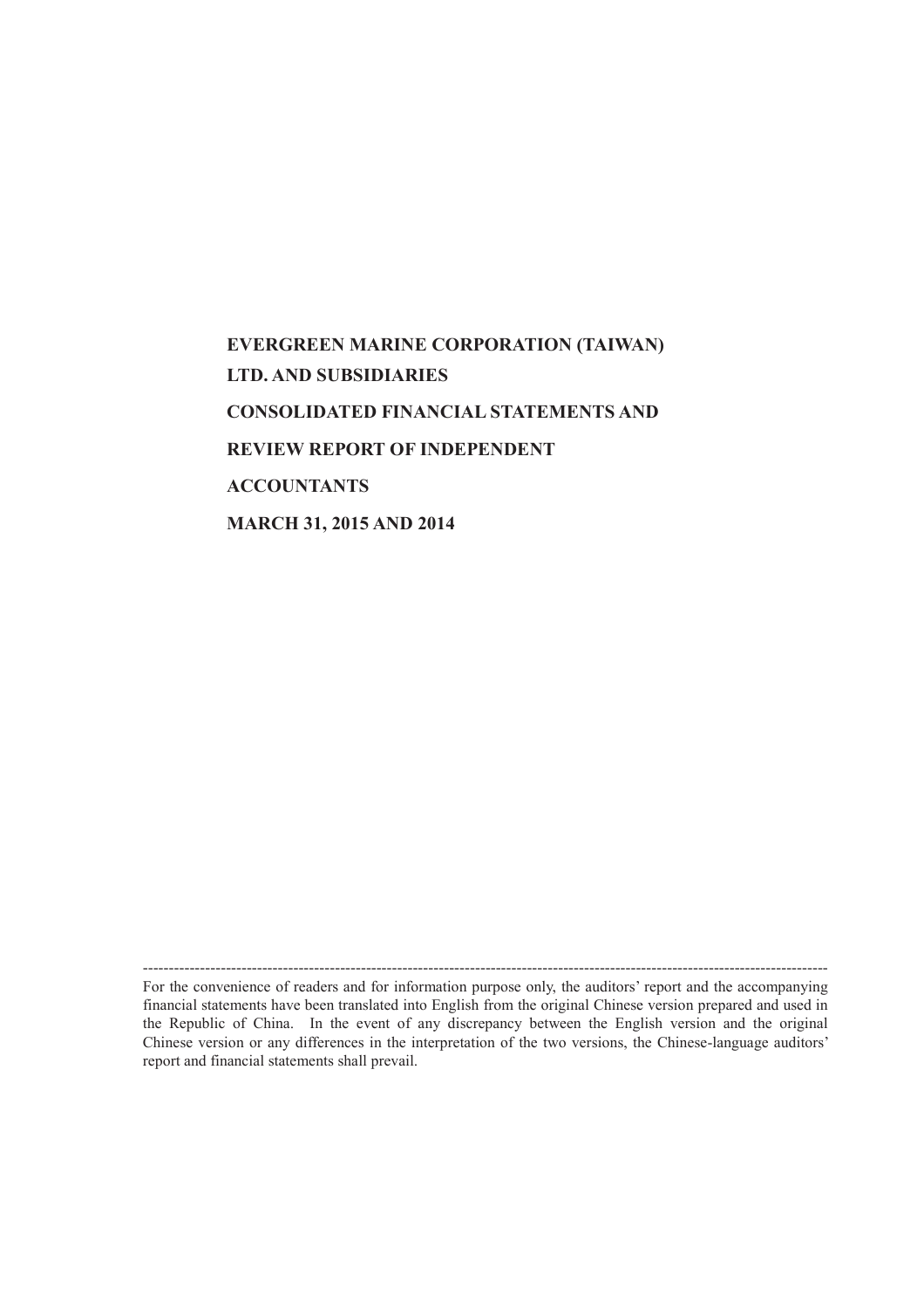# EVERGREEN MARINE CORPORATION (TAIWAN) LTD. AND SUBSIDIARIES

# CONSOLIDATED FINANCIAL STATEMENTS AND REVIEW REPORT OF INDEPENDENT ACCOUNTANTS

# MARCH 31, 2015 AND 2014

---

For the convenience of readers and for information purpose only, the auditors' report and the accompanying financial statements have been translated into English from the original Chinese version prepared and used in the Republic of China. In the event of any discrepancy between the English version and the original Chinese version or any differences in the interpretation of the two versions, the Chinese-language auditors' report and financial statements shall prevail.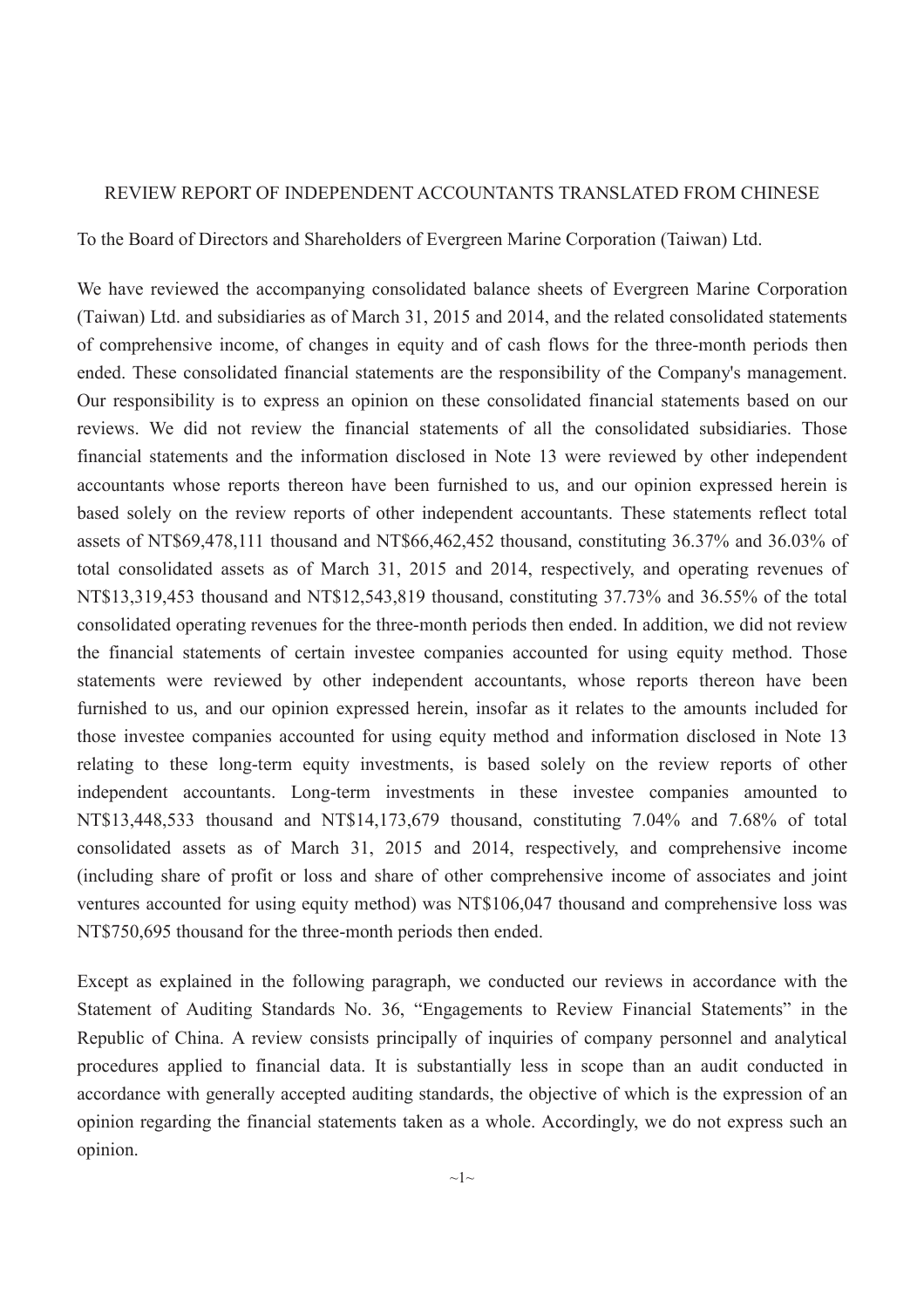REVIEW REPORT OF INDEPENDENT ACCOUNTANTS TRANSLATED FROM CHINESE

To the Board of Directors and Shareholders of Evergreen Marine Corporation (Taiwan) Ltd.

We have reviewed the accompanying consolidated balance sheets of Evergreen Marine Corporation (Taiwan) Ltd. and subsidiaries as of March 31, 2015 and 2014, and the related consolidated statements of comprehensive income, of changes in equity and of cash flows for the three-month periods then ended. These consolidated financial statements are the responsibility of the Company's management. Our responsibility is to express an opinion on these consolidated financial statements based on our reviews. We did not review the financial statements of all the consolidated subsidiaries. Those financial statements and the information disclosed in Note 13 were reviewed by other independent accountants whose reports thereon have been furnished to us, and our opinion expressed herein is based solely on the review reports of other independent accountants. These statements reflect total assets of NT$69,478,111 thousand and NT$66,462,452 thousand, constituting 36.37% and 36.03% of total consolidated assets as of March 31, 2015 and 2014, respectively, and operating revenues of NT$13,319,453 thousand and NT$12,543,819 thousand, constituting 37.73% and 36.55% of the total consolidated operating revenues for the three-month periods then ended. In addition, we did not review the financial statements of certain investee companies accounted for using equity method. Those statements were reviewed by other independent accountants, whose reports thereon have been furnished to us, and our opinion expressed herein, insofar as it relates to the amounts included for those investee companies accounted for using equity method and information disclosed in Note 13 relating to these long-term equity investments, is based solely on the review reports of other independent accountants. Long-term investments in these investee companies amounted to NT$13,448,533 thousand and NT$14,173,679 thousand, constituting 7.04% and 7.68% of total consolidated assets as of March 31, 2015 and 2014, respectively, and comprehensive income (including share of profit or loss and share of other comprehensive income of associates and joint ventures accounted for using equity method) was NT$106,047 thousand and comprehensive loss was NT$750,695 thousand for the three-month periods then ended.

Except as explained in the following paragraph, we conducted our reviews in accordance with the Statement of Auditing Standards No. 36, "Engagements to Review Financial Statements" in the Republic of China. A review consists principally of inquiries of company personnel and analytical procedures applied to financial data. It is substantially less in scope than an audit conducted in accordance with generally accepted auditing standards, the objective of which is the expression of an opinion regarding the financial statements taken as a whole. Accordingly, we do not express such an opinion.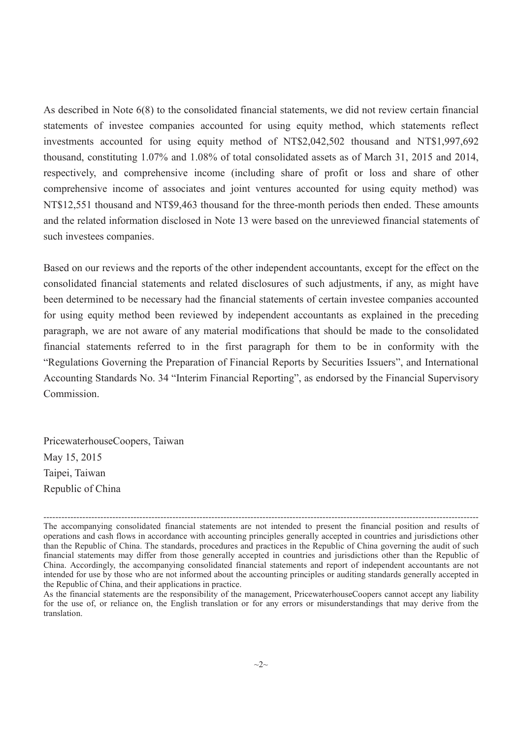As described in Note 6(8) to the consolidated financial statements, we did not review certain financial statements of investee companies accounted for using equity method, which statements reflect investments accounted for using equity method of NT$2,042,502 thousand and NT$1,997,692 thousand, constituting 1.07% and 1.08% of total consolidated assets as of March 31, 2015 and 2014, respectively, and comprehensive income (including share of profit or loss and share of other comprehensive income of associates and joint ventures accounted for using equity method) was NT$12,551 thousand and NT$9,463 thousand for the three-month periods then ended. These amounts and the related information disclosed in Note 13 were based on the unreviewed financial statements of such investees companies.

Based on our reviews and the reports of the other independent accountants, except for the effect on the consolidated financial statements and related disclosures of such adjustments, if any, as might have been determined to be necessary had the financial statements of certain investee companies accounted for using equity method been reviewed by independent accountants as explained in the preceding paragraph, we are not aware of any material modifications that should be made to the consolidated financial statements referred to in the first paragraph for them to be in conformity with the "Regulations Governing the Preparation of Financial Reports by Securities Issuers", and International Accounting Standards No. 34 "Interim Financial Reporting", as endorsed by the Financial Supervisory Commission.

PricewaterhouseCoopers, Taiwan
May 15, 2015
Taipei, Taiwan
Republic of China

---

The accompanying consolidated financial statements are not intended to present the financial position and results of operations and cash flows in accordance with accounting principles generally accepted in countries and jurisdictions other than the Republic of China. The standards, procedures and practices in the Republic of China governing the audit of such financial statements may differ from those generally accepted in countries and jurisdictions other than the Republic of China. Accordingly, the accompanying consolidated financial statements and report of independent accountants are not intended for use by those who are not informed about the accounting principles or auditing standards generally accepted in the Republic of China, and their applications in practice.

As the financial statements are the responsibility of the management, PricewaterhouseCoopers cannot accept any liability for the use of, or reliance on, the English translation or for any errors or misunderstandings that may derive from the translation.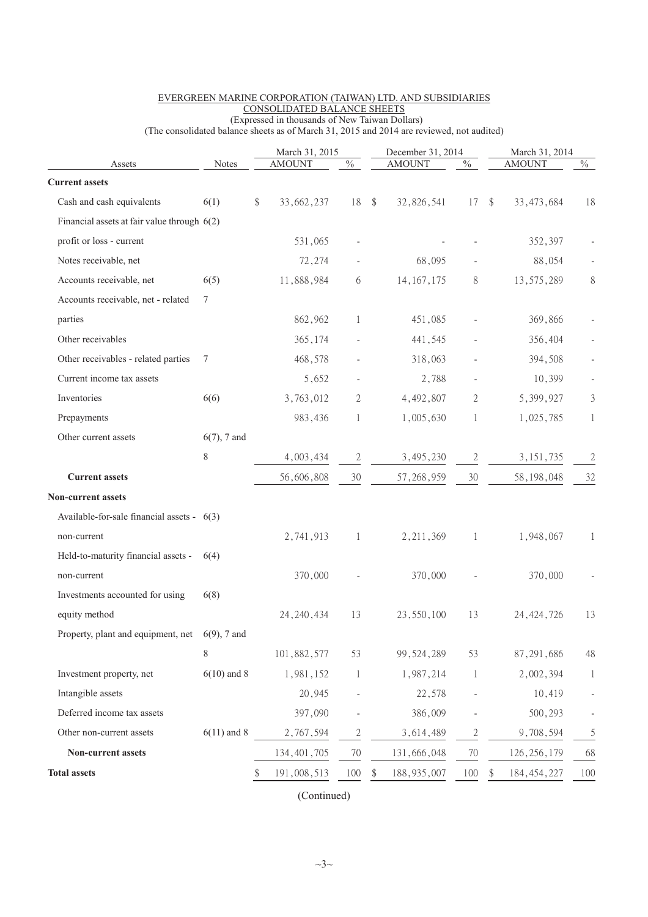EVERGREEN MARINE CORPORATION (TAIWAN) LTD. AND SUBSIDIARIES
CONSOLIDATED BALANCE SHEETS
(Expressed in thousands of New Taiwan Dollars)
(The consolidated balance sheets as of March 31, 2015 and 2014 are reviewed, not audited)

| Assets | Notes | March 31, 2015 AMOUNT | % | December 31, 2014 AMOUNT | % | March 31, 2014 AMOUNT | % |
|---|---|---|---|---|---|---|---|
| **Current assets** | | | | | | | |
| Cash and cash equivalents | 6(1) | $ 33,662,237 | 18 | $ 32,826,541 | 17 | $ 33,473,684 | 18 |
| Financial assets at fair value through profit or loss - current | 6(2) | 531,065 | - | - | - | 352,397 | - |
| Notes receivable, net | | 72,274 | - | 68,095 | - | 88,054 | - |
| Accounts receivable, net | 6(5) | 11,888,984 | 6 | 14,167,175 | 8 | 13,575,289 | 8 |
| Accounts receivable, net - related parties | 7 | 862,962 | 1 | 451,085 | - | 369,866 | - |
| Other receivables | | 365,174 | - | 441,545 | - | 356,404 | - |
| Other receivables - related parties | 7 | 468,578 | - | 318,063 | - | 394,508 | - |
| Current income tax assets | | 5,652 | - | 2,788 | - | 10,399 | - |
| Inventories | 6(6) | 3,763,012 | 2 | 4,492,807 | 2 | 5,399,927 | 3 |
| Prepayments | | 983,436 | 1 | 1,005,630 | 1 | 1,025,785 | 1 |
| Other current assets | 6(7), 7 and 8 | 4,003,434 | 2 | 3,495,230 | 2 | 3,151,735 | 2 |
| **Current assets** | | 56,606,808 | 30 | 57,268,959 | 30 | 58,198,048 | 32 |
| **Non-current assets** | | | | | | | |
| Available-for-sale financial assets - non-current | 6(3) | 2,741,913 | 1 | 2,211,369 | 1 | 1,948,067 | 1 |
| Held-to-maturity financial assets - non-current | 6(4) | 370,000 | - | 370,000 | - | 370,000 | - |
| Investments accounted for using equity method | 6(8) | 24,240,434 | 13 | 23,550,100 | 13 | 24,424,726 | 13 |
| Property, plant and equipment, net | 6(9), 7 and 8 | 101,882,577 | 53 | 99,524,289 | 53 | 87,291,686 | 48 |
| Investment property, net | 6(10) and 8 | 1,981,152 | 1 | 1,987,214 | 1 | 2,002,394 | 1 |
| Intangible assets | | 20,945 | - | 22,578 | - | 10,419 | - |
| Deferred income tax assets | | 397,090 | - | 386,009 | - | 500,293 | - |
| Other non-current assets | 6(11) and 8 | 2,767,594 | 2 | 3,614,489 | 2 | 9,708,594 | 5 |
| **Non-current assets** | | 134,401,705 | 70 | 131,666,048 | 70 | 126,256,179 | 68 |
| **Total assets** | | $ 191,008,513 | 100 | $ 188,935,007 | 100 | $ 184,454,227 | 100 |

(Continued)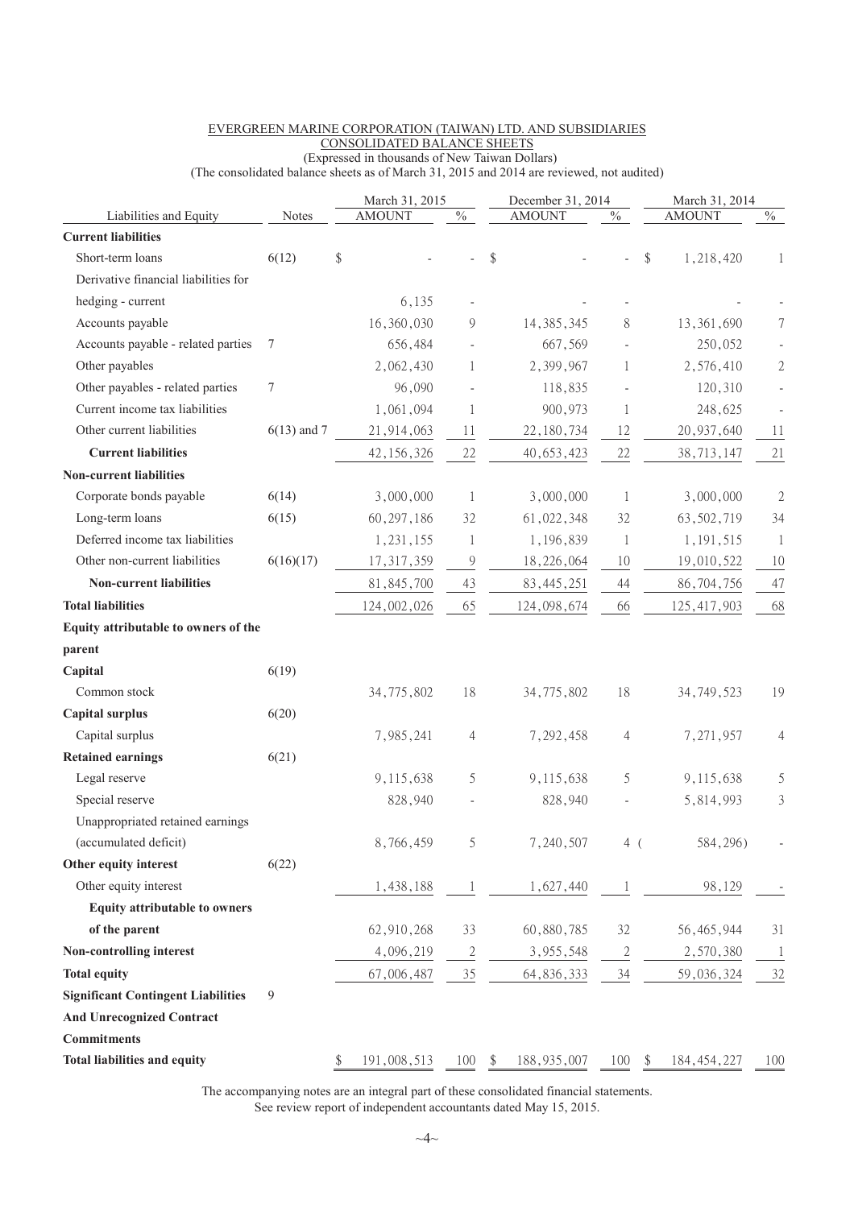EVERGREEN MARINE CORPORATION (TAIWAN) LTD. AND SUBSIDIARIES

CONSOLIDATED BALANCE SHEETS

(Expressed in thousands of New Taiwan Dollars)

(The consolidated balance sheets as of March 31, 2015 and 2014 are reviewed, not audited)

| Liabilities and Equity | Notes | March 31, 2015 AMOUNT | % | December 31, 2014 AMOUNT | % | March 31, 2014 AMOUNT | % |
|---|---|---|---|---|---|---|---|
| **Current liabilities** | | | | | | | |
| Short-term loans | 6(12) | $ - | - | $ - | - | $ 1,218,420 | 1 |
| Derivative financial liabilities for hedging - current | | 6,135 | - | - | - | - | - |
| Accounts payable | | 16,360,030 | 9 | 14,385,345 | 8 | 13,361,690 | 7 |
| Accounts payable - related parties | 7 | 656,484 | - | 667,569 | - | 250,052 | - |
| Other payables | | 2,062,430 | 1 | 2,399,967 | 1 | 2,576,410 | 2 |
| Other payables - related parties | 7 | 96,090 | - | 118,835 | - | 120,310 | - |
| Current income tax liabilities | | 1,061,094 | 1 | 900,973 | 1 | 248,625 | - |
| Other current liabilities | 6(13) and 7 | 21,914,063 | 11 | 22,180,734 | 12 | 20,937,640 | 11 |
| **Current liabilities** | | 42,156,326 | 22 | 40,653,423 | 22 | 38,713,147 | 21 |
| **Non-current liabilities** | | | | | | | |
| Corporate bonds payable | 6(14) | 3,000,000 | 1 | 3,000,000 | 1 | 3,000,000 | 2 |
| Long-term loans | 6(15) | 60,297,186 | 32 | 61,022,348 | 32 | 63,502,719 | 34 |
| Deferred income tax liabilities | | 1,231,155 | 1 | 1,196,839 | 1 | 1,191,515 | 1 |
| Other non-current liabilities | 6(16)(17) | 17,317,359 | 9 | 18,226,064 | 10 | 19,010,522 | 10 |
| **Non-current liabilities** | | 81,845,700 | 43 | 83,445,251 | 44 | 86,704,756 | 47 |
| **Total liabilities** | | 124,002,026 | 65 | 124,098,674 | 66 | 125,417,903 | 68 |
| **Equity attributable to owners of the parent** | | | | | | | |
| **Capital** | 6(19) | | | | | | |
| Common stock | | 34,775,802 | 18 | 34,775,802 | 18 | 34,749,523 | 19 |
| **Capital surplus** | 6(20) | | | | | | |
| Capital surplus | | 7,985,241 | 4 | 7,292,458 | 4 | 7,271,957 | 4 |
| **Retained earnings** | 6(21) | | | | | | |
| Legal reserve | | 9,115,638 | 5 | 9,115,638 | 5 | 9,115,638 | 5 |
| Special reserve | | 828,940 | - | 828,940 | - | 5,814,993 | 3 |
| Unappropriated retained earnings (accumulated deficit) | | 8,766,459 | 5 | 7,240,507 | 4 | ( 584,296) | - |
| **Other equity interest** | 6(22) | | | | | | |
| Other equity interest | | 1,438,188 | 1 | 1,627,440 | 1 | 98,129 | - |
| **Equity attributable to owners of the parent** | | 62,910,268 | 33 | 60,880,785 | 32 | 56,465,944 | 31 |
| **Non-controlling interest** | | 4,096,219 | 2 | 3,955,548 | 2 | 2,570,380 | 1 |
| **Total equity** | | 67,006,487 | 35 | 64,836,333 | 34 | 59,036,324 | 32 |
| **Significant Contingent Liabilities And Unrecognized Contract Commitments** | 9 | | | | | | |
| **Total liabilities and equity** | | $ 191,008,513 | 100 | $ 188,935,007 | 100 | $ 184,454,227 | 100 |

The accompanying notes are an integral part of these consolidated financial statements.
See review report of independent accountants dated May 15, 2015.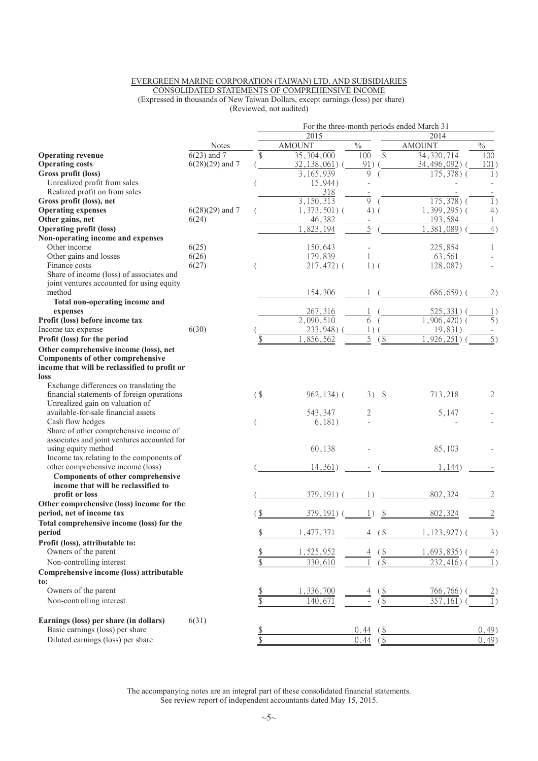EVERGREEN MARINE CORPORATION (TAIWAN) LTD. AND SUBSIDIARIES
CONSOLIDATED STATEMENTS OF COMPREHENSIVE INCOME
(Expressed in thousands of New Taiwan Dollars, except earnings (loss) per share)
(Reviewed, not audited)

| | Notes | 2015 AMOUNT | % | 2014 AMOUNT | % |
|---|---|---|---|---|---|
| | | For the three-month periods ended March 31 | | | |
| **Operating revenue** | 6(23) and 7 | $ 35,304,000 | 100 | $ 34,320,714 | 100 |
| **Operating costs** | 6(28)(29) and 7 | ( 32,138,061) | ( 91) | ( 34,496,092) | ( 101) |
| **Gross profit (loss)** | | 3,165,939 | 9 | ( 175,378) | ( 1) |
| Unrealized profit from sales | | ( 15,944) | - | - | - |
| Realized profit on from sales | | 318 | - | - | - |
| **Gross profit (loss), net** | | 3,150,313 | 9 | ( 175,378) | ( 1) |
| **Operating expenses** | 6(28)(29) and 7 | ( 1,373,501) | ( 4) | ( 1,399,295) | ( 4) |
| **Other gains, net** | 6(24) | 46,382 | - | 193,584 | 1 |
| **Operating profit (loss)** | | 1,823,194 | 5 | ( 1,381,089) | ( 4) |
| **Non-operating income and expenses** | | | | | |
| Other income | 6(25) | 150,643 | - | 225,854 | 1 |
| Other gains and losses | 6(26) | 179,839 | 1 | 63,561 | - |
| Finance costs | 6(27) | ( 217,472) | ( 1) | ( 128,087) | - |
| Share of income (loss) of associates and joint ventures accounted for using equity method | | 154,306 | 1 | ( 686,659) | ( 2) |
| **Total non-operating income and expenses** | | 267,316 | 1 | ( 525,331) | ( 1) |
| **Profit (loss) before income tax** | | 2,090,510 | 6 | ( 1,906,420) | ( 5) |
| Income tax expense | 6(30) | ( 233,948) | ( 1) | ( 19,831) | - |
| **Profit (loss) for the period** | | $ 1,856,562 | 5 | ($ 1,926,251) | ( 5) |
| **Other comprehensive income (loss), net** | | | | | |
| **Components of other comprehensive income that will be reclassified to profit or loss** | | | | | |
| Exchange differences on translating the financial statements of foreign operations | | ($ 962,134) | ( 3) | $ 713,218 | 2 |
| Unrealized gain on valuation of available-for-sale financial assets | | 543,347 | 2 | 5,147 | - |
| Cash flow hedges | | ( 6,181) | - | - | - |
| Share of other comprehensive income of associates and joint ventures accounted for using equity method | | 60,138 | - | 85,103 | - |
| Income tax relating to the components of other comprehensive income (loss) | | ( 14,361) | - | ( 1,144) | - |
| **Components of other comprehensive income that will be reclassified to profit or loss** | | ( 379,191) | ( 1) | 802,324 | 2 |
| **Other comprehensive (loss) income for the period, net of income tax** | | ($ 379,191) | ( 1) | $ 802,324 | 2 |
| **Total comprehensive income (loss) for the period** | | $ 1,477,371 | 4 | ($ 1,123,927) | ( 3) |
| **Profit (loss), attributable to:** | | | | | |
| Owners of the parent | | $ 1,525,952 | 4 | ($ 1,693,835) | ( 4) |
| Non-controlling interest | | $ 330,610 | 1 | ($ 232,416) | ( 1) |
| **Comprehensive income (loss) attributable to:** | | | | | |
| Owners of the parent | | $ 1,336,700 | 4 | ($ 766,766) | ( 2) |
| Non-controlling interest | | $ 140,671 | - | ($ 357,161) | ( 1) |
| **Earnings (loss) per share (in dollars)** | 6(31) | | | | |
| Basic earnings (loss) per share | | $ | 0.44 | ($ | 0.49) |
| Diluted earnings (loss) per share | | $ | 0.44 | ($ | 0.49) |

The accompanying notes are an integral part of these consolidated financial statements.
See review report of independent accountants dated May 15, 2015.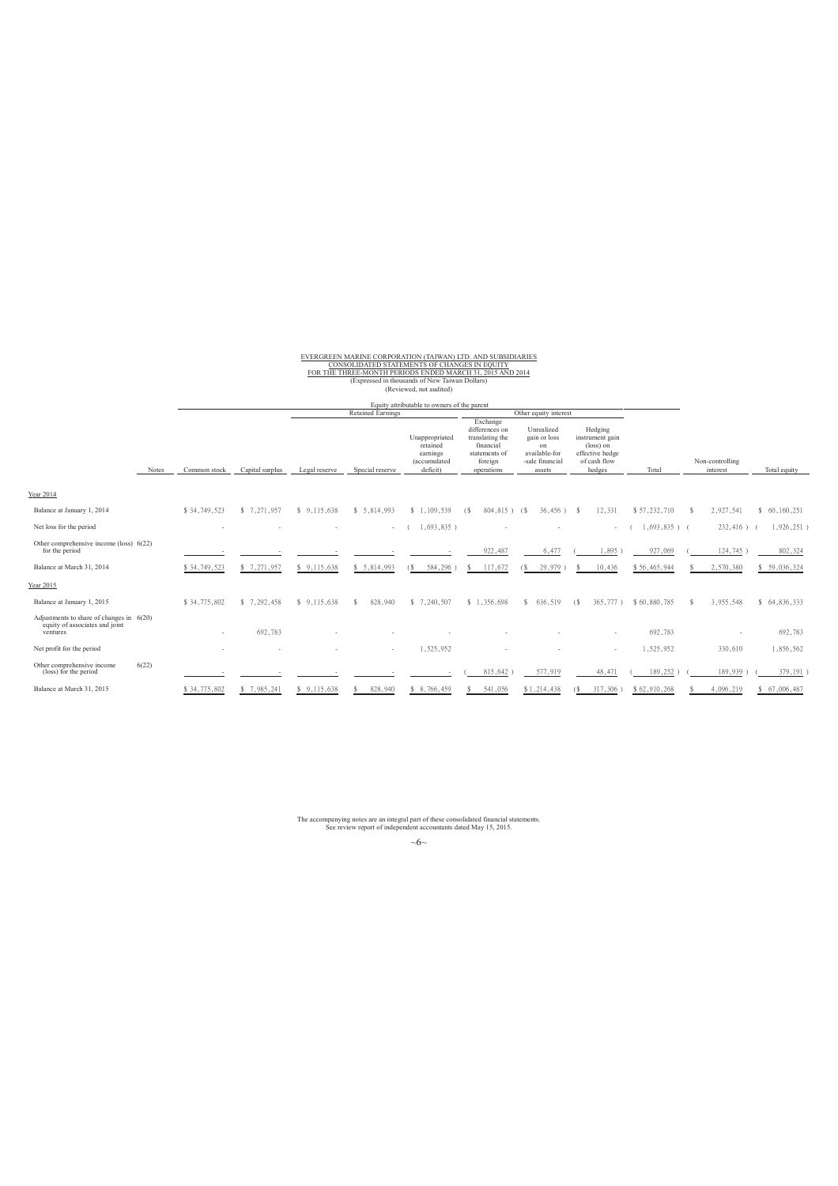EVERGREEN MARINE CORPORATION (TAIWAN) LTD. AND SUBSIDIARIES
CONSOLIDATED STATEMENTS OF CHANGES IN EQUITY
FOR THE THREE-MONTH PERIODS ENDED MARCH 31, 2015 AND 2014
(Expressed in thousands of New Taiwan Dollars)
(Reviewed, not audited)

| | | Equity attributable to owners of the parent | | | | | | | | | | | |
|---|---|---|---|---|---|---|---|---|---|---|---|---|---|
| | | | | Retained Earnings | | | Other equity interest | | | | | | |
| | Notes | Common stock | Capital surplus | Legal reserve | Special reserve | Unappropriated retained earnings (accumulated deficit) | Exchange differences on translating the financial statements of foreign operations | Unrealized gain or loss on available-for-sale financial assets | Hedging instrument gain (loss) on effective hedge of cash flow hedges | Total | | Non-controlling interest | Total equity |
| Year 2014 | | | | | | | | | | | | | |
| Balance at January 1, 2014 | | $ 34,749,523 | $ 7,271,957 | $ 9,115,638 | $ 5,814,993 | $ 1,109,539 | ($ 804,815 ) | ($ 36,456 ) | $ 12,331 | $ 57,232,710 | | $ 2,927,541 | $ 60,160,251 |
| Net loss for the period | | - | - | - | - | ( 1,693,835 ) | - | - | - | ( 1,693,835 ) | | ( 232,416 ) | ( 1,926,251 ) |
| Other comprehensive income (loss) for the period | 6(22) | - | - | - | - | - | 922,487 | 6,477 | ( 1,895 ) | 927,069 | | ( 124,745 ) | 802,324 |
| Balance at March 31, 2014 | | $ 34,749,523 | $ 7,271,957 | $ 9,115,638 | $ 5,814,993 | ($ 584,296 ) | $ 117,672 | ($ 29,979 ) | $ 10,436 | $ 56,465,944 | | $ 2,570,380 | $ 59,036,324 |
| Year 2015 | | | | | | | | | | | | | |
| Balance at January 1, 2015 | | $ 34,775,802 | $ 7,292,458 | $ 9,115,638 | $ 828,940 | $ 7,240,507 | $ 1,356,698 | $ 636,519 | ($ 365,777 ) | $ 60,880,785 | | $ 3,955,548 | $ 64,836,333 |
| Adjustments to share of changes in equity of associates and joint ventures | 6(20) | - | 692,783 | - | - | - | - | - | - | 692,783 | | - | 692,783 |
| Net profit for the period | | - | - | - | - | 1,525,952 | - | - | - | 1,525,952 | | 330,610 | 1,856,562 |
| Other comprehensive income (loss) for the period | 6(22) | - | - | - | - | - | ( 815,642 ) | 577,919 | 48,471 | ( 189,252 ) | | ( 189,939 ) | ( 379,191 ) |
| Balance at March 31, 2015 | | $ 34,775,802 | $ 7,985,241 | $ 9,115,638 | $ 828,940 | $ 8,766,459 | $ 541,056 | $ 1,214,438 | ($ 317,306 ) | $ 62,910,268 | | $ 4,096,219 | $ 67,006,487 |

The accompanying notes are an integral part of these consolidated financial statements.
See review report of independent accountants dated May 15, 2015.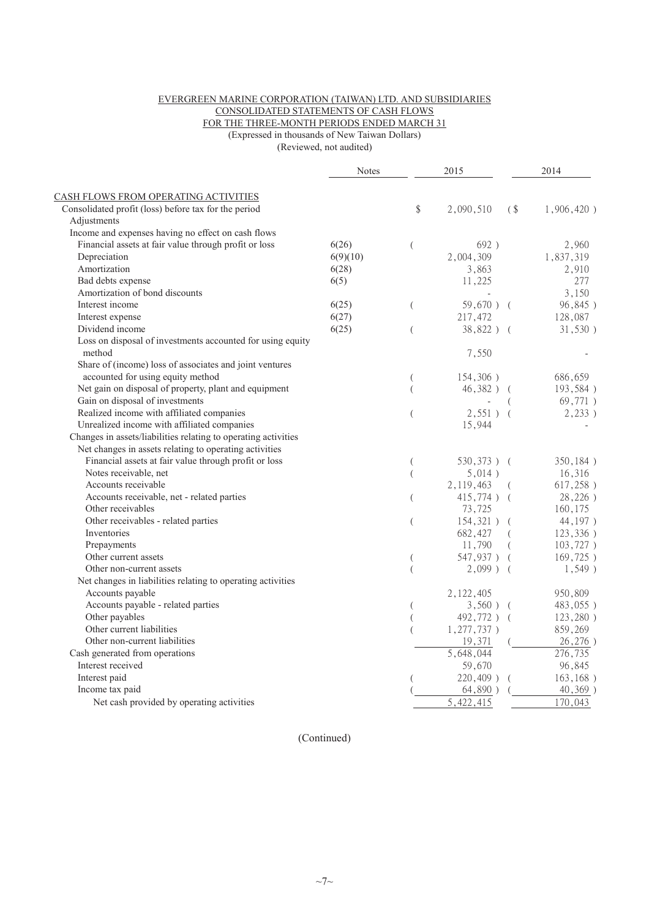EVERGREEN MARINE CORPORATION (TAIWAN) LTD. AND SUBSIDIARIES
CONSOLIDATED STATEMENTS OF CASH FLOWS
FOR THE THREE-MONTH PERIODS ENDED MARCH 31
(Expressed in thousands of New Taiwan Dollars)
(Reviewed, not audited)

| | Notes | 2015 | 2014 |
|---|---|---|---|
| CASH FLOWS FROM OPERATING ACTIVITIES | | | |
| Consolidated profit (loss) before tax for the period | | $ 2,090,510 | ($ 1,906,420 ) |
| Adjustments | | | |
| Income and expenses having no effect on cash flows | | | |
| Financial assets at fair value through profit or loss | 6(26) | ( 692 ) | 2,960 |
| Depreciation | 6(9)(10) | 2,004,309 | 1,837,319 |
| Amortization | 6(28) | 3,863 | 2,910 |
| Bad debts expense | 6(5) | 11,225 | 277 |
| Amortization of bond discounts | | - | 3,150 |
| Interest income | 6(25) | ( 59,670 ) | ( 96,845 ) |
| Interest expense | 6(27) | 217,472 | 128,087 |
| Dividend income | 6(25) | ( 38,822 ) | ( 31,530 ) |
| Loss on disposal of investments accounted for using equity method | | 7,550 | - |
| Share of (income) loss of associates and joint ventures accounted for using equity method | | ( 154,306 ) | 686,659 |
| Net gain on disposal of property, plant and equipment | | ( 46,382 ) | ( 193,584 ) |
| Gain on disposal of investments | | - | ( 69,771 ) |
| Realized income with affiliated companies | | ( 2,551 ) | ( 2,233 ) |
| Unrealized income with affiliated companies | | 15,944 | - |
| Changes in assets/liabilities relating to operating activities | | | |
| Net changes in assets relating to operating activities | | | |
| Financial assets at fair value through profit or loss | | ( 530,373 ) | ( 350,184 ) |
| Notes receivable, net | | ( 5,014 ) | 16,316 |
| Accounts receivable | | 2,119,463 | ( 617,258 ) |
| Accounts receivable, net - related parties | | ( 415,774 ) | ( 28,226 ) |
| Other receivables | | 73,725 | 160,175 |
| Other receivables - related parties | | ( 154,321 ) | ( 44,197 ) |
| Inventories | | 682,427 | ( 123,336 ) |
| Prepayments | | 11,790 | ( 103,727 ) |
| Other current assets | | ( 547,937 ) | ( 169,725 ) |
| Other non-current assets | | ( 2,099 ) | ( 1,549 ) |
| Net changes in liabilities relating to operating activities | | | |
| Accounts payable | | 2,122,405 | 950,809 |
| Accounts payable - related parties | | ( 3,560 ) | ( 483,055 ) |
| Other payables | | ( 492,772 ) | ( 123,280 ) |
| Other current liabilities | | ( 1,277,737 ) | 859,269 |
| Other non-current liabilities | | 19,371 | ( 26,276 ) |
| Cash generated from operations | | 5,648,044 | 276,735 |
| Interest received | | 59,670 | 96,845 |
| Interest paid | | ( 220,409 ) | ( 163,168 ) |
| Income tax paid | | ( 64,890 ) | ( 40,369 ) |
| Net cash provided by operating activities | | 5,422,415 | 170,043 |

(Continued)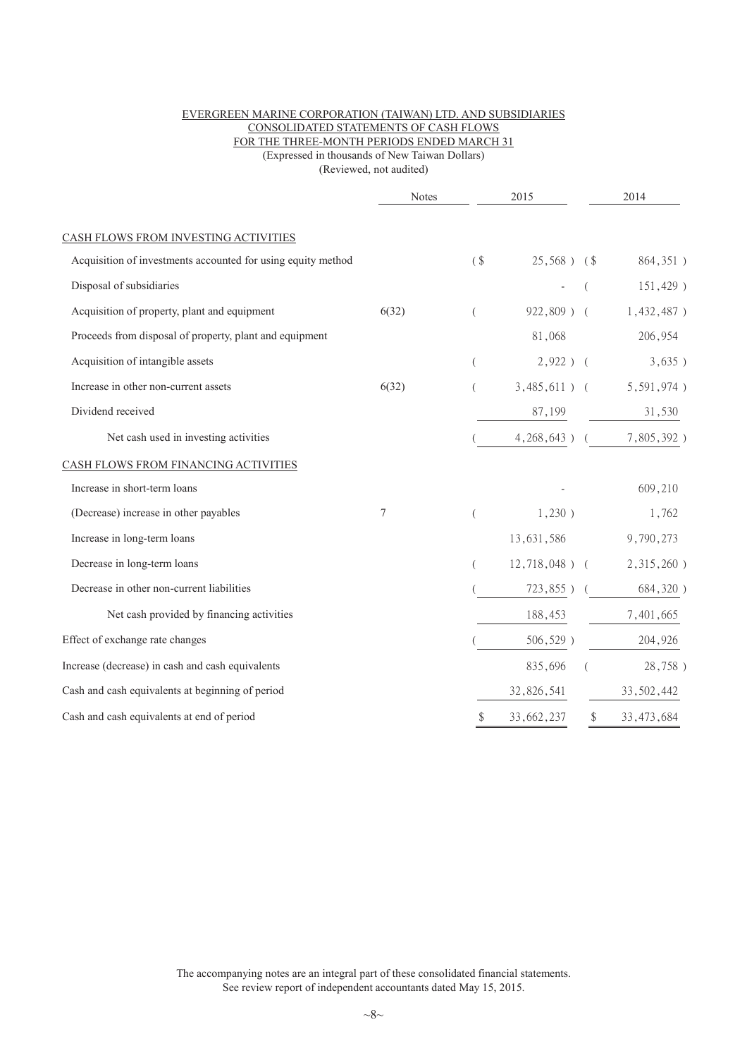EVERGREEN MARINE CORPORATION (TAIWAN) LTD. AND SUBSIDIARIES
CONSOLIDATED STATEMENTS OF CASH FLOWS
FOR THE THREE-MONTH PERIODS ENDED MARCH 31
(Expressed in thousands of New Taiwan Dollars)
(Reviewed, not audited)

| | Notes | 2015 | 2014 |
|---|---|---|---|
| CASH FLOWS FROM INVESTING ACTIVITIES | | | |
| Acquisition of investments accounted for using equity method | | (\$ 25,568 ) | (\$ 864,351 ) |
| Disposal of subsidiaries | | - | ( 151,429 ) |
| Acquisition of property, plant and equipment | 6(32) | ( 922,809 ) | ( 1,432,487 ) |
| Proceeds from disposal of property, plant and equipment | | 81,068 | 206,954 |
| Acquisition of intangible assets | | ( 2,922 ) | ( 3,635 ) |
| Increase in other non-current assets | 6(32) | ( 3,485,611 ) | ( 5,591,974 ) |
| Dividend received | | 87,199 | 31,530 |
| Net cash used in investing activities | | ( 4,268,643 ) | ( 7,805,392 ) |
| CASH FLOWS FROM FINANCING ACTIVITIES | | | |
| Increase in short-term loans | | - | 609,210 |
| (Decrease) increase in other payables | 7 | ( 1,230 ) | 1,762 |
| Increase in long-term loans | | 13,631,586 | 9,790,273 |
| Decrease in long-term loans | | ( 12,718,048 ) | ( 2,315,260 ) |
| Decrease in other non-current liabilities | | ( 723,855 ) | ( 684,320 ) |
| Net cash provided by financing activities | | 188,453 | 7,401,665 |
| Effect of exchange rate changes | | ( 506,529 ) | 204,926 |
| Increase (decrease) in cash and cash equivalents | | 835,696 | ( 28,758 ) |
| Cash and cash equivalents at beginning of period | | 32,826,541 | 33,502,442 |
| Cash and cash equivalents at end of period | | \$ 33,662,237 | \$ 33,473,684 |

The accompanying notes are an integral part of these consolidated financial statements.
See review report of independent accountants dated May 15, 2015.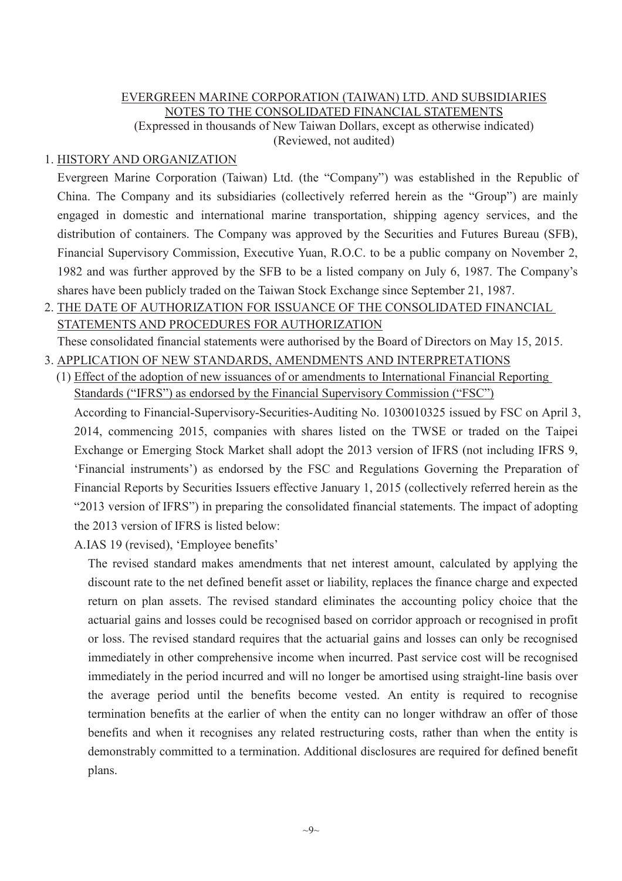EVERGREEN MARINE CORPORATION (TAIWAN) LTD. AND SUBSIDIARIES
NOTES TO THE CONSOLIDATED FINANCIAL STATEMENTS
(Expressed in thousands of New Taiwan Dollars, except as otherwise indicated)
(Reviewed, not audited)

## 1. HISTORY AND ORGANIZATION

Evergreen Marine Corporation (Taiwan) Ltd. (the "Company") was established in the Republic of China. The Company and its subsidiaries (collectively referred herein as the "Group") are mainly engaged in domestic and international marine transportation, shipping agency services, and the distribution of containers. The Company was approved by the Securities and Futures Bureau (SFB), Financial Supervisory Commission, Executive Yuan, R.O.C. to be a public company on November 2, 1982 and was further approved by the SFB to be a listed company on July 6, 1987. The Company's shares have been publicly traded on the Taiwan Stock Exchange since September 21, 1987.

## 2. THE DATE OF AUTHORIZATION FOR ISSUANCE OF THE CONSOLIDATED FINANCIAL STATEMENTS AND PROCEDURES FOR AUTHORIZATION

These consolidated financial statements were authorised by the Board of Directors on May 15, 2015.

## 3. APPLICATION OF NEW STANDARDS, AMENDMENTS AND INTERPRETATIONS

### (1) Effect of the adoption of new issuances of or amendments to International Financial Reporting Standards ("IFRS") as endorsed by the Financial Supervisory Commission ("FSC")

According to Financial-Supervisory-Securities-Auditing No. 1030010325 issued by FSC on April 3, 2014, commencing 2015, companies with shares listed on the TWSE or traded on the Taipei Exchange or Emerging Stock Market shall adopt the 2013 version of IFRS (not including IFRS 9, 'Financial instruments') as endorsed by the FSC and Regulations Governing the Preparation of Financial Reports by Securities Issuers effective January 1, 2015 (collectively referred herein as the "2013 version of IFRS") in preparing the consolidated financial statements. The impact of adopting the 2013 version of IFRS is listed below:

A.IAS 19 (revised), 'Employee benefits'

The revised standard makes amendments that net interest amount, calculated by applying the discount rate to the net defined benefit asset or liability, replaces the finance charge and expected return on plan assets. The revised standard eliminates the accounting policy choice that the actuarial gains and losses could be recognised based on corridor approach or recognised in profit or loss. The revised standard requires that the actuarial gains and losses can only be recognised immediately in other comprehensive income when incurred. Past service cost will be recognised immediately in the period incurred and will no longer be amortised using straight-line basis over the average period until the benefits become vested. An entity is required to recognise termination benefits at the earlier of when the entity can no longer withdraw an offer of those benefits and when it recognises any related restructuring costs, rather than when the entity is demonstrably committed to a termination. Additional disclosures are required for defined benefit plans.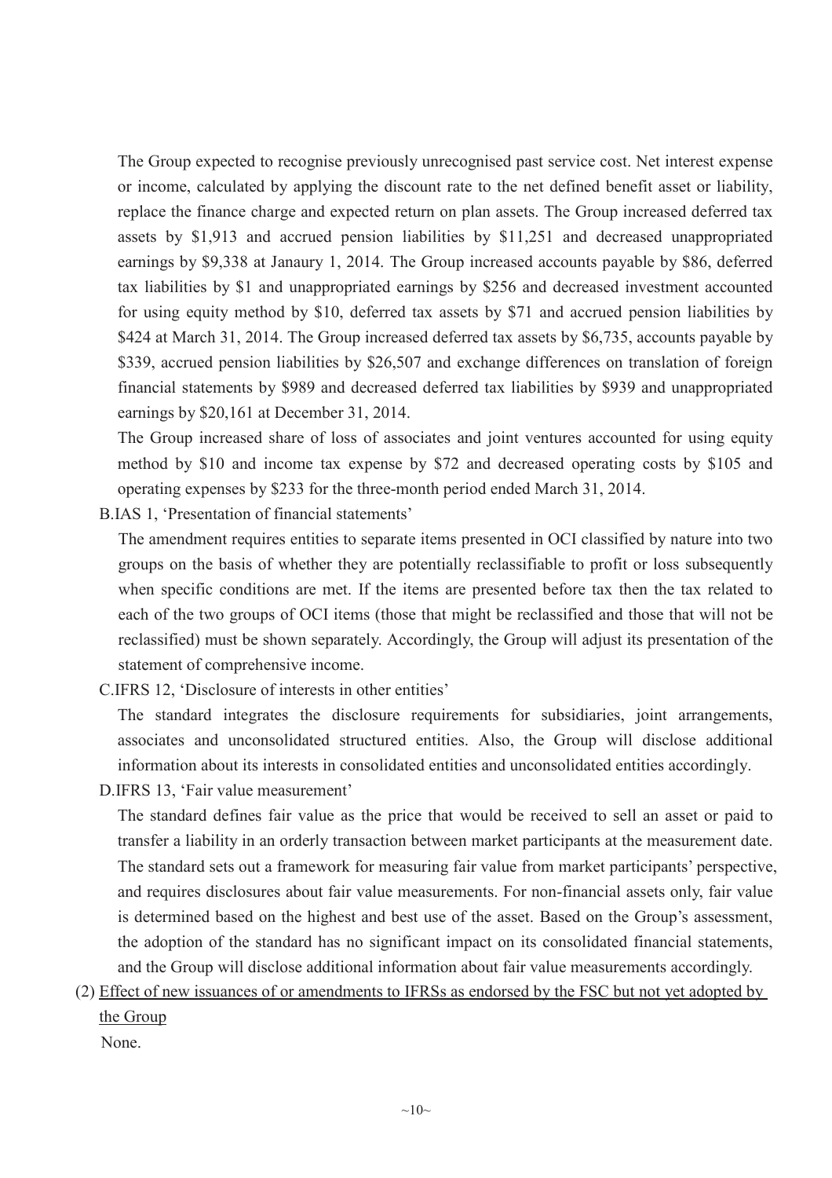The Group expected to recognise previously unrecognised past service cost. Net interest expense or income, calculated by applying the discount rate to the net defined benefit asset or liability, replace the finance charge and expected return on plan assets. The Group increased deferred tax assets by $1,913 and accrued pension liabilities by $11,251 and decreased unappropriated earnings by $9,338 at Janaury 1, 2014. The Group increased accounts payable by $86, deferred tax liabilities by $1 and unappropriated earnings by $256 and decreased investment accounted for using equity method by $10, deferred tax assets by $71 and accrued pension liabilities by $424 at March 31, 2014. The Group increased deferred tax assets by $6,735, accounts payable by $339, accrued pension liabilities by $26,507 and exchange differences on translation of foreign financial statements by $989 and decreased deferred tax liabilities by $939 and unappropriated earnings by $20,161 at December 31, 2014.

The Group increased share of loss of associates and joint ventures accounted for using equity method by $10 and income tax expense by $72 and decreased operating costs by $105 and operating expenses by $233 for the three-month period ended March 31, 2014.

B.IAS 1, 'Presentation of financial statements'

The amendment requires entities to separate items presented in OCI classified by nature into two groups on the basis of whether they are potentially reclassifiable to profit or loss subsequently when specific conditions are met. If the items are presented before tax then the tax related to each of the two groups of OCI items (those that might be reclassified and those that will not be reclassified) must be shown separately. Accordingly, the Group will adjust its presentation of the statement of comprehensive income.

C.IFRS 12, 'Disclosure of interests in other entities'

The standard integrates the disclosure requirements for subsidiaries, joint arrangements, associates and unconsolidated structured entities. Also, the Group will disclose additional information about its interests in consolidated entities and unconsolidated entities accordingly.

D.IFRS 13, 'Fair value measurement'

The standard defines fair value as the price that would be received to sell an asset or paid to transfer a liability in an orderly transaction between market participants at the measurement date. The standard sets out a framework for measuring fair value from market participants' perspective, and requires disclosures about fair value measurements. For non-financial assets only, fair value is determined based on the highest and best use of the asset. Based on the Group's assessment, the adoption of the standard has no significant impact on its consolidated financial statements, and the Group will disclose additional information about fair value measurements accordingly.

(2) Effect of new issuances of or amendments to IFRSs as endorsed by the FSC but not yet adopted by the Group

None.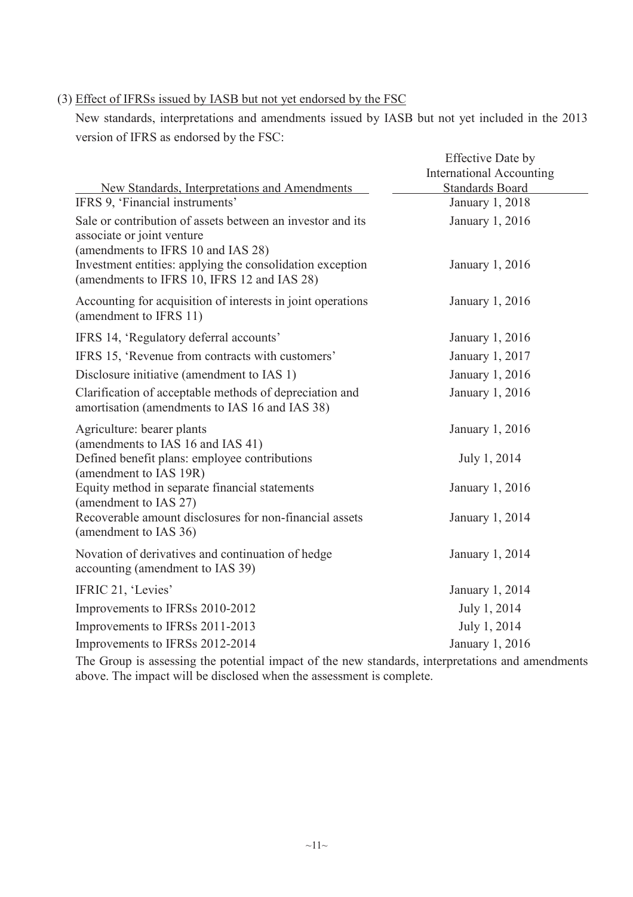(3) Effect of IFRSs issued by IASB but not yet endorsed by the FSC

New standards, interpretations and amendments issued by IASB but not yet included in the 2013 version of IFRS as endorsed by the FSC:

| New Standards, Interpretations and Amendments | Effective Date by International Accounting Standards Board |
|---|---|
| IFRS 9, 'Financial instruments' | January 1, 2018 |
| Sale or contribution of assets between an investor and its associate or joint venture (amendments to IFRS 10 and IAS 28) | January 1, 2016 |
| Investment entities: applying the consolidation exception (amendments to IFRS 10, IFRS 12 and IAS 28) | January 1, 2016 |
| Accounting for acquisition of interests in joint operations (amendment to IFRS 11) | January 1, 2016 |
| IFRS 14, 'Regulatory deferral accounts' | January 1, 2016 |
| IFRS 15, 'Revenue from contracts with customers' | January 1, 2017 |
| Disclosure initiative (amendment to IAS 1) | January 1, 2016 |
| Clarification of acceptable methods of depreciation and amortisation (amendments to IAS 16 and IAS 38) | January 1, 2016 |
| Agriculture: bearer plants (amendments to IAS 16 and IAS 41) | January 1, 2016 |
| Defined benefit plans: employee contributions (amendment to IAS 19R) | July 1, 2014 |
| Equity method in separate financial statements (amendment to IAS 27) | January 1, 2016 |
| Recoverable amount disclosures for non-financial assets (amendment to IAS 36) | January 1, 2014 |
| Novation of derivatives and continuation of hedge accounting (amendment to IAS 39) | January 1, 2014 |
| IFRIC 21, 'Levies' | January 1, 2014 |
| Improvements to IFRSs 2010-2012 | July 1, 2014 |
| Improvements to IFRSs 2011-2013 | July 1, 2014 |
| Improvements to IFRSs 2012-2014 | January 1, 2016 |

The Group is assessing the potential impact of the new standards, interpretations and amendments above. The impact will be disclosed when the assessment is complete.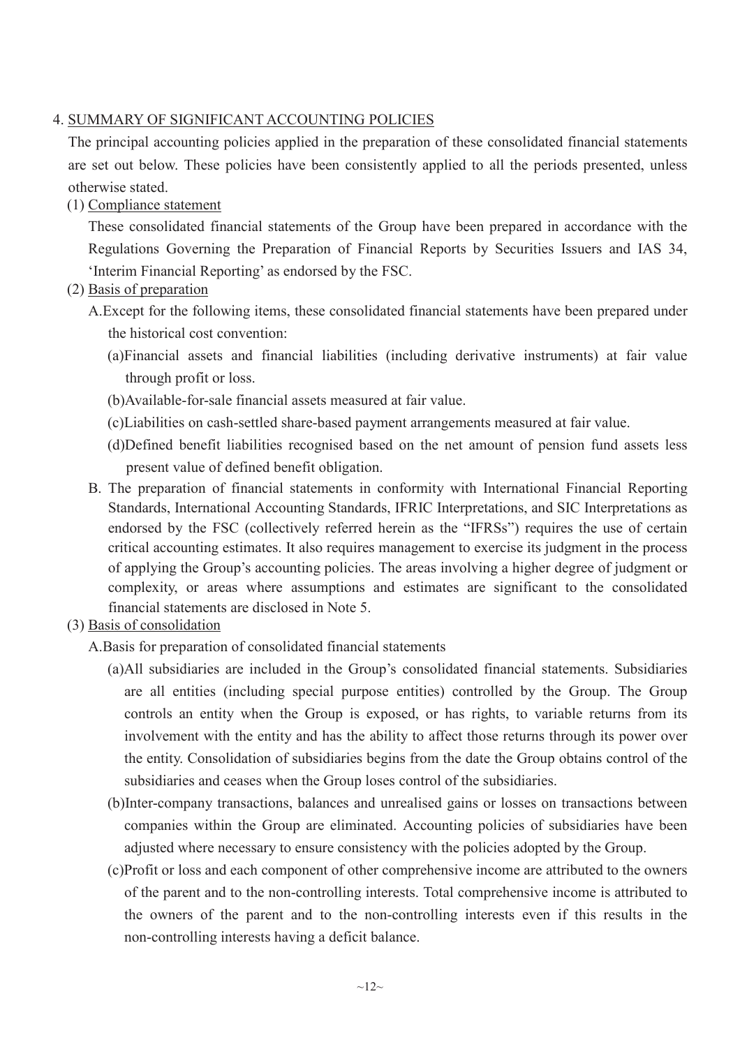## 4. <u>SUMMARY OF SIGNIFICANT ACCOUNTING POLICIES</u>

The principal accounting policies applied in the preparation of these consolidated financial statements are set out below. These policies have been consistently applied to all the periods presented, unless otherwise stated.

### (1) <u>Compliance statement</u>

These consolidated financial statements of the Group have been prepared in accordance with the Regulations Governing the Preparation of Financial Reports by Securities Issuers and IAS 34, 'Interim Financial Reporting' as endorsed by the FSC.

### (2) <u>Basis of preparation</u>

A. Except for the following items, these consolidated financial statements have been prepared under the historical cost convention:

(a) Financial assets and financial liabilities (including derivative instruments) at fair value through profit or loss.

(b) Available-for-sale financial assets measured at fair value.

(c) Liabilities on cash-settled share-based payment arrangements measured at fair value.

(d) Defined benefit liabilities recognised based on the net amount of pension fund assets less present value of defined benefit obligation.

B. The preparation of financial statements in conformity with International Financial Reporting Standards, International Accounting Standards, IFRIC Interpretations, and SIC Interpretations as endorsed by the FSC (collectively referred herein as the "IFRSs") requires the use of certain critical accounting estimates. It also requires management to exercise its judgment in the process of applying the Group's accounting policies. The areas involving a higher degree of judgment or complexity, or areas where assumptions and estimates are significant to the consolidated financial statements are disclosed in Note 5.

### (3) <u>Basis of consolidation</u>

A. Basis for preparation of consolidated financial statements

(a) All subsidiaries are included in the Group's consolidated financial statements. Subsidiaries are all entities (including special purpose entities) controlled by the Group. The Group controls an entity when the Group is exposed, or has rights, to variable returns from its involvement with the entity and has the ability to affect those returns through its power over the entity. Consolidation of subsidiaries begins from the date the Group obtains control of the subsidiaries and ceases when the Group loses control of the subsidiaries.

(b) Inter-company transactions, balances and unrealised gains or losses on transactions between companies within the Group are eliminated. Accounting policies of subsidiaries have been adjusted where necessary to ensure consistency with the policies adopted by the Group.

(c) Profit or loss and each component of other comprehensive income are attributed to the owners of the parent and to the non-controlling interests. Total comprehensive income is attributed to the owners of the parent and to the non-controlling interests even if this results in the non-controlling interests having a deficit balance.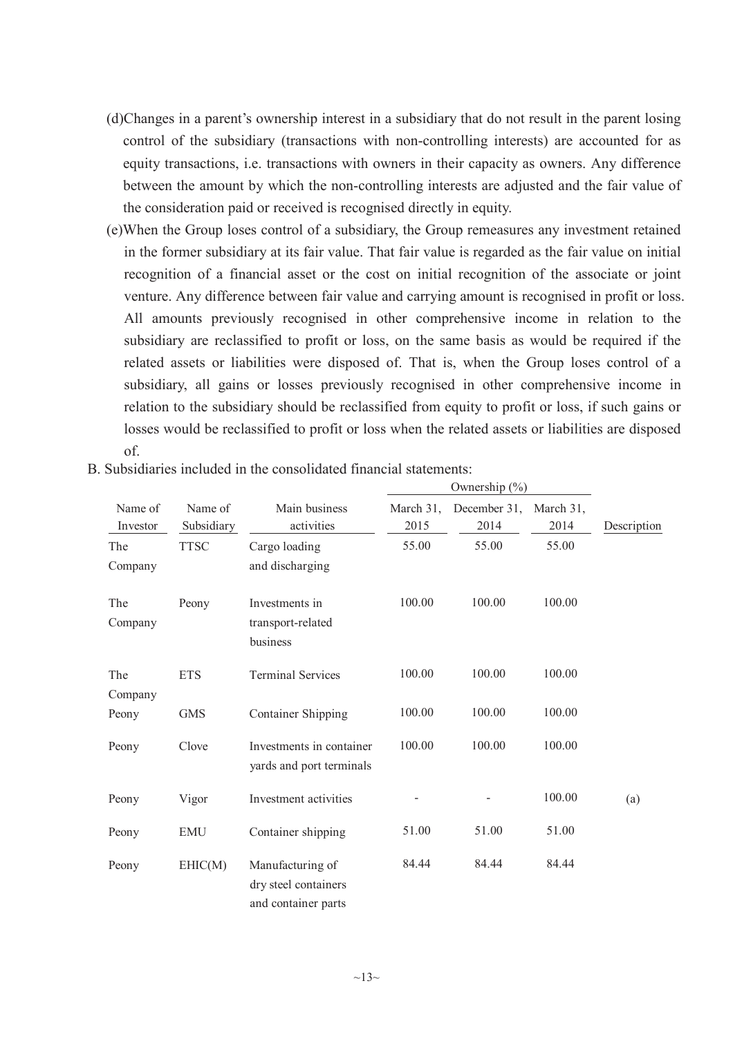(d)Changes in a parent's ownership interest in a subsidiary that do not result in the parent losing control of the subsidiary (transactions with non-controlling interests) are accounted for as equity transactions, i.e. transactions with owners in their capacity as owners. Any difference between the amount by which the non-controlling interests are adjusted and the fair value of the consideration paid or received is recognised directly in equity.

(e)When the Group loses control of a subsidiary, the Group remeasures any investment retained in the former subsidiary at its fair value. That fair value is regarded as the fair value on initial recognition of a financial asset or the cost on initial recognition of the associate or joint venture. Any difference between fair value and carrying amount is recognised in profit or loss. All amounts previously recognised in other comprehensive income in relation to the subsidiary are reclassified to profit or loss, on the same basis as would be required if the related assets or liabilities were disposed of. That is, when the Group loses control of a subsidiary, all gains or losses previously recognised in other comprehensive income in relation to the subsidiary should be reclassified from equity to profit or loss, if such gains or losses would be reclassified to profit or loss when the related assets or liabilities are disposed of.

B. Subsidiaries included in the consolidated financial statements:

| | | | Ownership (%) | | | |
|---|---|---|---|---|---|---|
| Name of Investor | Name of Subsidiary | Main business activities | March 31, 2015 | December 31, 2014 | March 31, 2014 | Description |
| The Company | TTSC | Cargo loading and discharging | 55.00 | 55.00 | 55.00 | |
| The Company | Peony | Investments in transport-related business | 100.00 | 100.00 | 100.00 | |
| The Company | ETS | Terminal Services | 100.00 | 100.00 | 100.00 | |
| Peony | GMS | Container Shipping | 100.00 | 100.00 | 100.00 | |
| Peony | Clove | Investments in container yards and port terminals | 100.00 | 100.00 | 100.00 | |
| Peony | Vigor | Investment activities | - | - | 100.00 | (a) |
| Peony | EMU | Container shipping | 51.00 | 51.00 | 51.00 | |
| Peony | EHIC(M) | Manufacturing of dry steel containers and container parts | 84.44 | 84.44 | 84.44 | |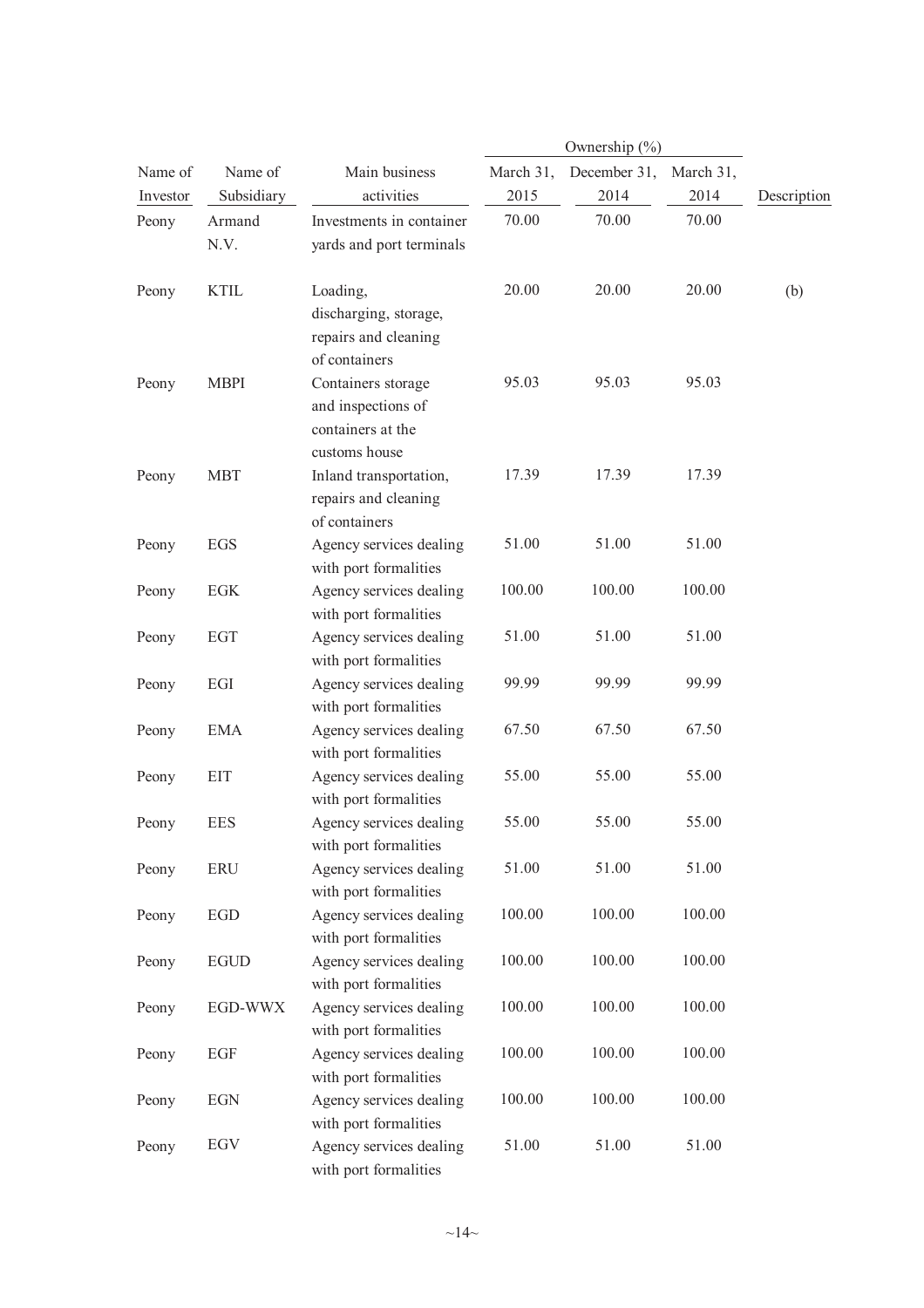| Name of Investor | Name of Subsidiary | Main business activities | Ownership (%) | | | Description |
|---|---|---|---|---|---|---|
| | | | March 31, 2015 | December 31, 2014 | March 31, 2014 | |
| Peony | Armand N.V. | Investments in container yards and port terminals | 70.00 | 70.00 | 70.00 | |
| Peony | KTIL | Loading, discharging, storage, repairs and cleaning of containers | 20.00 | 20.00 | 20.00 | (b) |
| Peony | MBPI | Containers storage and inspections of containers at the customs house | 95.03 | 95.03 | 95.03 | |
| Peony | MBT | Inland transportation, repairs and cleaning of containers | 17.39 | 17.39 | 17.39 | |
| Peony | EGS | Agency services dealing with port formalities | 51.00 | 51.00 | 51.00 | |
| Peony | EGK | Agency services dealing with port formalities | 100.00 | 100.00 | 100.00 | |
| Peony | EGT | Agency services dealing with port formalities | 51.00 | 51.00 | 51.00 | |
| Peony | EGI | Agency services dealing with port formalities | 99.99 | 99.99 | 99.99 | |
| Peony | EMA | Agency services dealing with port formalities | 67.50 | 67.50 | 67.50 | |
| Peony | EIT | Agency services dealing with port formalities | 55.00 | 55.00 | 55.00 | |
| Peony | EES | Agency services dealing with port formalities | 55.00 | 55.00 | 55.00 | |
| Peony | ERU | Agency services dealing with port formalities | 51.00 | 51.00 | 51.00 | |
| Peony | EGD | Agency services dealing with port formalities | 100.00 | 100.00 | 100.00 | |
| Peony | EGUD | Agency services dealing with port formalities | 100.00 | 100.00 | 100.00 | |
| Peony | EGD-WWX | Agency services dealing with port formalities | 100.00 | 100.00 | 100.00 | |
| Peony | EGF | Agency services dealing with port formalities | 100.00 | 100.00 | 100.00 | |
| Peony | EGN | Agency services dealing with port formalities | 100.00 | 100.00 | 100.00 | |
| Peony | EGV | Agency services dealing with port formalities | 51.00 | 51.00 | 51.00 | |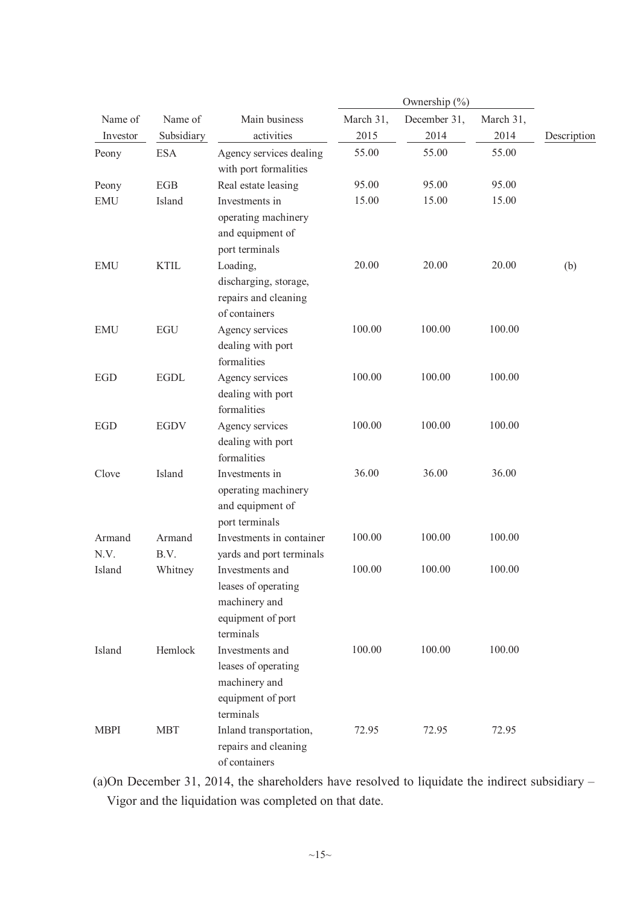| Name of Investor | Name of Subsidiary | Main business activities | Ownership (%) | | | Description |
|---|---|---|---|---|---|---|
| | | | March 31, 2015 | December 31, 2014 | March 31, 2014 | |
| Peony | ESA | Agency services dealing with port formalities | 55.00 | 55.00 | 55.00 | |
| Peony | EGB | Real estate leasing | 95.00 | 95.00 | 95.00 | |
| EMU | Island | Investments in operating machinery and equipment of port terminals | 15.00 | 15.00 | 15.00 | |
| EMU | KTIL | Loading, discharging, storage, repairs and cleaning of containers | 20.00 | 20.00 | 20.00 | (b) |
| EMU | EGU | Agency services dealing with port formalities | 100.00 | 100.00 | 100.00 | |
| EGD | EGDL | Agency services dealing with port formalities | 100.00 | 100.00 | 100.00 | |
| EGD | EGDV | Agency services dealing with port formalities | 100.00 | 100.00 | 100.00 | |
| Clove | Island | Investments in operating machinery and equipment of port terminals | 36.00 | 36.00 | 36.00 | |
| Armand N.V. | Armand B.V. | Investments in container yards and port terminals | 100.00 | 100.00 | 100.00 | |
| Island | Whitney | Investments and leases of operating machinery and equipment of port terminals | 100.00 | 100.00 | 100.00 | |
| Island | Hemlock | Investments and leases of operating machinery and equipment of port terminals | 100.00 | 100.00 | 100.00 | |
| MBPI | MBT | Inland transportation, repairs and cleaning of containers | 72.95 | 72.95 | 72.95 | |

(a)On December 31, 2014, the shareholders have resolved to liquidate the indirect subsidiary – Vigor and the liquidation was completed on that date.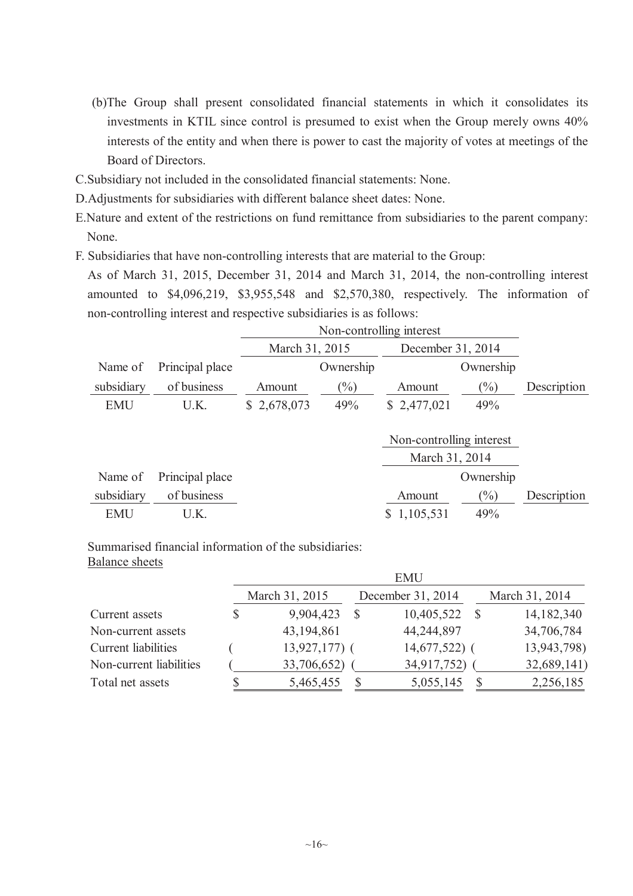(b) The Group shall present consolidated financial statements in which it consolidates its investments in KTIL since control is presumed to exist when the Group merely owns 40% interests of the entity and when there is power to cast the majority of votes at meetings of the Board of Directors.

C. Subsidiary not included in the consolidated financial statements: None.

D. Adjustments for subsidiaries with different balance sheet dates: None.

E. Nature and extent of the restrictions on fund remittance from subsidiaries to the parent company: None.

F. Subsidiaries that have non-controlling interests that are material to the Group:

As of March 31, 2015, December 31, 2014 and March 31, 2014, the non-controlling interest amounted to $4,096,219, $3,955,548 and $2,570,380, respectively. The information of non-controlling interest and respective subsidiaries is as follows:

| | | Non-controlling interest | | | | |
|---|---|---|---|---|---|---|
| | | March 31, 2015 | | December 31, 2014 | | |
| Name of subsidiary | Principal place of business | Amount | Ownership (%) | Amount | Ownership (%) | Description |
| EMU | U.K. | $ 2,678,073 | 49% | $ 2,477,021 | 49% | |

| | | Non-controlling interest | | |
|---|---|---|---|---|
| | | March 31, 2014 | | |
| Name of subsidiary | Principal place of business | Amount | Ownership (%) | Description |
| EMU | U.K. | $ 1,105,531 | 49% | |

Summarised financial information of the subsidiaries:

Balance sheets

| | EMU | | |
|---|---|---|---|
| | March 31, 2015 | December 31, 2014 | March 31, 2014 |
| Current assets | $ 9,904,423 | $ 10,405,522 | $ 14,182,340 |
| Non-current assets | 43,194,861 | 44,244,897 | 34,706,784 |
| Current liabilities | ( 13,927,177) | ( 14,677,522) | ( 13,943,798) |
| Non-current liabilities | ( 33,706,652) | ( 34,917,752) | ( 32,689,141) |
| Total net assets | $ 5,465,455 | $ 5,055,145 | $ 2,256,185 |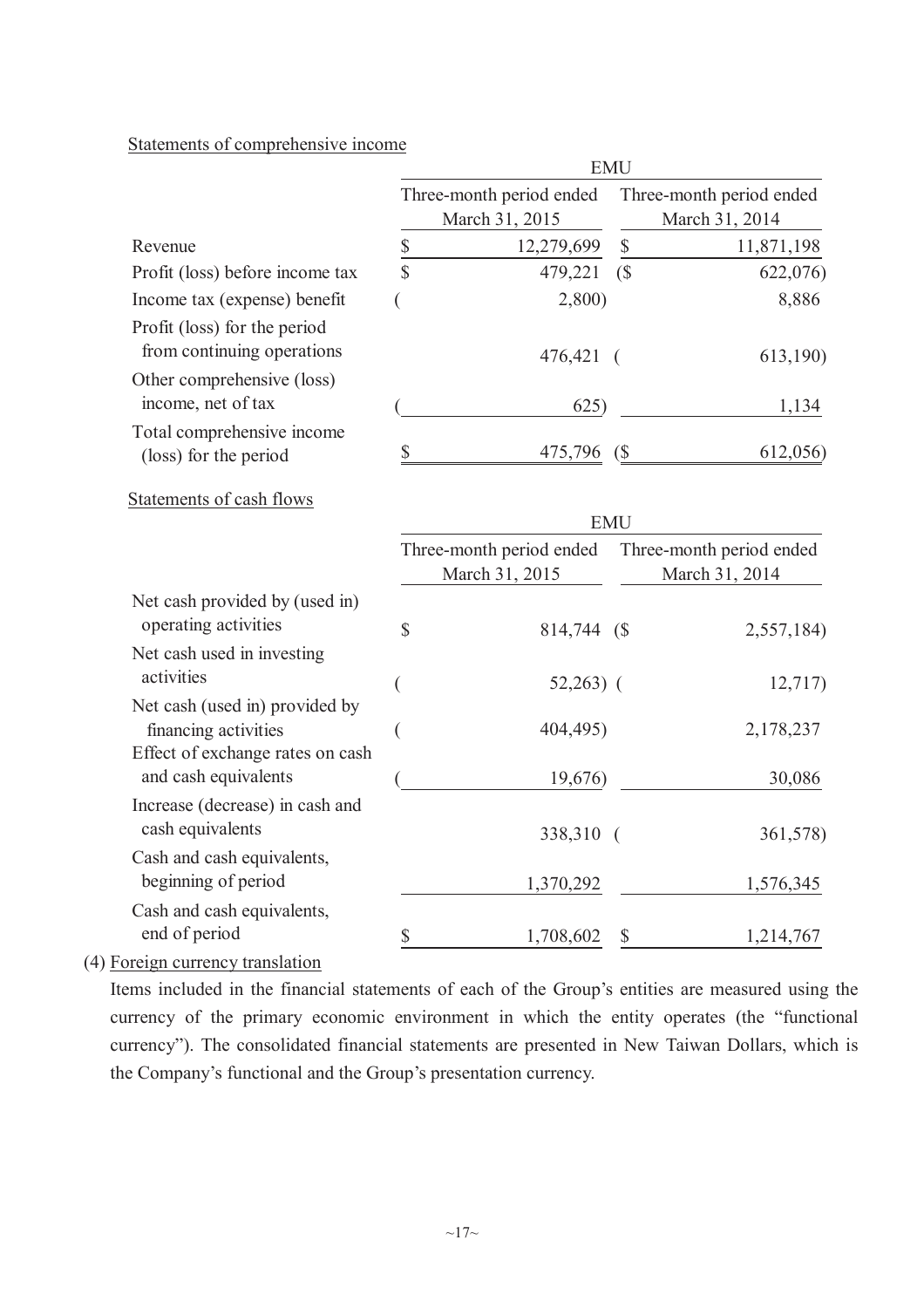Statements of comprehensive income

| | EMU | |
|---|---|---|
| | Three-month period ended March 31, 2015 | Three-month period ended March 31, 2014 |
| Revenue | $ 12,279,699 | $ 11,871,198 |
| Profit (loss) before income tax | $ 479,221 | ($ 622,076) |
| Income tax (expense) benefit | ( 2,800) | 8,886 |
| Profit (loss) for the period from continuing operations | 476,421 | ( 613,190) |
| Other comprehensive (loss) income, net of tax | ( 625) | 1,134 |
| Total comprehensive income (loss) for the period | $ 475,796 | ($ 612,056) |

Statements of cash flows

| | EMU | |
|---|---|---|
| | Three-month period ended March 31, 2015 | Three-month period ended March 31, 2014 |
| Net cash provided by (used in) operating activities | $ 814,744 | ($ 2,557,184) |
| Net cash used in investing activities | ( 52,263) | ( 12,717) |
| Net cash (used in) provided by financing activities | ( 404,495) | 2,178,237 |
| Effect of exchange rates on cash and cash equivalents | ( 19,676) | 30,086 |
| Increase (decrease) in cash and cash equivalents | 338,310 | ( 361,578) |
| Cash and cash equivalents, beginning of period | 1,370,292 | 1,576,345 |
| Cash and cash equivalents, end of period | $ 1,708,602 | $ 1,214,767 |

(4) Foreign currency translation

Items included in the financial statements of each of the Group's entities are measured using the currency of the primary economic environment in which the entity operates (the "functional currency"). The consolidated financial statements are presented in New Taiwan Dollars, which is the Company's functional and the Group's presentation currency.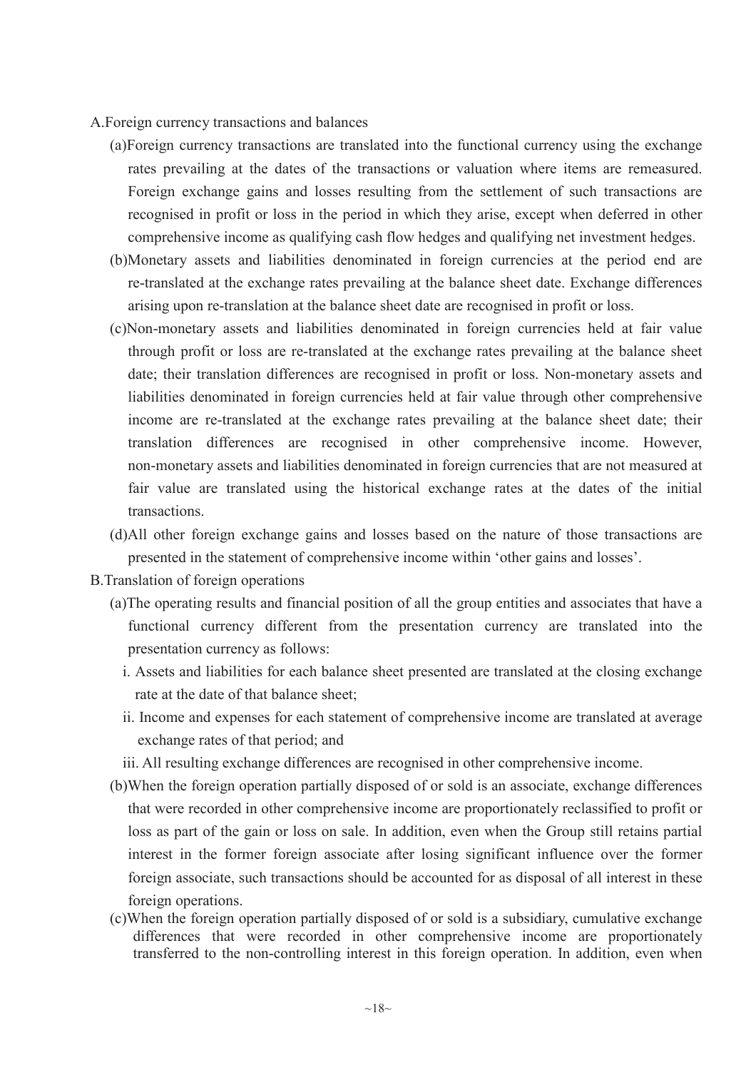A.Foreign currency transactions and balances

(a)Foreign currency transactions are translated into the functional currency using the exchange rates prevailing at the dates of the transactions or valuation where items are remeasured. Foreign exchange gains and losses resulting from the settlement of such transactions are recognised in profit or loss in the period in which they arise, except when deferred in other comprehensive income as qualifying cash flow hedges and qualifying net investment hedges.

(b)Monetary assets and liabilities denominated in foreign currencies at the period end are re-translated at the exchange rates prevailing at the balance sheet date. Exchange differences arising upon re-translation at the balance sheet date are recognised in profit or loss.

(c)Non-monetary assets and liabilities denominated in foreign currencies held at fair value through profit or loss are re-translated at the exchange rates prevailing at the balance sheet date; their translation differences are recognised in profit or loss. Non-monetary assets and liabilities denominated in foreign currencies held at fair value through other comprehensive income are re-translated at the exchange rates prevailing at the balance sheet date; their translation differences are recognised in other comprehensive income. However, non-monetary assets and liabilities denominated in foreign currencies that are not measured at fair value are translated using the historical exchange rates at the dates of the initial transactions.

(d)All other foreign exchange gains and losses based on the nature of those transactions are presented in the statement of comprehensive income within 'other gains and losses'.

B.Translation of foreign operations

(a)The operating results and financial position of all the group entities and associates that have a functional currency different from the presentation currency are translated into the presentation currency as follows:

i. Assets and liabilities for each balance sheet presented are translated at the closing exchange rate at the date of that balance sheet;

ii. Income and expenses for each statement of comprehensive income are translated at average exchange rates of that period; and

iii. All resulting exchange differences are recognised in other comprehensive income.

(b)When the foreign operation partially disposed of or sold is an associate, exchange differences that were recorded in other comprehensive income are proportionately reclassified to profit or loss as part of the gain or loss on sale. In addition, even when the Group still retains partial interest in the former foreign associate after losing significant influence over the former foreign associate, such transactions should be accounted for as disposal of all interest in these foreign operations.

(c)When the foreign operation partially disposed of or sold is a subsidiary, cumulative exchange differences that were recorded in other comprehensive income are proportionately transferred to the non-controlling interest in this foreign operation. In addition, even when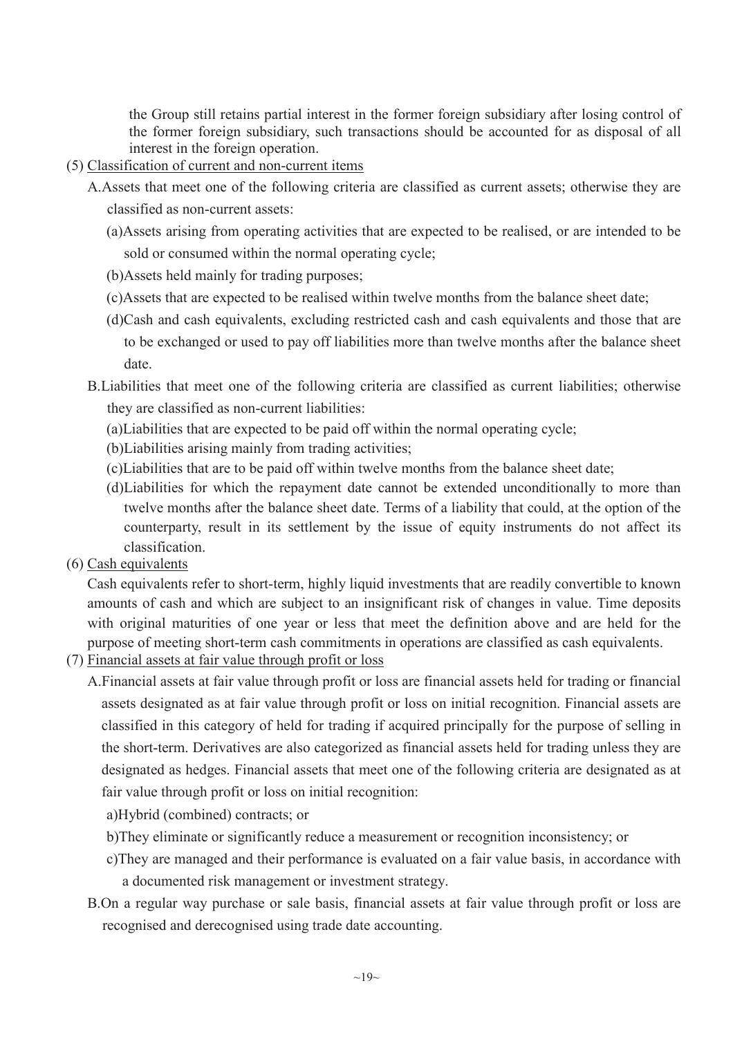the Group still retains partial interest in the former foreign subsidiary after losing control of the former foreign subsidiary, such transactions should be accounted for as disposal of all interest in the foreign operation.

(5) Classification of current and non-current items

A.Assets that meet one of the following criteria are classified as current assets; otherwise they are classified as non-current assets:

(a)Assets arising from operating activities that are expected to be realised, or are intended to be sold or consumed within the normal operating cycle;

(b)Assets held mainly for trading purposes;

(c)Assets that are expected to be realised within twelve months from the balance sheet date;

(d)Cash and cash equivalents, excluding restricted cash and cash equivalents and those that are to be exchanged or used to pay off liabilities more than twelve months after the balance sheet date.

B.Liabilities that meet one of the following criteria are classified as current liabilities; otherwise they are classified as non-current liabilities:

(a)Liabilities that are expected to be paid off within the normal operating cycle;

(b)Liabilities arising mainly from trading activities;

(c)Liabilities that are to be paid off within twelve months from the balance sheet date;

(d)Liabilities for which the repayment date cannot be extended unconditionally to more than twelve months after the balance sheet date. Terms of a liability that could, at the option of the counterparty, result in its settlement by the issue of equity instruments do not affect its classification.

(6) Cash equivalents

Cash equivalents refer to short-term, highly liquid investments that are readily convertible to known amounts of cash and which are subject to an insignificant risk of changes in value. Time deposits with original maturities of one year or less that meet the definition above and are held for the purpose of meeting short-term cash commitments in operations are classified as cash equivalents.

(7) Financial assets at fair value through profit or loss

A.Financial assets at fair value through profit or loss are financial assets held for trading or financial assets designated as at fair value through profit or loss on initial recognition. Financial assets are classified in this category of held for trading if acquired principally for the purpose of selling in the short-term. Derivatives are also categorized as financial assets held for trading unless they are designated as hedges. Financial assets that meet one of the following criteria are designated as at fair value through profit or loss on initial recognition:

a)Hybrid (combined) contracts; or

b)They eliminate or significantly reduce a measurement or recognition inconsistency; or

c)They are managed and their performance is evaluated on a fair value basis, in accordance with a documented risk management or investment strategy.

B.On a regular way purchase or sale basis, financial assets at fair value through profit or loss are recognised and derecognised using trade date accounting.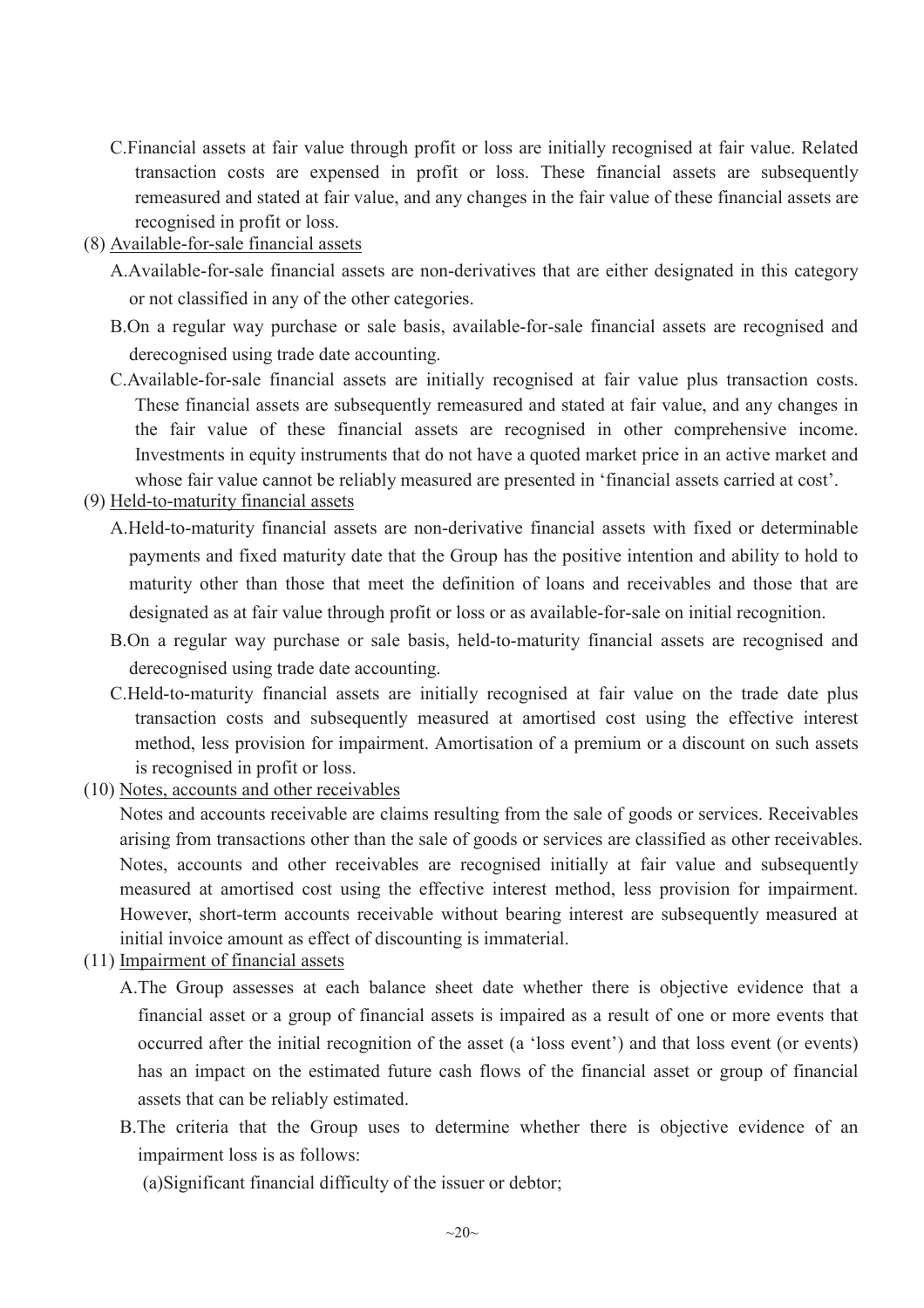C. Financial assets at fair value through profit or loss are initially recognised at fair value. Related transaction costs are expensed in profit or loss. These financial assets are subsequently remeasured and stated at fair value, and any changes in the fair value of these financial assets are recognised in profit or loss.

(8) Available-for-sale financial assets

A. Available-for-sale financial assets are non-derivatives that are either designated in this category or not classified in any of the other categories.

B. On a regular way purchase or sale basis, available-for-sale financial assets are recognised and derecognised using trade date accounting.

C. Available-for-sale financial assets are initially recognised at fair value plus transaction costs. These financial assets are subsequently remeasured and stated at fair value, and any changes in the fair value of these financial assets are recognised in other comprehensive income. Investments in equity instruments that do not have a quoted market price in an active market and whose fair value cannot be reliably measured are presented in 'financial assets carried at cost'.

(9) Held-to-maturity financial assets

A. Held-to-maturity financial assets are non-derivative financial assets with fixed or determinable payments and fixed maturity date that the Group has the positive intention and ability to hold to maturity other than those that meet the definition of loans and receivables and those that are designated as at fair value through profit or loss or as available-for-sale on initial recognition.

B. On a regular way purchase or sale basis, held-to-maturity financial assets are recognised and derecognised using trade date accounting.

C. Held-to-maturity financial assets are initially recognised at fair value on the trade date plus transaction costs and subsequently measured at amortised cost using the effective interest method, less provision for impairment. Amortisation of a premium or a discount on such assets is recognised in profit or loss.

(10) Notes, accounts and other receivables

Notes and accounts receivable are claims resulting from the sale of goods or services. Receivables arising from transactions other than the sale of goods or services are classified as other receivables. Notes, accounts and other receivables are recognised initially at fair value and subsequently measured at amortised cost using the effective interest method, less provision for impairment. However, short-term accounts receivable without bearing interest are subsequently measured at initial invoice amount as effect of discounting is immaterial.

(11) Impairment of financial assets

A. The Group assesses at each balance sheet date whether there is objective evidence that a financial asset or a group of financial assets is impaired as a result of one or more events that occurred after the initial recognition of the asset (a 'loss event') and that loss event (or events) has an impact on the estimated future cash flows of the financial asset or group of financial assets that can be reliably estimated.

B. The criteria that the Group uses to determine whether there is objective evidence of an impairment loss is as follows:

(a) Significant financial difficulty of the issuer or debtor;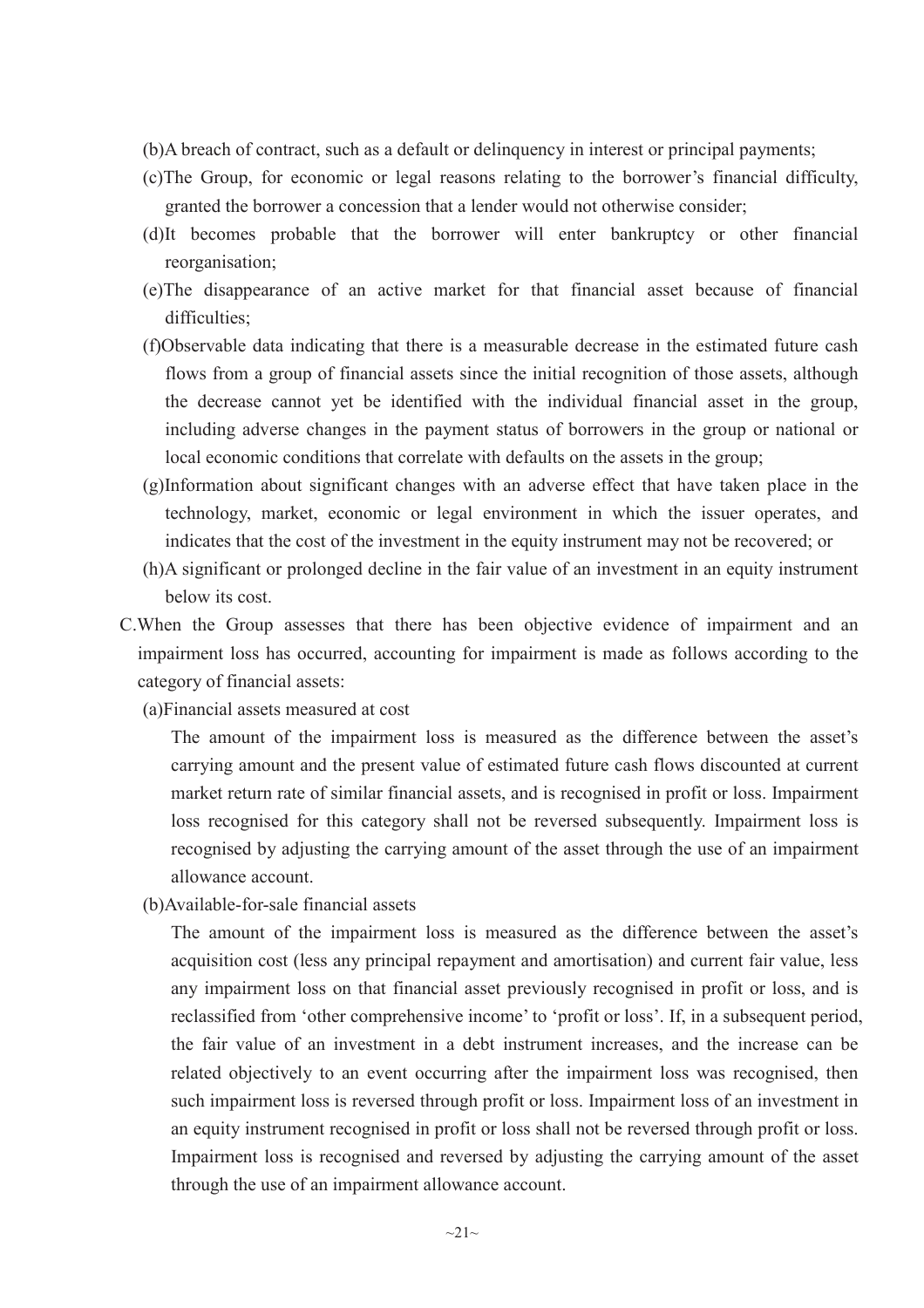(b)A breach of contract, such as a default or delinquency in interest or principal payments;

(c)The Group, for economic or legal reasons relating to the borrower's financial difficulty, granted the borrower a concession that a lender would not otherwise consider;

(d)It becomes probable that the borrower will enter bankruptcy or other financial reorganisation;

(e)The disappearance of an active market for that financial asset because of financial difficulties;

(f)Observable data indicating that there is a measurable decrease in the estimated future cash flows from a group of financial assets since the initial recognition of those assets, although the decrease cannot yet be identified with the individual financial asset in the group, including adverse changes in the payment status of borrowers in the group or national or local economic conditions that correlate with defaults on the assets in the group;

(g)Information about significant changes with an adverse effect that have taken place in the technology, market, economic or legal environment in which the issuer operates, and indicates that the cost of the investment in the equity instrument may not be recovered; or

(h)A significant or prolonged decline in the fair value of an investment in an equity instrument below its cost.

C.When the Group assesses that there has been objective evidence of impairment and an impairment loss has occurred, accounting for impairment is made as follows according to the category of financial assets:

(a)Financial assets measured at cost

The amount of the impairment loss is measured as the difference between the asset's carrying amount and the present value of estimated future cash flows discounted at current market return rate of similar financial assets, and is recognised in profit or loss. Impairment loss recognised for this category shall not be reversed subsequently. Impairment loss is recognised by adjusting the carrying amount of the asset through the use of an impairment allowance account.

(b)Available-for-sale financial assets

The amount of the impairment loss is measured as the difference between the asset's acquisition cost (less any principal repayment and amortisation) and current fair value, less any impairment loss on that financial asset previously recognised in profit or loss, and is reclassified from 'other comprehensive income' to 'profit or loss'. If, in a subsequent period, the fair value of an investment in a debt instrument increases, and the increase can be related objectively to an event occurring after the impairment loss was recognised, then such impairment loss is reversed through profit or loss. Impairment loss of an investment in an equity instrument recognised in profit or loss shall not be reversed through profit or loss. Impairment loss is recognised and reversed by adjusting the carrying amount of the asset through the use of an impairment allowance account.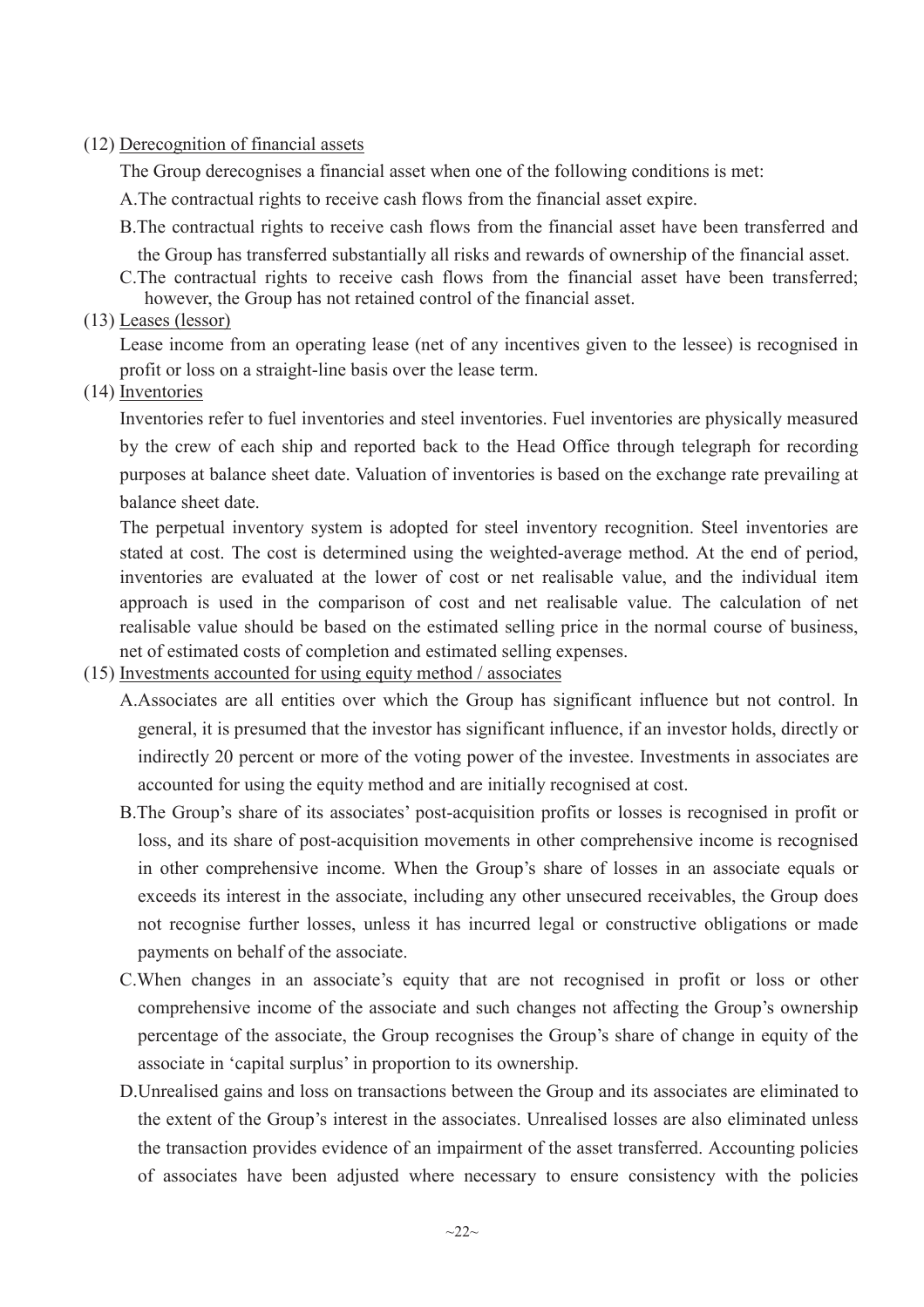(12) Derecognition of financial assets

The Group derecognises a financial asset when one of the following conditions is met:

A.The contractual rights to receive cash flows from the financial asset expire.

B.The contractual rights to receive cash flows from the financial asset have been transferred and the Group has transferred substantially all risks and rewards of ownership of the financial asset.

C.The contractual rights to receive cash flows from the financial asset have been transferred; however, the Group has not retained control of the financial asset.

(13) Leases (lessor)

Lease income from an operating lease (net of any incentives given to the lessee) is recognised in profit or loss on a straight-line basis over the lease term.

(14) Inventories

Inventories refer to fuel inventories and steel inventories. Fuel inventories are physically measured by the crew of each ship and reported back to the Head Office through telegraph for recording purposes at balance sheet date. Valuation of inventories is based on the exchange rate prevailing at balance sheet date.

The perpetual inventory system is adopted for steel inventory recognition. Steel inventories are stated at cost. The cost is determined using the weighted-average method. At the end of period, inventories are evaluated at the lower of cost or net realisable value, and the individual item approach is used in the comparison of cost and net realisable value. The calculation of net realisable value should be based on the estimated selling price in the normal course of business, net of estimated costs of completion and estimated selling expenses.

(15) Investments accounted for using equity method / associates

A.Associates are all entities over which the Group has significant influence but not control. In general, it is presumed that the investor has significant influence, if an investor holds, directly or indirectly 20 percent or more of the voting power of the investee. Investments in associates are accounted for using the equity method and are initially recognised at cost.

B.The Group's share of its associates' post-acquisition profits or losses is recognised in profit or loss, and its share of post-acquisition movements in other comprehensive income is recognised in other comprehensive income. When the Group's share of losses in an associate equals or exceeds its interest in the associate, including any other unsecured receivables, the Group does not recognise further losses, unless it has incurred legal or constructive obligations or made payments on behalf of the associate.

C.When changes in an associate's equity that are not recognised in profit or loss or other comprehensive income of the associate and such changes not affecting the Group's ownership percentage of the associate, the Group recognises the Group's share of change in equity of the associate in 'capital surplus' in proportion to its ownership.

D.Unrealised gains and loss on transactions between the Group and its associates are eliminated to the extent of the Group's interest in the associates. Unrealised losses are also eliminated unless the transaction provides evidence of an impairment of the asset transferred. Accounting policies of associates have been adjusted where necessary to ensure consistency with the policies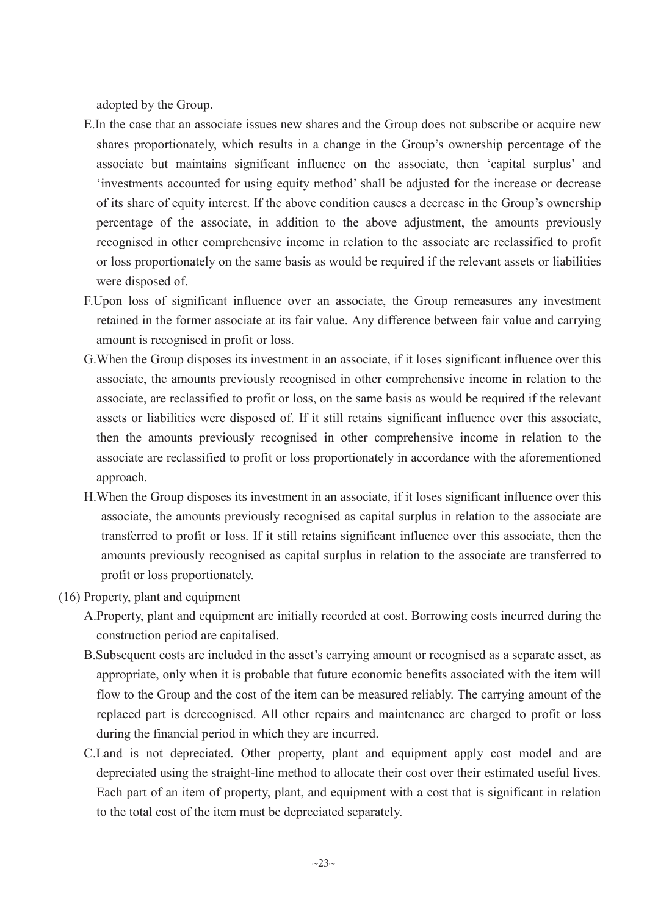adopted by the Group.

E. In the case that an associate issues new shares and the Group does not subscribe or acquire new shares proportionately, which results in a change in the Group's ownership percentage of the associate but maintains significant influence on the associate, then 'capital surplus' and 'investments accounted for using equity method' shall be adjusted for the increase or decrease of its share of equity interest. If the above condition causes a decrease in the Group's ownership percentage of the associate, in addition to the above adjustment, the amounts previously recognised in other comprehensive income in relation to the associate are reclassified to profit or loss proportionately on the same basis as would be required if the relevant assets or liabilities were disposed of.

F. Upon loss of significant influence over an associate, the Group remeasures any investment retained in the former associate at its fair value. Any difference between fair value and carrying amount is recognised in profit or loss.

G. When the Group disposes its investment in an associate, if it loses significant influence over this associate, the amounts previously recognised in other comprehensive income in relation to the associate, are reclassified to profit or loss, on the same basis as would be required if the relevant assets or liabilities were disposed of. If it still retains significant influence over this associate, then the amounts previously recognised in other comprehensive income in relation to the associate are reclassified to profit or loss proportionately in accordance with the aforementioned approach.

H. When the Group disposes its investment in an associate, if it loses significant influence over this associate, the amounts previously recognised as capital surplus in relation to the associate are transferred to profit or loss. If it still retains significant influence over this associate, then the amounts previously recognised as capital surplus in relation to the associate are transferred to profit or loss proportionately.

(16) Property, plant and equipment

A. Property, plant and equipment are initially recorded at cost. Borrowing costs incurred during the construction period are capitalised.

B. Subsequent costs are included in the asset's carrying amount or recognised as a separate asset, as appropriate, only when it is probable that future economic benefits associated with the item will flow to the Group and the cost of the item can be measured reliably. The carrying amount of the replaced part is derecognised. All other repairs and maintenance are charged to profit or loss during the financial period in which they are incurred.

C. Land is not depreciated. Other property, plant and equipment apply cost model and are depreciated using the straight-line method to allocate their cost over their estimated useful lives. Each part of an item of property, plant, and equipment with a cost that is significant in relation to the total cost of the item must be depreciated separately.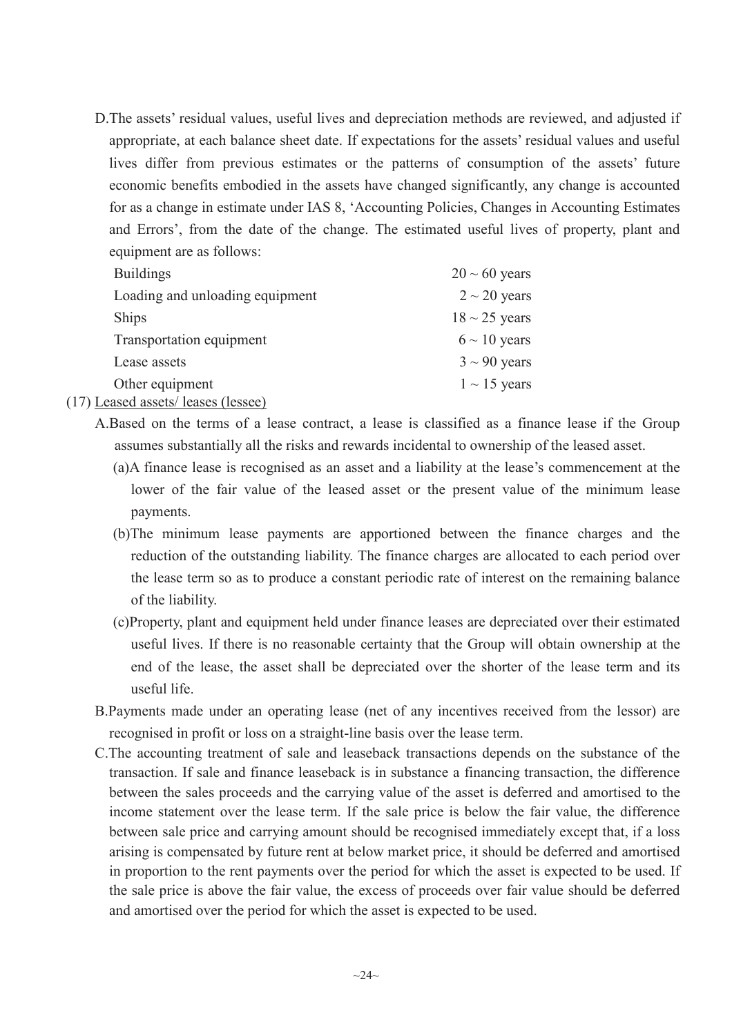D.The assets' residual values, useful lives and depreciation methods are reviewed, and adjusted if appropriate, at each balance sheet date. If expectations for the assets' residual values and useful lives differ from previous estimates or the patterns of consumption of the assets' future economic benefits embodied in the assets have changed significantly, any change is accounted for as a change in estimate under IAS 8, 'Accounting Policies, Changes in Accounting Estimates and Errors', from the date of the change. The estimated useful lives of property, plant and equipment are as follows:

| | |
|---|---|
| Buildings | 20 ~ 60 years |
| Loading and unloading equipment | 2 ~ 20 years |
| Ships | 18 ~ 25 years |
| Transportation equipment | 6 ~ 10 years |
| Lease assets | 3 ~ 90 years |
| Other equipment | 1 ~ 15 years |

(17) Leased assets/ leases (lessee)

A.Based on the terms of a lease contract, a lease is classified as a finance lease if the Group assumes substantially all the risks and rewards incidental to ownership of the leased asset.

(a)A finance lease is recognised as an asset and a liability at the lease's commencement at the lower of the fair value of the leased asset or the present value of the minimum lease payments.

(b)The minimum lease payments are apportioned between the finance charges and the reduction of the outstanding liability. The finance charges are allocated to each period over the lease term so as to produce a constant periodic rate of interest on the remaining balance of the liability.

(c)Property, plant and equipment held under finance leases are depreciated over their estimated useful lives. If there is no reasonable certainty that the Group will obtain ownership at the end of the lease, the asset shall be depreciated over the shorter of the lease term and its useful life.

B.Payments made under an operating lease (net of any incentives received from the lessor) are recognised in profit or loss on a straight-line basis over the lease term.

C.The accounting treatment of sale and leaseback transactions depends on the substance of the transaction. If sale and finance leaseback is in substance a financing transaction, the difference between the sales proceeds and the carrying value of the asset is deferred and amortised to the income statement over the lease term. If the sale price is below the fair value, the difference between sale price and carrying amount should be recognised immediately except that, if a loss arising is compensated by future rent at below market price, it should be deferred and amortised in proportion to the rent payments over the period for which the asset is expected to be used. If the sale price is above the fair value, the excess of proceeds over fair value should be deferred and amortised over the period for which the asset is expected to be used.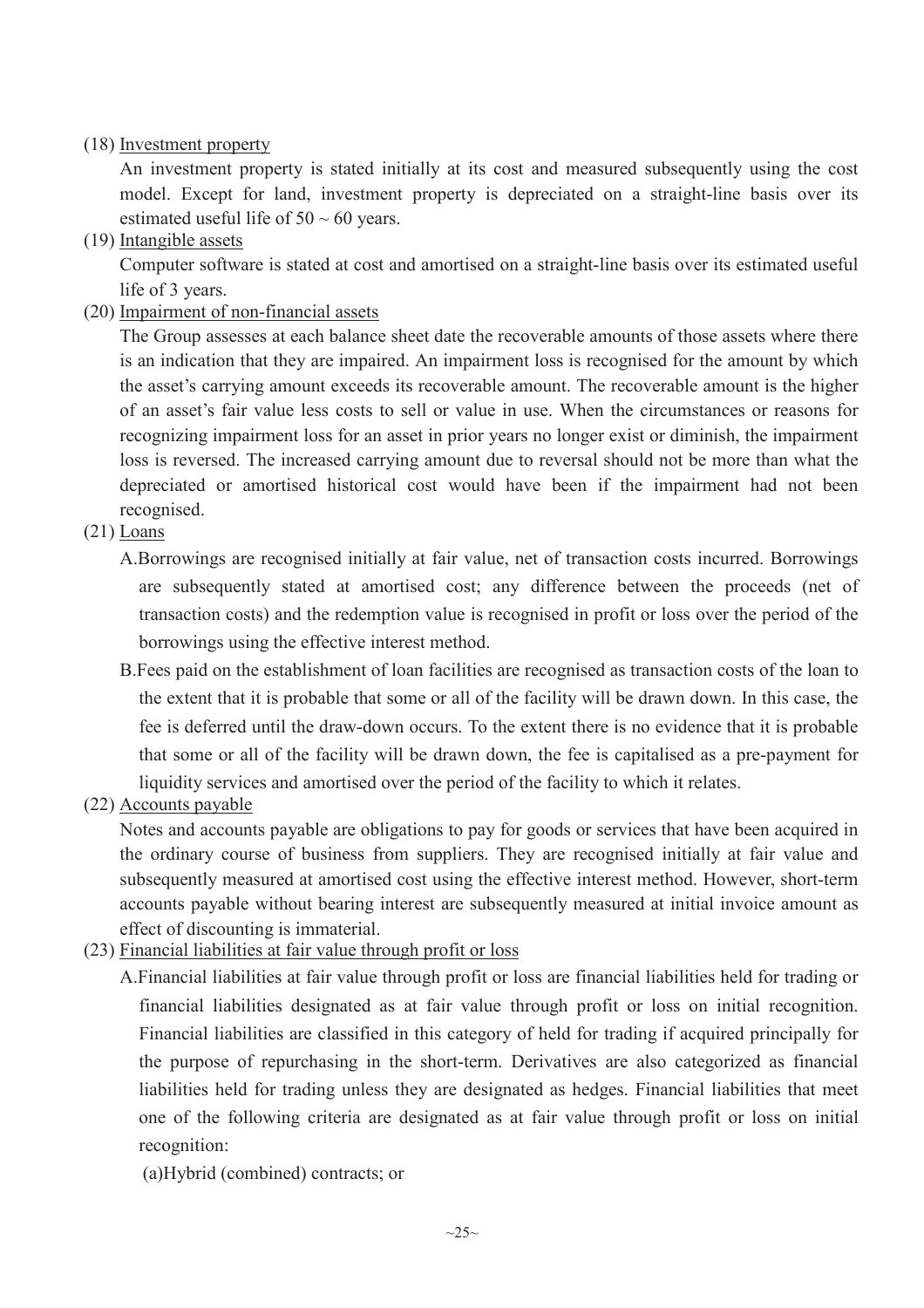(18) Investment property

An investment property is stated initially at its cost and measured subsequently using the cost model. Except for land, investment property is depreciated on a straight-line basis over its estimated useful life of 50 ~ 60 years.

(19) Intangible assets

Computer software is stated at cost and amortised on a straight-line basis over its estimated useful life of 3 years.

(20) Impairment of non-financial assets

The Group assesses at each balance sheet date the recoverable amounts of those assets where there is an indication that they are impaired. An impairment loss is recognised for the amount by which the asset's carrying amount exceeds its recoverable amount. The recoverable amount is the higher of an asset's fair value less costs to sell or value in use. When the circumstances or reasons for recognizing impairment loss for an asset in prior years no longer exist or diminish, the impairment loss is reversed. The increased carrying amount due to reversal should not be more than what the depreciated or amortised historical cost would have been if the impairment had not been recognised.

(21) Loans

A.Borrowings are recognised initially at fair value, net of transaction costs incurred. Borrowings are subsequently stated at amortised cost; any difference between the proceeds (net of transaction costs) and the redemption value is recognised in profit or loss over the period of the borrowings using the effective interest method.

B.Fees paid on the establishment of loan facilities are recognised as transaction costs of the loan to the extent that it is probable that some or all of the facility will be drawn down. In this case, the fee is deferred until the draw-down occurs. To the extent there is no evidence that it is probable that some or all of the facility will be drawn down, the fee is capitalised as a pre-payment for liquidity services and amortised over the period of the facility to which it relates.

(22) Accounts payable

Notes and accounts payable are obligations to pay for goods or services that have been acquired in the ordinary course of business from suppliers. They are recognised initially at fair value and subsequently measured at amortised cost using the effective interest method. However, short-term accounts payable without bearing interest are subsequently measured at initial invoice amount as effect of discounting is immaterial.

(23) Financial liabilities at fair value through profit or loss

A.Financial liabilities at fair value through profit or loss are financial liabilities held for trading or financial liabilities designated as at fair value through profit or loss on initial recognition. Financial liabilities are classified in this category of held for trading if acquired principally for the purpose of repurchasing in the short-term. Derivatives are also categorized as financial liabilities held for trading unless they are designated as hedges. Financial liabilities that meet one of the following criteria are designated as at fair value through profit or loss on initial recognition:

(a)Hybrid (combined) contracts; or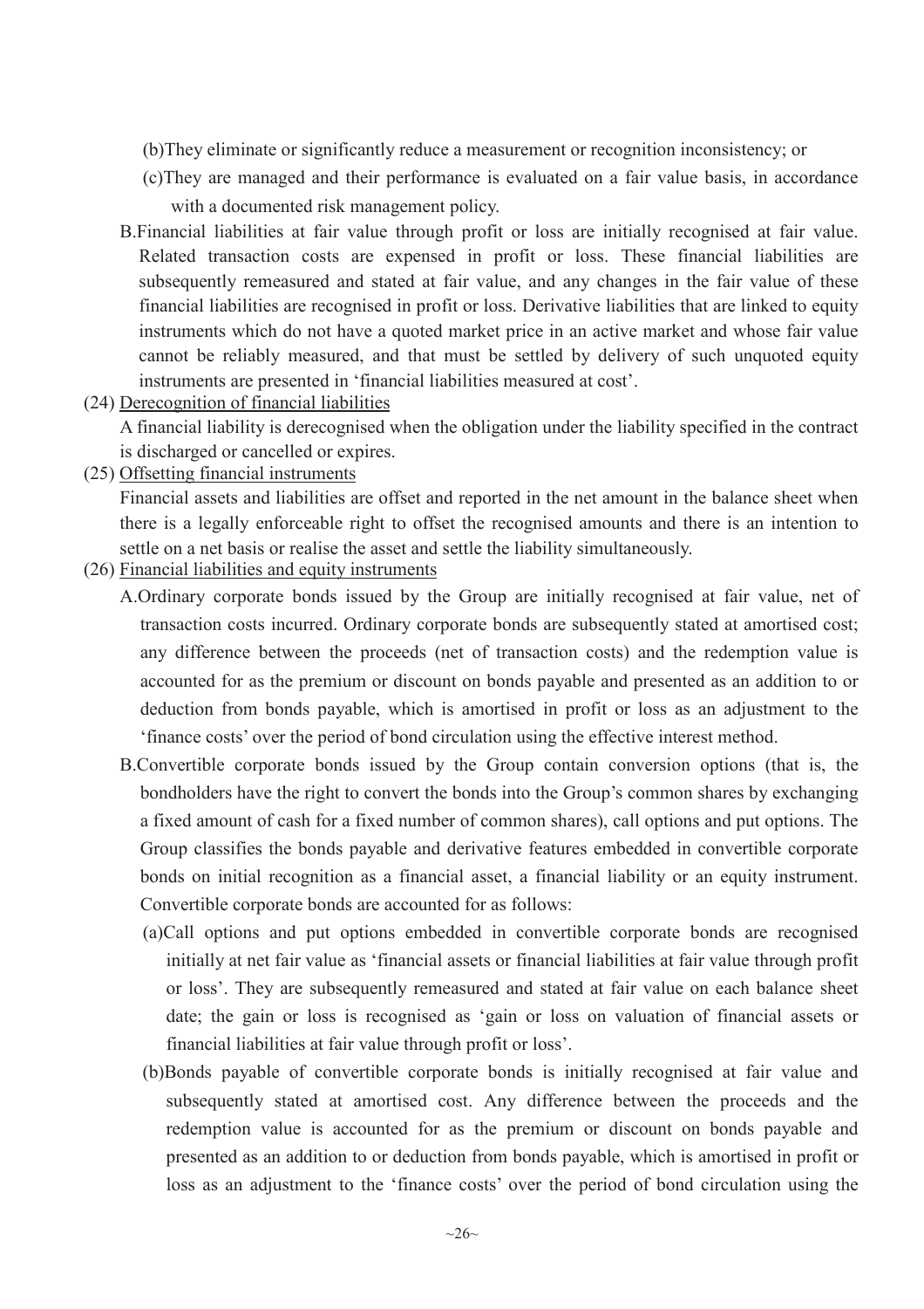(b)They eliminate or significantly reduce a measurement or recognition inconsistency; or

(c)They are managed and their performance is evaluated on a fair value basis, in accordance with a documented risk management policy.

B.Financial liabilities at fair value through profit or loss are initially recognised at fair value. Related transaction costs are expensed in profit or loss. These financial liabilities are subsequently remeasured and stated at fair value, and any changes in the fair value of these financial liabilities are recognised in profit or loss. Derivative liabilities that are linked to equity instruments which do not have a quoted market price in an active market and whose fair value cannot be reliably measured, and that must be settled by delivery of such unquoted equity instruments are presented in 'financial liabilities measured at cost'.

(24) Derecognition of financial liabilities

A financial liability is derecognised when the obligation under the liability specified in the contract is discharged or cancelled or expires.

(25) Offsetting financial instruments

Financial assets and liabilities are offset and reported in the net amount in the balance sheet when there is a legally enforceable right to offset the recognised amounts and there is an intention to settle on a net basis or realise the asset and settle the liability simultaneously.

(26) Financial liabilities and equity instruments

A.Ordinary corporate bonds issued by the Group are initially recognised at fair value, net of transaction costs incurred. Ordinary corporate bonds are subsequently stated at amortised cost; any difference between the proceeds (net of transaction costs) and the redemption value is accounted for as the premium or discount on bonds payable and presented as an addition to or deduction from bonds payable, which is amortised in profit or loss as an adjustment to the 'finance costs' over the period of bond circulation using the effective interest method.

B.Convertible corporate bonds issued by the Group contain conversion options (that is, the bondholders have the right to convert the bonds into the Group's common shares by exchanging a fixed amount of cash for a fixed number of common shares), call options and put options. The Group classifies the bonds payable and derivative features embedded in convertible corporate bonds on initial recognition as a financial asset, a financial liability or an equity instrument. Convertible corporate bonds are accounted for as follows:

(a)Call options and put options embedded in convertible corporate bonds are recognised initially at net fair value as 'financial assets or financial liabilities at fair value through profit or loss'. They are subsequently remeasured and stated at fair value on each balance sheet date; the gain or loss is recognised as 'gain or loss on valuation of financial assets or financial liabilities at fair value through profit or loss'.

(b)Bonds payable of convertible corporate bonds is initially recognised at fair value and subsequently stated at amortised cost. Any difference between the proceeds and the redemption value is accounted for as the premium or discount on bonds payable and presented as an addition to or deduction from bonds payable, which is amortised in profit or loss as an adjustment to the 'finance costs' over the period of bond circulation using the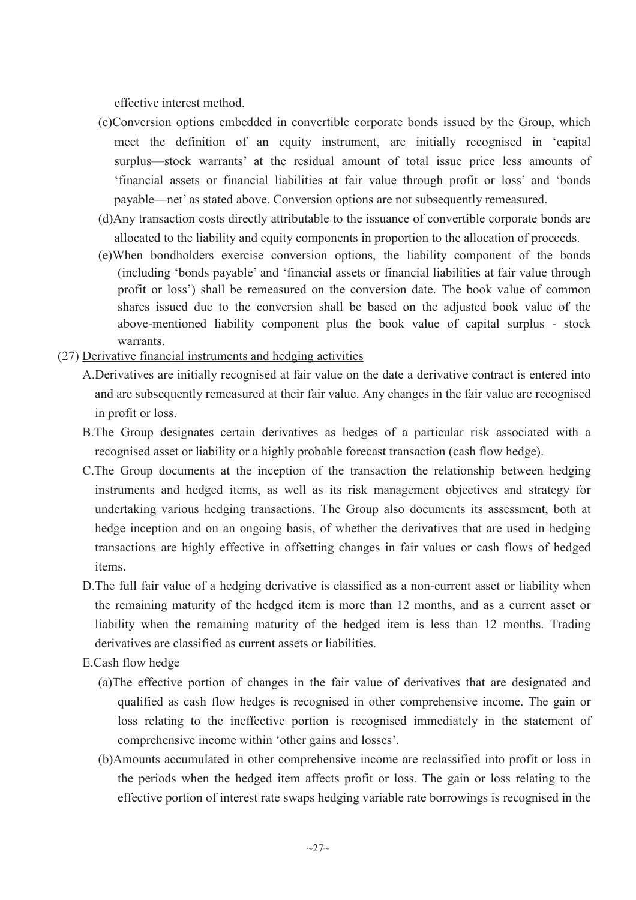effective interest method.

(c)Conversion options embedded in convertible corporate bonds issued by the Group, which meet the definition of an equity instrument, are initially recognised in 'capital surplus—stock warrants' at the residual amount of total issue price less amounts of 'financial assets or financial liabilities at fair value through profit or loss' and 'bonds payable—net' as stated above. Conversion options are not subsequently remeasured.

(d)Any transaction costs directly attributable to the issuance of convertible corporate bonds are allocated to the liability and equity components in proportion to the allocation of proceeds.

(e)When bondholders exercise conversion options, the liability component of the bonds (including 'bonds payable' and 'financial assets or financial liabilities at fair value through profit or loss') shall be remeasured on the conversion date. The book value of common shares issued due to the conversion shall be based on the adjusted book value of the above-mentioned liability component plus the book value of capital surplus - stock warrants.

(27) Derivative financial instruments and hedging activities

A.Derivatives are initially recognised at fair value on the date a derivative contract is entered into and are subsequently remeasured at their fair value. Any changes in the fair value are recognised in profit or loss.

B.The Group designates certain derivatives as hedges of a particular risk associated with a recognised asset or liability or a highly probable forecast transaction (cash flow hedge).

C.The Group documents at the inception of the transaction the relationship between hedging instruments and hedged items, as well as its risk management objectives and strategy for undertaking various hedging transactions. The Group also documents its assessment, both at hedge inception and on an ongoing basis, of whether the derivatives that are used in hedging transactions are highly effective in offsetting changes in fair values or cash flows of hedged items.

D.The full fair value of a hedging derivative is classified as a non-current asset or liability when the remaining maturity of the hedged item is more than 12 months, and as a current asset or liability when the remaining maturity of the hedged item is less than 12 months. Trading derivatives are classified as current assets or liabilities.

E.Cash flow hedge

(a)The effective portion of changes in the fair value of derivatives that are designated and qualified as cash flow hedges is recognised in other comprehensive income. The gain or loss relating to the ineffective portion is recognised immediately in the statement of comprehensive income within 'other gains and losses'.

(b)Amounts accumulated in other comprehensive income are reclassified into profit or loss in the periods when the hedged item affects profit or loss. The gain or loss relating to the effective portion of interest rate swaps hedging variable rate borrowings is recognised in the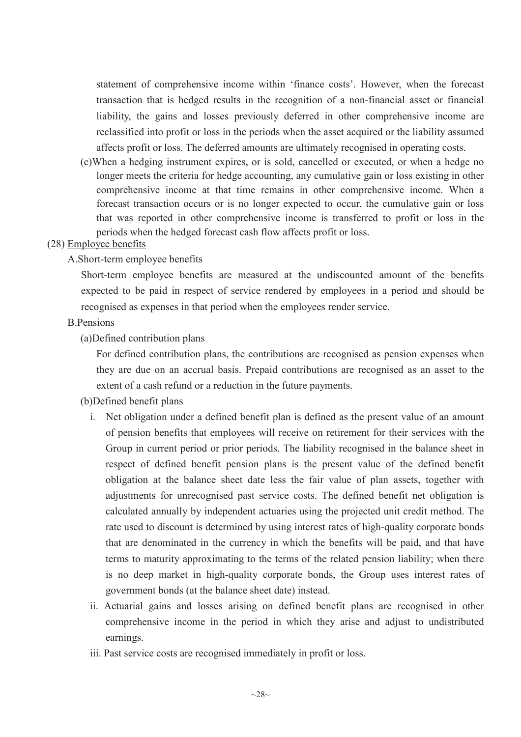statement of comprehensive income within 'finance costs'. However, when the forecast transaction that is hedged results in the recognition of a non-financial asset or financial liability, the gains and losses previously deferred in other comprehensive income are reclassified into profit or loss in the periods when the asset acquired or the liability assumed affects profit or loss. The deferred amounts are ultimately recognised in operating costs.

(c) When a hedging instrument expires, or is sold, cancelled or executed, or when a hedge no longer meets the criteria for hedge accounting, any cumulative gain or loss existing in other comprehensive income at that time remains in other comprehensive income. When a forecast transaction occurs or is no longer expected to occur, the cumulative gain or loss that was reported in other comprehensive income is transferred to profit or loss in the periods when the hedged forecast cash flow affects profit or loss.

(28) Employee benefits

A. Short-term employee benefits

Short-term employee benefits are measured at the undiscounted amount of the benefits expected to be paid in respect of service rendered by employees in a period and should be recognised as expenses in that period when the employees render service.

B. Pensions

(a) Defined contribution plans

For defined contribution plans, the contributions are recognised as pension expenses when they are due on an accrual basis. Prepaid contributions are recognised as an asset to the extent of a cash refund or a reduction in the future payments.

(b) Defined benefit plans

i. Net obligation under a defined benefit plan is defined as the present value of an amount of pension benefits that employees will receive on retirement for their services with the Group in current period or prior periods. The liability recognised in the balance sheet in respect of defined benefit pension plans is the present value of the defined benefit obligation at the balance sheet date less the fair value of plan assets, together with adjustments for unrecognised past service costs. The defined benefit net obligation is calculated annually by independent actuaries using the projected unit credit method. The rate used to discount is determined by using interest rates of high-quality corporate bonds that are denominated in the currency in which the benefits will be paid, and that have terms to maturity approximating to the terms of the related pension liability; when there is no deep market in high-quality corporate bonds, the Group uses interest rates of government bonds (at the balance sheet date) instead.

ii. Actuarial gains and losses arising on defined benefit plans are recognised in other comprehensive income in the period in which they arise and adjust to undistributed earnings.

iii. Past service costs are recognised immediately in profit or loss.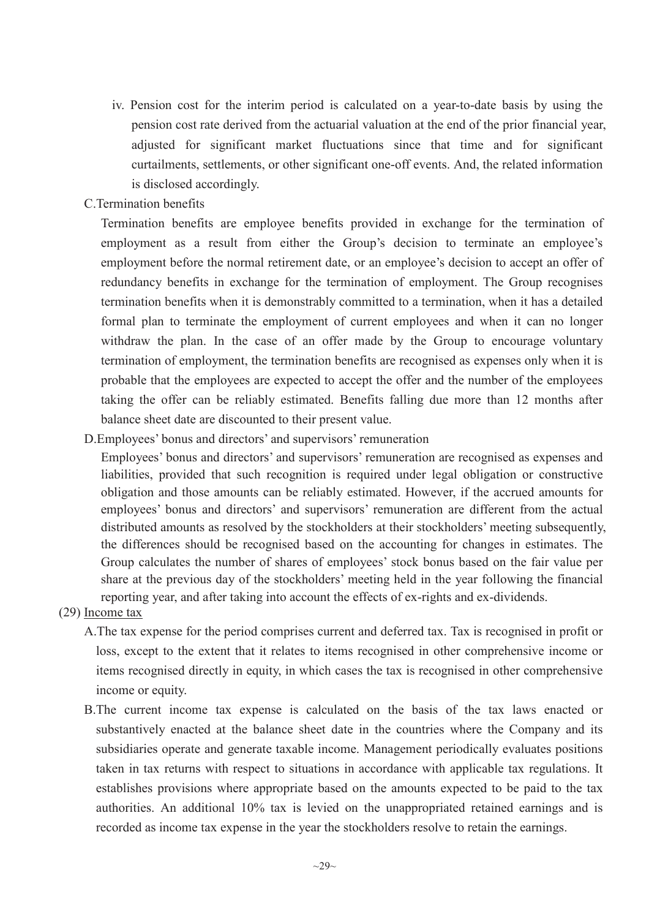iv. Pension cost for the interim period is calculated on a year-to-date basis by using the pension cost rate derived from the actuarial valuation at the end of the prior financial year, adjusted for significant market fluctuations since that time and for significant curtailments, settlements, or other significant one-off events. And, the related information is disclosed accordingly.

C.Termination benefits

Termination benefits are employee benefits provided in exchange for the termination of employment as a result from either the Group's decision to terminate an employee's employment before the normal retirement date, or an employee's decision to accept an offer of redundancy benefits in exchange for the termination of employment. The Group recognises termination benefits when it is demonstrably committed to a termination, when it has a detailed formal plan to terminate the employment of current employees and when it can no longer withdraw the plan. In the case of an offer made by the Group to encourage voluntary termination of employment, the termination benefits are recognised as expenses only when it is probable that the employees are expected to accept the offer and the number of the employees taking the offer can be reliably estimated. Benefits falling due more than 12 months after balance sheet date are discounted to their present value.

D.Employees' bonus and directors' and supervisors' remuneration

Employees' bonus and directors' and supervisors' remuneration are recognised as expenses and liabilities, provided that such recognition is required under legal obligation or constructive obligation and those amounts can be reliably estimated. However, if the accrued amounts for employees' bonus and directors' and supervisors' remuneration are different from the actual distributed amounts as resolved by the stockholders at their stockholders' meeting subsequently, the differences should be recognised based on the accounting for changes in estimates. The Group calculates the number of shares of employees' stock bonus based on the fair value per share at the previous day of the stockholders' meeting held in the year following the financial reporting year, and after taking into account the effects of ex-rights and ex-dividends.

(29) Income tax

A.The tax expense for the period comprises current and deferred tax. Tax is recognised in profit or loss, except to the extent that it relates to items recognised in other comprehensive income or items recognised directly in equity, in which cases the tax is recognised in other comprehensive income or equity.

B.The current income tax expense is calculated on the basis of the tax laws enacted or substantively enacted at the balance sheet date in the countries where the Company and its subsidiaries operate and generate taxable income. Management periodically evaluates positions taken in tax returns with respect to situations in accordance with applicable tax regulations. It establishes provisions where appropriate based on the amounts expected to be paid to the tax authorities. An additional 10% tax is levied on the unappropriated retained earnings and is recorded as income tax expense in the year the stockholders resolve to retain the earnings.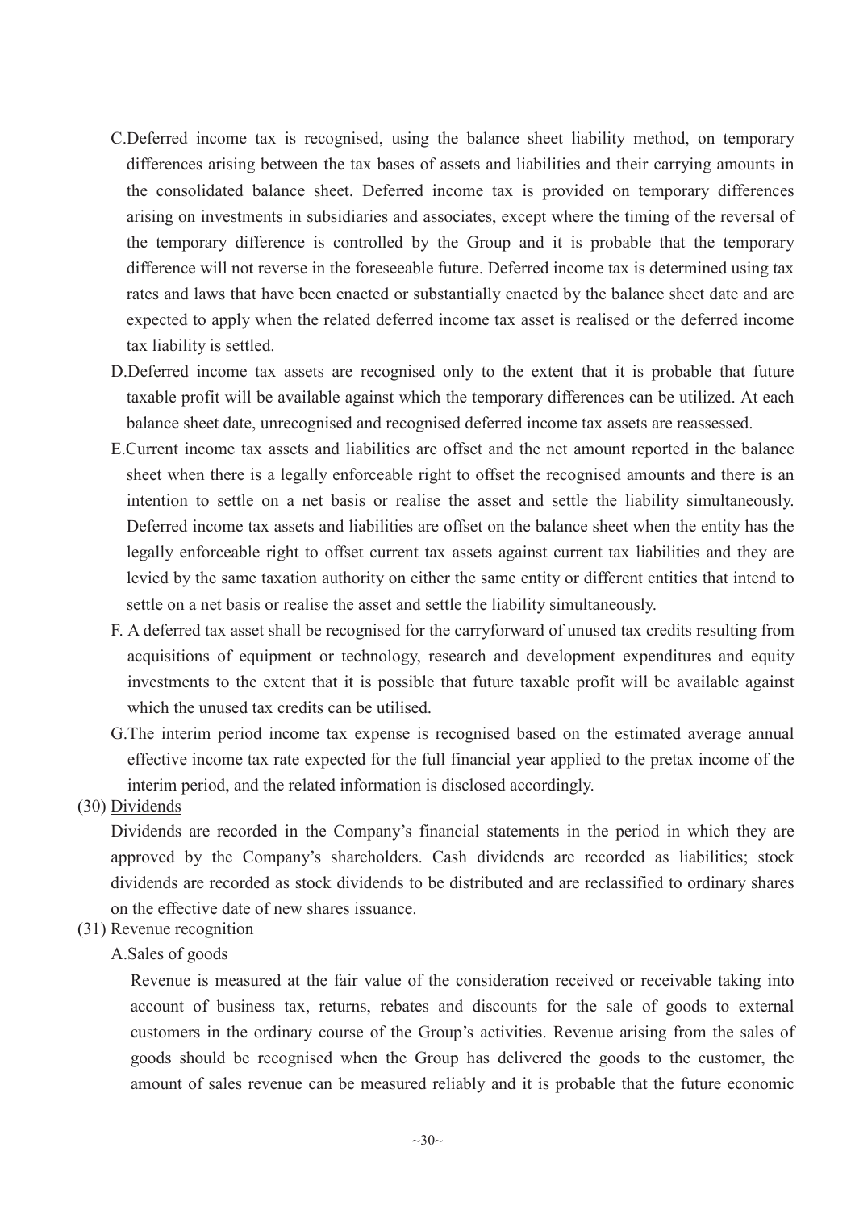C.Deferred income tax is recognised, using the balance sheet liability method, on temporary differences arising between the tax bases of assets and liabilities and their carrying amounts in the consolidated balance sheet. Deferred income tax is provided on temporary differences arising on investments in subsidiaries and associates, except where the timing of the reversal of the temporary difference is controlled by the Group and it is probable that the temporary difference will not reverse in the foreseeable future. Deferred income tax is determined using tax rates and laws that have been enacted or substantially enacted by the balance sheet date and are expected to apply when the related deferred income tax asset is realised or the deferred income tax liability is settled.

D.Deferred income tax assets are recognised only to the extent that it is probable that future taxable profit will be available against which the temporary differences can be utilized. At each balance sheet date, unrecognised and recognised deferred income tax assets are reassessed.

E.Current income tax assets and liabilities are offset and the net amount reported in the balance sheet when there is a legally enforceable right to offset the recognised amounts and there is an intention to settle on a net basis or realise the asset and settle the liability simultaneously. Deferred income tax assets and liabilities are offset on the balance sheet when the entity has the legally enforceable right to offset current tax assets against current tax liabilities and they are levied by the same taxation authority on either the same entity or different entities that intend to settle on a net basis or realise the asset and settle the liability simultaneously.

F. A deferred tax asset shall be recognised for the carryforward of unused tax credits resulting from acquisitions of equipment or technology, research and development expenditures and equity investments to the extent that it is possible that future taxable profit will be available against which the unused tax credits can be utilised.

G.The interim period income tax expense is recognised based on the estimated average annual effective income tax rate expected for the full financial year applied to the pretax income of the interim period, and the related information is disclosed accordingly.

(30) Dividends

Dividends are recorded in the Company's financial statements in the period in which they are approved by the Company's shareholders. Cash dividends are recorded as liabilities; stock dividends are recorded as stock dividends to be distributed and are reclassified to ordinary shares on the effective date of new shares issuance.

(31) Revenue recognition

A.Sales of goods

Revenue is measured at the fair value of the consideration received or receivable taking into account of business tax, returns, rebates and discounts for the sale of goods to external customers in the ordinary course of the Group's activities. Revenue arising from the sales of goods should be recognised when the Group has delivered the goods to the customer, the amount of sales revenue can be measured reliably and it is probable that the future economic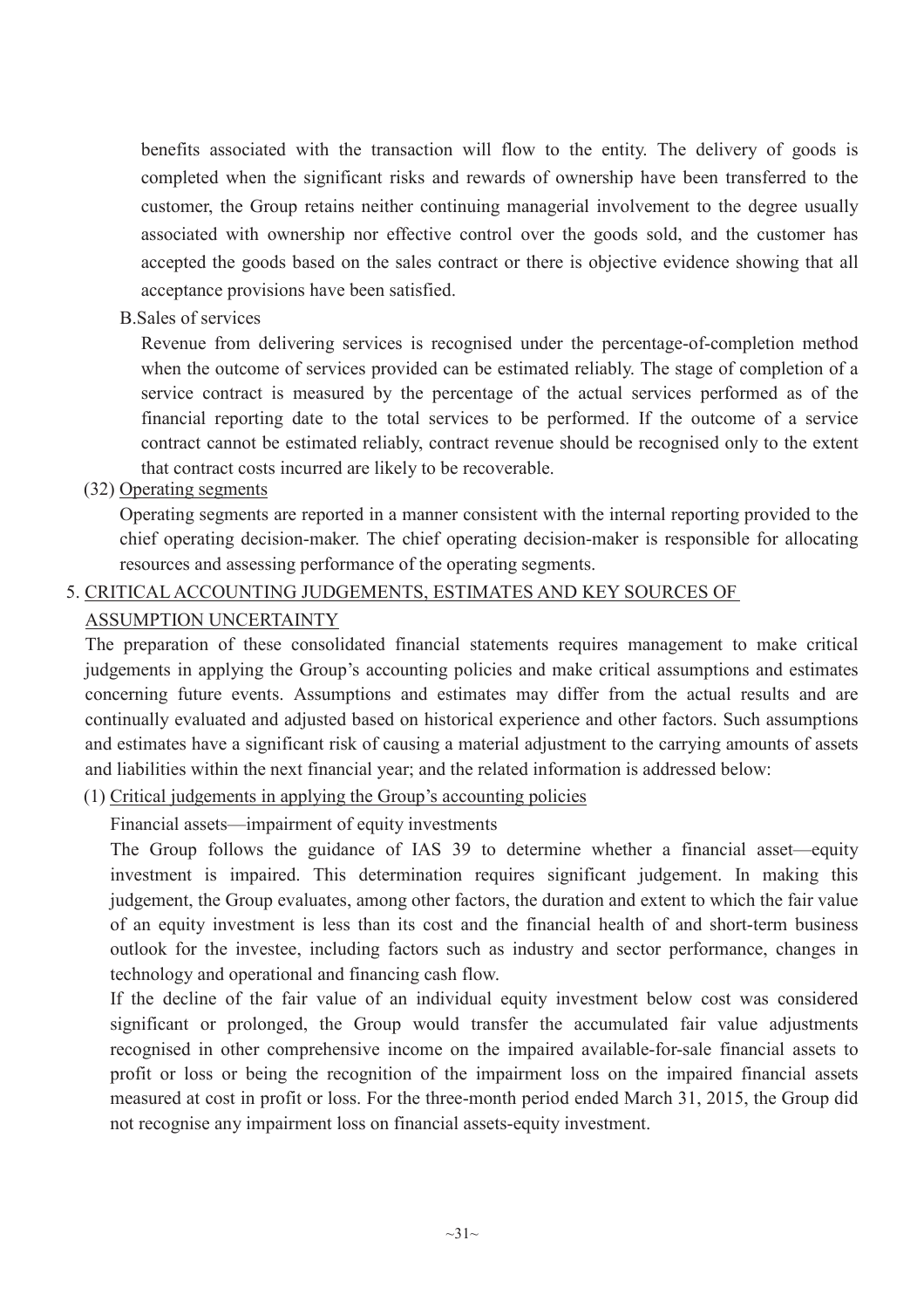benefits associated with the transaction will flow to the entity. The delivery of goods is completed when the significant risks and rewards of ownership have been transferred to the customer, the Group retains neither continuing managerial involvement to the degree usually associated with ownership nor effective control over the goods sold, and the customer has accepted the goods based on the sales contract or there is objective evidence showing that all acceptance provisions have been satisfied.

B.Sales of services

Revenue from delivering services is recognised under the percentage-of-completion method when the outcome of services provided can be estimated reliably. The stage of completion of a service contract is measured by the percentage of the actual services performed as of the financial reporting date to the total services to be performed. If the outcome of a service contract cannot be estimated reliably, contract revenue should be recognised only to the extent that contract costs incurred are likely to be recoverable.

(32) Operating segments

Operating segments are reported in a manner consistent with the internal reporting provided to the chief operating decision-maker. The chief operating decision-maker is responsible for allocating resources and assessing performance of the operating segments.

## 5. CRITICAL ACCOUNTING JUDGEMENTS, ESTIMATES AND KEY SOURCES OF ASSUMPTION UNCERTAINTY

The preparation of these consolidated financial statements requires management to make critical judgements in applying the Group's accounting policies and make critical assumptions and estimates concerning future events. Assumptions and estimates may differ from the actual results and are continually evaluated and adjusted based on historical experience and other factors. Such assumptions and estimates have a significant risk of causing a material adjustment to the carrying amounts of assets and liabilities within the next financial year; and the related information is addressed below:

(1) Critical judgements in applying the Group's accounting policies

Financial assets—impairment of equity investments

The Group follows the guidance of IAS 39 to determine whether a financial asset—equity investment is impaired. This determination requires significant judgement. In making this judgement, the Group evaluates, among other factors, the duration and extent to which the fair value of an equity investment is less than its cost and the financial health of and short-term business outlook for the investee, including factors such as industry and sector performance, changes in technology and operational and financing cash flow.

If the decline of the fair value of an individual equity investment below cost was considered significant or prolonged, the Group would transfer the accumulated fair value adjustments recognised in other comprehensive income on the impaired available-for-sale financial assets to profit or loss or being the recognition of the impairment loss on the impaired financial assets measured at cost in profit or loss. For the three-month period ended March 31, 2015, the Group did not recognise any impairment loss on financial assets-equity investment.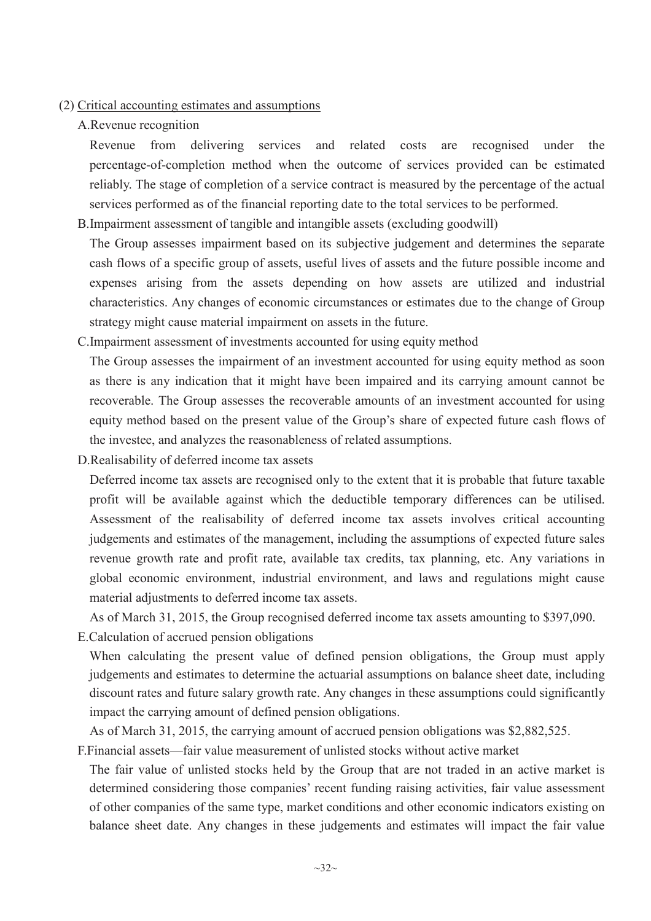(2) Critical accounting estimates and assumptions

A.Revenue recognition

Revenue from delivering services and related costs are recognised under the percentage-of-completion method when the outcome of services provided can be estimated reliably. The stage of completion of a service contract is measured by the percentage of the actual services performed as of the financial reporting date to the total services to be performed.

B.Impairment assessment of tangible and intangible assets (excluding goodwill)

The Group assesses impairment based on its subjective judgement and determines the separate cash flows of a specific group of assets, useful lives of assets and the future possible income and expenses arising from the assets depending on how assets are utilized and industrial characteristics. Any changes of economic circumstances or estimates due to the change of Group strategy might cause material impairment on assets in the future.

C.Impairment assessment of investments accounted for using equity method

The Group assesses the impairment of an investment accounted for using equity method as soon as there is any indication that it might have been impaired and its carrying amount cannot be recoverable. The Group assesses the recoverable amounts of an investment accounted for using equity method based on the present value of the Group's share of expected future cash flows of the investee, and analyzes the reasonableness of related assumptions.

D.Realisability of deferred income tax assets

Deferred income tax assets are recognised only to the extent that it is probable that future taxable profit will be available against which the deductible temporary differences can be utilised. Assessment of the realisability of deferred income tax assets involves critical accounting judgements and estimates of the management, including the assumptions of expected future sales revenue growth rate and profit rate, available tax credits, tax planning, etc. Any variations in global economic environment, industrial environment, and laws and regulations might cause material adjustments to deferred income tax assets.

As of March 31, 2015, the Group recognised deferred income tax assets amounting to $397,090.

E.Calculation of accrued pension obligations

When calculating the present value of defined pension obligations, the Group must apply judgements and estimates to determine the actuarial assumptions on balance sheet date, including discount rates and future salary growth rate. Any changes in these assumptions could significantly impact the carrying amount of defined pension obligations.

As of March 31, 2015, the carrying amount of accrued pension obligations was $2,882,525.

F.Financial assets—fair value measurement of unlisted stocks without active market

The fair value of unlisted stocks held by the Group that are not traded in an active market is determined considering those companies' recent funding raising activities, fair value assessment of other companies of the same type, market conditions and other economic indicators existing on balance sheet date. Any changes in these judgements and estimates will impact the fair value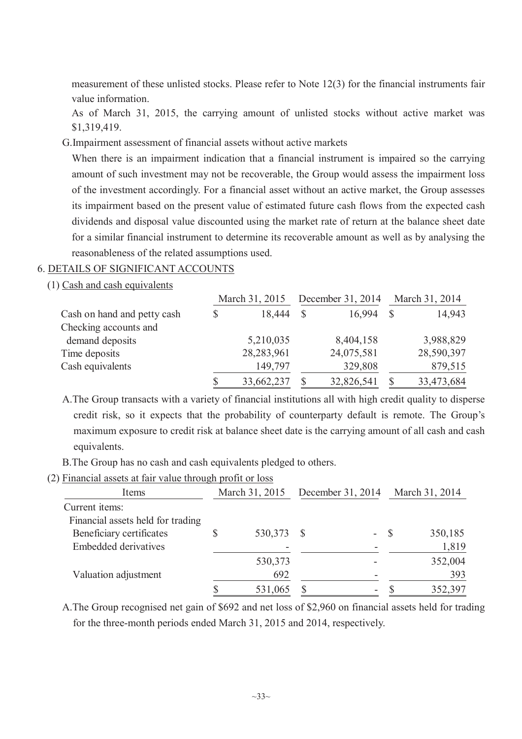measurement of these unlisted stocks. Please refer to Note 12(3) for the financial instruments fair value information.

As of March 31, 2015, the carrying amount of unlisted stocks without active market was $1,319,419.

G. Impairment assessment of financial assets without active markets

When there is an impairment indication that a financial instrument is impaired so the carrying amount of such investment may not be recoverable, the Group would assess the impairment loss of the investment accordingly. For a financial asset without an active market, the Group assesses its impairment based on the present value of estimated future cash flows from the expected cash dividends and disposal value discounted using the market rate of return at the balance sheet date for a similar financial instrument to determine its recoverable amount as well as by analysing the reasonableness of the related assumptions used.

## 6. DETAILS OF SIGNIFICANT ACCOUNTS

### (1) Cash and cash equivalents

| | March 31, 2015 | December 31, 2014 | March 31, 2014 |
|---|---|---|---|
| Cash on hand and petty cash | $ 18,444 | $ 16,994 | $ 14,943 |
| Checking accounts and demand deposits | 5,210,035 | 8,404,158 | 3,988,829 |
| Time deposits | 28,283,961 | 24,075,581 | 28,590,397 |
| Cash equivalents | 149,797 | 329,808 | 879,515 |
| | $ 33,662,237 | $ 32,826,541 | $ 33,473,684 |

A. The Group transacts with a variety of financial institutions all with high credit quality to disperse credit risk, so it expects that the probability of counterparty default is remote. The Group's maximum exposure to credit risk at balance sheet date is the carrying amount of all cash and cash equivalents.

B. The Group has no cash and cash equivalents pledged to others.

### (2) Financial assets at fair value through profit or loss

| Items | March 31, 2015 | December 31, 2014 | March 31, 2014 |
|---|---|---|---|
| Current items: | | | |
| Financial assets held for trading | | | |
| Beneficiary certificates | $ 530,373 | $ - | $ 350,185 |
| Embedded derivatives | - | - | 1,819 |
| | 530,373 | - | 352,004 |
| Valuation adjustment | 692 | - | 393 |
| | $ 531,065 | $ - | $ 352,397 |

A. The Group recognised net gain of $692 and net loss of $2,960 on financial assets held for trading for the three-month periods ended March 31, 2015 and 2014, respectively.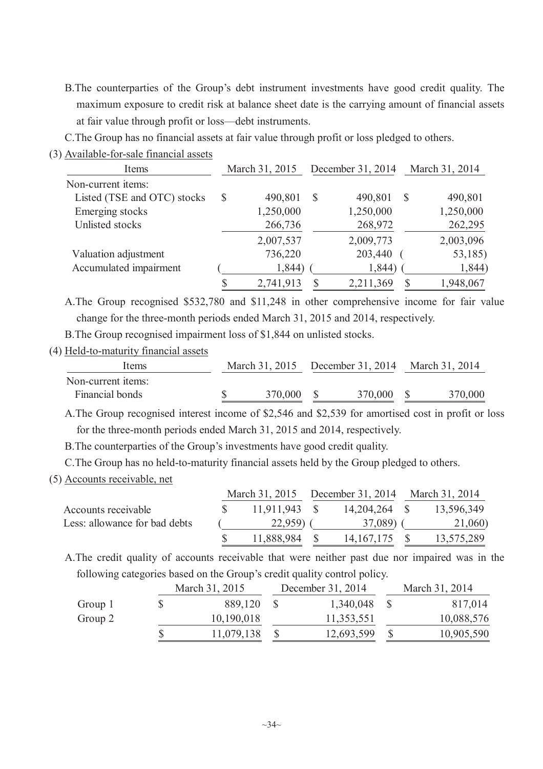B.The counterparties of the Group's debt instrument investments have good credit quality. The maximum exposure to credit risk at balance sheet date is the carrying amount of financial assets at fair value through profit or loss—debt instruments.

C.The Group has no financial assets at fair value through profit or loss pledged to others.

(3) Available-for-sale financial assets

| Items | March 31, 2015 | December 31, 2014 | March 31, 2014 |
|---|---|---|---|
| Non-current items: | | | |
| Listed (TSE and OTC) stocks | $ 490,801 | $ 490,801 | $ 490,801 |
| Emerging stocks | 1,250,000 | 1,250,000 | 1,250,000 |
| Unlisted stocks | 266,736 | 268,972 | 262,295 |
| | 2,007,537 | 2,009,773 | 2,003,096 |
| Valuation adjustment | 736,220 | 203,440 | ( 53,185) |
| Accumulated impairment | ( 1,844) | ( 1,844) | ( 1,844) |
| | $ 2,741,913 | $ 2,211,369 | $ 1,948,067 |

A.The Group recognised $532,780 and $11,248 in other comprehensive income for fair value change for the three-month periods ended March 31, 2015 and 2014, respectively.

B.The Group recognised impairment loss of $1,844 on unlisted stocks.

(4) Held-to-maturity financial assets

| Items | March 31, 2015 | December 31, 2014 | March 31, 2014 |
|---|---|---|---|
| Non-current items: | | | |
| Financial bonds | $ 370,000 | $ 370,000 | $ 370,000 |

A.The Group recognised interest income of $2,546 and $2,539 for amortised cost in profit or loss for the three-month periods ended March 31, 2015 and 2014, respectively.

B.The counterparties of the Group's investments have good credit quality.

C.The Group has no held-to-maturity financial assets held by the Group pledged to others.

(5) Accounts receivable, net

| | March 31, 2015 | December 31, 2014 | March 31, 2014 |
|---|---|---|---|
| Accounts receivable | $ 11,911,943 | $ 14,204,264 | $ 13,596,349 |
| Less: allowance for bad debts | ( 22,959) | ( 37,089) | ( 21,060) |
| | $ 11,888,984 | $ 14,167,175 | $ 13,575,289 |

A.The credit quality of accounts receivable that were neither past due nor impaired was in the following categories based on the Group's credit quality control policy.

| | March 31, 2015 | December 31, 2014 | March 31, 2014 |
|---|---|---|---|
| Group 1 | $ 889,120 | $ 1,340,048 | $ 817,014 |
| Group 2 | 10,190,018 | 11,353,551 | 10,088,576 |
| | $ 11,079,138 | $ 12,693,599 | $ 10,905,590 |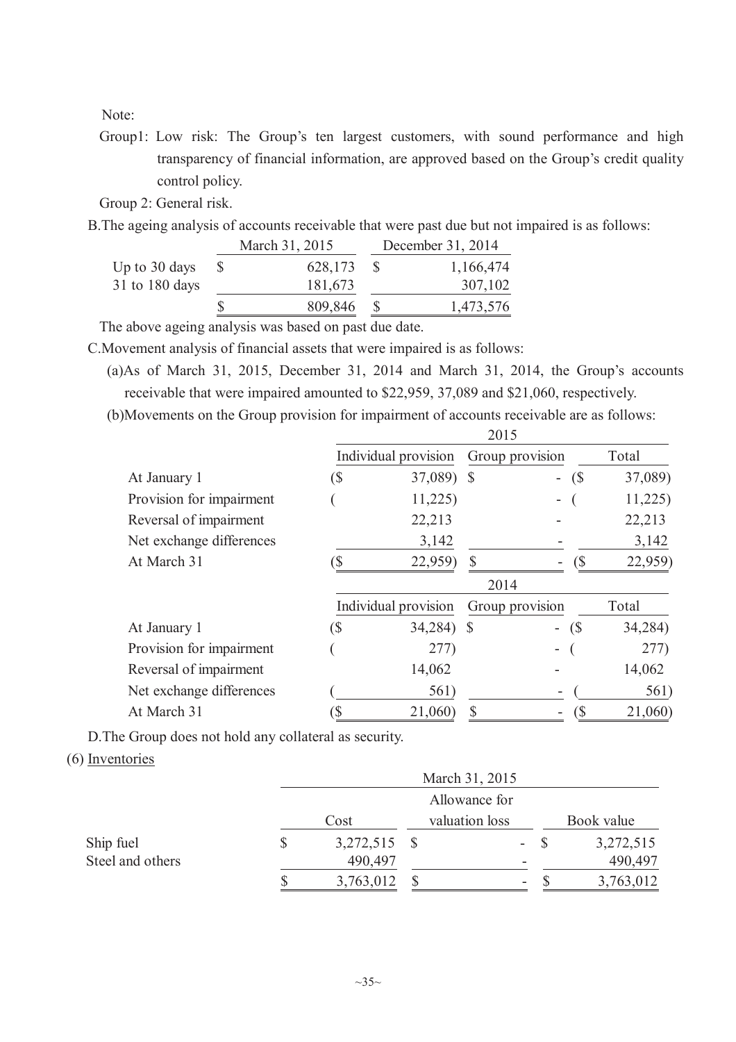Note:

Group1: Low risk: The Group's ten largest customers, with sound performance and high transparency of financial information, are approved based on the Group's credit quality control policy.

Group 2: General risk.

B.The ageing analysis of accounts receivable that were past due but not impaired is as follows:

| | March 31, 2015 | December 31, 2014 |
|---|---|---|
| Up to 30 days | $ 628,173 | $ 1,166,474 |
| 31 to 180 days | 181,673 | 307,102 |
| | $ 809,846 | $ 1,473,576 |

The above ageing analysis was based on past due date.

C.Movement analysis of financial assets that were impaired is as follows:

(a)As of March 31, 2015, December 31, 2014 and March 31, 2014, the Group's accounts receivable that were impaired amounted to $22,959, 37,089 and $21,060, respectively.

(b)Movements on the Group provision for impairment of accounts receivable are as follows:

| | 2015 | | |
|---|---|---|---|
| | Individual provision | Group provision | Total |
| At January 1 | ($ 37,089) | $ - | ($ 37,089) |
| Provision for impairment | ( 11,225) | - | ( 11,225) |
| Reversal of impairment | 22,213 | - | 22,213 |
| Net exchange differences | 3,142 | - | 3,142 |
| At March 31 | ($ 22,959) | $ - | ($ 22,959) |

| | 2014 | | |
|---|---|---|---|
| | Individual provision | Group provision | Total |
| At January 1 | ($ 34,284) | $ - | ($ 34,284) |
| Provision for impairment | ( 277) | - | ( 277) |
| Reversal of impairment | 14,062 | - | 14,062 |
| Net exchange differences | ( 561) | - | ( 561) |
| At March 31 | ($ 21,060) | $ - | ($ 21,060) |

D.The Group does not hold any collateral as security.

(6) Inventories

| | March 31, 2015 | | |
|---|---|---|---|
| | Cost | Allowance for valuation loss | Book value |
| Ship fuel | $ 3,272,515 | $ - | $ 3,272,515 |
| Steel and others | 490,497 | - | 490,497 |
| | $ 3,763,012 | $ - | $ 3,763,012 |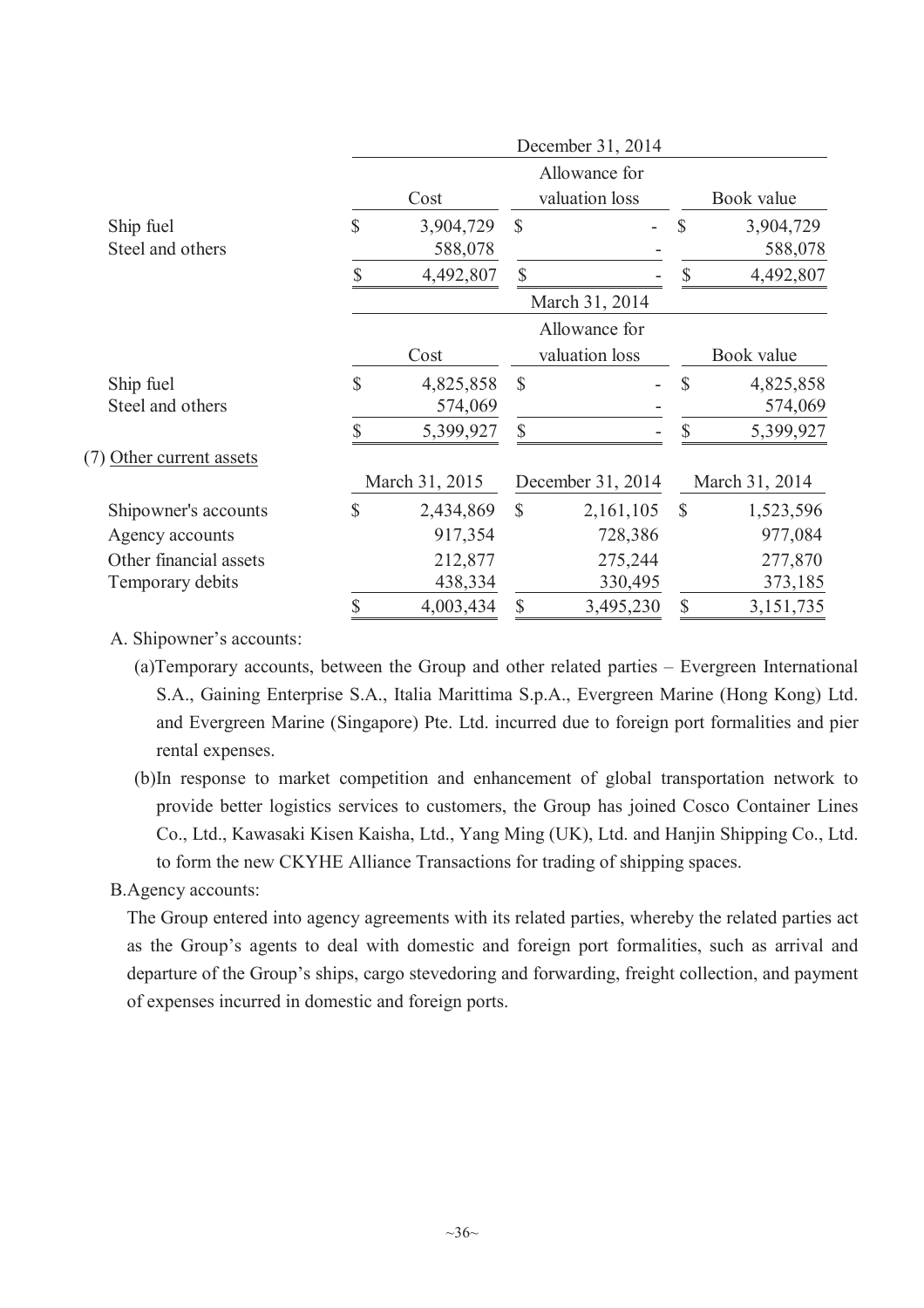| | December 31, 2014 | | |
|---|---|---|---|
| | Cost | Allowance for valuation loss | Book value |
| Ship fuel | $ 3,904,729 | $ - | $ 3,904,729 |
| Steel and others | 588,078 | - | 588,078 |
| | $ 4,492,807 | $ - | $ 4,492,807 |

| | March 31, 2014 | | |
|---|---|---|---|
| | Cost | Allowance for valuation loss | Book value |
| Ship fuel | $ 4,825,858 | $ - | $ 4,825,858 |
| Steel and others | 574,069 | - | 574,069 |
| | $ 5,399,927 | $ - | $ 5,399,927 |

(7) Other current assets

| | March 31, 2015 | December 31, 2014 | March 31, 2014 |
|---|---|---|---|
| Shipowner's accounts | $ 2,434,869 | $ 2,161,105 | $ 1,523,596 |
| Agency accounts | 917,354 | 728,386 | 977,084 |
| Other financial assets | 212,877 | 275,244 | 277,870 |
| Temporary debits | 438,334 | 330,495 | 373,185 |
| | $ 4,003,434 | $ 3,495,230 | $ 3,151,735 |

A. Shipowner's accounts:

(a)Temporary accounts, between the Group and other related parties – Evergreen International S.A., Gaining Enterprise S.A., Italia Marittima S.p.A., Evergreen Marine (Hong Kong) Ltd. and Evergreen Marine (Singapore) Pte. Ltd. incurred due to foreign port formalities and pier rental expenses.

(b)In response to market competition and enhancement of global transportation network to provide better logistics services to customers, the Group has joined Cosco Container Lines Co., Ltd., Kawasaki Kisen Kaisha, Ltd., Yang Ming (UK), Ltd. and Hanjin Shipping Co., Ltd. to form the new CKYHE Alliance Transactions for trading of shipping spaces.

B.Agency accounts:

The Group entered into agency agreements with its related parties, whereby the related parties act as the Group's agents to deal with domestic and foreign port formalities, such as arrival and departure of the Group's ships, cargo stevedoring and forwarding, freight collection, and payment of expenses incurred in domestic and foreign ports.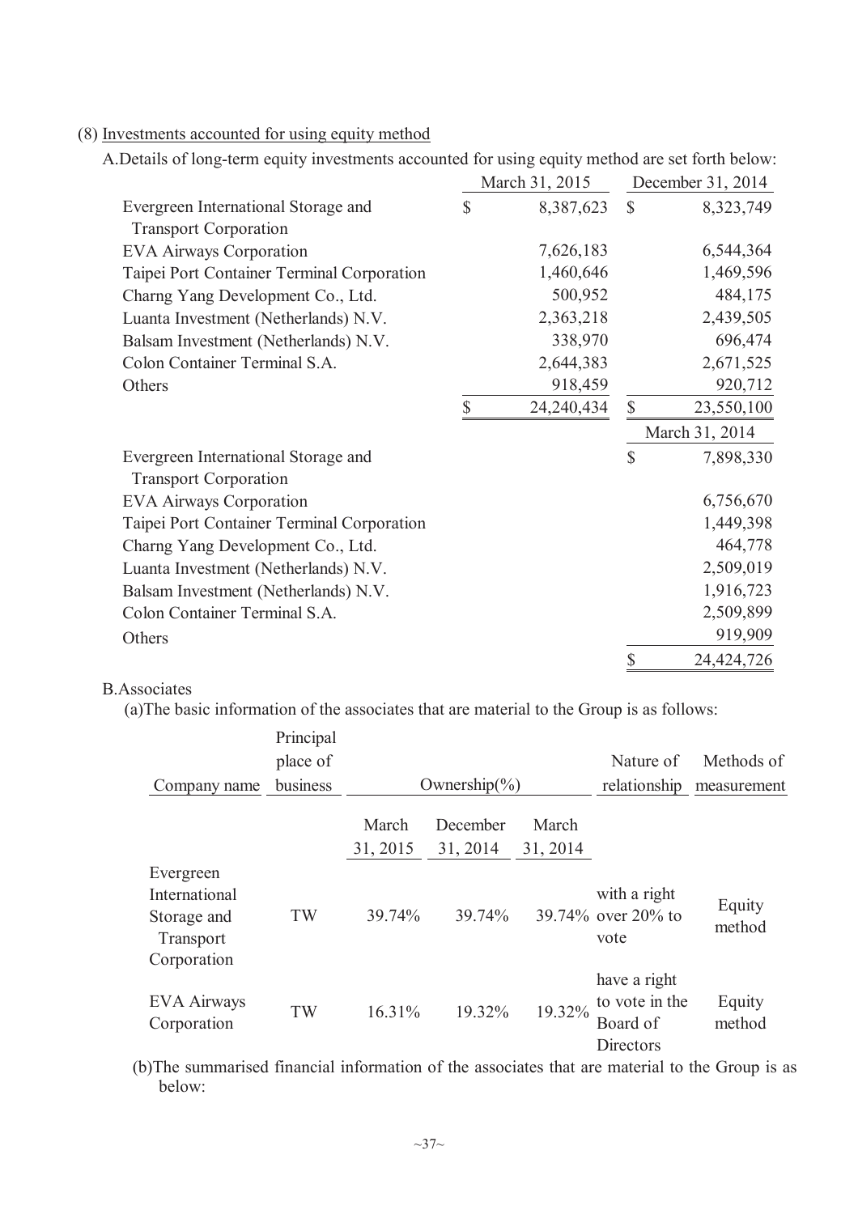(8) Investments accounted for using equity method

A.Details of long-term equity investments accounted for using equity method are set forth below:

| | March 31, 2015 | December 31, 2014 |
|---|---|---|
| Evergreen International Storage and Transport Corporation | $ 8,387,623 | $ 8,323,749 |
| EVA Airways Corporation | 7,626,183 | 6,544,364 |
| Taipei Port Container Terminal Corporation | 1,460,646 | 1,469,596 |
| Charng Yang Development Co., Ltd. | 500,952 | 484,175 |
| Luanta Investment (Netherlands) N.V. | 2,363,218 | 2,439,505 |
| Balsam Investment (Netherlands) N.V. | 338,970 | 696,474 |
| Colon Container Terminal S.A. | 2,644,383 | 2,671,525 |
| Others | 918,459 | 920,712 |
| | $ 24,240,434 | $ 23,550,100 |

| | March 31, 2014 |
|---|---|
| Evergreen International Storage and Transport Corporation | $ 7,898,330 |
| EVA Airways Corporation | 6,756,670 |
| Taipei Port Container Terminal Corporation | 1,449,398 |
| Charng Yang Development Co., Ltd. | 464,778 |
| Luanta Investment (Netherlands) N.V. | 2,509,019 |
| Balsam Investment (Netherlands) N.V. | 1,916,723 |
| Colon Container Terminal S.A. | 2,509,899 |
| Others | 919,909 |
| | $ 24,424,726 |

B.Associates

(a)The basic information of the associates that are material to the Group is as follows:

| Company name | Principal place of business | Ownership(%) | | | Nature of relationship | Methods of measurement |
|---|---|---|---|---|---|---|
| | | March 31, 2015 | December 31, 2014 | March 31, 2014 | | |
| Evergreen International Storage and Transport Corporation | TW | 39.74% | 39.74% | 39.74% | with a right over 20% to vote | Equity method |
| EVA Airways Corporation | TW | 16.31% | 19.32% | 19.32% | have a right to vote in the Board of Directors | Equity method |

(b)The summarised financial information of the associates that are material to the Group is as below: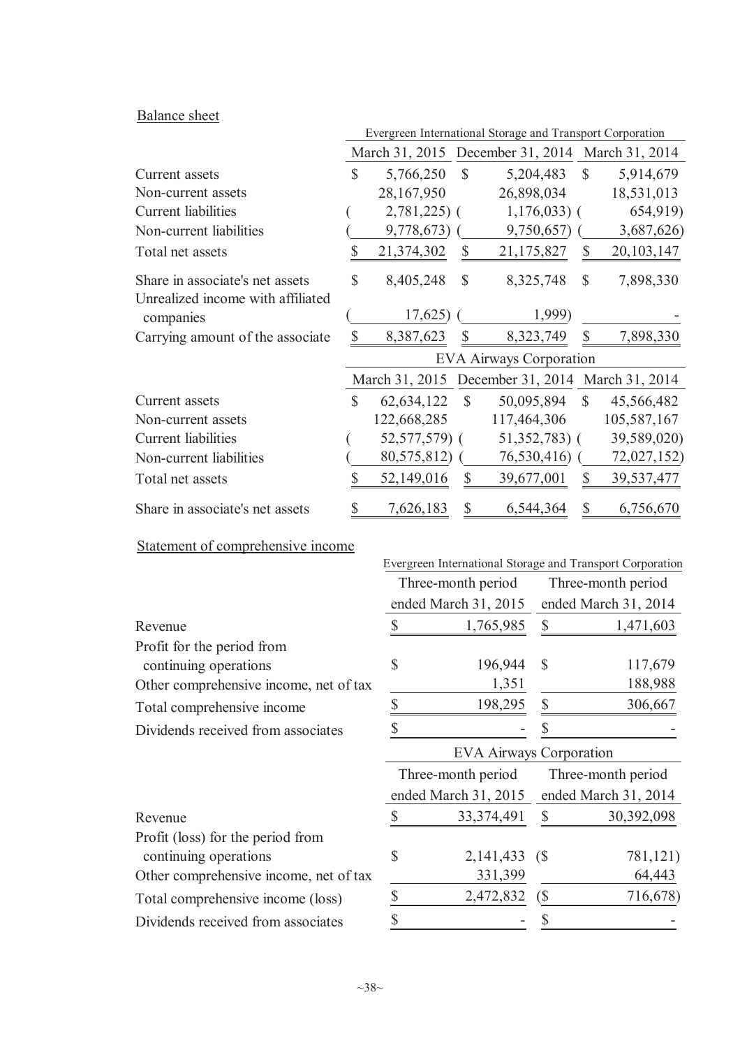Balance sheet

| | Evergreen International Storage and Transport Corporation | | |
|---|---|---|---|
| | March 31, 2015 | December 31, 2014 | March 31, 2014 |
| Current assets | $ 5,766,250 | $ 5,204,483 | $ 5,914,679 |
| Non-current assets | 28,167,950 | 26,898,034 | 18,531,013 |
| Current liabilities | ( 2,781,225) | ( 1,176,033) | ( 654,919) |
| Non-current liabilities | ( 9,778,673) | ( 9,750,657) | ( 3,687,626) |
| Total net assets | $ 21,374,302 | $ 21,175,827 | $ 20,103,147 |
| Share in associate's net assets | $ 8,405,248 | $ 8,325,748 | $ 7,898,330 |
| Unrealized income with affiliated companies | ( 17,625) | ( 1,999) | - |
| Carrying amount of the associate | $ 8,387,623 | $ 8,323,749 | $ 7,898,330 |

| | EVA Airways Corporation | | |
|---|---|---|---|
| | March 31, 2015 | December 31, 2014 | March 31, 2014 |
| Current assets | $ 62,634,122 | $ 50,095,894 | $ 45,566,482 |
| Non-current assets | 122,668,285 | 117,464,306 | 105,587,167 |
| Current liabilities | ( 52,577,579) | ( 51,352,783) | ( 39,589,020) |
| Non-current liabilities | ( 80,575,812) | ( 76,530,416) | ( 72,027,152) |
| Total net assets | $ 52,149,016 | $ 39,677,001 | $ 39,537,477 |
| Share in associate's net assets | $ 7,626,183 | $ 6,544,364 | $ 6,756,670 |

Statement of comprehensive income

| | Evergreen International Storage and Transport Corporation | |
|---|---|---|
| | Three-month period ended March 31, 2015 | Three-month period ended March 31, 2014 |
| Revenue | $ 1,765,985 | $ 1,471,603 |
| Profit for the period from continuing operations | $ 196,944 | $ 117,679 |
| Other comprehensive income, net of tax | 1,351 | 188,988 |
| Total comprehensive income | $ 198,295 | $ 306,667 |
| Dividends received from associates | $ - | $ - |

| | EVA Airways Corporation | |
|---|---|---|
| | Three-month period ended March 31, 2015 | Three-month period ended March 31, 2014 |
| Revenue | $ 33,374,491 | $ 30,392,098 |
| Profit (loss) for the period from continuing operations | $ 2,141,433 | ($ 781,121) |
| Other comprehensive income, net of tax | 331,399 | 64,443 |
| Total comprehensive income (loss) | $ 2,472,832 | ($ 716,678) |
| Dividends received from associates | $ - | $ - |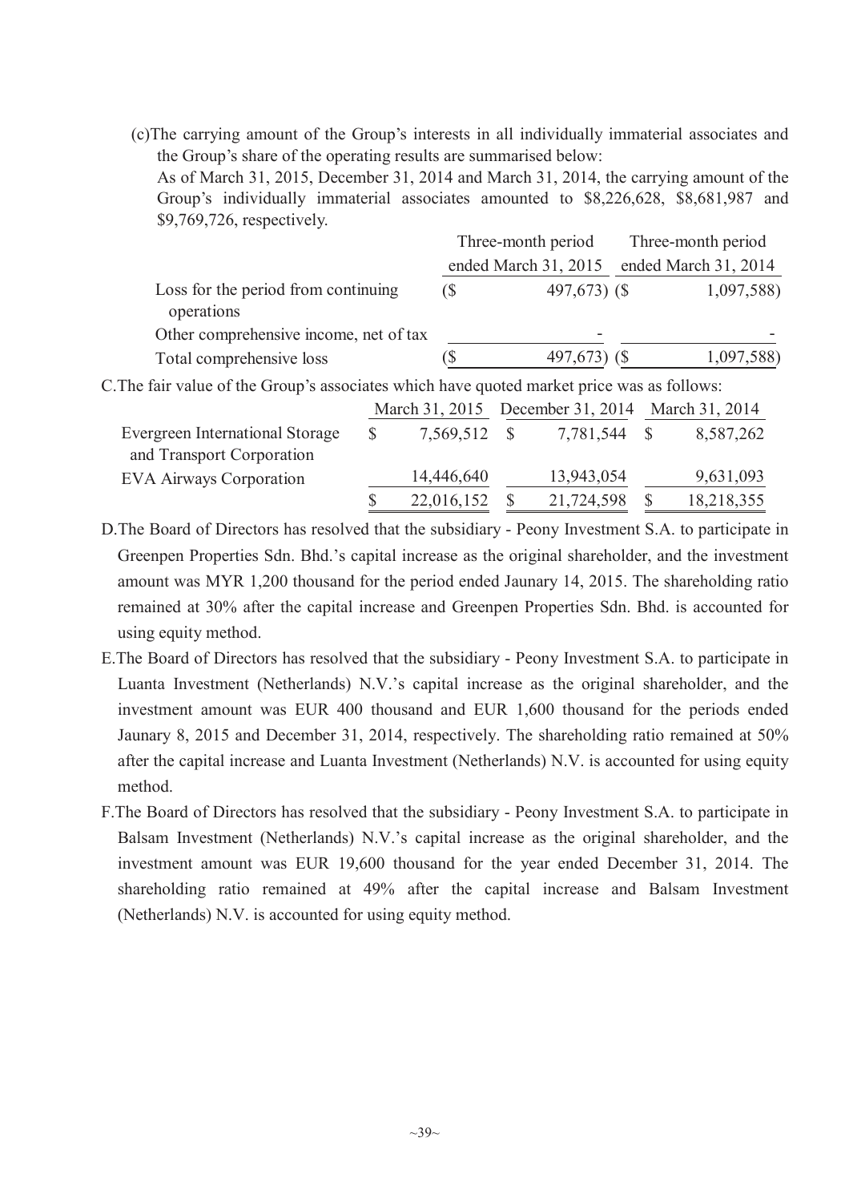(c)The carrying amount of the Group's interests in all individually immaterial associates and the Group's share of the operating results are summarised below:

As of March 31, 2015, December 31, 2014 and March 31, 2014, the carrying amount of the Group's individually immaterial associates amounted to $8,226,628, $8,681,987 and $9,769,726, respectively.

| | Three-month period ended March 31, 2015 | Three-month period ended March 31, 2014 |
|---|---|---|
| Loss for the period from continuing operations | ($ 497,673) | ($ 1,097,588) |
| Other comprehensive income, net of tax | - | - |
| Total comprehensive loss | ($ 497,673) | ($ 1,097,588) |

C.The fair value of the Group's associates which have quoted market price was as follows:

| | March 31, 2015 | December 31, 2014 | March 31, 2014 |
|---|---|---|---|
| Evergreen International Storage and Transport Corporation | $ 7,569,512 | $ 7,781,544 | $ 8,587,262 |
| EVA Airways Corporation | 14,446,640 | 13,943,054 | 9,631,093 |
| | $ 22,016,152 | $ 21,724,598 | $ 18,218,355 |

D.The Board of Directors has resolved that the subsidiary - Peony Investment S.A. to participate in Greenpen Properties Sdn. Bhd.'s capital increase as the original shareholder, and the investment amount was MYR 1,200 thousand for the period ended Jaunary 14, 2015. The shareholding ratio remained at 30% after the capital increase and Greenpen Properties Sdn. Bhd. is accounted for using equity method.

E.The Board of Directors has resolved that the subsidiary - Peony Investment S.A. to participate in Luanta Investment (Netherlands) N.V.'s capital increase as the original shareholder, and the investment amount was EUR 400 thousand and EUR 1,600 thousand for the periods ended Jaunary 8, 2015 and December 31, 2014, respectively. The shareholding ratio remained at 50% after the capital increase and Luanta Investment (Netherlands) N.V. is accounted for using equity method.

F.The Board of Directors has resolved that the subsidiary - Peony Investment S.A. to participate in Balsam Investment (Netherlands) N.V.'s capital increase as the original shareholder, and the investment amount was EUR 19,600 thousand for the year ended December 31, 2014. The shareholding ratio remained at 49% after the capital increase and Balsam Investment (Netherlands) N.V. is accounted for using equity method.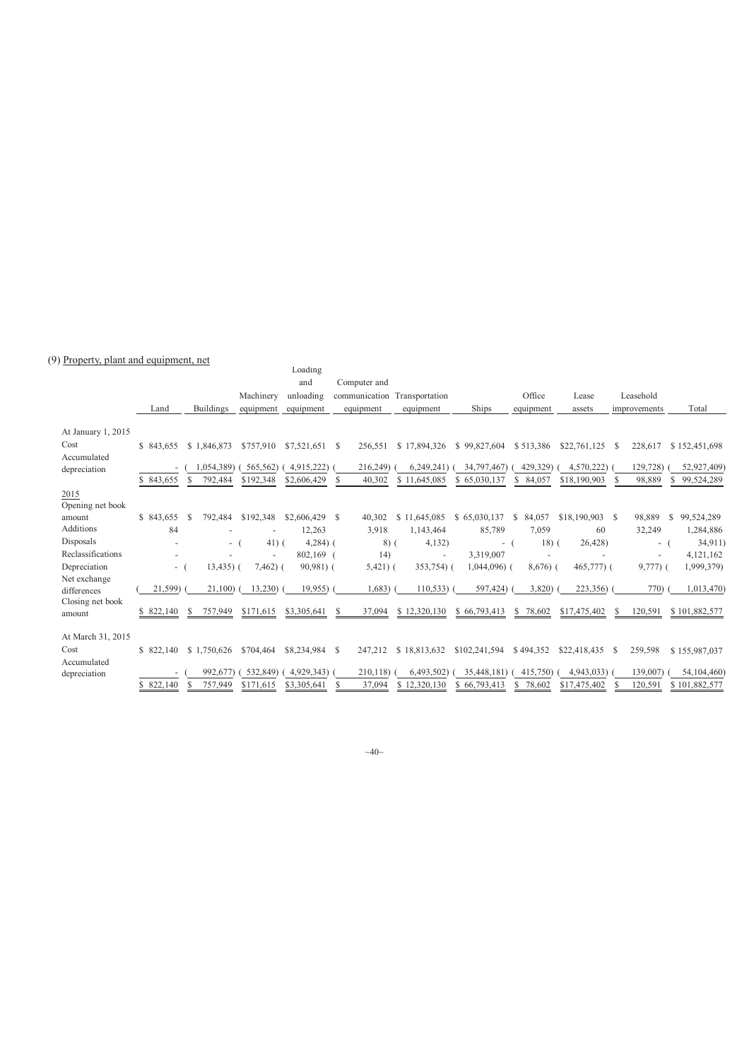(9) Property, plant and equipment, net

| | Land | Buildings | Machinery equipment | Loading and unloading equipment | Computer and communication equipment | Transportation equipment | Ships | Office equipment | Lease assets | Leasehold improvements | Total |
|---|---|---|---|---|---|---|---|---|---|---|---|
| At January 1, 2015 | | | | | | | | | | | |
| Cost | $ 843,655 | $ 1,846,873 | $757,910 | $7,521,651 | $ 256,551 | $ 17,894,326 | $ 99,827,604 | $ 513,386 | $22,761,125 | $ 228,617 | $ 152,451,698 |
| Accumulated depreciation | - | ( 1,054,389) | ( 565,562) | ( 4,915,222) | ( 216,249) | ( 6,249,241) | ( 34,797,467) | ( 429,329) | ( 4,570,222) | ( 129,728) | ( 52,927,409) |
| | $ 843,655 | $ 792,484 | $192,348 | $2,606,429 | $ 40,302 | $ 11,645,085 | $ 65,030,137 | $ 84,057 | $18,190,903 | $ 98,889 | $ 99,524,289 |
| 2015 | | | | | | | | | | | |
| Opening net book amount | $ 843,655 | $ 792,484 | $192,348 | $2,606,429 | $ 40,302 | $ 11,645,085 | $ 65,030,137 | $ 84,057 | $18,190,903 | $ 98,889 | $ 99,524,289 |
| Additions | 84 | - | - | 12,263 | 3,918 | 1,143,464 | 85,789 | 7,059 | 60 | 32,249 | 1,284,886 |
| Disposals | - | - | ( 41) | ( 4,284) | ( 8) | ( 4,132) | - | ( 18) | ( 26,428) | - | ( 34,911) |
| Reclassifications | - | - | - | 802,169 | ( 14) | - | 3,319,007 | - | - | - | 4,121,162 |
| Depreciation | - | ( 13,435) | ( 7,462) | ( 90,981) | ( 5,421) | ( 353,754) | ( 1,044,096) | ( 8,676) | ( 465,777) | ( 9,777) | ( 1,999,379) |
| Net exchange differences | ( 21,599) | ( 21,100) | ( 13,230) | ( 19,955) | ( 1,683) | ( 110,533) | ( 597,424) | ( 3,820) | ( 223,356) | ( 770) | ( 1,013,470) |
| Closing net book amount | $ 822,140 | $ 757,949 | $171,615 | $3,305,641 | $ 37,094 | $ 12,320,130 | $ 66,793,413 | $ 78,602 | $17,475,402 | $ 120,591 | $ 101,882,577 |
| At March 31, 2015 | | | | | | | | | | | |
| Cost | $ 822,140 | $ 1,750,626 | $704,464 | $8,234,984 | $ 247,212 | $ 18,813,632 | $102,241,594 | $ 494,352 | $22,418,435 | $ 259,598 | $ 155,987,037 |
| Accumulated depreciation | - | ( 992,677) | ( 532,849) | ( 4,929,343) | ( 210,118) | ( 6,493,502) | ( 35,448,181) | ( 415,750) | ( 4,943,033) | ( 139,007) | ( 54,104,460) |
| | $ 822,140 | $ 757,949 | $171,615 | $3,305,641 | $ 37,094 | $ 12,320,130 | $ 66,793,413 | $ 78,602 | $17,475,402 | $ 120,591 | $ 101,882,577 |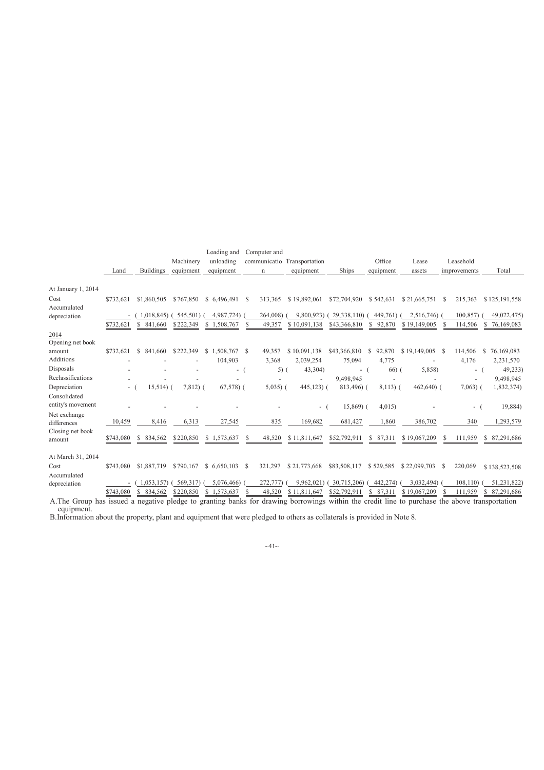| | Land | Buildings | Machinery equipment | Loading and unloading equipment | Computer and communication | Transportation equipment | Ships | Office equipment | Lease assets | Leasehold improvements | Total |
|---|---|---|---|---|---|---|---|---|---|---|---|
| At January 1, 2014 | | | | | | | | | | | |
| Cost | $732,621 | $1,860,505 | $767,850 | $ 6,496,491 | $ 313,365 | $ 19,892,061 | $72,704,920 | $ 542,631 | $ 21,665,751 | $ 215,363 | $ 125,191,558 |
| Accumulated depreciation | - | ( 1,018,845) | ( 545,501) | ( 4,987,724) | ( 264,008) | ( 9,800,923) | ( 29,338,110) | ( 449,761) | ( 2,516,746) | ( 100,857) | ( 49,022,475) |
| | $732,621 | $ 841,660 | $222,349 | $ 1,508,767 | $ 49,357 | $ 10,091,138 | $43,366,810 | $ 92,870 | $ 19,149,005 | $ 114,506 | $ 76,169,083 |
| 2014 | | | | | | | | | | | |
| Opening net book amount | $732,621 | $ 841,660 | $222,349 | $ 1,508,767 | $ 49,357 | $ 10,091,138 | $43,366,810 | $ 92,870 | $ 19,149,005 | $ 114,506 | $ 76,169,083 |
| Additions | - | - | - | 104,903 | 3,368 | 2,039,254 | 75,094 | 4,775 | - | 4,176 | 2,231,570 |
| Disposals | - | - | - | - | ( 5) | ( 43,304) | - | ( 66) | ( 5,858) | - | ( 49,233) |
| Reclassifications | - | - | - | - | - | - | 9,498,945 | - | - | - | 9,498,945 |
| Depreciation | - | ( 15,514) | ( 7,812) | ( 67,578) | ( 5,035) | ( 445,123) | ( 813,496) | ( 8,113) | ( 462,640) | ( 7,063) | ( 1,832,374) |
| Consolidated entity's movement | - | - | - | - | - | - | ( 15,869) | ( 4,015) | - | - | ( 19,884) |
| Net exchange differences | 10,459 | 8,416 | 6,313 | 27,545 | 835 | 169,682 | 681,427 | 1,860 | 386,702 | 340 | 1,293,579 |
| Closing net book amount | $743,080 | $ 834,562 | $220,850 | $ 1,573,637 | $ 48,520 | $ 11,811,647 | $52,792,911 | $ 87,311 | $ 19,067,209 | $ 111,959 | $ 87,291,686 |
| At March 31, 2014 | | | | | | | | | | | |
| Cost | $743,080 | $1,887,719 | $790,167 | $ 6,650,103 | $ 321,297 | $ 21,773,668 | $83,508,117 | $ 529,585 | $ 22,099,703 | $ 220,069 | $ 138,523,508 |
| Accumulated depreciation | - | ( 1,053,157) | ( 569,317) | ( 5,076,466) | ( 272,777) | ( 9,962,021) | ( 30,715,206) | ( 442,274) | ( 3,032,494) | ( 108,110) | ( 51,231,822) |
| | $743,080 | $ 834,562 | $220,850 | $ 1,573,637 | $ 48,520 | $ 11,811,647 | $52,792,911 | $ 87,311 | $ 19,067,209 | $ 111,959 | $ 87,291,686 |

A.The Group has issued a negative pledge to granting banks for drawing borrowings within the credit line to purchase the above transportation equipment.

B.Information about the property, plant and equipment that were pledged to others as collaterals is provided in Note 8.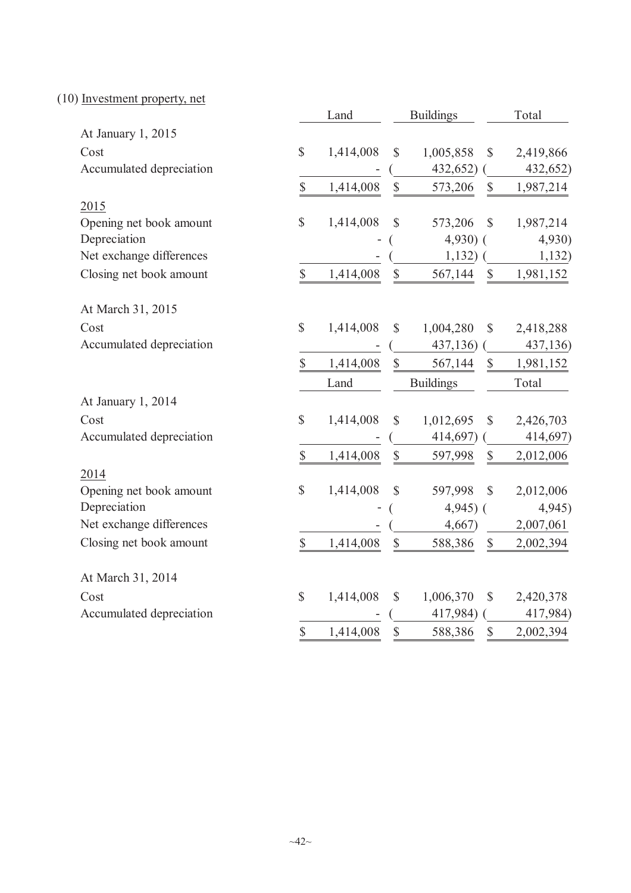(10) Investment property, net

| | Land | Buildings | Total |
|---|---|---|---|
| At January 1, 2015 | | | |
| Cost | $ 1,414,008 | $ 1,005,858 | $ 2,419,866 |
| Accumulated depreciation | - | ( 432,652) | ( 432,652) |
| | $ 1,414,008 | $ 573,206 | $ 1,987,214 |
| 2015 | | | |
| Opening net book amount | $ 1,414,008 | $ 573,206 | $ 1,987,214 |
| Depreciation | - | ( 4,930) | ( 4,930) |
| Net exchange differences | - | ( 1,132) | ( 1,132) |
| Closing net book amount | $ 1,414,008 | $ 567,144 | $ 1,981,152 |
| At March 31, 2015 | | | |
| Cost | $ 1,414,008 | $ 1,004,280 | $ 2,418,288 |
| Accumulated depreciation | - | ( 437,136) | ( 437,136) |
| | $ 1,414,008 | $ 567,144 | $ 1,981,152 |

| | Land | Buildings | Total |
|---|---|---|---|
| At January 1, 2014 | | | |
| Cost | $ 1,414,008 | $ 1,012,695 | $ 2,426,703 |
| Accumulated depreciation | - | ( 414,697) | ( 414,697) |
| | $ 1,414,008 | $ 597,998 | $ 2,012,006 |
| 2014 | | | |
| Opening net book amount | $ 1,414,008 | $ 597,998 | $ 2,012,006 |
| Depreciation | - | ( 4,945) | ( 4,945) |
| Net exchange differences | - | ( 4,667) | 2,007,061 |
| Closing net book amount | $ 1,414,008 | $ 588,386 | $ 2,002,394 |
| At March 31, 2014 | | | |
| Cost | $ 1,414,008 | $ 1,006,370 | $ 2,420,378 |
| Accumulated depreciation | - | ( 417,984) | ( 417,984) |
| | $ 1,414,008 | $ 588,386 | $ 2,002,394 |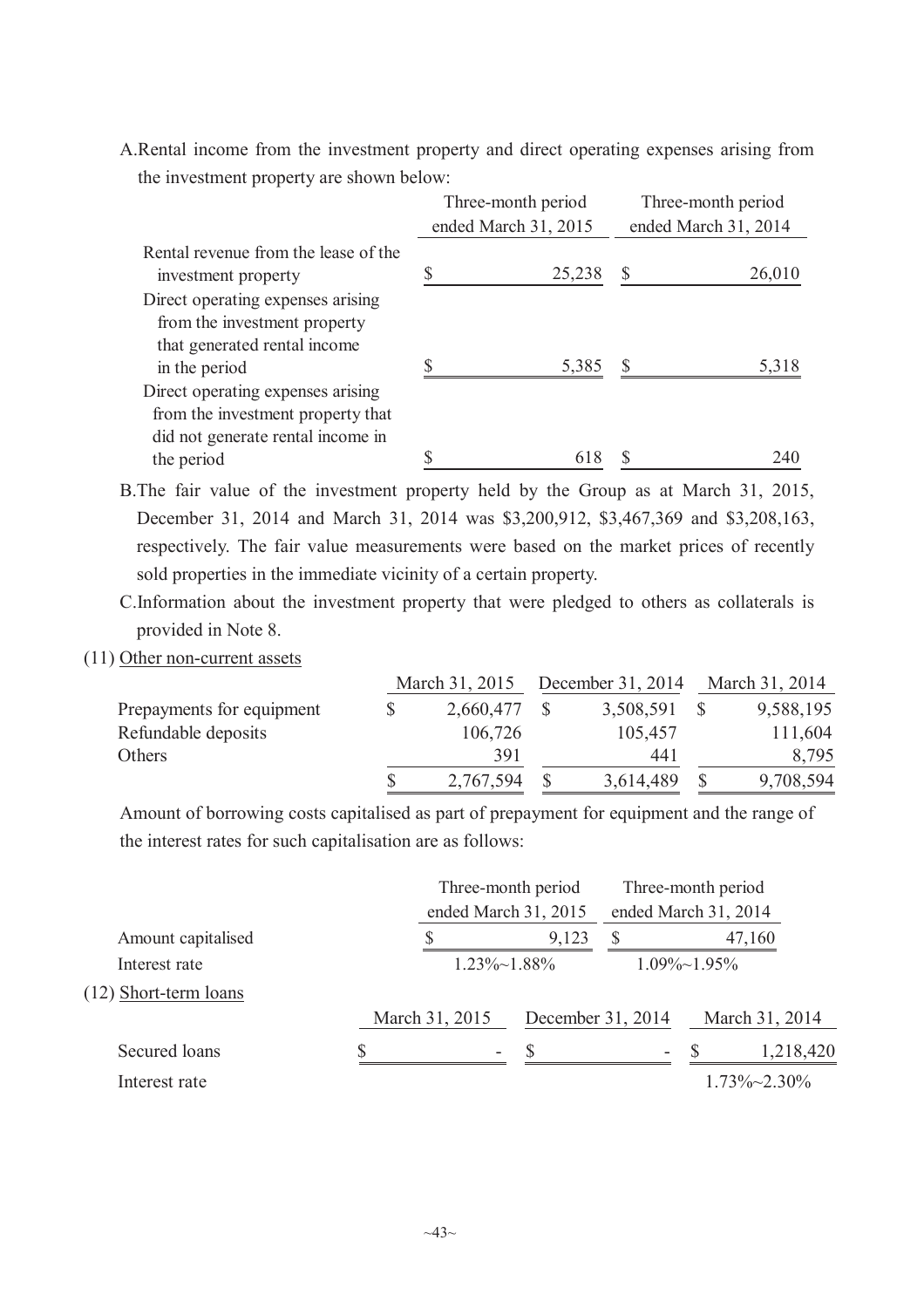A.Rental income from the investment property and direct operating expenses arising from the investment property are shown below:

| | Three-month period ended March 31, 2015 | Three-month period ended March 31, 2014 |
|---|---|---|
| Rental revenue from the lease of the investment property | $ 25,238 | $ 26,010 |
| Direct operating expenses arising from the investment property that generated rental income in the period | $ 5,385 | $ 5,318 |
| Direct operating expenses arising from the investment property that did not generate rental income in the period | $ 618 | $ 240 |

B.The fair value of the investment property held by the Group as at March 31, 2015, December 31, 2014 and March 31, 2014 was $3,200,912, $3,467,369 and $3,208,163, respectively. The fair value measurements were based on the market prices of recently sold properties in the immediate vicinity of a certain property.

C.Information about the investment property that were pledged to others as collaterals is provided in Note 8.

(11) Other non-current assets

| | March 31, 2015 | December 31, 2014 | March 31, 2014 |
|---|---|---|---|
| Prepayments for equipment | $ 2,660,477 | $ 3,508,591 | $ 9,588,195 |
| Refundable deposits | 106,726 | 105,457 | 111,604 |
| Others | 391 | 441 | 8,795 |
| | $ 2,767,594 | $ 3,614,489 | $ 9,708,594 |

Amount of borrowing costs capitalised as part of prepayment for equipment and the range of the interest rates for such capitalisation are as follows:

| | Three-month period ended March 31, 2015 | Three-month period ended March 31, 2014 |
|---|---|---|
| Amount capitalised | $ 9,123 | $ 47,160 |
| Interest rate | 1.23%~1.88% | 1.09%~1.95% |

(12) Short-term loans

| | March 31, 2015 | December 31, 2014 | March 31, 2014 |
|---|---|---|---|
| Secured loans | $ - | $ - | $ 1,218,420 |
| Interest rate | | | 1.73%~2.30% |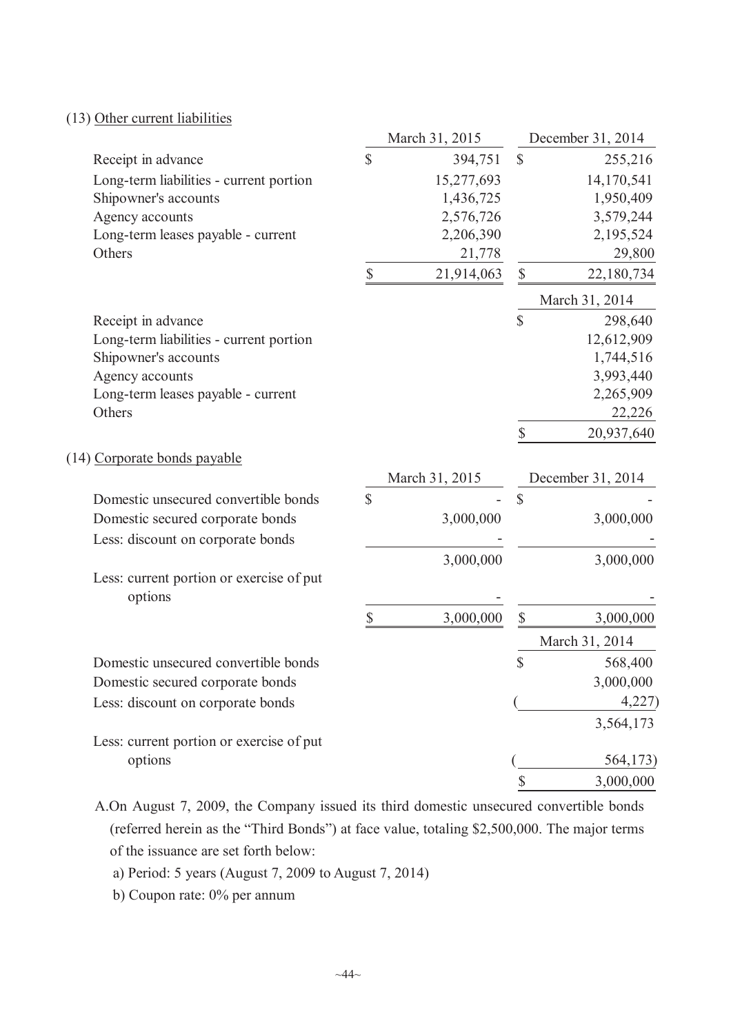(13) Other current liabilities

| | March 31, 2015 | December 31, 2014 |
|---|---|---|
| Receipt in advance | $ 394,751 | $ 255,216 |
| Long-term liabilities - current portion | 15,277,693 | 14,170,541 |
| Shipowner's accounts | 1,436,725 | 1,950,409 |
| Agency accounts | 2,576,726 | 3,579,244 |
| Long-term leases payable - current | 2,206,390 | 2,195,524 |
| Others | 21,778 | 29,800 |
| | $ 21,914,063 | $ 22,180,734 |

| | March 31, 2014 |
|---|---|
| Receipt in advance | $ 298,640 |
| Long-term liabilities - current portion | 12,612,909 |
| Shipowner's accounts | 1,744,516 |
| Agency accounts | 3,993,440 |
| Long-term leases payable - current | 2,265,909 |
| Others | 22,226 |
| | $ 20,937,640 |

(14) Corporate bonds payable

| | March 31, 2015 | December 31, 2014 |
|---|---|---|
| Domestic unsecured convertible bonds | $ - | $ - |
| Domestic secured corporate bonds | 3,000,000 | 3,000,000 |
| Less: discount on corporate bonds | - | - |
| | 3,000,000 | 3,000,000 |
| Less: current portion or exercise of put options | - | - |
| | $ 3,000,000 | $ 3,000,000 |

| | March 31, 2014 |
|---|---|
| Domestic unsecured convertible bonds | $ 568,400 |
| Domestic secured corporate bonds | 3,000,000 |
| Less: discount on corporate bonds | ( 4,227) |
| | 3,564,173 |
| Less: current portion or exercise of put options | ( 564,173) |
| | $ 3,000,000 |

A. On August 7, 2009, the Company issued its third domestic unsecured convertible bonds (referred herein as the "Third Bonds") at face value, totaling $2,500,000. The major terms of the issuance are set forth below:

a) Period: 5 years (August 7, 2009 to August 7, 2014)

b) Coupon rate: 0% per annum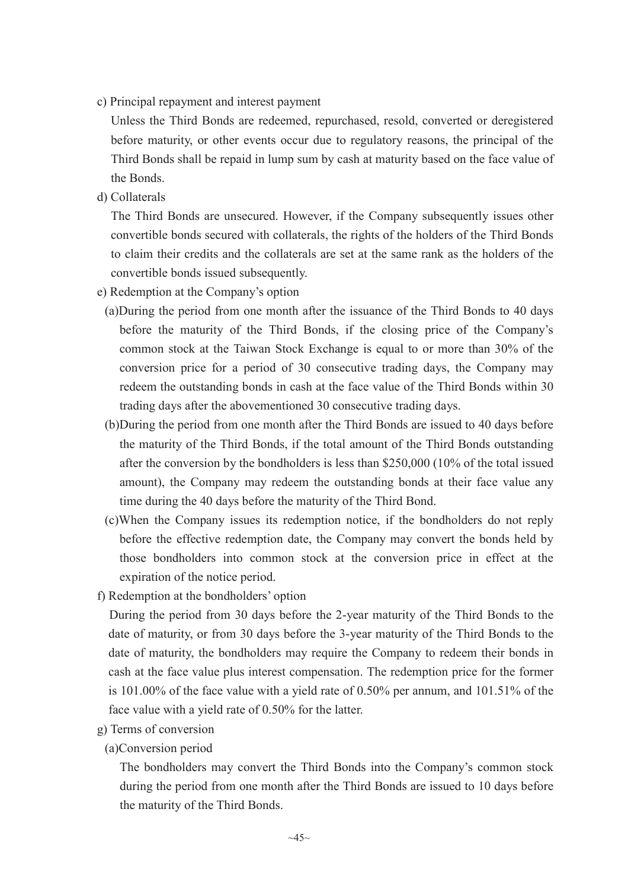c) Principal repayment and interest payment

Unless the Third Bonds are redeemed, repurchased, resold, converted or deregistered before maturity, or other events occur due to regulatory reasons, the principal of the Third Bonds shall be repaid in lump sum by cash at maturity based on the face value of the Bonds.

d) Collaterals

The Third Bonds are unsecured. However, if the Company subsequently issues other convertible bonds secured with collaterals, the rights of the holders of the Third Bonds to claim their credits and the collaterals are set at the same rank as the holders of the convertible bonds issued subsequently.

e) Redemption at the Company's option

(a)During the period from one month after the issuance of the Third Bonds to 40 days before the maturity of the Third Bonds, if the closing price of the Company's common stock at the Taiwan Stock Exchange is equal to or more than 30% of the conversion price for a period of 30 consecutive trading days, the Company may redeem the outstanding bonds in cash at the face value of the Third Bonds within 30 trading days after the abovementioned 30 consecutive trading days.

(b)During the period from one month after the Third Bonds are issued to 40 days before the maturity of the Third Bonds, if the total amount of the Third Bonds outstanding after the conversion by the bondholders is less than $250,000 (10% of the total issued amount), the Company may redeem the outstanding bonds at their face value any time during the 40 days before the maturity of the Third Bond.

(c)When the Company issues its redemption notice, if the bondholders do not reply before the effective redemption date, the Company may convert the bonds held by those bondholders into common stock at the conversion price in effect at the expiration of the notice period.

f) Redemption at the bondholders' option

During the period from 30 days before the 2-year maturity of the Third Bonds to the date of maturity, or from 30 days before the 3-year maturity of the Third Bonds to the date of maturity, the bondholders may require the Company to redeem their bonds in cash at the face value plus interest compensation. The redemption price for the former is 101.00% of the face value with a yield rate of 0.50% per annum, and 101.51% of the face value with a yield rate of 0.50% for the latter.

g) Terms of conversion

(a)Conversion period

The bondholders may convert the Third Bonds into the Company's common stock during the period from one month after the Third Bonds are issued to 10 days before the maturity of the Third Bonds.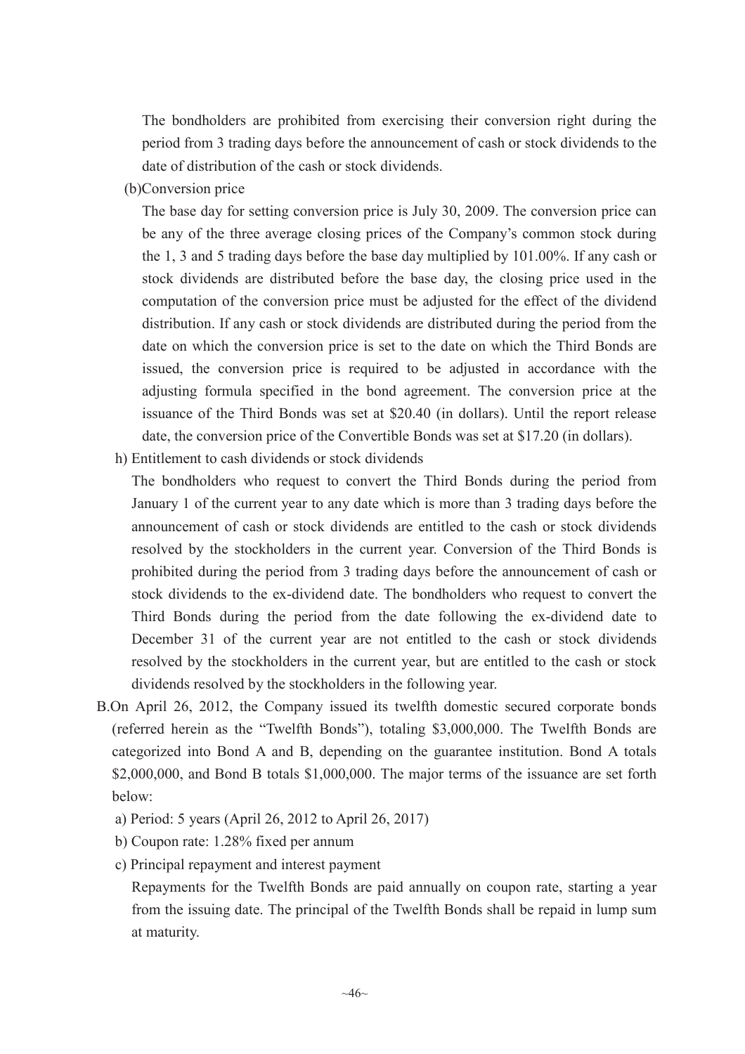The bondholders are prohibited from exercising their conversion right during the period from 3 trading days before the announcement of cash or stock dividends to the date of distribution of the cash or stock dividends.

(b)Conversion price

The base day for setting conversion price is July 30, 2009. The conversion price can be any of the three average closing prices of the Company's common stock during the 1, 3 and 5 trading days before the base day multiplied by 101.00%. If any cash or stock dividends are distributed before the base day, the closing price used in the computation of the conversion price must be adjusted for the effect of the dividend distribution. If any cash or stock dividends are distributed during the period from the date on which the conversion price is set to the date on which the Third Bonds are issued, the conversion price is required to be adjusted in accordance with the adjusting formula specified in the bond agreement. The conversion price at the issuance of the Third Bonds was set at $20.40 (in dollars). Until the report release date, the conversion price of the Convertible Bonds was set at $17.20 (in dollars).

h) Entitlement to cash dividends or stock dividends

The bondholders who request to convert the Third Bonds during the period from January 1 of the current year to any date which is more than 3 trading days before the announcement of cash or stock dividends are entitled to the cash or stock dividends resolved by the stockholders in the current year. Conversion of the Third Bonds is prohibited during the period from 3 trading days before the announcement of cash or stock dividends to the ex-dividend date. The bondholders who request to convert the Third Bonds during the period from the date following the ex-dividend date to December 31 of the current year are not entitled to the cash or stock dividends resolved by the stockholders in the current year, but are entitled to the cash or stock dividends resolved by the stockholders in the following year.

B.On April 26, 2012, the Company issued its twelfth domestic secured corporate bonds (referred herein as the "Twelfth Bonds"), totaling $3,000,000. The Twelfth Bonds are categorized into Bond A and B, depending on the guarantee institution. Bond A totals $2,000,000, and Bond B totals $1,000,000. The major terms of the issuance are set forth below:

a) Period: 5 years (April 26, 2012 to April 26, 2017)

b) Coupon rate: 1.28% fixed per annum

c) Principal repayment and interest payment

Repayments for the Twelfth Bonds are paid annually on coupon rate, starting a year from the issuing date. The principal of the Twelfth Bonds shall be repaid in lump sum at maturity.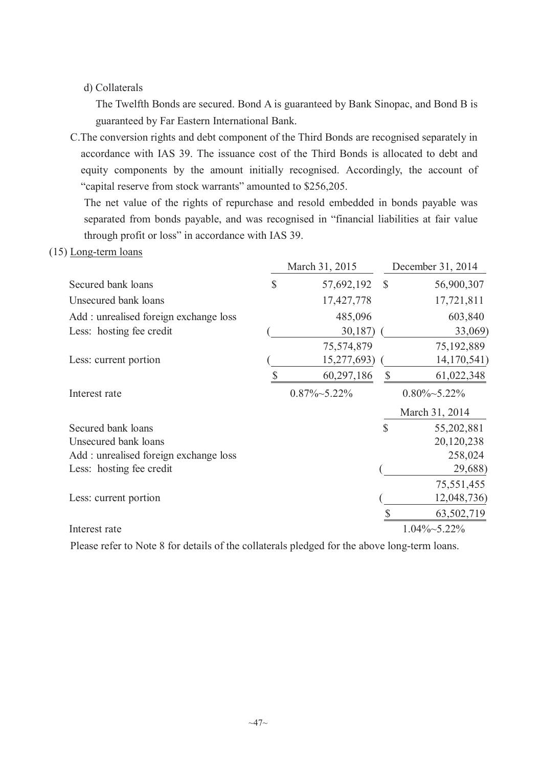d) Collaterals

The Twelfth Bonds are secured. Bond A is guaranteed by Bank Sinopac, and Bond B is guaranteed by Far Eastern International Bank.

C.The conversion rights and debt component of the Third Bonds are recognised separately in accordance with IAS 39. The issuance cost of the Third Bonds is allocated to debt and equity components by the amount initially recognised. Accordingly, the account of "capital reserve from stock warrants" amounted to $256,205.

The net value of the rights of repurchase and resold embedded in bonds payable was separated from bonds payable, and was recognised in "financial liabilities at fair value through profit or loss" in accordance with IAS 39.

(15) Long-term loans

| | March 31, 2015 | December 31, 2014 |
|---|---|---|
| Secured bank loans | $ 57,692,192 | $ 56,900,307 |
| Unsecured bank loans | 17,427,778 | 17,721,811 |
| Add : unrealised foreign exchange loss | 485,096 | 603,840 |
| Less: hosting fee credit | ( 30,187) | ( 33,069) |
| | 75,574,879 | 75,192,889 |
| Less: current portion | ( 15,277,693) | ( 14,170,541) |
| | $ 60,297,186 | $ 61,022,348 |
| Interest rate | 0.87%~5.22% | 0.80%~5.22% |

| | March 31, 2014 |
|---|---|
| Secured bank loans | $ 55,202,881 |
| Unsecured bank loans | 20,120,238 |
| Add : unrealised foreign exchange loss | 258,024 |
| Less: hosting fee credit | ( 29,688) |
| | 75,551,455 |
| Less: current portion | ( 12,048,736) |
| | $ 63,502,719 |
| Interest rate | 1.04%~5.22% |

Please refer to Note 8 for details of the collaterals pledged for the above long-term loans.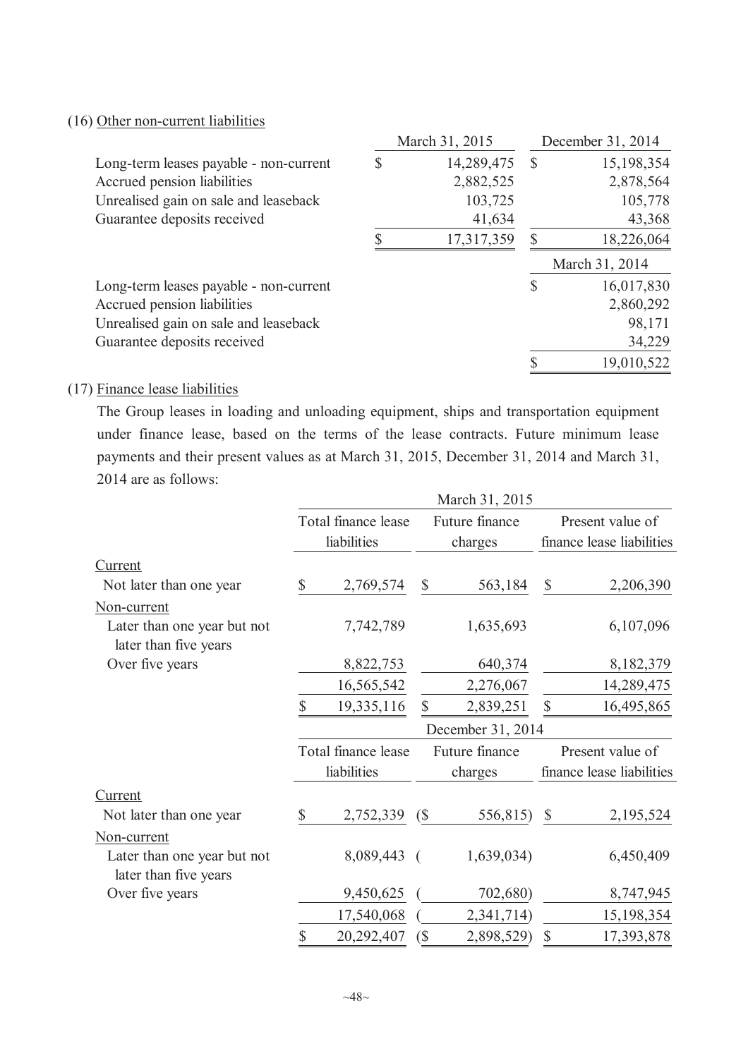(16) Other non-current liabilities

| | March 31, 2015 | December 31, 2014 |
|---|---|---|
| Long-term leases payable - non-current | $ 14,289,475 | $ 15,198,354 |
| Accrued pension liabilities | 2,882,525 | 2,878,564 |
| Unrealised gain on sale and leaseback | 103,725 | 105,778 |
| Guarantee deposits received | 41,634 | 43,368 |
| | $ 17,317,359 | $ 18,226,064 |

| | March 31, 2014 |
|---|---|
| Long-term leases payable - non-current | $ 16,017,830 |
| Accrued pension liabilities | 2,860,292 |
| Unrealised gain on sale and leaseback | 98,171 |
| Guarantee deposits received | 34,229 |
| | $ 19,010,522 |

(17) Finance lease liabilities

The Group leases in loading and unloading equipment, ships and transportation equipment under finance lease, based on the terms of the lease contracts. Future minimum lease payments and their present values as at March 31, 2015, December 31, 2014 and March 31, 2014 are as follows:

| | March 31, 2015 | | |
|---|---|---|---|
| | Total finance lease liabilities | Future finance charges | Present value of finance lease liabilities |
| Current | | | |
| Not later than one year | $ 2,769,574 | $ 563,184 | $ 2,206,390 |
| Non-current | | | |
| Later than one year but not later than five years | 7,742,789 | 1,635,693 | 6,107,096 |
| Over five years | 8,822,753 | 640,374 | 8,182,379 |
| | 16,565,542 | 2,276,067 | 14,289,475 |
| | $ 19,335,116 | $ 2,839,251 | $ 16,495,865 |

| | December 31, 2014 | | |
|---|---|---|---|
| | Total finance lease liabilities | Future finance charges | Present value of finance lease liabilities |
| Current | | | |
| Not later than one year | $ 2,752,339 | ($ 556,815) | $ 2,195,524 |
| Non-current | | | |
| Later than one year but not later than five years | 8,089,443 | ( 1,639,034) | 6,450,409 |
| Over five years | 9,450,625 | ( 702,680) | 8,747,945 |
| | 17,540,068 | ( 2,341,714) | 15,198,354 |
| | $ 20,292,407 | ($ 2,898,529) | $ 17,393,878 |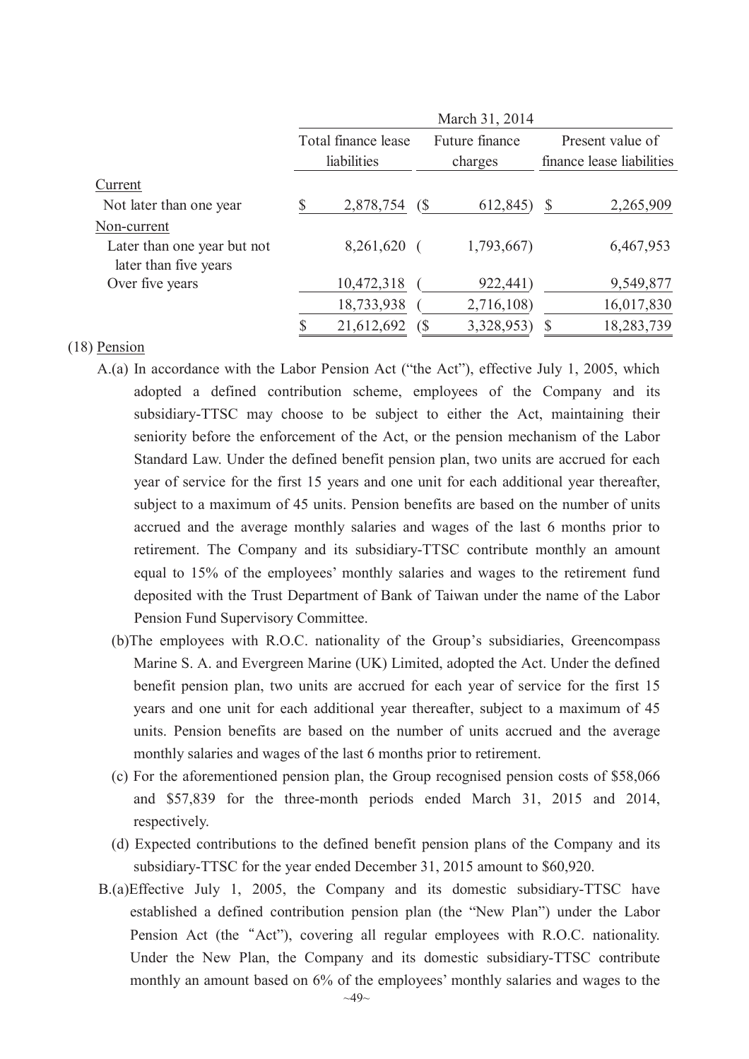| | March 31, 2014 | | |
|---|---|---|---|
| | Total finance lease liabilities | Future finance charges | Present value of finance lease liabilities |
| Current | | | |
| Not later than one year | $ 2,878,754 | ($ 612,845) | $ 2,265,909 |
| Non-current | | | |
| Later than one year but not later than five years | 8,261,620 | ( 1,793,667) | 6,467,953 |
| Over five years | 10,472,318 | ( 922,441) | 9,549,877 |
| | 18,733,938 | ( 2,716,108) | 16,017,830 |
| | $ 21,612,692 | ($ 3,328,953) | $ 18,283,739 |

(18) Pension

A.(a) In accordance with the Labor Pension Act ("the Act"), effective July 1, 2005, which adopted a defined contribution scheme, employees of the Company and its subsidiary-TTSC may choose to be subject to either the Act, maintaining their seniority before the enforcement of the Act, or the pension mechanism of the Labor Standard Law. Under the defined benefit pension plan, two units are accrued for each year of service for the first 15 years and one unit for each additional year thereafter, subject to a maximum of 45 units. Pension benefits are based on the number of units accrued and the average monthly salaries and wages of the last 6 months prior to retirement. The Company and its subsidiary-TTSC contribute monthly an amount equal to 15% of the employees' monthly salaries and wages to the retirement fund deposited with the Trust Department of Bank of Taiwan under the name of the Labor Pension Fund Supervisory Committee.

(b) The employees with R.O.C. nationality of the Group's subsidiaries, Greencompass Marine S. A. and Evergreen Marine (UK) Limited, adopted the Act. Under the defined benefit pension plan, two units are accrued for each year of service for the first 15 years and one unit for each additional year thereafter, subject to a maximum of 45 units. Pension benefits are based on the number of units accrued and the average monthly salaries and wages of the last 6 months prior to retirement.

(c) For the aforementioned pension plan, the Group recognised pension costs of $58,066 and $57,839 for the three-month periods ended March 31, 2015 and 2014, respectively.

(d) Expected contributions to the defined benefit pension plans of the Company and its subsidiary-TTSC for the year ended December 31, 2015 amount to $60,920.

B.(a) Effective July 1, 2005, the Company and its domestic subsidiary-TTSC have established a defined contribution pension plan (the "New Plan") under the Labor Pension Act (the "Act"), covering all regular employees with R.O.C. nationality. Under the New Plan, the Company and its domestic subsidiary-TTSC contribute monthly an amount based on 6% of the employees' monthly salaries and wages to the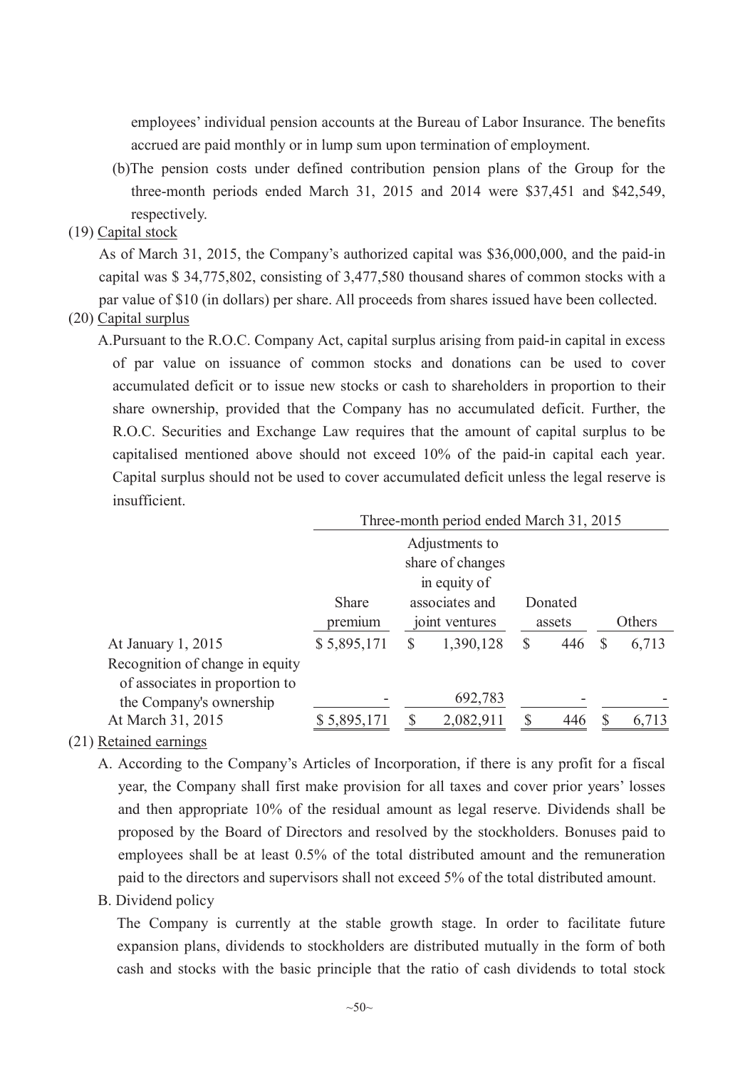employees' individual pension accounts at the Bureau of Labor Insurance. The benefits accrued are paid monthly or in lump sum upon termination of employment.

(b)The pension costs under defined contribution pension plans of the Group for the three-month periods ended March 31, 2015 and 2014 were $37,451 and $42,549, respectively.

(19) Capital stock

As of March 31, 2015, the Company's authorized capital was $36,000,000, and the paid-in capital was $ 34,775,802, consisting of 3,477,580 thousand shares of common stocks with a par value of $10 (in dollars) per share. All proceeds from shares issued have been collected.

(20) Capital surplus

A.Pursuant to the R.O.C. Company Act, capital surplus arising from paid-in capital in excess of par value on issuance of common stocks and donations can be used to cover accumulated deficit or to issue new stocks or cash to shareholders in proportion to their share ownership, provided that the Company has no accumulated deficit. Further, the R.O.C. Securities and Exchange Law requires that the amount of capital surplus to be capitalised mentioned above should not exceed 10% of the paid-in capital each year. Capital surplus should not be used to cover accumulated deficit unless the legal reserve is insufficient.

| | Three-month period ended March 31, 2015 | | | |
|---|---|---|---|---|
| | Share premium | Adjustments to share of changes in equity of associates and joint ventures | Donated assets | Others |
| At January 1, 2015 | $ 5,895,171 | $ 1,390,128 | $ 446 | $ 6,713 |
| Recognition of change in equity of associates in proportion to the Company's ownership | - | 692,783 | - | - |
| At March 31, 2015 | $ 5,895,171 | $ 2,082,911 | $ 446 | $ 6,713 |

(21) Retained earnings

A. According to the Company's Articles of Incorporation, if there is any profit for a fiscal year, the Company shall first make provision for all taxes and cover prior years' losses and then appropriate 10% of the residual amount as legal reserve. Dividends shall be proposed by the Board of Directors and resolved by the stockholders. Bonuses paid to employees shall be at least 0.5% of the total distributed amount and the remuneration paid to the directors and supervisors shall not exceed 5% of the total distributed amount.

B. Dividend policy

The Company is currently at the stable growth stage. In order to facilitate future expansion plans, dividends to stockholders are distributed mutually in the form of both cash and stocks with the basic principle that the ratio of cash dividends to total stock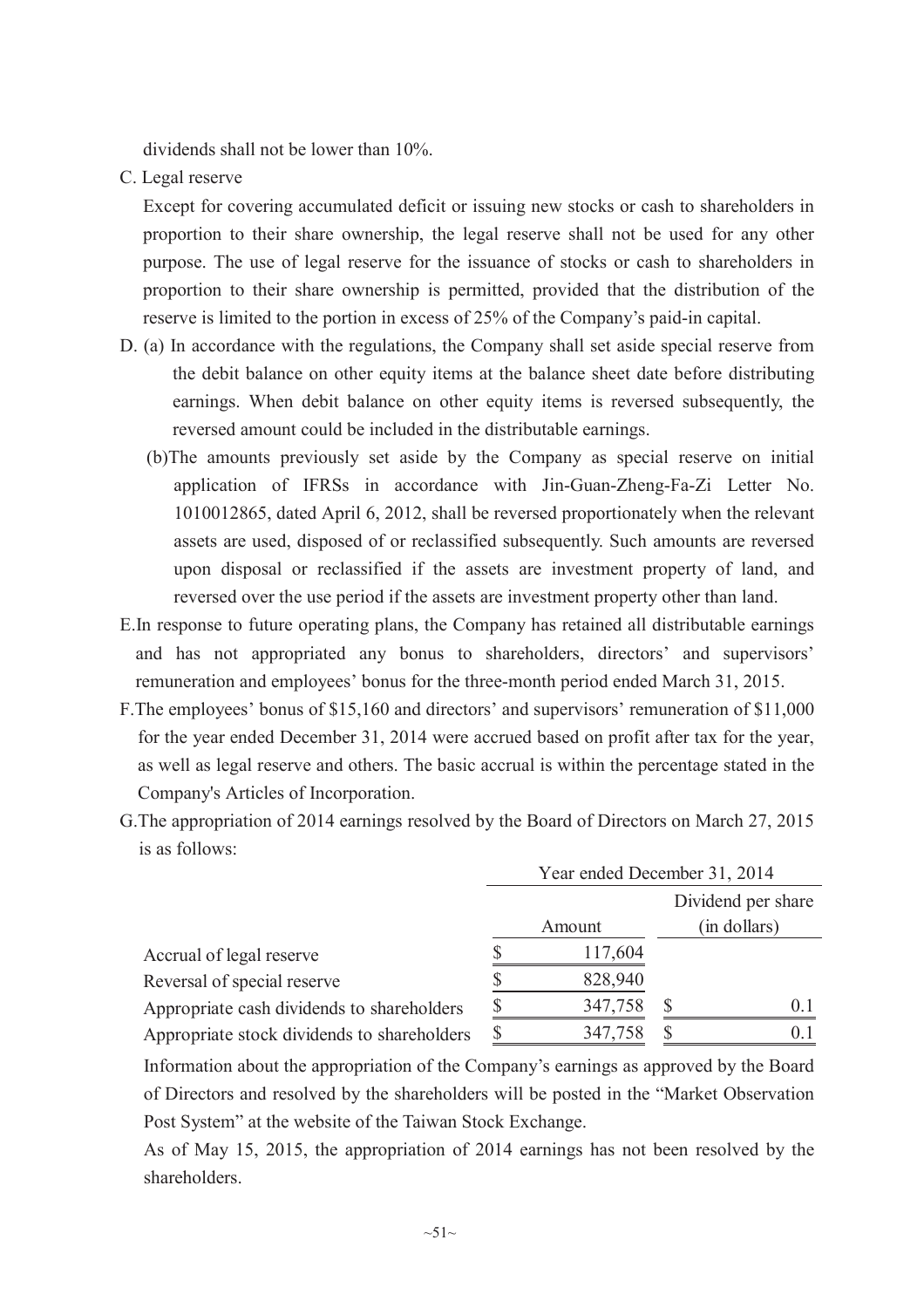dividends shall not be lower than 10%.

C. Legal reserve

Except for covering accumulated deficit or issuing new stocks or cash to shareholders in proportion to their share ownership, the legal reserve shall not be used for any other purpose. The use of legal reserve for the issuance of stocks or cash to shareholders in proportion to their share ownership is permitted, provided that the distribution of the reserve is limited to the portion in excess of 25% of the Company's paid-in capital.

D. (a) In accordance with the regulations, the Company shall set aside special reserve from the debit balance on other equity items at the balance sheet date before distributing earnings. When debit balance on other equity items is reversed subsequently, the reversed amount could be included in the distributable earnings.

(b) The amounts previously set aside by the Company as special reserve on initial application of IFRSs in accordance with Jin-Guan-Zheng-Fa-Zi Letter No. 1010012865, dated April 6, 2012, shall be reversed proportionately when the relevant assets are used, disposed of or reclassified subsequently. Such amounts are reversed upon disposal or reclassified if the assets are investment property of land, and reversed over the use period if the assets are investment property other than land.

E. In response to future operating plans, the Company has retained all distributable earnings and has not appropriated any bonus to shareholders, directors' and supervisors' remuneration and employees' bonus for the three-month period ended March 31, 2015.

F. The employees' bonus of $15,160 and directors' and supervisors' remuneration of $11,000 for the year ended December 31, 2014 were accrued based on profit after tax for the year, as well as legal reserve and others. The basic accrual is within the percentage stated in the Company's Articles of Incorporation.

G. The appropriation of 2014 earnings resolved by the Board of Directors on March 27, 2015 is as follows:

| | Year ended December 31, 2014 | |
|---|---|---|
| | Amount | Dividend per share (in dollars) |
| Accrual of legal reserve | $ 117,604 | |
| Reversal of special reserve | $ 828,940 | |
| Appropriate cash dividends to shareholders | $ 347,758 | $ 0.1 |
| Appropriate stock dividends to shareholders | $ 347,758 | $ 0.1 |

Information about the appropriation of the Company's earnings as approved by the Board of Directors and resolved by the shareholders will be posted in the "Market Observation Post System" at the website of the Taiwan Stock Exchange.

As of May 15, 2015, the appropriation of 2014 earnings has not been resolved by the shareholders.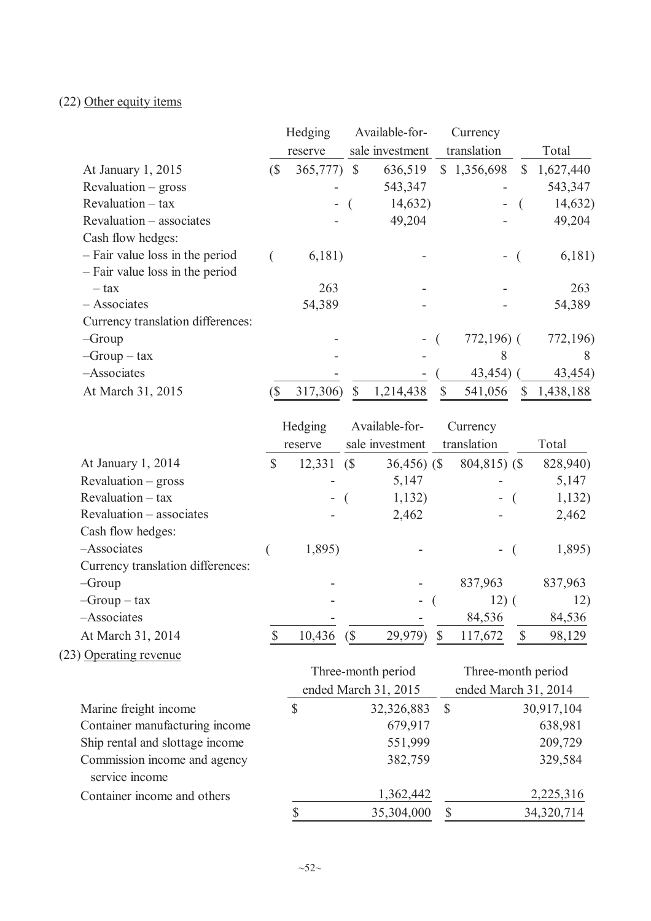(22) Other equity items

| | Hedging reserve | Available-for-sale investment | Currency translation | Total |
|---|---|---|---|---|
| At January 1, 2015 | ($ 365,777) | $ 636,519 | $ 1,356,698 | $ 1,627,440 |
| Revaluation – gross | - | 543,347 | - | 543,347 |
| Revaluation – tax | - | ( 14,632) | - | ( 14,632) |
| Revaluation – associates | - | 49,204 | - | 49,204 |
| Cash flow hedges: | | | | |
| – Fair value loss in the period | ( 6,181) | - | - | ( 6,181) |
| – Fair value loss in the period – tax | 263 | - | - | 263 |
| – Associates | 54,389 | - | - | 54,389 |
| Currency translation differences: | | | | |
| –Group | - | - | ( 772,196) | ( 772,196) |
| –Group – tax | - | - | 8 | 8 |
| –Associates | - | - | ( 43,454) | ( 43,454) |
| At March 31, 2015 | ($ 317,306) | $ 1,214,438 | $ 541,056 | $ 1,438,188 |

| | Hedging reserve | Available-for-sale investment | Currency translation | Total |
|---|---|---|---|---|
| At January 1, 2014 | $ 12,331 | ($ 36,456) | ($ 804,815) | ($ 828,940) |
| Revaluation – gross | - | 5,147 | - | 5,147 |
| Revaluation – tax | - | ( 1,132) | - | ( 1,132) |
| Revaluation – associates | - | 2,462 | - | 2,462 |
| Cash flow hedges: | | | | |
| –Associates | ( 1,895) | - | - | ( 1,895) |
| Currency translation differences: | | | | |
| –Group | - | - | 837,963 | 837,963 |
| –Group – tax | - | - | ( 12) | ( 12) |
| –Associates | - | - | 84,536 | 84,536 |
| At March 31, 2014 | $ 10,436 | ($ 29,979) | $ 117,672 | $ 98,129 |

(23) Operating revenue

| | Three-month period ended March 31, 2015 | Three-month period ended March 31, 2014 |
|---|---|---|
| Marine freight income | $ 32,326,883 | $ 30,917,104 |
| Container manufacturing income | 679,917 | 638,981 |
| Ship rental and slottage income | 551,999 | 209,729 |
| Commission income and agency service income | 382,759 | 329,584 |
| Container income and others | 1,362,442 | 2,225,316 |
| | $ 35,304,000 | $ 34,320,714 |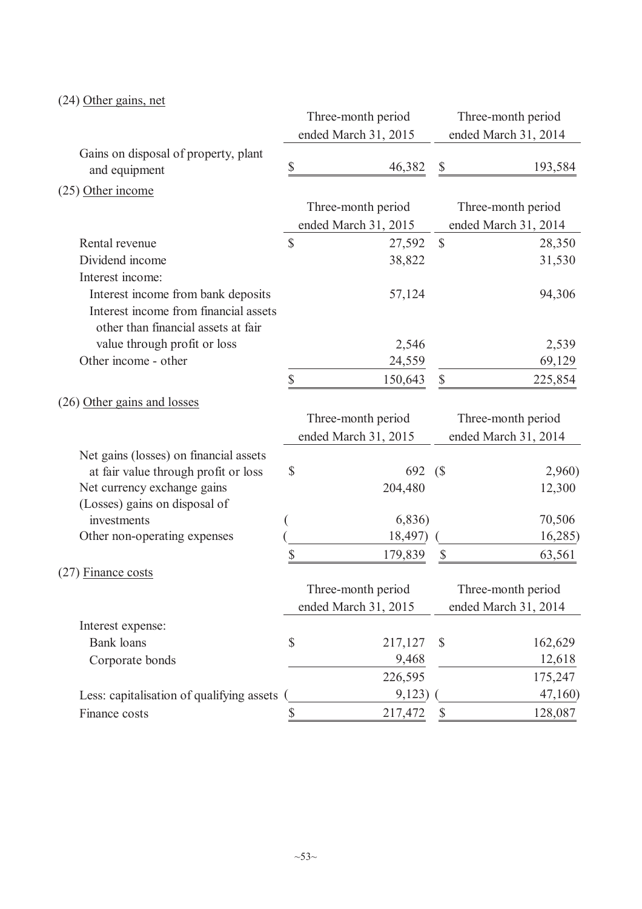(24) Other gains, net

| | Three-month period ended March 31, 2015 | Three-month period ended March 31, 2014 |
|---|---|---|
| Gains on disposal of property, plant and equipment | $ 46,382 | $ 193,584 |

(25) Other income

| | Three-month period ended March 31, 2015 | Three-month period ended March 31, 2014 |
|---|---|---|
| Rental revenue | $ 27,592 | $ 28,350 |
| Dividend income | 38,822 | 31,530 |
| Interest income: | | |
| Interest income from bank deposits | 57,124 | 94,306 |
| Interest income from financial assets other than financial assets at fair value through profit or loss | 2,546 | 2,539 |
| Other income - other | 24,559 | 69,129 |
| | $ 150,643 | $ 225,854 |

(26) Other gains and losses

| | Three-month period ended March 31, 2015 | Three-month period ended March 31, 2014 |
|---|---|---|
| Net gains (losses) on financial assets at fair value through profit or loss | $ 692 | ($ 2,960) |
| Net currency exchange gains | 204,480 | 12,300 |
| (Losses) gains on disposal of investments | ( 6,836) | 70,506 |
| Other non-operating expenses | ( 18,497) | ( 16,285) |
| | $ 179,839 | $ 63,561 |

(27) Finance costs

| | Three-month period ended March 31, 2015 | Three-month period ended March 31, 2014 |
|---|---|---|
| Interest expense: | | |
| Bank loans | $ 217,127 | $ 162,629 |
| Corporate bonds | 9,468 | 12,618 |
| | 226,595 | 175,247 |
| Less: capitalisation of qualifying assets | ( 9,123) | ( 47,160) |
| Finance costs | $ 217,472 | $ 128,087 |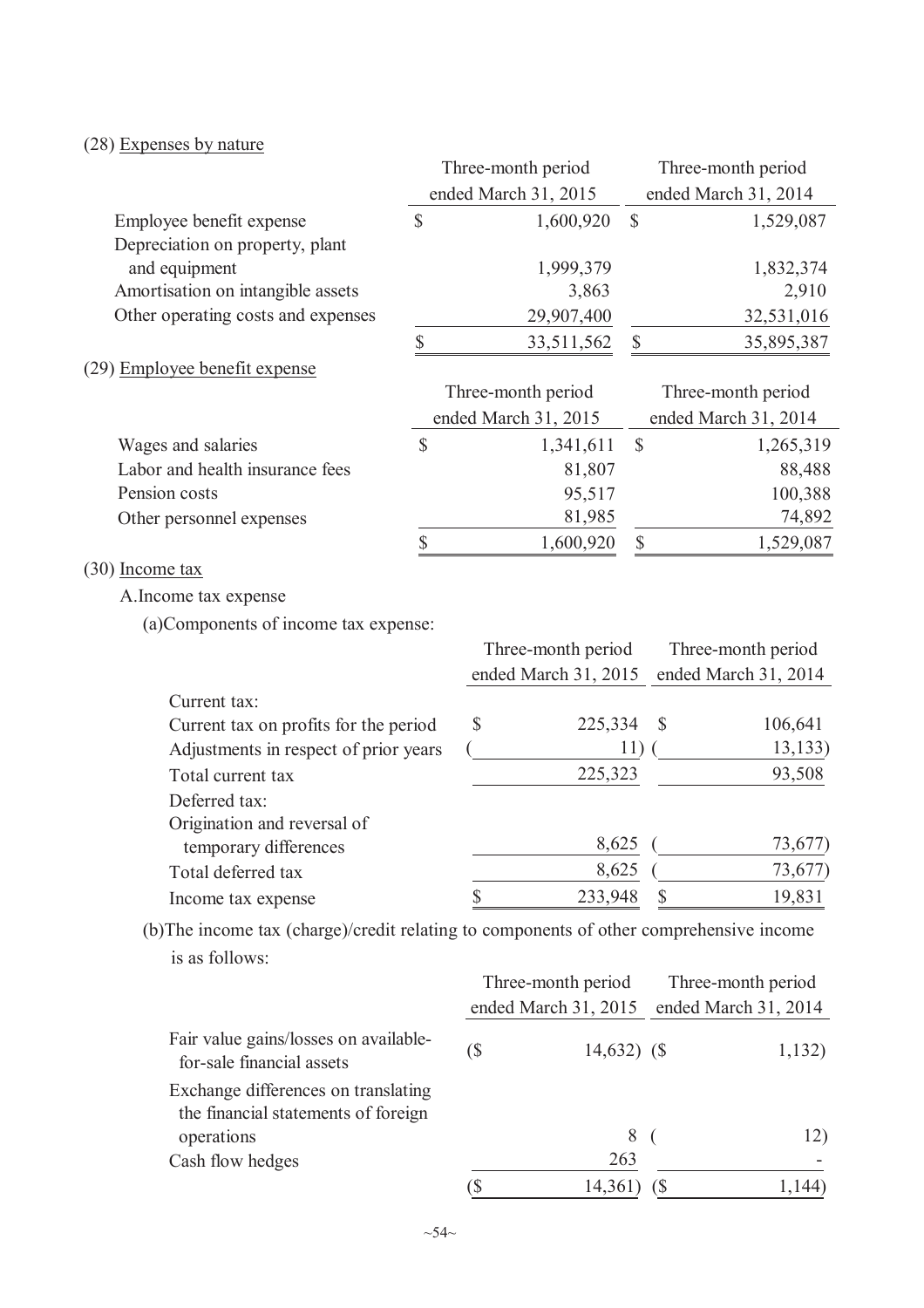(28) Expenses by nature

| | Three-month period ended March 31, 2015 | Three-month period ended March 31, 2014 |
|---|---|---|
| Employee benefit expense | $ 1,600,920 | $ 1,529,087 |
| Depreciation on property, plant and equipment | 1,999,379 | 1,832,374 |
| Amortisation on intangible assets | 3,863 | 2,910 |
| Other operating costs and expenses | 29,907,400 | 32,531,016 |
| | $ 33,511,562 | $ 35,895,387 |

(29) Employee benefit expense

| | Three-month period ended March 31, 2015 | Three-month period ended March 31, 2014 |
|---|---|---|
| Wages and salaries | $ 1,341,611 | $ 1,265,319 |
| Labor and health insurance fees | 81,807 | 88,488 |
| Pension costs | 95,517 | 100,388 |
| Other personnel expenses | 81,985 | 74,892 |
| | $ 1,600,920 | $ 1,529,087 |

(30) Income tax

A.Income tax expense

(a)Components of income tax expense:

| | Three-month period ended March 31, 2015 | Three-month period ended March 31, 2014 |
|---|---|---|
| Current tax: | | |
| Current tax on profits for the period | $ 225,334 | $ 106,641 |
| Adjustments in respect of prior years | ( 11) | ( 13,133) |
| Total current tax | 225,323 | 93,508 |
| Deferred tax: | | |
| Origination and reversal of temporary differences | 8,625 | ( 73,677) |
| Total deferred tax | 8,625 | ( 73,677) |
| Income tax expense | $ 233,948 | $ 19,831 |

(b)The income tax (charge)/credit relating to components of other comprehensive income is as follows:

| | Three-month period ended March 31, 2015 | Three-month period ended March 31, 2014 |
|---|---|---|
| Fair value gains/losses on available-for-sale financial assets | ($ 14,632) | ($ 1,132) |
| Exchange differences on translating the financial statements of foreign operations | 8 | ( 12) |
| Cash flow hedges | 263 | - |
| | ($ 14,361) | ($ 1,144) |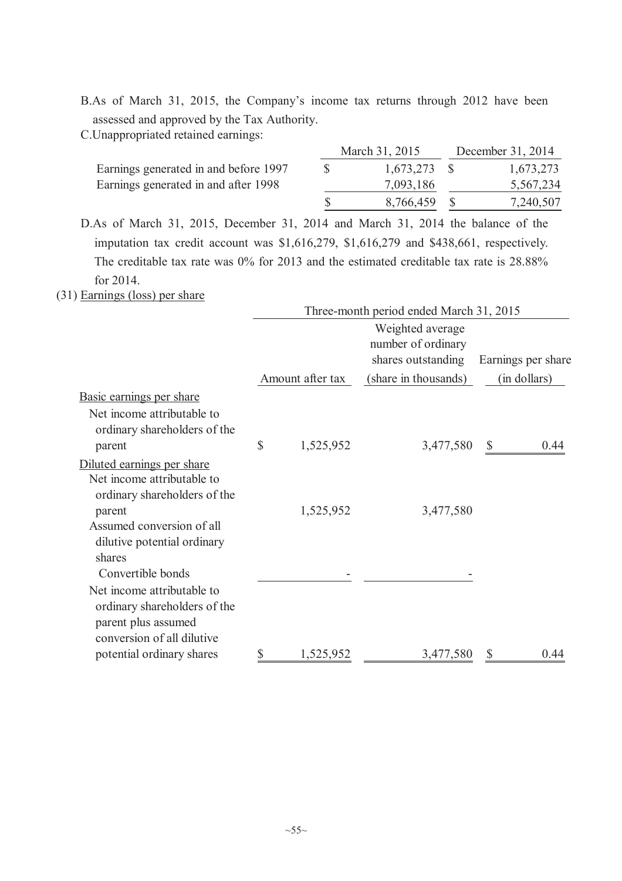B. As of March 31, 2015, the Company's income tax returns through 2012 have been assessed and approved by the Tax Authority.

C. Unappropriated retained earnings:

| | March 31, 2015 | December 31, 2014 |
|---|---|---|
| Earnings generated in and before 1997 | $ 1,673,273 | $ 1,673,273 |
| Earnings generated in and after 1998 | 7,093,186 | 5,567,234 |
| | $ 8,766,459 | $ 7,240,507 |

D. As of March 31, 2015, December 31, 2014 and March 31, 2014 the balance of the imputation tax credit account was $1,616,279, $1,616,279 and $438,661, respectively. The creditable tax rate was 0% for 2013 and the estimated creditable tax rate is 28.88% for 2014.

(31) Earnings (loss) per share

| | Three-month period ended March 31, 2015 | | |
|---|---|---|---|
| | Amount after tax | Weighted average number of ordinary shares outstanding (share in thousands) | Earnings per share (in dollars) |
| Basic earnings per share | | | |
| Net income attributable to ordinary shareholders of the parent | $ 1,525,952 | 3,477,580 | $ 0.44 |
| Diluted earnings per share | | | |
| Net income attributable to ordinary shareholders of the parent | 1,525,952 | 3,477,580 | |
| Assumed conversion of all dilutive potential ordinary shares | | | |
| Convertible bonds | - | - | |
| Net income attributable to ordinary shareholders of the parent plus assumed conversion of all dilutive potential ordinary shares | $ 1,525,952 | 3,477,580 | $ 0.44 |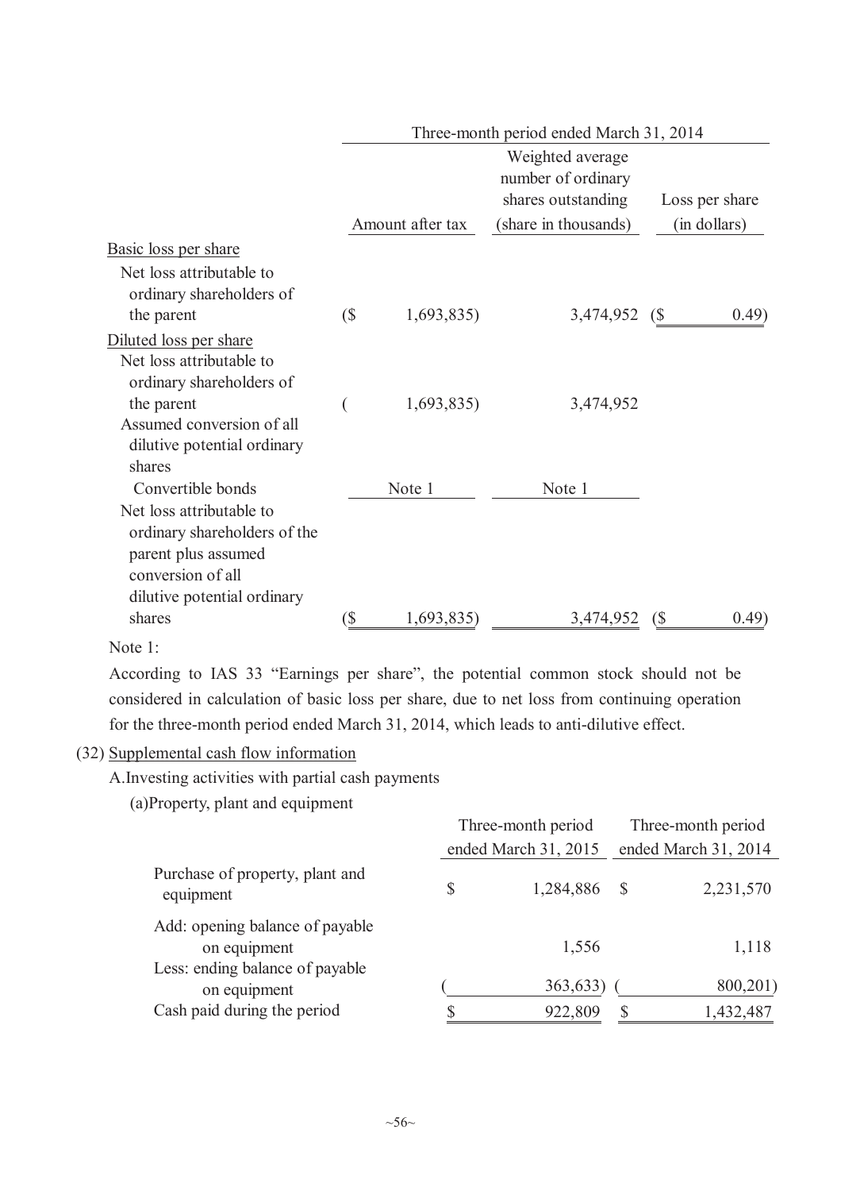| | Three-month period ended March 31, 2014 | | |
|---|---|---|---|
| | Amount after tax | Weighted average number of ordinary shares outstanding (share in thousands) | Loss per share (in dollars) |
| Basic loss per share | | | |
| Net loss attributable to ordinary shareholders of the parent | ($ 1,693,835) | 3,474,952 | ($ 0.49) |
| Diluted loss per share | | | |
| Net loss attributable to ordinary shareholders of the parent | ( 1,693,835) | 3,474,952 | |
| Assumed conversion of all dilutive potential ordinary shares | | | |
| Convertible bonds | Note 1 | Note 1 | |
| Net loss attributable to ordinary shareholders of the parent plus assumed conversion of all dilutive potential ordinary shares | ($ 1,693,835) | 3,474,952 | ($ 0.49) |

Note 1:

According to IAS 33 "Earnings per share", the potential common stock should not be considered in calculation of basic loss per share, due to net loss from continuing operation for the three-month period ended March 31, 2014, which leads to anti-dilutive effect.

(32) Supplemental cash flow information

A. Investing activities with partial cash payments

(a) Property, plant and equipment

| | Three-month period ended March 31, 2015 | Three-month period ended March 31, 2014 |
|---|---|---|
| Purchase of property, plant and equipment | $ 1,284,886 | $ 2,231,570 |
| Add: opening balance of payable on equipment | 1,556 | 1,118 |
| Less: ending balance of payable on equipment | ( 363,633) | ( 800,201) |
| Cash paid during the period | $ 922,809 | $ 1,432,487 |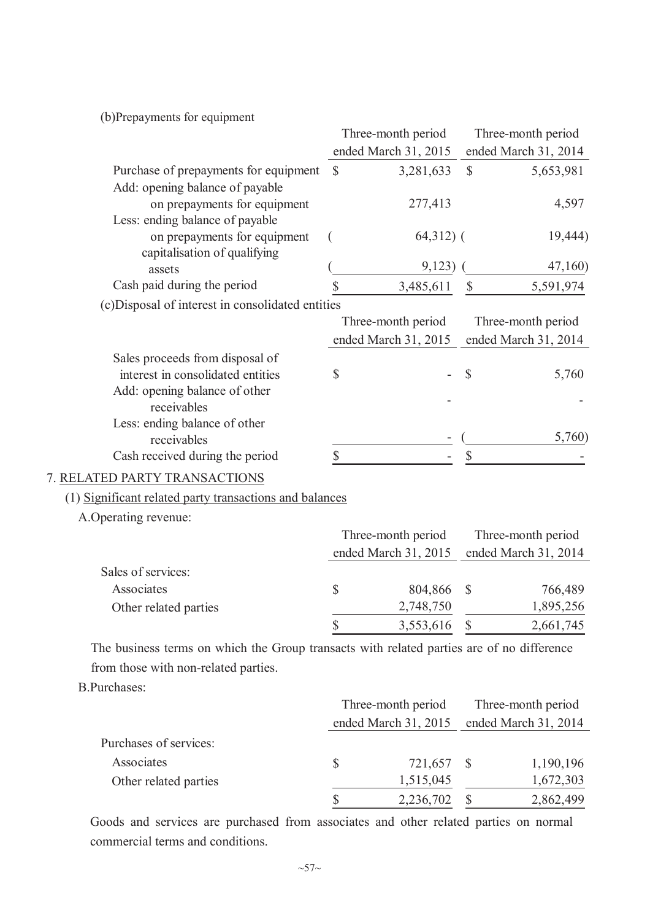(b)Prepayments for equipment

| | Three-month period ended March 31, 2015 | Three-month period ended March 31, 2014 |
|---|---|---|
| Purchase of prepayments for equipment | $ 3,281,633 | $ 5,653,981 |
| Add: opening balance of payable on prepayments for equipment | 277,413 | 4,597 |
| Less: ending balance of payable on prepayments for equipment | ( 64,312) | ( 19,444) |
| capitalisation of qualifying assets | ( 9,123) | ( 47,160) |
| Cash paid during the period | $ 3,485,611 | $ 5,591,974 |

(c)Disposal of interest in consolidated entities

| | Three-month period ended March 31, 2015 | Three-month period ended March 31, 2014 |
|---|---|---|
| Sales proceeds from disposal of interest in consolidated entities | $ - | $ 5,760 |
| Add: opening balance of other receivables | - | - |
| Less: ending balance of other receivables | - | ( 5,760) |
| Cash received during the period | $ - | $ - |

## 7. RELATED PARTY TRANSACTIONS

### (1) Significant related party transactions and balances

A.Operating revenue:

| | Three-month period ended March 31, 2015 | Three-month period ended March 31, 2014 |
|---|---|---|
| Sales of services: | | |
| Associates | $ 804,866 | $ 766,489 |
| Other related parties | 2,748,750 | 1,895,256 |
| | $ 3,553,616 | $ 2,661,745 |

The business terms on which the Group transacts with related parties are of no difference from those with non-related parties.

B.Purchases:

| | Three-month period ended March 31, 2015 | Three-month period ended March 31, 2014 |
|---|---|---|
| Purchases of services: | | |
| Associates | $ 721,657 | $ 1,190,196 |
| Other related parties | 1,515,045 | 1,672,303 |
| | $ 2,236,702 | $ 2,862,499 |

Goods and services are purchased from associates and other related parties on normal commercial terms and conditions.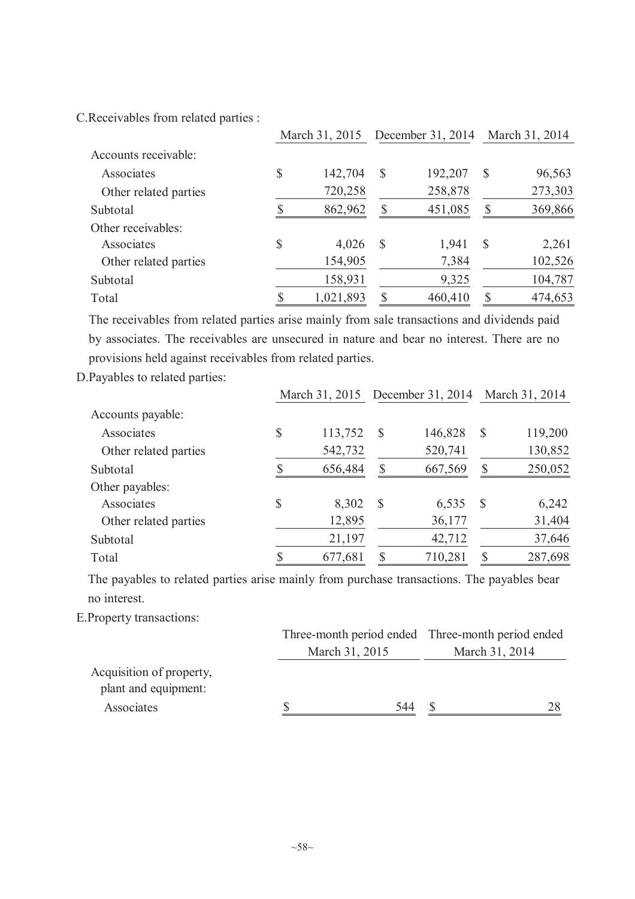C.Receivables from related parties :

| | March 31, 2015 | December 31, 2014 | March 31, 2014 |
|---|---|---|---|
| Accounts receivable: | | | |
| Associates | $ 142,704 | $ 192,207 | $ 96,563 |
| Other related parties | 720,258 | 258,878 | 273,303 |
| Subtotal | $ 862,962 | $ 451,085 | $ 369,866 |
| Other receivables: | | | |
| Associates | $ 4,026 | $ 1,941 | $ 2,261 |
| Other related parties | 154,905 | 7,384 | 102,526 |
| Subtotal | 158,931 | 9,325 | 104,787 |
| Total | $ 1,021,893 | $ 460,410 | $ 474,653 |

The receivables from related parties arise mainly from sale transactions and dividends paid by associates. The receivables are unsecured in nature and bear no interest. There are no provisions held against receivables from related parties.

D.Payables to related parties:

| | March 31, 2015 | December 31, 2014 | March 31, 2014 |
|---|---|---|---|
| Accounts payable: | | | |
| Associates | $ 113,752 | $ 146,828 | $ 119,200 |
| Other related parties | 542,732 | 520,741 | 130,852 |
| Subtotal | $ 656,484 | $ 667,569 | $ 250,052 |
| Other payables: | | | |
| Associates | $ 8,302 | $ 6,535 | $ 6,242 |
| Other related parties | 12,895 | 36,177 | 31,404 |
| Subtotal | 21,197 | 42,712 | 37,646 |
| Total | $ 677,681 | $ 710,281 | $ 287,698 |

The payables to related parties arise mainly from purchase transactions. The payables bear no interest.

E.Property transactions:

| | Three-month period ended March 31, 2015 | Three-month period ended March 31, 2014 |
|---|---|---|
| Acquisition of property, plant and equipment: | | |
| Associates | $ 544 | $ 28 |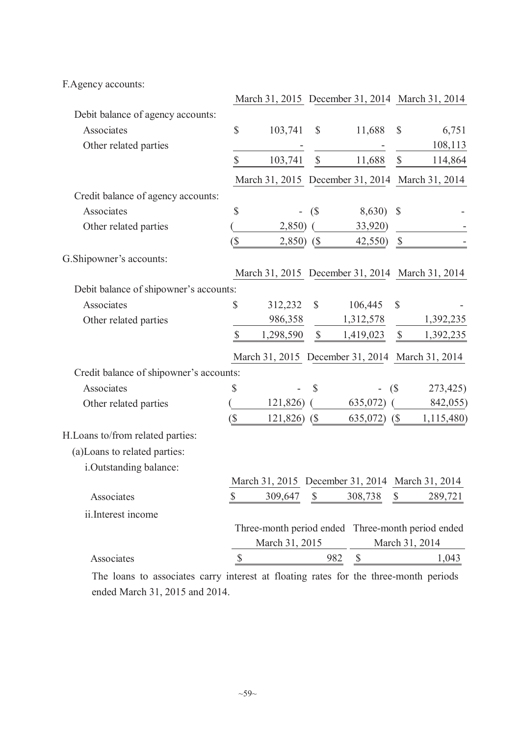F.Agency accounts:

| | March 31, 2015 | December 31, 2014 | March 31, 2014 |
|---|---|---|---|
| Debit balance of agency accounts: | | | |
| Associates | $ 103,741 | $ 11,688 | $ 6,751 |
| Other related parties | - | - | 108,113 |
| | $ 103,741 | $ 11,688 | $ 114,864 |

| | March 31, 2015 | December 31, 2014 | March 31, 2014 |
|---|---|---|---|
| Credit balance of agency accounts: | | | |
| Associates | $ - | ($ 8,630) | $ - |
| Other related parties | ( 2,850) | ( 33,920) | - |
| | ($ 2,850) | ($ 42,550) | $ - |

G.Shipowner's accounts:

| | March 31, 2015 | December 31, 2014 | March 31, 2014 |
|---|---|---|---|
| Debit balance of shipowner's accounts: | | | |
| Associates | $ 312,232 | $ 106,445 | $ - |
| Other related parties | 986,358 | 1,312,578 | 1,392,235 |
| | $ 1,298,590 | $ 1,419,023 | $ 1,392,235 |

| | March 31, 2015 | December 31, 2014 | March 31, 2014 |
|---|---|---|---|
| Credit balance of shipowner's accounts: | | | |
| Associates | $ - | $ - | ($ 273,425) |
| Other related parties | ( 121,826) | ( 635,072) | ( 842,055) |
| | ($ 121,826) | ($ 635,072) | ($ 1,115,480) |

H.Loans to/from related parties:

(a)Loans to related parties:

i.Outstanding balance:

| | March 31, 2015 | December 31, 2014 | March 31, 2014 |
|---|---|---|---|
| Associates | $ 309,647 | $ 308,738 | $ 289,721 |

ii.Interest income

| | Three-month period ended March 31, 2015 | Three-month period ended March 31, 2014 |
|---|---|---|
| Associates | $ 982 | $ 1,043 |

The loans to associates carry interest at floating rates for the three-month periods ended March 31, 2015 and 2014.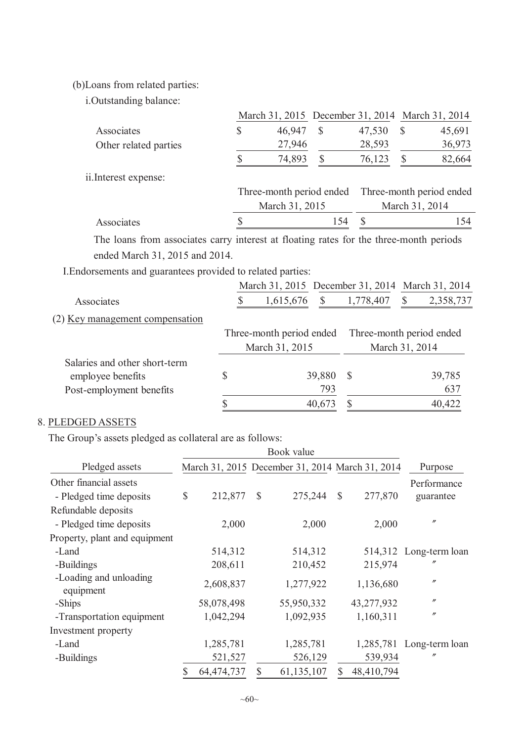(b)Loans from related parties:

i.Outstanding balance:

| | March 31, 2015 | December 31, 2014 | March 31, 2014 |
|---|---|---|---|
| Associates | $ 46,947 | $ 47,530 | $ 45,691 |
| Other related parties | 27,946 | 28,593 | 36,973 |
| | $ 74,893 | $ 76,123 | $ 82,664 |

ii.Interest expense:

| | Three-month period ended March 31, 2015 | Three-month period ended March 31, 2014 |
|---|---|---|
| Associates | $ 154 | $ 154 |

The loans from associates carry interest at floating rates for the three-month periods ended March 31, 2015 and 2014.

I.Endorsements and guarantees provided to related parties:

| | March 31, 2015 | December 31, 2014 | March 31, 2014 |
|---|---|---|---|
| Associates | $ 1,615,676 | $ 1,778,407 | $ 2,358,737 |

(2) Key management compensation

| | Three-month period ended March 31, 2015 | Three-month period ended March 31, 2014 |
|---|---|---|
| Salaries and other short-term employee benefits | $ 39,880 | $ 39,785 |
| Post-employment benefits | 793 | 637 |
| | $ 40,673 | $ 40,422 |

8. PLEDGED ASSETS

The Group's assets pledged as collateral are as follows:

| | Book value | | | |
|---|---|---|---|---|
| Pledged assets | March 31, 2015 | December 31, 2014 | March 31, 2014 | Purpose |
| Other financial assets | | | | |
| - Pledged time deposits | $ 212,877 | $ 275,244 | $ 277,870 | Performance guarantee |
| Refundable deposits | | | | |
| - Pledged time deposits | 2,000 | 2,000 | 2,000 | 〃 |
| Property, plant and equipment | | | | |
| -Land | 514,312 | 514,312 | 514,312 | Long-term loan |
| -Buildings | 208,611 | 210,452 | 215,974 | 〃 |
| -Loading and unloading equipment | 2,608,837 | 1,277,922 | 1,136,680 | 〃 |
| -Ships | 58,078,498 | 55,950,332 | 43,277,932 | 〃 |
| -Transportation equipment | 1,042,294 | 1,092,935 | 1,160,311 | 〃 |
| Investment property | | | | |
| -Land | 1,285,781 | 1,285,781 | 1,285,781 | Long-term loan |
| -Buildings | 521,527 | 526,129 | 539,934 | 〃 |
| | $ 64,474,737 | $ 61,135,107 | $ 48,410,794 | |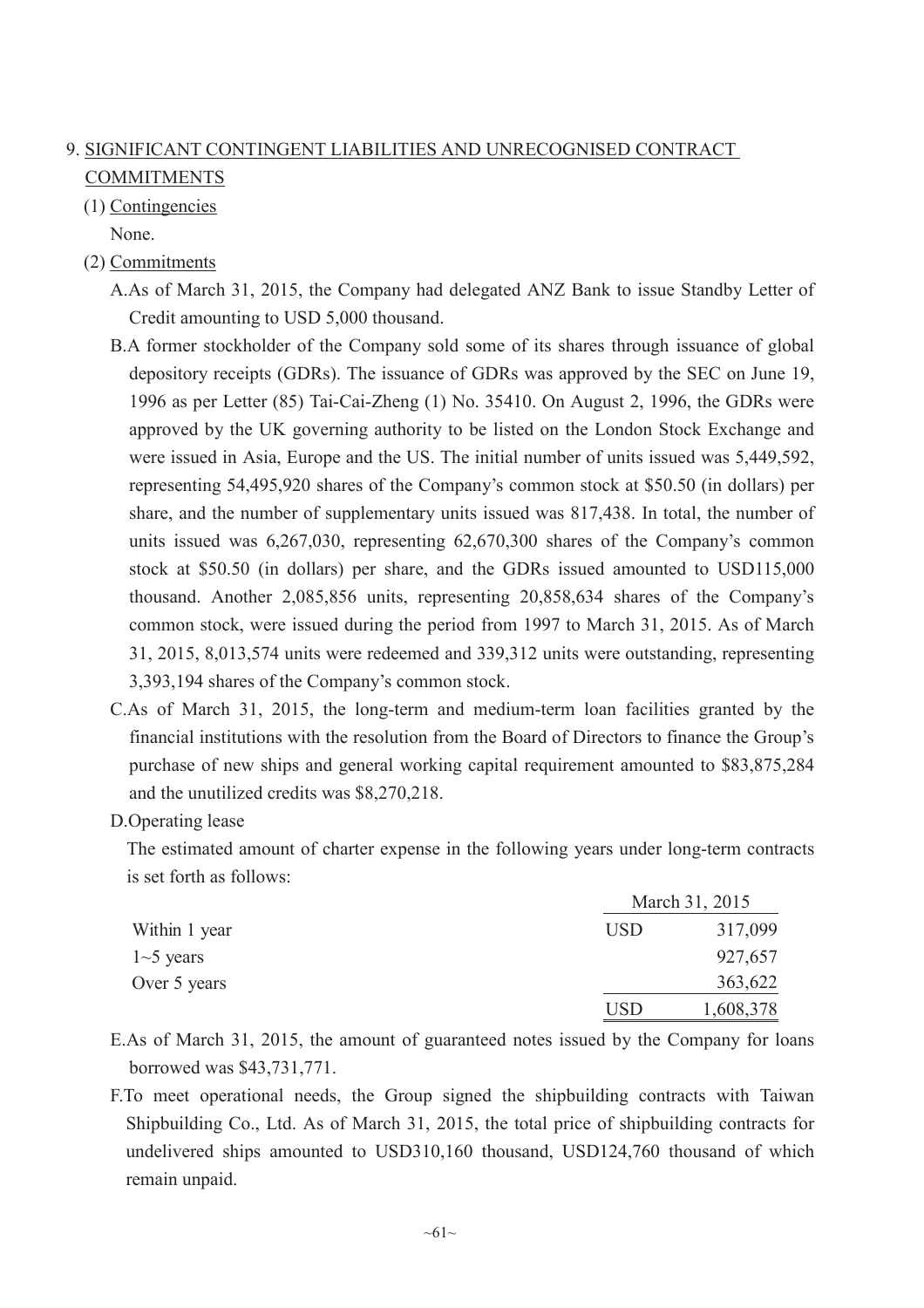# 9. SIGNIFICANT CONTINGENT LIABILITIES AND UNRECOGNISED CONTRACT COMMITMENTS

## (1) Contingencies

None.

## (2) Commitments

A. As of March 31, 2015, the Company had delegated ANZ Bank to issue Standby Letter of Credit amounting to USD 5,000 thousand.

B. A former stockholder of the Company sold some of its shares through issuance of global depository receipts (GDRs). The issuance of GDRs was approved by the SEC on June 19, 1996 as per Letter (85) Tai-Cai-Zheng (1) No. 35410. On August 2, 1996, the GDRs were approved by the UK governing authority to be listed on the London Stock Exchange and were issued in Asia, Europe and the US. The initial number of units issued was 5,449,592, representing 54,495,920 shares of the Company's common stock at $50.50 (in dollars) per share, and the number of supplementary units issued was 817,438. In total, the number of units issued was 6,267,030, representing 62,670,300 shares of the Company's common stock at $50.50 (in dollars) per share, and the GDRs issued amounted to USD115,000 thousand. Another 2,085,856 units, representing 20,858,634 shares of the Company's common stock, were issued during the period from 1997 to March 31, 2015. As of March 31, 2015, 8,013,574 units were redeemed and 339,312 units were outstanding, representing 3,393,194 shares of the Company's common stock.

C. As of March 31, 2015, the long-term and medium-term loan facilities granted by the financial institutions with the resolution from the Board of Directors to finance the Group's purchase of new ships and general working capital requirement amounted to $83,875,284 and the unutilized credits was $8,270,218.

D. Operating lease

The estimated amount of charter expense in the following years under long-term contracts is set forth as follows:

| | March 31, 2015 | |
|---|---|---|
| Within 1 year | USD | 317,099 |
| 1~5 years | | 927,657 |
| Over 5 years | | 363,622 |
| | USD | 1,608,378 |

E. As of March 31, 2015, the amount of guaranteed notes issued by the Company for loans borrowed was $43,731,771.

F. To meet operational needs, the Group signed the shipbuilding contracts with Taiwan Shipbuilding Co., Ltd. As of March 31, 2015, the total price of shipbuilding contracts for undelivered ships amounted to USD310,160 thousand, USD124,760 thousand of which remain unpaid.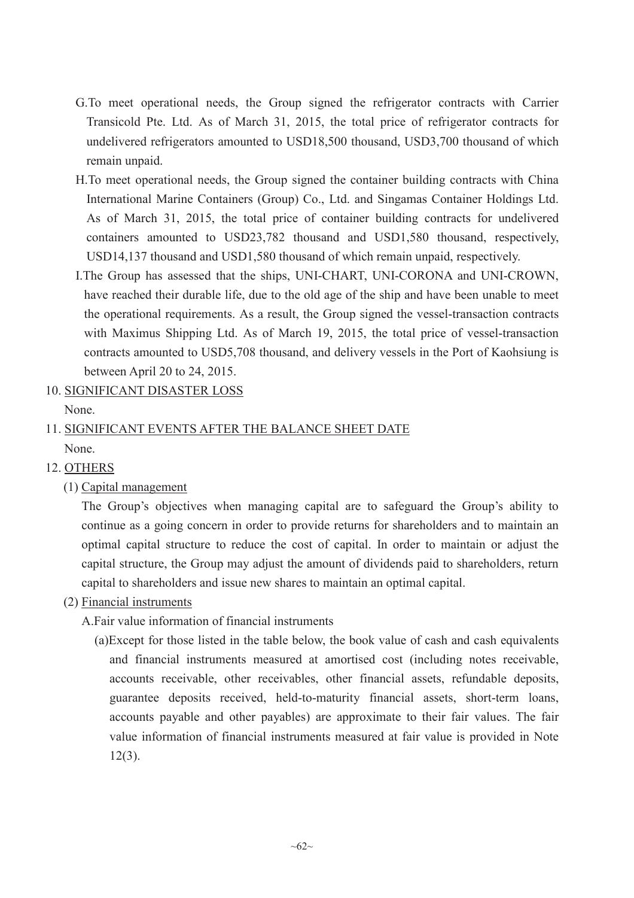G. To meet operational needs, the Group signed the refrigerator contracts with Carrier Transicold Pte. Ltd. As of March 31, 2015, the total price of refrigerator contracts for undelivered refrigerators amounted to USD18,500 thousand, USD3,700 thousand of which remain unpaid.

H. To meet operational needs, the Group signed the container building contracts with China International Marine Containers (Group) Co., Ltd. and Singamas Container Holdings Ltd. As of March 31, 2015, the total price of container building contracts for undelivered containers amounted to USD23,782 thousand and USD1,580 thousand, respectively, USD14,137 thousand and USD1,580 thousand of which remain unpaid, respectively.

I. The Group has assessed that the ships, UNI-CHART, UNI-CORONA and UNI-CROWN, have reached their durable life, due to the old age of the ship and have been unable to meet the operational requirements. As a result, the Group signed the vessel-transaction contracts with Maximus Shipping Ltd. As of March 19, 2015, the total price of vessel-transaction contracts amounted to USD5,708 thousand, and delivery vessels in the Port of Kaohsiung is between April 20 to 24, 2015.

## 10. SIGNIFICANT DISASTER LOSS

None.

## 11. SIGNIFICANT EVENTS AFTER THE BALANCE SHEET DATE

None.

## 12. OTHERS

### (1) Capital management

The Group's objectives when managing capital are to safeguard the Group's ability to continue as a going concern in order to provide returns for shareholders and to maintain an optimal capital structure to reduce the cost of capital. In order to maintain or adjust the capital structure, the Group may adjust the amount of dividends paid to shareholders, return capital to shareholders and issue new shares to maintain an optimal capital.

### (2) Financial instruments

A. Fair value information of financial instruments

(a) Except for those listed in the table below, the book value of cash and cash equivalents and financial instruments measured at amortised cost (including notes receivable, accounts receivable, other receivables, other financial assets, refundable deposits, guarantee deposits received, held-to-maturity financial assets, short-term loans, accounts payable and other payables) are approximate to their fair values. The fair value information of financial instruments measured at fair value is provided in Note 12(3).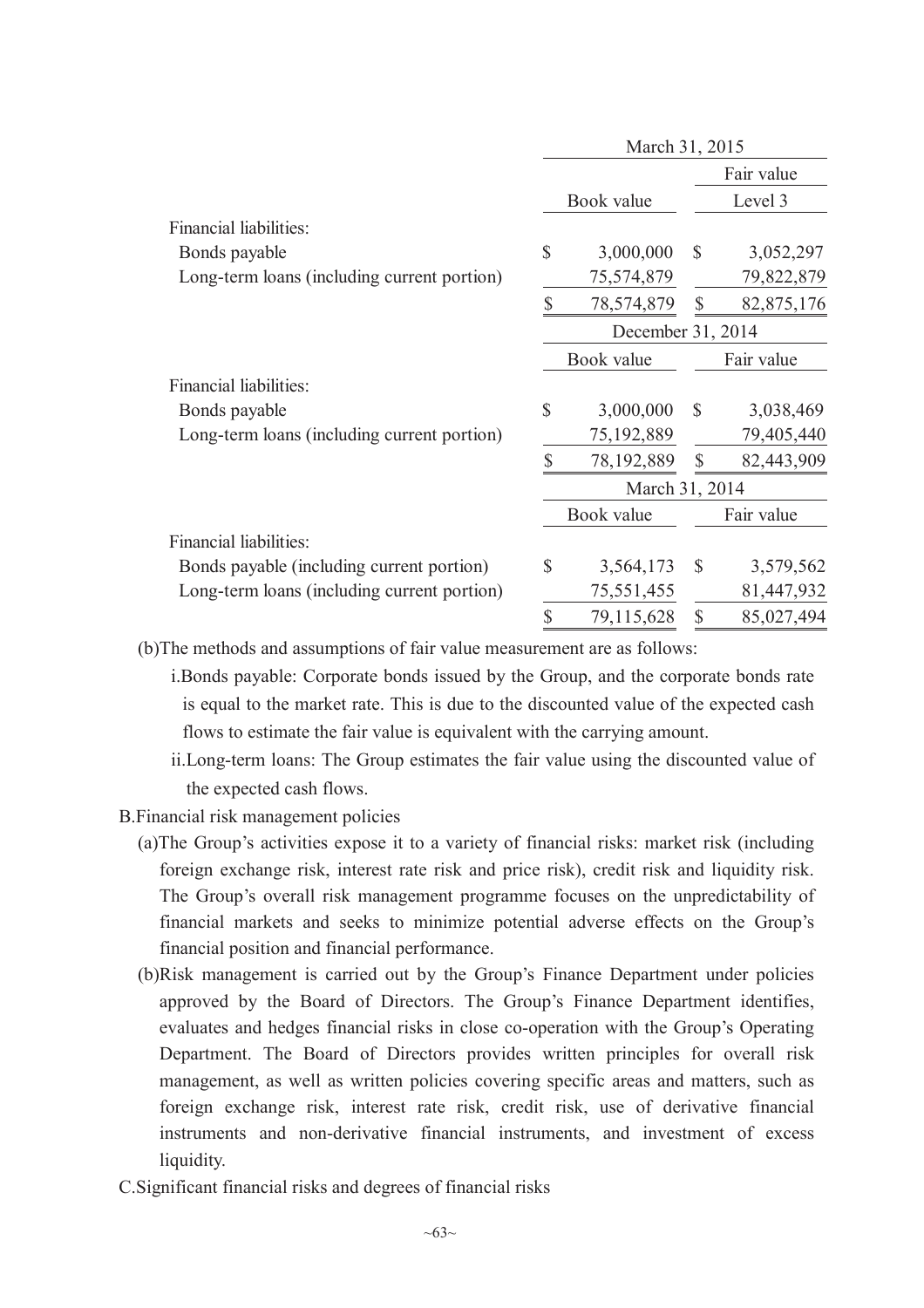| | March 31, 2015 | |
|---|---|---|
| | | Fair value |
| | Book value | Level 3 |
| Financial liabilities: | | |
| Bonds payable | $ 3,000,000 | $ 3,052,297 |
| Long-term loans (including current portion) | 75,574,879 | 79,822,879 |
| | $ 78,574,879 | $ 82,875,176 |

| | December 31, 2014 | |
|---|---|---|
| | Book value | Fair value |
| Financial liabilities: | | |
| Bonds payable | $ 3,000,000 | $ 3,038,469 |
| Long-term loans (including current portion) | 75,192,889 | 79,405,440 |
| | $ 78,192,889 | $ 82,443,909 |

| | March 31, 2014 | |
|---|---|---|
| | Book value | Fair value |
| Financial liabilities: | | |
| Bonds payable (including current portion) | $ 3,564,173 | $ 3,579,562 |
| Long-term loans (including current portion) | 75,551,455 | 81,447,932 |
| | $ 79,115,628 | $ 85,027,494 |

(b)The methods and assumptions of fair value measurement are as follows:

i.Bonds payable: Corporate bonds issued by the Group, and the corporate bonds rate is equal to the market rate. This is due to the discounted value of the expected cash flows to estimate the fair value is equivalent with the carrying amount.

ii.Long-term loans: The Group estimates the fair value using the discounted value of the expected cash flows.

B.Financial risk management policies

(a)The Group's activities expose it to a variety of financial risks: market risk (including foreign exchange risk, interest rate risk and price risk), credit risk and liquidity risk. The Group's overall risk management programme focuses on the unpredictability of financial markets and seeks to minimize potential adverse effects on the Group's financial position and financial performance.

(b)Risk management is carried out by the Group's Finance Department under policies approved by the Board of Directors. The Group's Finance Department identifies, evaluates and hedges financial risks in close co-operation with the Group's Operating Department. The Board of Directors provides written principles for overall risk management, as well as written policies covering specific areas and matters, such as foreign exchange risk, interest rate risk, credit risk, use of derivative financial instruments and non-derivative financial instruments, and investment of excess liquidity.

C.Significant financial risks and degrees of financial risks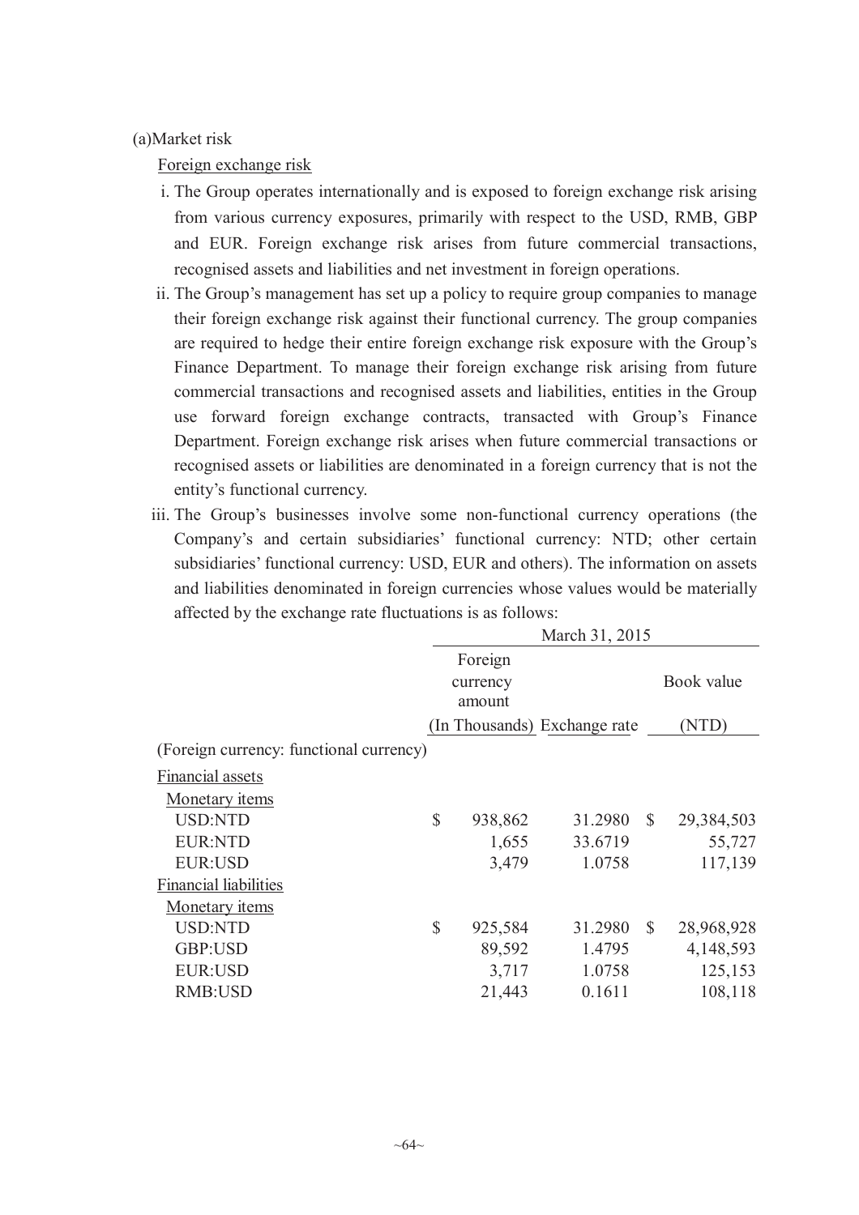(a)Market risk

Foreign exchange risk

i. The Group operates internationally and is exposed to foreign exchange risk arising from various currency exposures, primarily with respect to the USD, RMB, GBP and EUR. Foreign exchange risk arises from future commercial transactions, recognised assets and liabilities and net investment in foreign operations.

ii. The Group's management has set up a policy to require group companies to manage their foreign exchange risk against their functional currency. The group companies are required to hedge their entire foreign exchange risk exposure with the Group's Finance Department. To manage their foreign exchange risk arising from future commercial transactions and recognised assets and liabilities, entities in the Group use forward foreign exchange contracts, transacted with Group's Finance Department. Foreign exchange risk arises when future commercial transactions or recognised assets or liabilities are denominated in a foreign currency that is not the entity's functional currency.

iii. The Group's businesses involve some non-functional currency operations (the Company's and certain subsidiaries' functional currency: NTD; other certain subsidiaries' functional currency: USD, EUR and others). The information on assets and liabilities denominated in foreign currencies whose values would be materially affected by the exchange rate fluctuations is as follows:

| | March 31, 2015 | | |
|---|---|---|---|
| | Foreign currency amount (In Thousands) | Exchange rate | Book value (NTD) |
| (Foreign currency: functional currency) | | | |
| Financial assets | | | |
| Monetary items | | | |
| USD:NTD | $ 938,862 | 31.2980 | $ 29,384,503 |
| EUR:NTD | 1,655 | 33.6719 | 55,727 |
| EUR:USD | 3,479 | 1.0758 | 117,139 |
| Financial liabilities | | | |
| Monetary items | | | |
| USD:NTD | $ 925,584 | 31.2980 | $ 28,968,928 |
| GBP:USD | 89,592 | 1.4795 | 4,148,593 |
| EUR:USD | 3,717 | 1.0758 | 125,153 |
| RMB:USD | 21,443 | 0.1611 | 108,118 |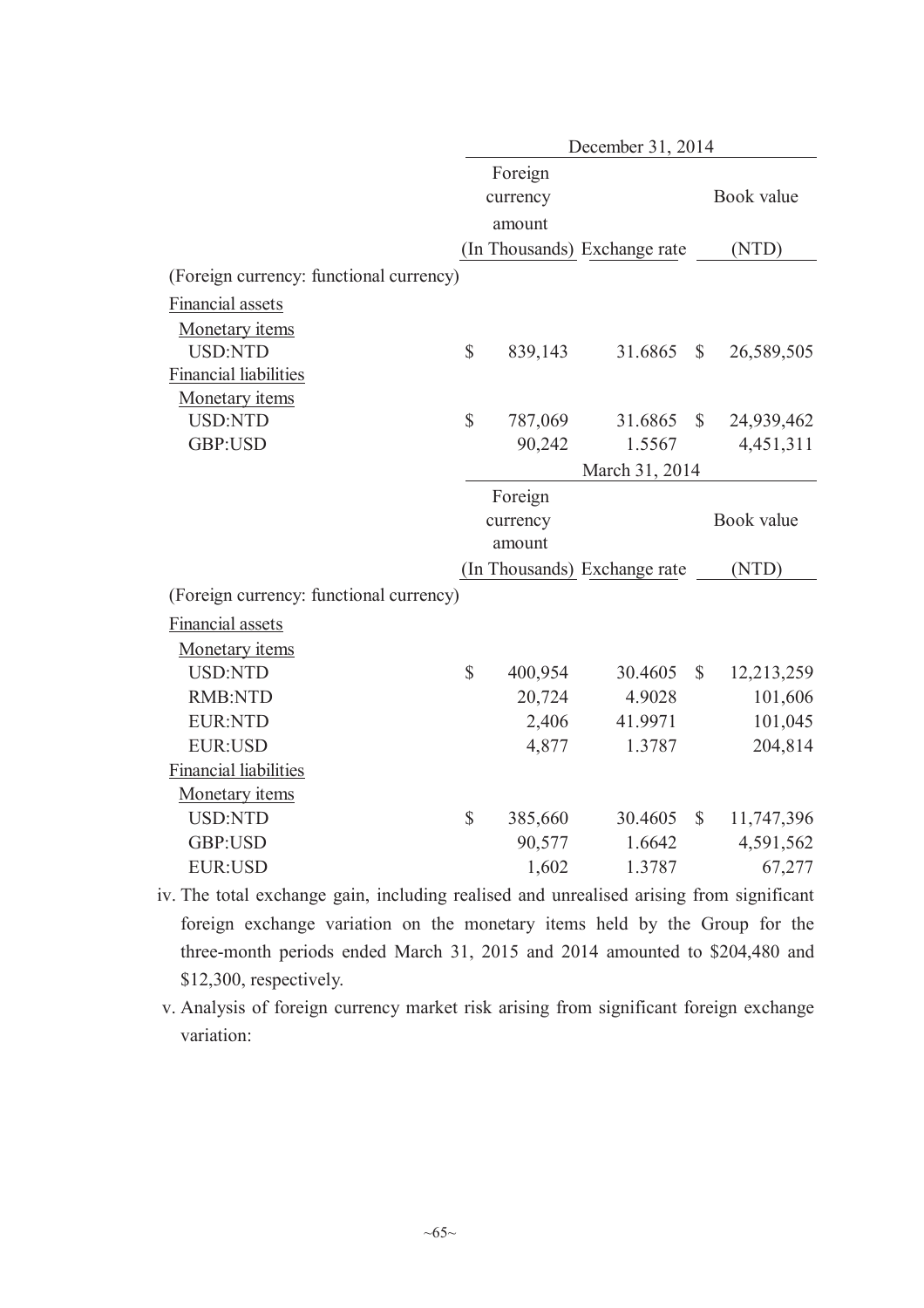| | December 31, 2014 | | |
|---|---|---|---|
| | Foreign currency amount (In Thousands) | Exchange rate | Book value (NTD) |
| (Foreign currency: functional currency) | | | |
| Financial assets | | | |
| Monetary items | | | |
| USD:NTD | $ 839,143 | 31.6865 | $ 26,589,505 |
| Financial liabilities | | | |
| Monetary items | | | |
| USD:NTD | $ 787,069 | 31.6865 | $ 24,939,462 |
| GBP:USD | 90,242 | 1.5567 | 4,451,311 |

| | March 31, 2014 | | |
|---|---|---|---|
| | Foreign currency amount (In Thousands) | Exchange rate | Book value (NTD) |
| (Foreign currency: functional currency) | | | |
| Financial assets | | | |
| Monetary items | | | |
| USD:NTD | $ 400,954 | 30.4605 | $ 12,213,259 |
| RMB:NTD | 20,724 | 4.9028 | 101,606 |
| EUR:NTD | 2,406 | 41.9971 | 101,045 |
| EUR:USD | 4,877 | 1.3787 | 204,814 |
| Financial liabilities | | | |
| Monetary items | | | |
| USD:NTD | $ 385,660 | 30.4605 | $ 11,747,396 |
| GBP:USD | 90,577 | 1.6642 | 4,591,562 |
| EUR:USD | 1,602 | 1.3787 | 67,277 |

iv. The total exchange gain, including realised and unrealised arising from significant foreign exchange variation on the monetary items held by the Group for the three-month periods ended March 31, 2015 and 2014 amounted to $204,480 and $12,300, respectively.

v. Analysis of foreign currency market risk arising from significant foreign exchange variation: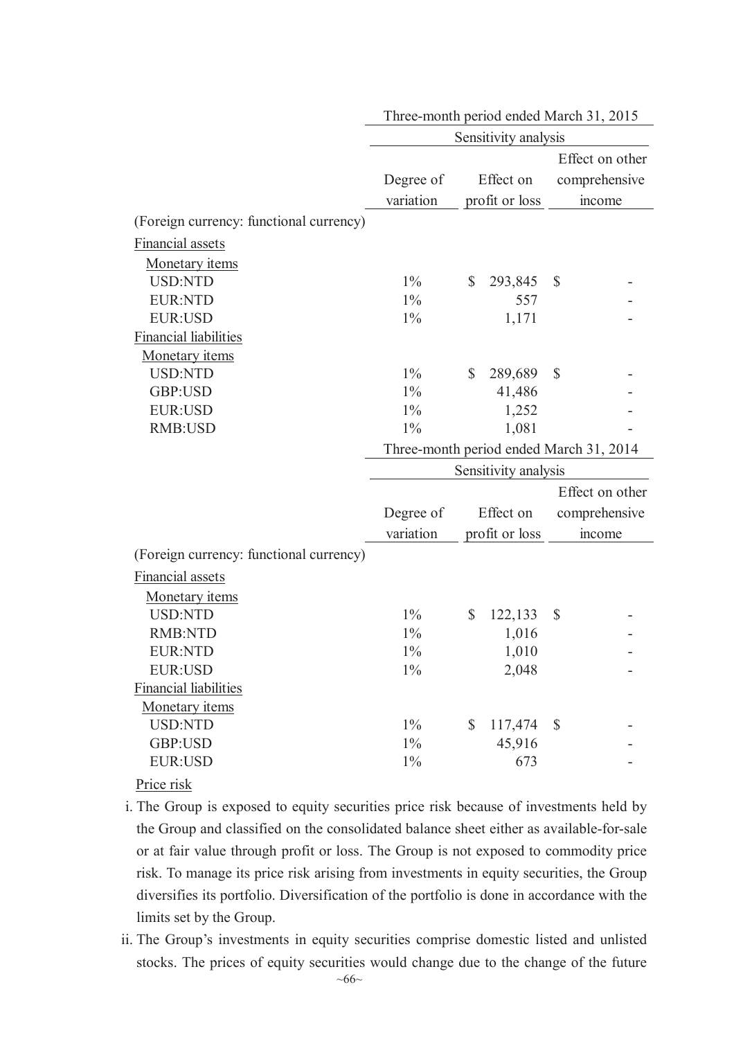| | Three-month period ended March 31, 2015 | | |
|---|---|---|---|
| | Sensitivity analysis | | |
| | Degree of variation | Effect on profit or loss | Effect on other comprehensive income |
| (Foreign currency: functional currency) | | | |
| Financial assets | | | |
| Monetary items | | | |
| USD:NTD | 1% | $ 293,845 | $ - |
| EUR:NTD | 1% | 557 | - |
| EUR:USD | 1% | 1,171 | - |
| Financial liabilities | | | |
| Monetary items | | | |
| USD:NTD | 1% | $ 289,689 | $ - |
| GBP:USD | 1% | 41,486 | - |
| EUR:USD | 1% | 1,252 | - |
| RMB:USD | 1% | 1,081 | - |

| | Three-month period ended March 31, 2014 | | |
|---|---|---|---|
| | Sensitivity analysis | | |
| | Degree of variation | Effect on profit or loss | Effect on other comprehensive income |
| (Foreign currency: functional currency) | | | |
| Financial assets | | | |
| Monetary items | | | |
| USD:NTD | 1% | $ 122,133 | $ - |
| RMB:NTD | 1% | 1,016 | - |
| EUR:NTD | 1% | 1,010 | - |
| EUR:USD | 1% | 2,048 | - |
| Financial liabilities | | | |
| Monetary items | | | |
| USD:NTD | 1% | $ 117,474 | $ - |
| GBP:USD | 1% | 45,916 | - |
| EUR:USD | 1% | 673 | - |

Price risk

i. The Group is exposed to equity securities price risk because of investments held by the Group and classified on the consolidated balance sheet either as available-for-sale or at fair value through profit or loss. The Group is not exposed to commodity price risk. To manage its price risk arising from investments in equity securities, the Group diversifies its portfolio. Diversification of the portfolio is done in accordance with the limits set by the Group.

ii. The Group's investments in equity securities comprise domestic listed and unlisted stocks. The prices of equity securities would change due to the change of the future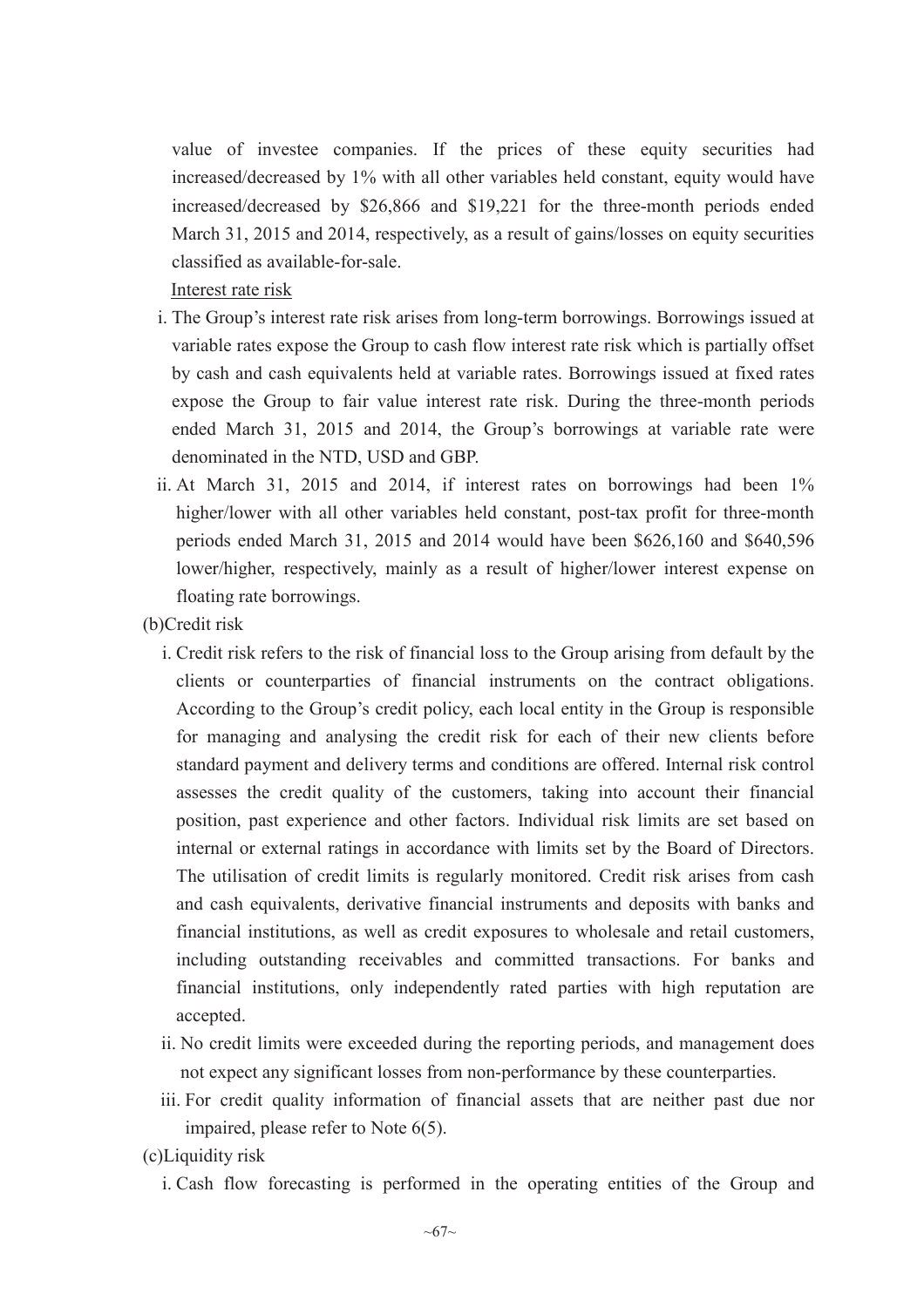value of investee companies. If the prices of these equity securities had increased/decreased by 1% with all other variables held constant, equity would have increased/decreased by $26,866 and $19,221 for the three-month periods ended March 31, 2015 and 2014, respectively, as a result of gains/losses on equity securities classified as available-for-sale.

Interest rate risk

i. The Group's interest rate risk arises from long-term borrowings. Borrowings issued at variable rates expose the Group to cash flow interest rate risk which is partially offset by cash and cash equivalents held at variable rates. Borrowings issued at fixed rates expose the Group to fair value interest rate risk. During the three-month periods ended March 31, 2015 and 2014, the Group's borrowings at variable rate were denominated in the NTD, USD and GBP.

ii. At March 31, 2015 and 2014, if interest rates on borrowings had been 1% higher/lower with all other variables held constant, post-tax profit for three-month periods ended March 31, 2015 and 2014 would have been $626,160 and $640,596 lower/higher, respectively, mainly as a result of higher/lower interest expense on floating rate borrowings.

(b)Credit risk

i. Credit risk refers to the risk of financial loss to the Group arising from default by the clients or counterparties of financial instruments on the contract obligations. According to the Group's credit policy, each local entity in the Group is responsible for managing and analysing the credit risk for each of their new clients before standard payment and delivery terms and conditions are offered. Internal risk control assesses the credit quality of the customers, taking into account their financial position, past experience and other factors. Individual risk limits are set based on internal or external ratings in accordance with limits set by the Board of Directors. The utilisation of credit limits is regularly monitored. Credit risk arises from cash and cash equivalents, derivative financial instruments and deposits with banks and financial institutions, as well as credit exposures to wholesale and retail customers, including outstanding receivables and committed transactions. For banks and financial institutions, only independently rated parties with high reputation are accepted.

ii. No credit limits were exceeded during the reporting periods, and management does not expect any significant losses from non-performance by these counterparties.

iii. For credit quality information of financial assets that are neither past due nor impaired, please refer to Note 6(5).

(c)Liquidity risk

i. Cash flow forecasting is performed in the operating entities of the Group and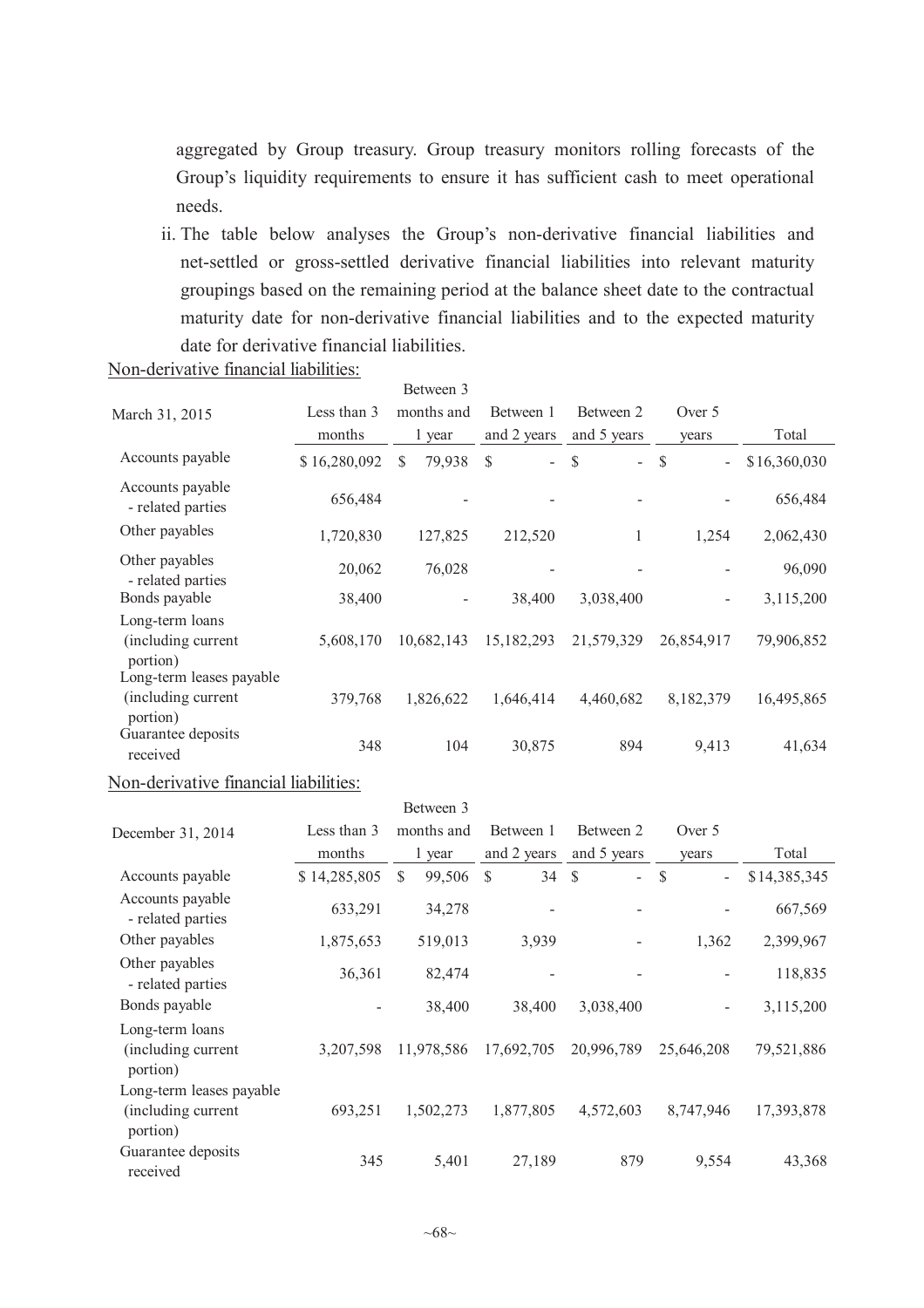aggregated by Group treasury. Group treasury monitors rolling forecasts of the Group's liquidity requirements to ensure it has sufficient cash to meet operational needs.

ii. The table below analyses the Group's non-derivative financial liabilities and net-settled or gross-settled derivative financial liabilities into relevant maturity groupings based on the remaining period at the balance sheet date to the contractual maturity date for non-derivative financial liabilities and to the expected maturity date for derivative financial liabilities.

Non-derivative financial liabilities:

| March 31, 2015 | Less than 3 months | Between 3 months and 1 year | Between 1 and 2 years | Between 2 and 5 years | Over 5 years | Total |
|---|---|---|---|---|---|---|
| Accounts payable | $ 16,280,092 | $ 79,938 | $ - | $ - | $ - | $ 16,360,030 |
| Accounts payable - related parties | 656,484 | - | - | - | - | 656,484 |
| Other payables | 1,720,830 | 127,825 | 212,520 | 1 | 1,254 | 2,062,430 |
| Other payables - related parties | 20,062 | 76,028 | - | - | - | 96,090 |
| Bonds payable | 38,400 | - | 38,400 | 3,038,400 | - | 3,115,200 |
| Long-term loans (including current portion) | 5,608,170 | 10,682,143 | 15,182,293 | 21,579,329 | 26,854,917 | 79,906,852 |
| Long-term leases payable (including current portion) | 379,768 | 1,826,622 | 1,646,414 | 4,460,682 | 8,182,379 | 16,495,865 |
| Guarantee deposits received | 348 | 104 | 30,875 | 894 | 9,413 | 41,634 |

Non-derivative financial liabilities:

| December 31, 2014 | Less than 3 months | Between 3 months and 1 year | Between 1 and 2 years | Between 2 and 5 years | Over 5 years | Total |
|---|---|---|---|---|---|---|
| Accounts payable | $ 14,285,805 | $ 99,506 | $ 34 | $ - | $ - | $ 14,385,345 |
| Accounts payable - related parties | 633,291 | 34,278 | - | - | - | 667,569 |
| Other payables | 1,875,653 | 519,013 | 3,939 | - | 1,362 | 2,399,967 |
| Other payables - related parties | 36,361 | 82,474 | - | - | - | 118,835 |
| Bonds payable | - | 38,400 | 38,400 | 3,038,400 | - | 3,115,200 |
| Long-term loans (including current portion) | 3,207,598 | 11,978,586 | 17,692,705 | 20,996,789 | 25,646,208 | 79,521,886 |
| Long-term leases payable (including current portion) | 693,251 | 1,502,273 | 1,877,805 | 4,572,603 | 8,747,946 | 17,393,878 |
| Guarantee deposits received | 345 | 5,401 | 27,189 | 879 | 9,554 | 43,368 |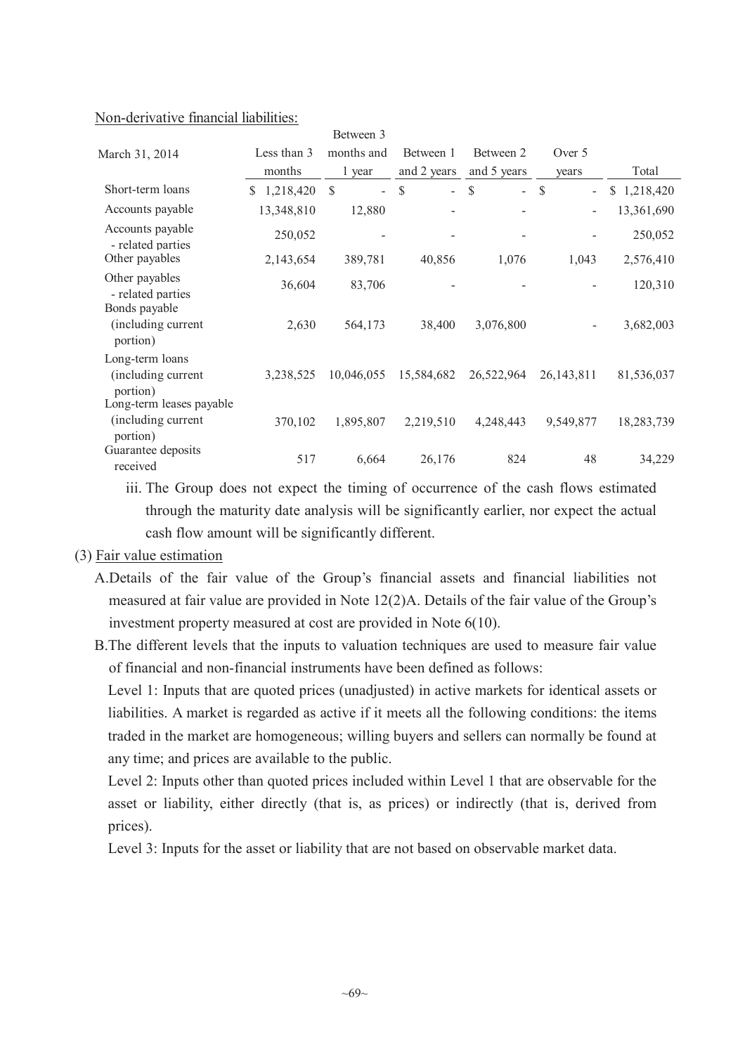Non-derivative financial liabilities:

| March 31, 2014 | Less than 3 months | Between 3 months and 1 year | Between 1 and 2 years | Between 2 and 5 years | Over 5 years | Total |
|---|---|---|---|---|---|---|
| Short-term loans | $ 1,218,420 | $ - | $ - | $ - | $ - | $ 1,218,420 |
| Accounts payable | 13,348,810 | 12,880 | - | - | - | 13,361,690 |
| Accounts payable - related parties | 250,052 | - | - | - | - | 250,052 |
| Other payables | 2,143,654 | 389,781 | 40,856 | 1,076 | 1,043 | 2,576,410 |
| Other payables - related parties | 36,604 | 83,706 | - | - | - | 120,310 |
| Bonds payable (including current portion) | 2,630 | 564,173 | 38,400 | 3,076,800 | - | 3,682,003 |
| Long-term loans (including current portion) | 3,238,525 | 10,046,055 | 15,584,682 | 26,522,964 | 26,143,811 | 81,536,037 |
| Long-term leases payable (including current portion) | 370,102 | 1,895,807 | 2,219,510 | 4,248,443 | 9,549,877 | 18,283,739 |
| Guarantee deposits received | 517 | 6,664 | 26,176 | 824 | 48 | 34,229 |

iii. The Group does not expect the timing of occurrence of the cash flows estimated through the maturity date analysis will be significantly earlier, nor expect the actual cash flow amount will be significantly different.

(3) Fair value estimation

A. Details of the fair value of the Group's financial assets and financial liabilities not measured at fair value are provided in Note 12(2)A. Details of the fair value of the Group's investment property measured at cost are provided in Note 6(10).

B. The different levels that the inputs to valuation techniques are used to measure fair value of financial and non-financial instruments have been defined as follows:

Level 1: Inputs that are quoted prices (unadjusted) in active markets for identical assets or liabilities. A market is regarded as active if it meets all the following conditions: the items traded in the market are homogeneous; willing buyers and sellers can normally be found at any time; and prices are available to the public.

Level 2: Inputs other than quoted prices included within Level 1 that are observable for the asset or liability, either directly (that is, as prices) or indirectly (that is, derived from prices).

Level 3: Inputs for the asset or liability that are not based on observable market data.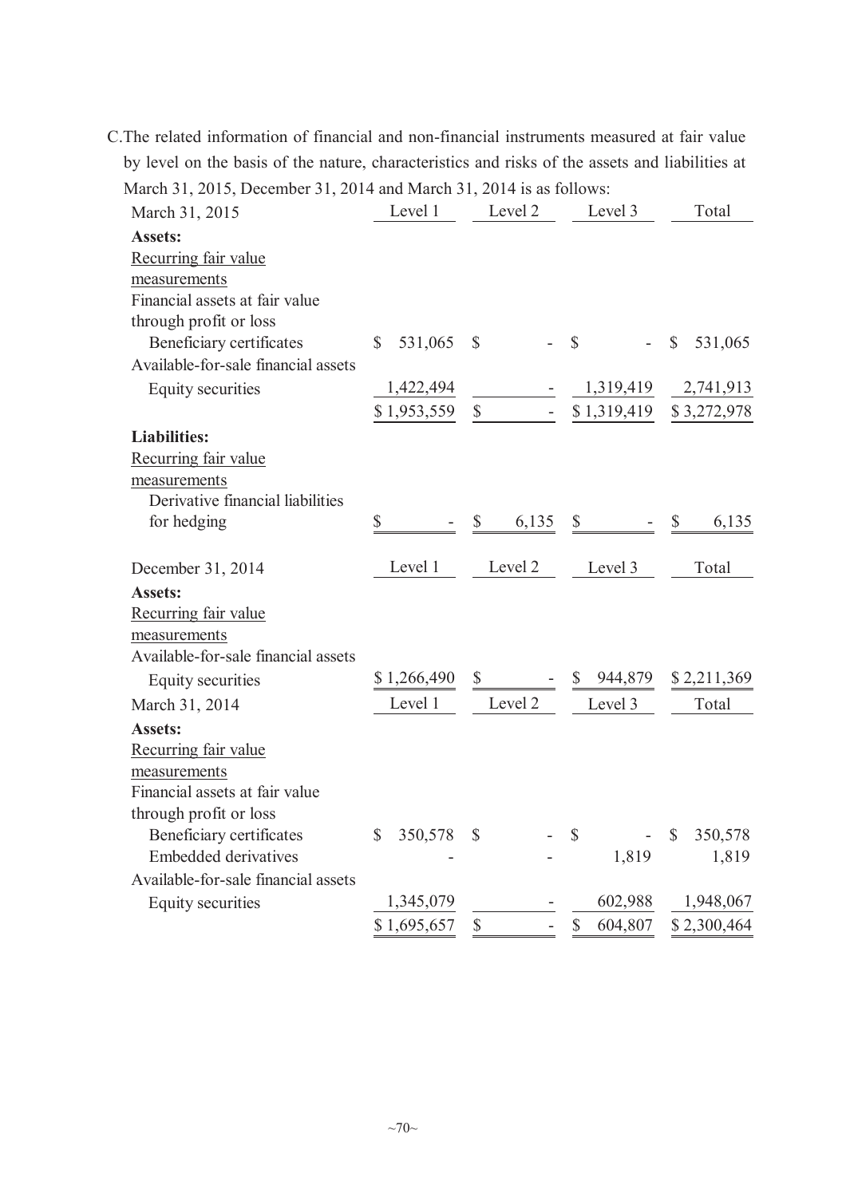C.The related information of financial and non-financial instruments measured at fair value by level on the basis of the nature, characteristics and risks of the assets and liabilities at March 31, 2015, December 31, 2014 and March 31, 2014 is as follows:

| March 31, 2015 | Level 1 | Level 2 | Level 3 | Total |
|---|---|---|---|---|
| **Assets:** | | | | |
| Recurring fair value measurements | | | | |
| Financial assets at fair value through profit or loss | | | | |
| Beneficiary certificates | $ 531,065 | $ - | $ - | $ 531,065 |
| Available-for-sale financial assets | | | | |
| Equity securities | 1,422,494 | - | 1,319,419 | 2,741,913 |
| | $ 1,953,559 | $ - | $ 1,319,419 | $ 3,272,978 |
| **Liabilities:** | | | | |
| Recurring fair value measurements | | | | |
| Derivative financial liabilities for hedging | $ - | $ 6,135 | $ - | $ 6,135 |

| December 31, 2014 | Level 1 | Level 2 | Level 3 | Total |
|---|---|---|---|---|
| **Assets:** | | | | |
| Recurring fair value measurements | | | | |
| Available-for-sale financial assets | | | | |
| Equity securities | $ 1,266,490 | $ - | $ 944,879 | $ 2,211,369 |

| March 31, 2014 | Level 1 | Level 2 | Level 3 | Total |
|---|---|---|---|---|
| **Assets:** | | | | |
| Recurring fair value measurements | | | | |
| Financial assets at fair value through profit or loss | | | | |
| Beneficiary certificates | $ 350,578 | $ - | $ - | $ 350,578 |
| Embedded derivatives | - | - | 1,819 | 1,819 |
| Available-for-sale financial assets | | | | |
| Equity securities | 1,345,079 | - | 602,988 | 1,948,067 |
| | $ 1,695,657 | $ - | $ 604,807 | $ 2,300,464 |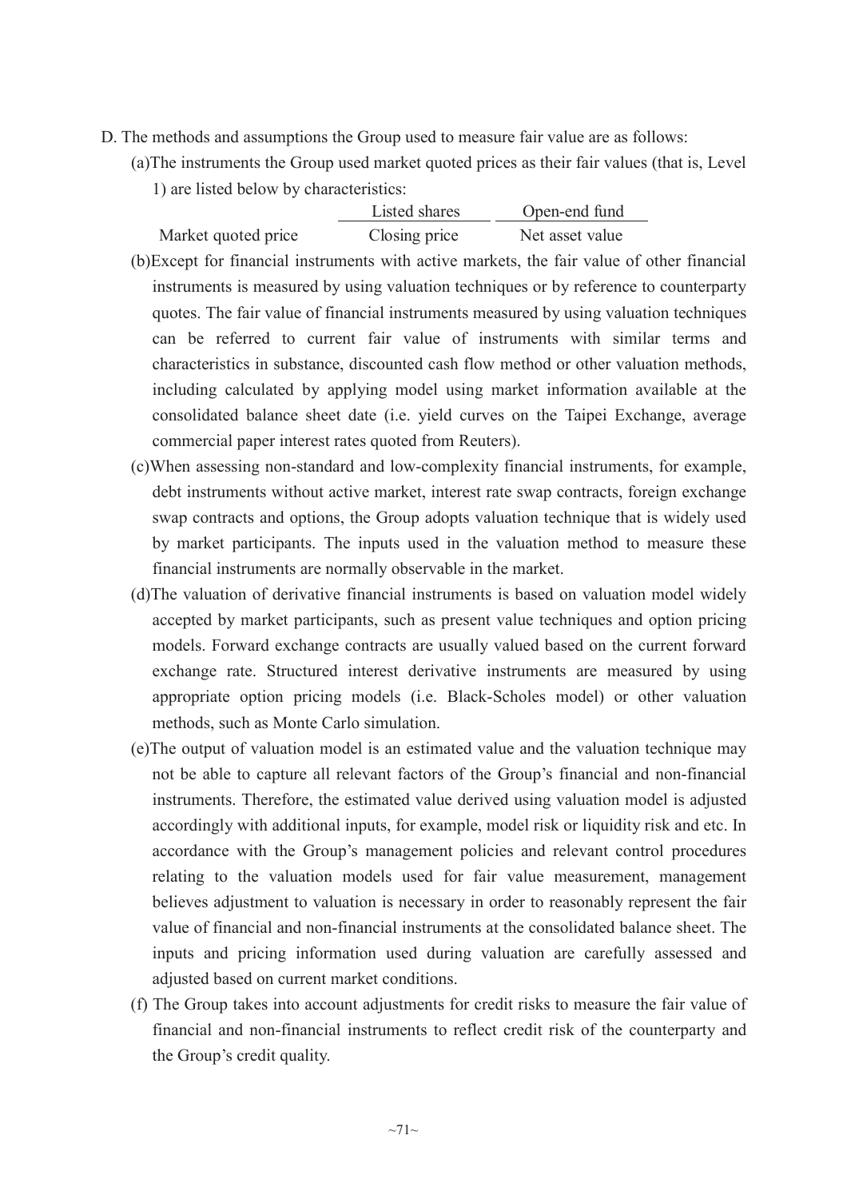D. The methods and assumptions the Group used to measure fair value are as follows:

(a)The instruments the Group used market quoted prices as their fair values (that is, Level 1) are listed below by characteristics:

| | Listed shares | Open-end fund |
|---|---|---|
| Market quoted price | Closing price | Net asset value |

(b)Except for financial instruments with active markets, the fair value of other financial instruments is measured by using valuation techniques or by reference to counterparty quotes. The fair value of financial instruments measured by using valuation techniques can be referred to current fair value of instruments with similar terms and characteristics in substance, discounted cash flow method or other valuation methods, including calculated by applying model using market information available at the consolidated balance sheet date (i.e. yield curves on the Taipei Exchange, average commercial paper interest rates quoted from Reuters).

(c)When assessing non-standard and low-complexity financial instruments, for example, debt instruments without active market, interest rate swap contracts, foreign exchange swap contracts and options, the Group adopts valuation technique that is widely used by market participants. The inputs used in the valuation method to measure these financial instruments are normally observable in the market.

(d)The valuation of derivative financial instruments is based on valuation model widely accepted by market participants, such as present value techniques and option pricing models. Forward exchange contracts are usually valued based on the current forward exchange rate. Structured interest derivative instruments are measured by using appropriate option pricing models (i.e. Black-Scholes model) or other valuation methods, such as Monte Carlo simulation.

(e)The output of valuation model is an estimated value and the valuation technique may not be able to capture all relevant factors of the Group's financial and non-financial instruments. Therefore, the estimated value derived using valuation model is adjusted accordingly with additional inputs, for example, model risk or liquidity risk and etc. In accordance with the Group's management policies and relevant control procedures relating to the valuation models used for fair value measurement, management believes adjustment to valuation is necessary in order to reasonably represent the fair value of financial and non-financial instruments at the consolidated balance sheet. The inputs and pricing information used during valuation are carefully assessed and adjusted based on current market conditions.

(f) The Group takes into account adjustments for credit risks to measure the fair value of financial and non-financial instruments to reflect credit risk of the counterparty and the Group's credit quality.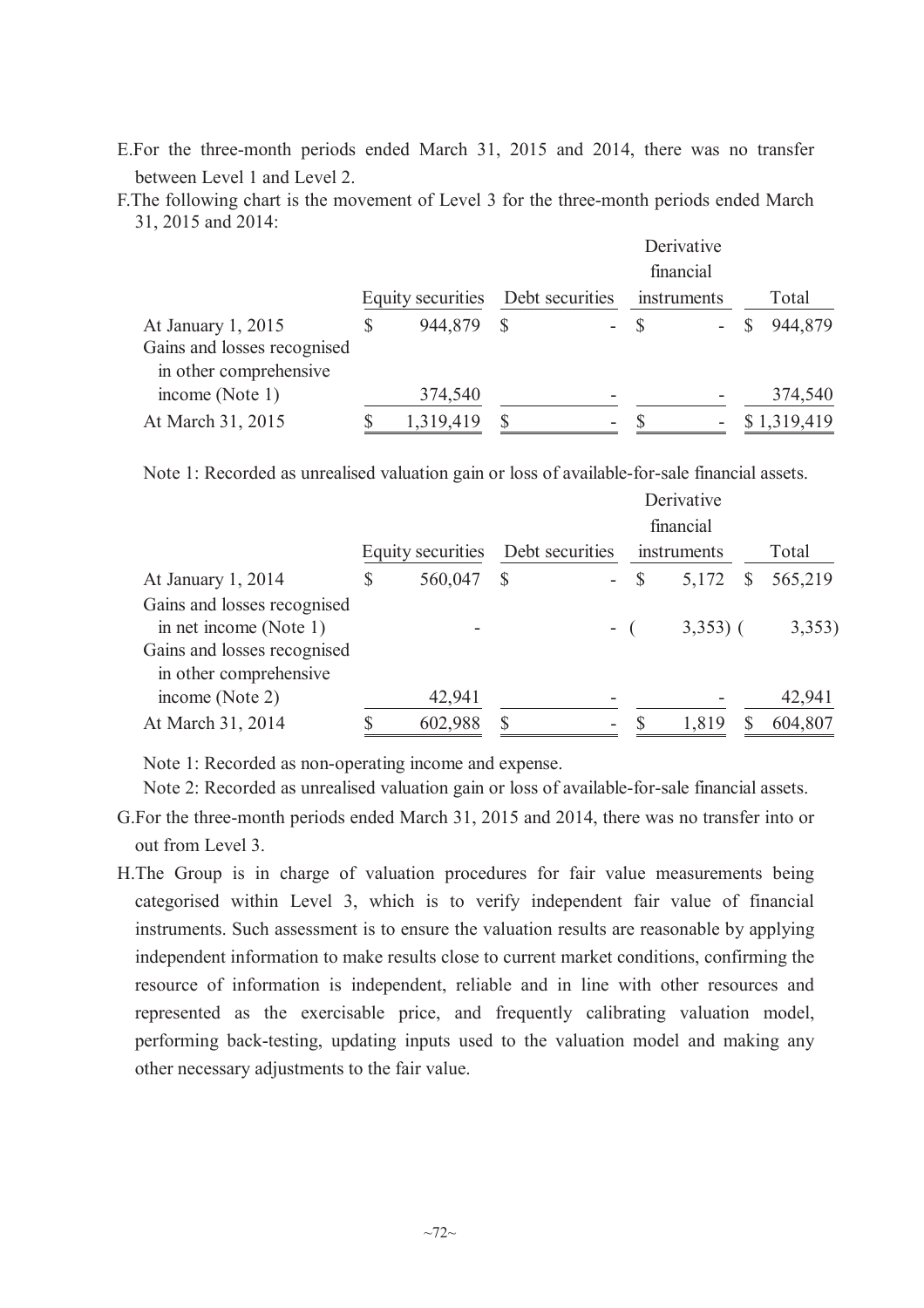E. For the three-month periods ended March 31, 2015 and 2014, there was no transfer between Level 1 and Level 2.

F. The following chart is the movement of Level 3 for the three-month periods ended March 31, 2015 and 2014:

| | Equity securities | Debt securities | Derivative financial instruments | Total |
|---|---|---|---|---|
| At January 1, 2015 | $ 944,879 | $ - | $ - | $ 944,879 |
| Gains and losses recognised in other comprehensive income (Note 1) | 374,540 | - | - | 374,540 |
| At March 31, 2015 | $ 1,319,419 | $ - | $ - | $ 1,319,419 |

Note 1: Recorded as unrealised valuation gain or loss of available-for-sale financial assets.

| | Equity securities | Debt securities | Derivative financial instruments | Total |
|---|---|---|---|---|
| At January 1, 2014 | $ 560,047 | $ - | $ 5,172 | $ 565,219 |
| Gains and losses recognised in net income (Note 1) | - | - | ( 3,353) | ( 3,353) |
| Gains and losses recognised in other comprehensive income (Note 2) | 42,941 | - | - | 42,941 |
| At March 31, 2014 | $ 602,988 | $ - | $ 1,819 | $ 604,807 |

Note 1: Recorded as non-operating income and expense.

Note 2: Recorded as unrealised valuation gain or loss of available-for-sale financial assets.

G. For the three-month periods ended March 31, 2015 and 2014, there was no transfer into or out from Level 3.

H. The Group is in charge of valuation procedures for fair value measurements being categorised within Level 3, which is to verify independent fair value of financial instruments. Such assessment is to ensure the valuation results are reasonable by applying independent information to make results close to current market conditions, confirming the resource of information is independent, reliable and in line with other resources and represented as the exercisable price, and frequently calibrating valuation model, performing back-testing, updating inputs used to the valuation model and making any other necessary adjustments to the fair value.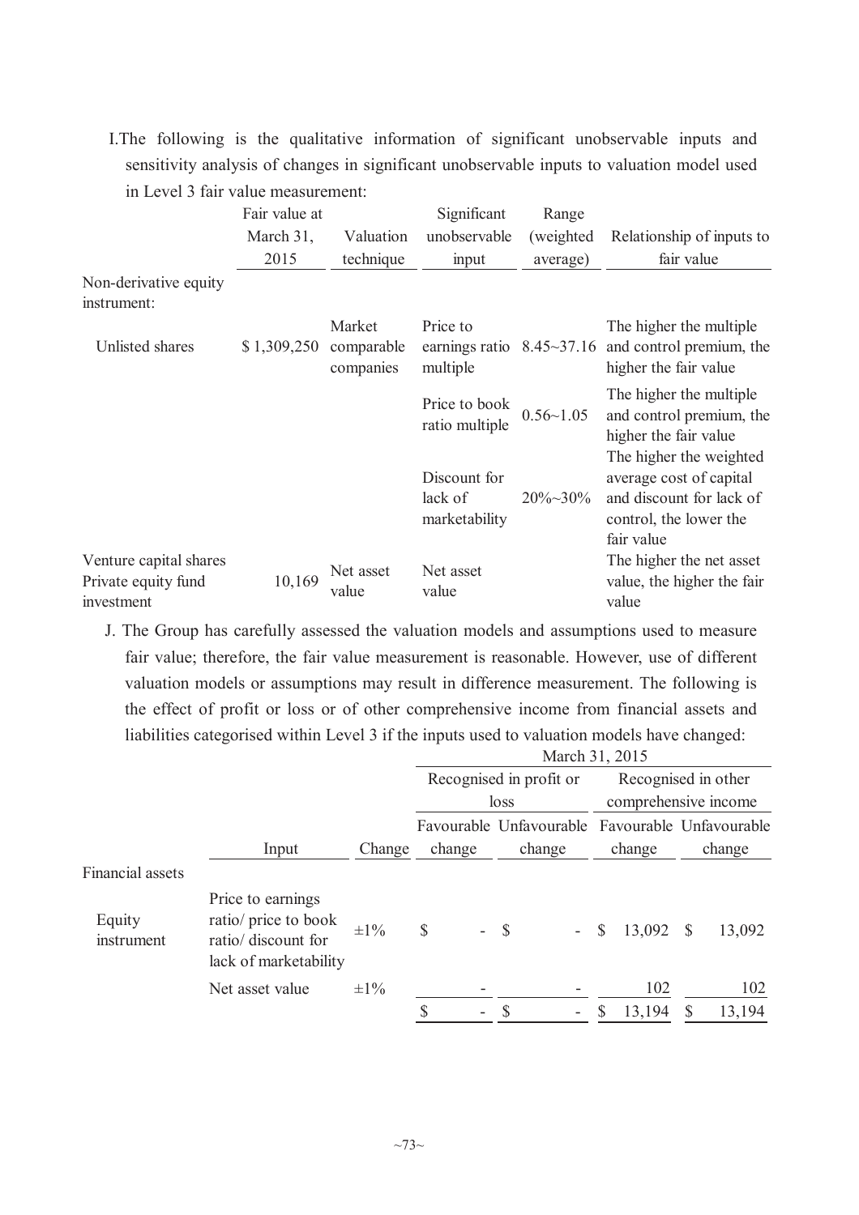I. The following is the qualitative information of significant unobservable inputs and sensitivity analysis of changes in significant unobservable inputs to valuation model used in Level 3 fair value measurement:

| | Fair value at March 31, 2015 | Valuation technique | Significant unobservable input | Range (weighted average) | Relationship of inputs to fair value |
|---|---|---|---|---|---|
| Non-derivative equity instrument: | | | | | |
| Unlisted shares | $ 1,309,250 | Market comparable companies | Price to earnings ratio multiple | 8.45~37.16 | The higher the multiple and control premium, the higher the fair value |
| | | | Price to book ratio multiple | 0.56~1.05 | The higher the multiple and control premium, the higher the fair value |
| | | | Discount for lack of marketability | 20%~30% | The higher the weighted average cost of capital and discount for lack of control, the lower the fair value |
| Venture capital shares Private equity fund investment | 10,169 | Net asset value | Net asset value | | The higher the net asset value, the higher the fair value |

J. The Group has carefully assessed the valuation models and assumptions used to measure fair value; therefore, the fair value measurement is reasonable. However, use of different valuation models or assumptions may result in difference measurement. The following is the effect of profit or loss or of other comprehensive income from financial assets and liabilities categorised within Level 3 if the inputs used to valuation models have changed:

| | | | March 31, 2015 | | | |
|---|---|---|---|---|---|---|
| | | | Recognised in profit or loss | | Recognised in other comprehensive income | |
| | Input | Change | Favourable change | Unfavourable change | Favourable change | Unfavourable change |
| Financial assets | | | | | | |
| Equity instrument | Price to earnings ratio/ price to book ratio/ discount for lack of marketability | ±1% | $ - | $ - | $ 13,092 | $ 13,092 |
| | Net asset value | ±1% | - | - | 102 | 102 |
| | | | $ - | $ - | $ 13,194 | $ 13,194 |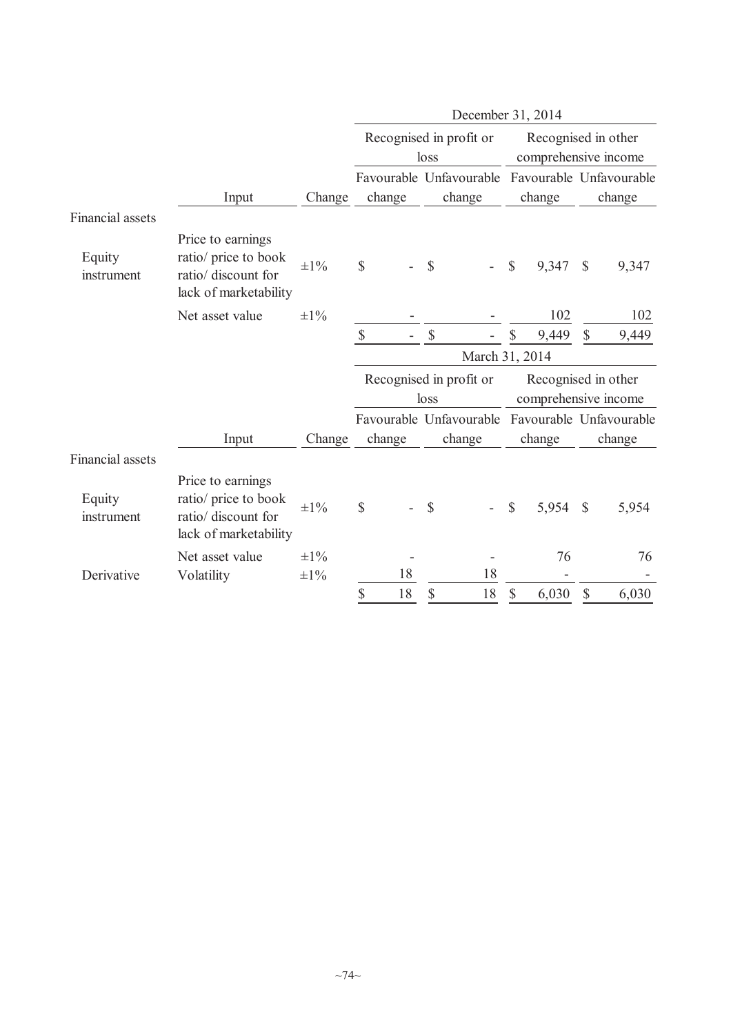| | | | December 31, 2014 | | | |
|---|---|---|---|---|---|---|
| | | | Recognised in profit or loss | | Recognised in other comprehensive income | |
| | Input | Change | Favourable change | Unfavourable change | Favourable change | Unfavourable change |
| Financial assets | | | | | | |
| Equity instrument | Price to earnings ratio/ price to book ratio/ discount for lack of marketability | ±1% | $ - | $ - | $ 9,347 | $ 9,347 |
| | Net asset value | ±1% | - | - | 102 | 102 |
| | | | $ - | $ - | $ 9,449 | $ 9,449 |

| | | | March 31, 2014 | | | |
|---|---|---|---|---|---|---|
| | | | Recognised in profit or loss | | Recognised in other comprehensive income | |
| | Input | Change | Favourable change | Unfavourable change | Favourable change | Unfavourable change |
| Financial assets | | | | | | |
| Equity instrument | Price to earnings ratio/ price to book ratio/ discount for lack of marketability | ±1% | $ - | $ - | $ 5,954 | $ 5,954 |
| | Net asset value | ±1% | - | - | 76 | 76 |
| Derivative | Volatility | ±1% | 18 | 18 | - | - |
| | | | $ 18 | $ 18 | $ 6,030 | $ 6,030 |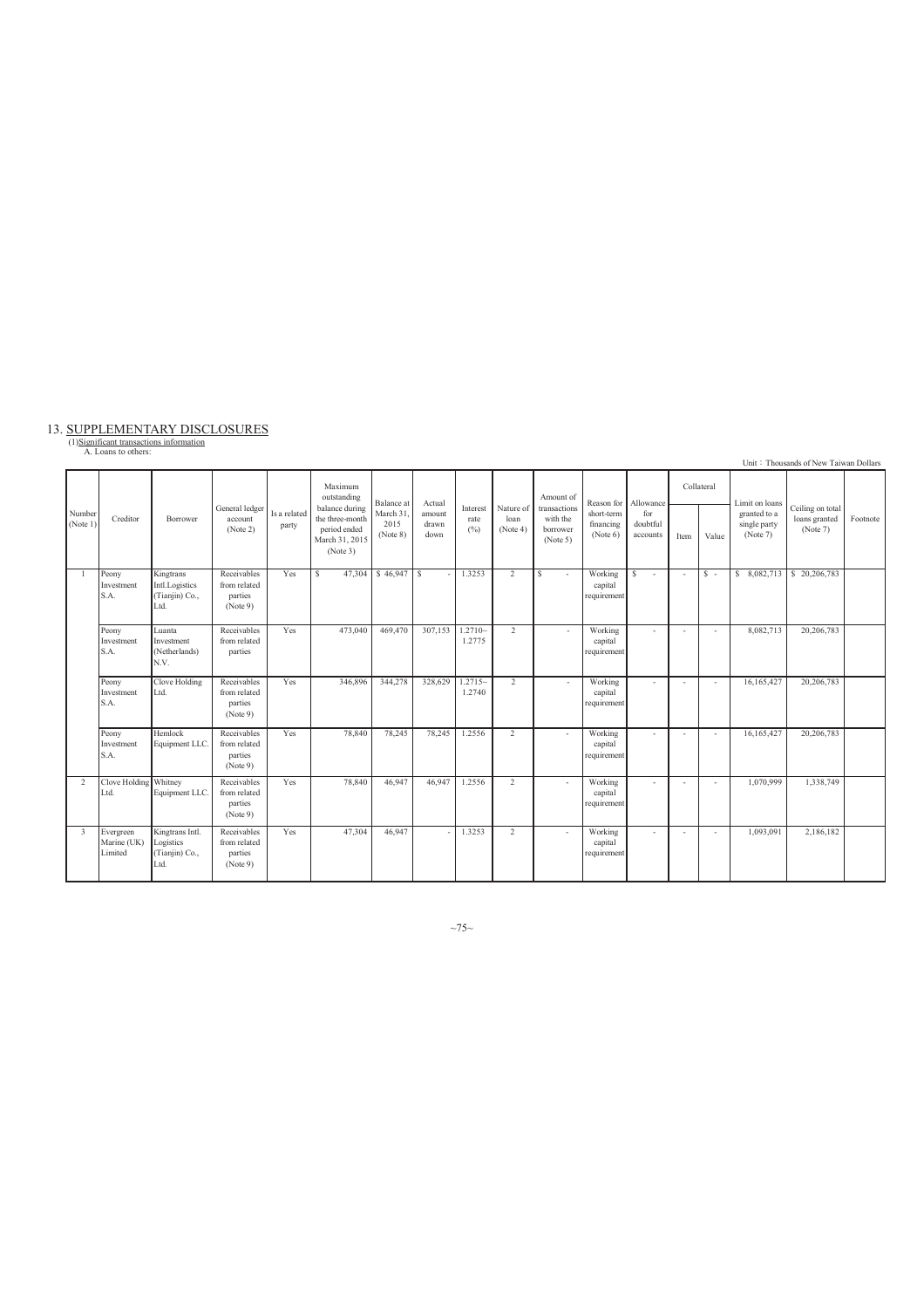## 13. SUPPLEMENTARY DISCLOSURES

(1) Significant transactions information

A. Loans to others:

Unit：Thousands of New Taiwan Dollars

| Number (Note 1) | Creditor | Borrower | General ledger account (Note 2) | Is a related party | Maximum outstanding balance during the three-month period ended March 31, 2015 (Note 3) | Balance at March 31, 2015 (Note 8) | Actual amount drawn down | Interest rate (%) | Nature of loan (Note 4) | Amount of transactions with the borrower (Note 5) | Reason for short-term financing (Note 6) | Allowance for doubtful accounts | Collateral | | Limit on loans granted to a single party (Note 7) | Ceiling on total loans granted (Note 7) | Footnote |
|---|---|---|---|---|---|---|---|---|---|---|---|---|---|---|---|---|---|
| | | | | | | | | | | | | | Item | Value | | | |
| 1 | Peony Investment S.A. | Kingtrans Intl.Logistics (Tianjin) Co., Ltd. | Receivables from related parties (Note 9) | Yes | $ 47,304 | $ 46,947 | $ - | 1.3253 | 2 | $ - | Working capital requirement | $ - | - | $ - | $ 8,082,713 | $ 20,206,783 | |
| | Peony Investment S.A. | Luanta Investment (Netherlands) N.V. | Receivables from related parties | Yes | 473,040 | 469,470 | 307,153 | 1.2710~1.2775 | 2 | - | Working capital requirement | - | - | - | 8,082,713 | 20,206,783 | |
| | Peony Investment S.A. | Clove Holding Ltd. | Receivables from related parties (Note 9) | Yes | 346,896 | 344,278 | 328,629 | 1.2715~1.2740 | 2 | - | Working capital requirement | - | - | - | 16,165,427 | 20,206,783 | |
| | Peony Investment S.A. | Hemlock Equipment LLC. | Receivables from related parties (Note 9) | Yes | 78,840 | 78,245 | 78,245 | 1.2556 | 2 | - | Working capital requirement | - | - | - | 16,165,427 | 20,206,783 | |
| 2 | Clove Holding Ltd. | Whitney Equipment LLC. | Receivables from related parties (Note 9) | Yes | 78,840 | 46,947 | 46,947 | 1.2556 | 2 | - | Working capital requirement | - | - | - | 1,070,999 | 1,338,749 | |
| 3 | Evergreen Marine (UK) Limited | Kingtrans Intl. Logistics (Tianjin) Co., Ltd. | Receivables from related parties (Note 9) | Yes | 47,304 | 46,947 | - | 1.3253 | 2 | - | Working capital requirement | - | - | - | 1,093,091 | 2,186,182 | |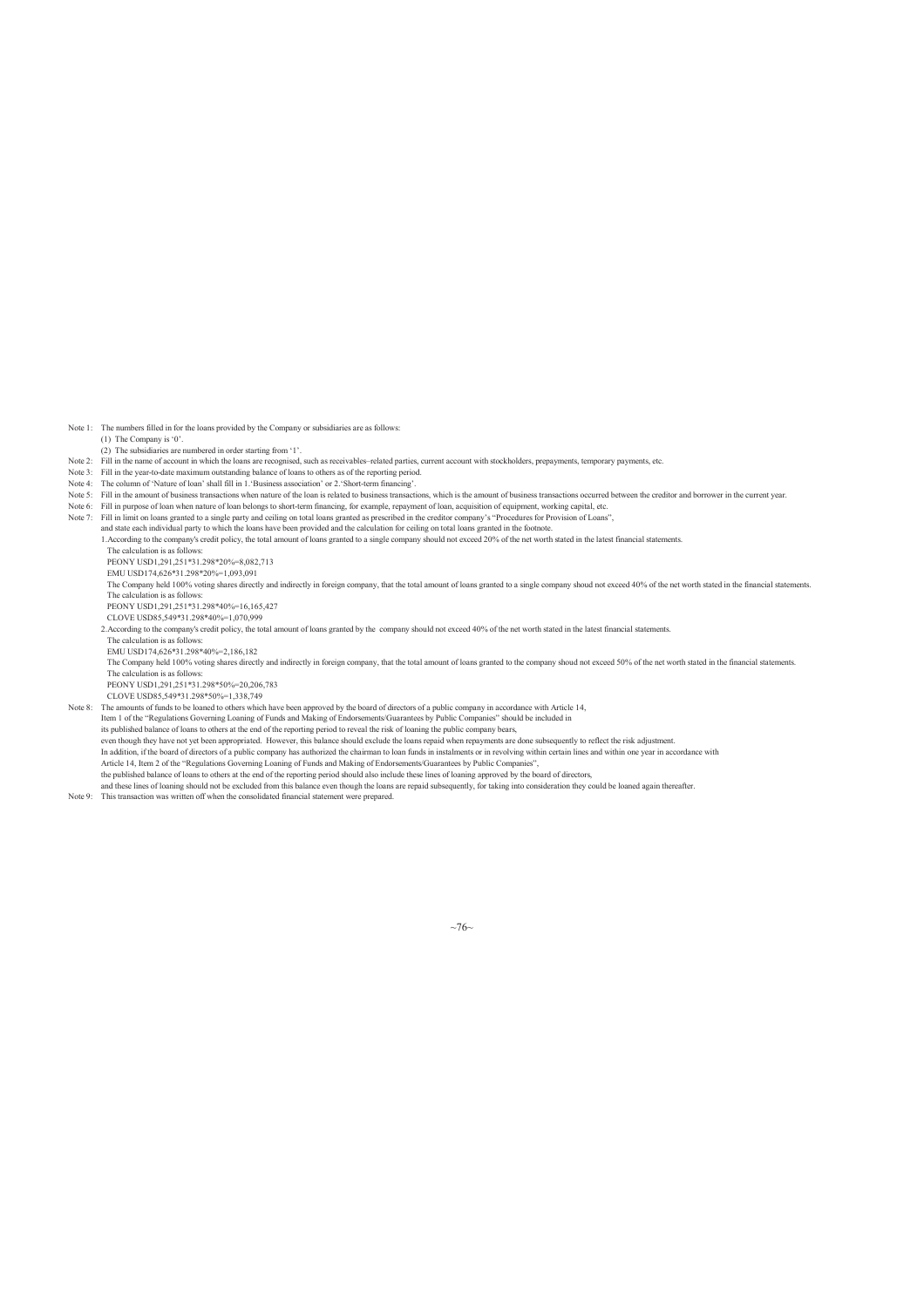Note 1: The numbers filled in for the loans provided by the Company or subsidiaries are as follows:

(1) The Company is '0'.

(2) The subsidiaries are numbered in order starting from '1'.

Note 2: Fill in the name of account in which the loans are recognised, such as receivables–related parties, current account with stockholders, prepayments, temporary payments, etc.

Note 3: Fill in the year-to-date maximum outstanding balance of loans to others as of the reporting period.

Note 4: The column of 'Nature of loan' shall fill in 1.'Business association' or 2.'Short-term financing'.

Note 5: Fill in the amount of business transactions when nature of the loan is related to business transactions, which is the amount of business transactions occurred between the creditor and borrower in the current year.

Note 6: Fill in purpose of loan when nature of loan belongs to short-term financing, for example, repayment of loan, acquisition of equipment, working capital, etc.

Note 7: Fill in limit on loans granted to a single party and ceiling on total loans granted as prescribed in the creditor company's "Procedures for Provision of Loans", and state each individual party to which the loans have been provided and the calculation for ceiling on total loans granted in the footnote.

1.According to the company's credit policy, the total amount of loans granted to a single company should not exceed 20% of the net worth stated in the latest financial statements.

The calculation is as follows:

PEONY USD1,291,251*31.298*20%=8,082,713

EMU USD174,626*31.298*20%=1,093,091

The Company held 100% voting shares directly and indirectly in foreign company, that the total amount of loans granted to a single company shoud not exceed 40% of the net worth stated in the financial statements.

The calculation is as follows:

PEONY USD1,291,251*31.298*40%=16,165,427

CLOVE USD85,549*31.298*40%=1,070,999

2.According to the company's credit policy, the total amount of loans granted by the company should not exceed 40% of the net worth stated in the latest financial statements.

The calculation is as follows:

EMU USD174,626*31.298*40%=2,186,182

The Company held 100% voting shares directly and indirectly in foreign company, that the total amount of loans granted to the company shoud not exceed 50% of the net worth stated in the financial statements.

The calculation is as follows:

PEONY USD1,291,251*31.298*50%=20,206,783

CLOVE USD85,549*31.298*50%=1,338,749

Note 8: The amounts of funds to be loaned to others which have been approved by the board of directors of a public company in accordance with Article 14, Item 1 of the "Regulations Governing Loaning of Funds and Making of Endorsements/Guarantees by Public Companies" should be included in its published balance of loans to others at the end of the reporting period to reveal the risk of loaning the public company bears, even though they have not yet been appropriated. However, this balance should exclude the loans repaid when repayments are done subsequently to reflect the risk adjustment. In addition, if the board of directors of a public company has authorized the chairman to loan funds in instalments or in revolving within certain lines and within one year in accordance with Article 14, Item 2 of the "Regulations Governing Loaning of Funds and Making of Endorsements/Guarantees by Public Companies", the published balance of loans to others at the end of the reporting period should also include these lines of loaning approved by the board of directors, and these lines of loaning should not be excluded from this balance even though the loans are repaid subsequently, for taking into consideration they could be loaned again thereafter.

Note 9: This transaction was written off when the consolidated financial statement were prepared.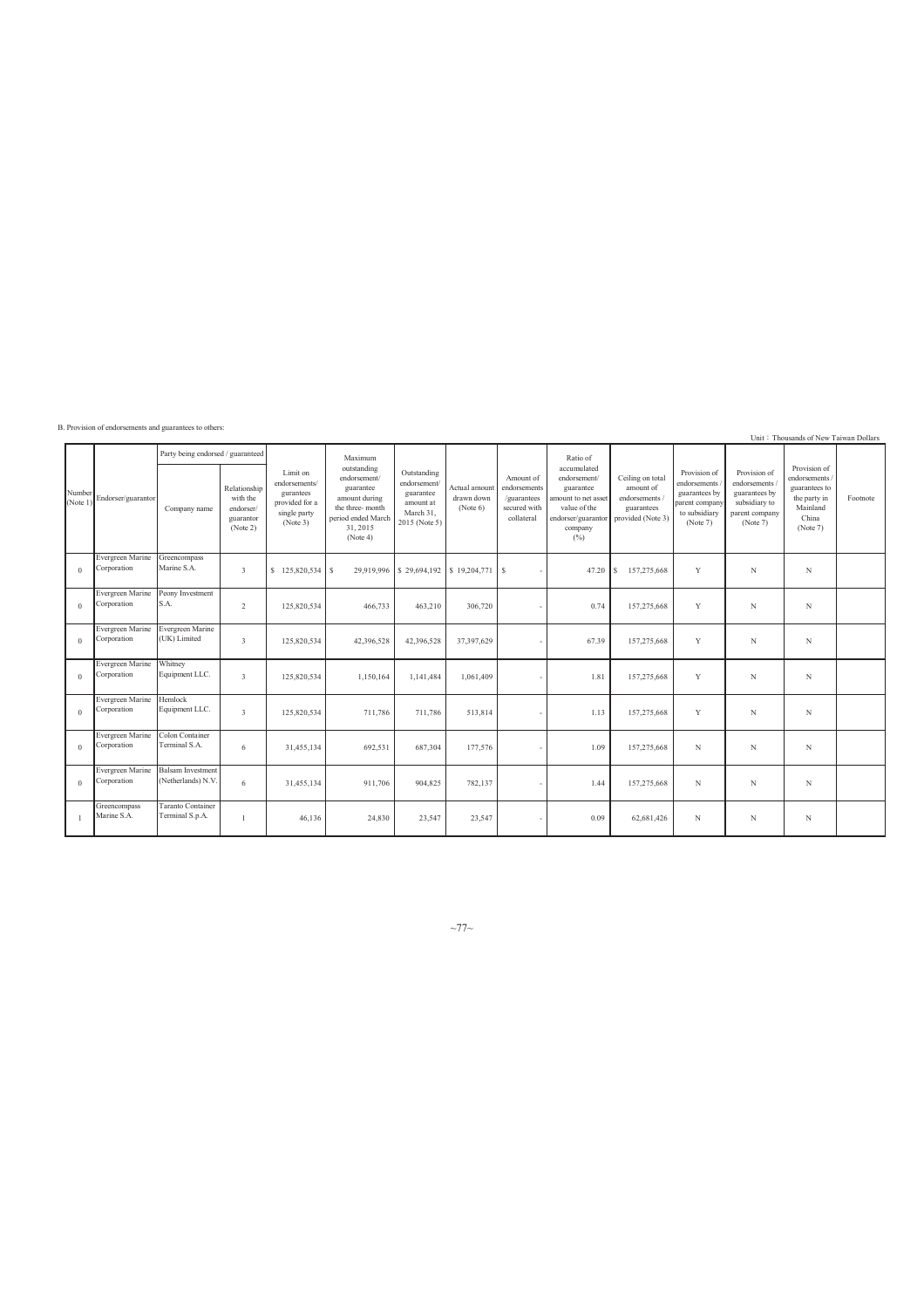B. Provision of endorsements and guarantees to others:

Unit：Thousands of New Taiwan Dollars

| Number (Note 1) | Endorser/guarantor | Party being endorsed / guaranteed | | Limit on endorsements/ gurantees provided for a single party (Note 3) | Maximum outstanding endorsement/ guarantee amount during the three- month period ended March 31, 2015 (Note 4) | Outstanding endorsement/ guarantee amount at March 31, 2015 (Note 5) | Actual amount drawn down (Note 6) | Amount of endorsements /guarantees secured with collateral | Ratio of accumulated endorsement/ guarantee amount to net asset value of the endorser/guarantor company (%) | Ceiling on total amount of endorsements / guarantees provided (Note 3) | Provision of endorsements / guarantees by parent company to subsidiary (Note 7) | Provision of endorsements / guarantees by subsidiary to parent company (Note 7) | Provision of endorsements / guarantees to the party in Mainland China (Note 7) | Footnote |
|---|---|---|---|---|---|---|---|---|---|---|---|---|---|---|
| | | Company name | Relationship with the endorser/ guarantor (Note 2) | | | | | | | | | | | |
| 0 | Evergreen Marine Corporation | Greencompass Marine S.A. | 3 | $ 125,820,534 | $ 29,919,996 | $ 29,694,192 | $ 19,204,771 | $ - | 47.20 | $ 157,275,668 | Y | N | N | |
| 0 | Evergreen Marine Corporation | Peony Investment S.A. | 2 | 125,820,534 | 466,733 | 463,210 | 306,720 | - | 0.74 | 157,275,668 | Y | N | N | |
| 0 | Evergreen Marine Corporation | Evergreen Marine (UK) Limited | 3 | 125,820,534 | 42,396,528 | 42,396,528 | 37,397,629 | - | 67.39 | 157,275,668 | Y | N | N | |
| 0 | Evergreen Marine Corporation | Whitney Equipment LLC. | 3 | 125,820,534 | 1,150,164 | 1,141,484 | 1,061,409 | - | 1.81 | 157,275,668 | Y | N | N | |
| 0 | Evergreen Marine Corporation | Hemlock Equipment LLC. | 3 | 125,820,534 | 711,786 | 711,786 | 513,814 | - | 1.13 | 157,275,668 | Y | N | N | |
| 0 | Evergreen Marine Corporation | Colon Container Terminal S.A. | 6 | 31,455,134 | 692,531 | 687,304 | 177,576 | - | 1.09 | 157,275,668 | N | N | N | |
| 0 | Evergreen Marine Corporation | Balsam Investment (Netherlands) N.V. | 6 | 31,455,134 | 911,706 | 904,825 | 782,137 | - | 1.44 | 157,275,668 | N | N | N | |
| 1 | Greencompass Marine S.A. | Taranto Container Terminal S.p.A. | 1 | 46,136 | 24,830 | 23,547 | 23,547 | - | 0.09 | 62,681,426 | N | N | N | |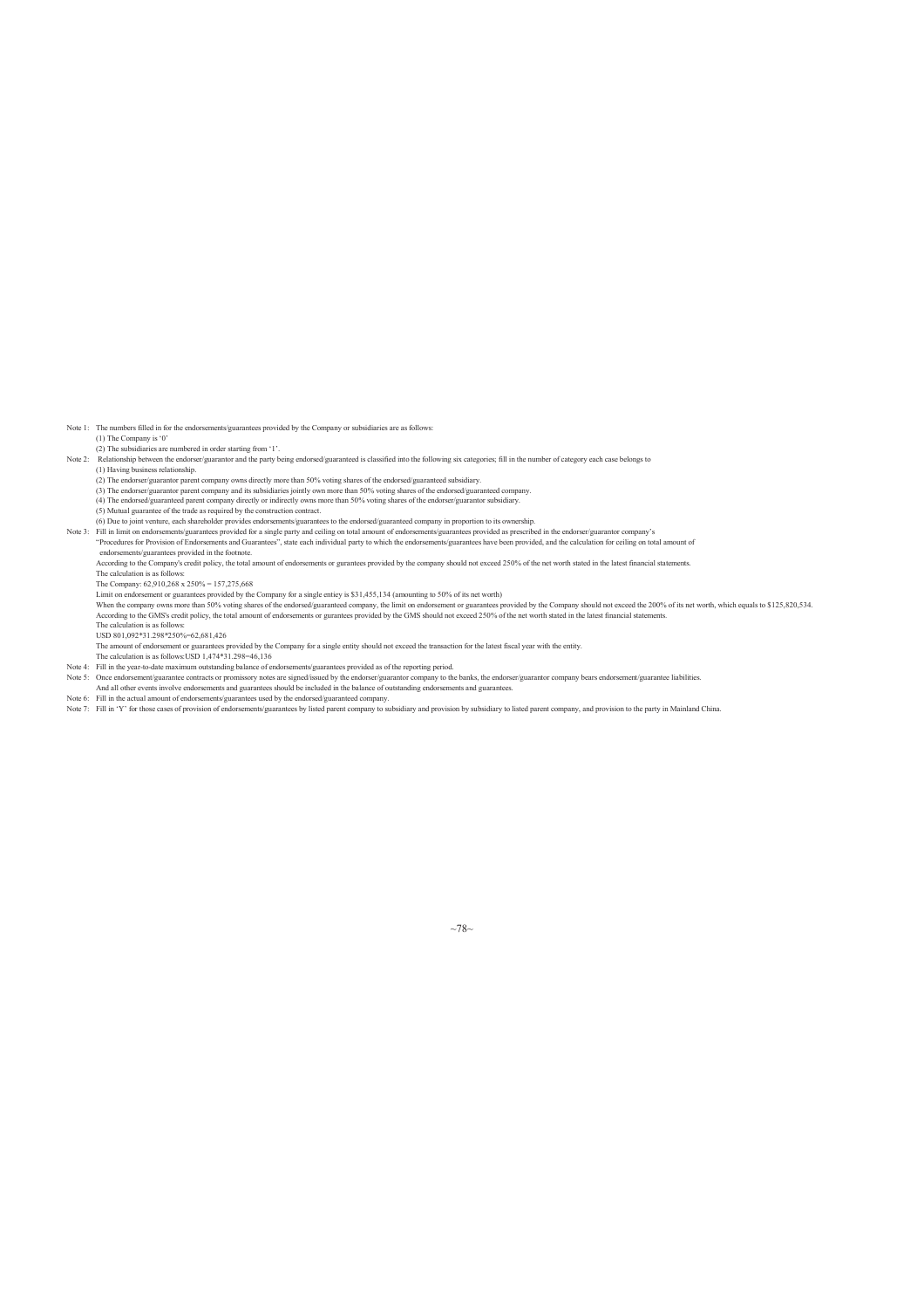Note 1: The numbers filled in for the endorsements/guarantees provided by the Company or subsidiaries are as follows:

(1) The Company is '0'

(2) The subsidiaries are numbered in order starting from '1'.

Note 2: Relationship between the endorser/guarantor and the party being endorsed/guaranteed is classified into the following six categories; fill in the number of category each case belongs to

(1) Having business relationship.

(2) The endorser/guarantor parent company owns directly more than 50% voting shares of the endorsed/guaranteed subsidiary.

(3) The endorser/guarantor parent company and its subsidiaries jointly own more than 50% voting shares of the endorsed/guaranteed company.

(4) The endorsed/guaranteed parent company directly or indirectly owns more than 50% voting shares of the endorser/guarantor subsidiary.

(5) Mutual guarantee of the trade as required by the construction contract.

(6) Due to joint venture, each shareholder provides endorsements/guarantees to the endorsed/guaranteed company in proportion to its ownership.

Note 3: Fill in limit on endorsements/guarantees provided for a single party and ceiling on total amount of endorsements/guarantees provided as prescribed in the endorser/guarantor company's "Procedures for Provision of Endorsements and Guarantees", state each individual party to which the endorsements/guarantees have been provided, and the calculation for ceiling on total amount of endorsements/guarantees provided in the footnote.

According to the Company's credit policy, the total amount of endorsements or gurantees provided by the company should not exceed 250% of the net worth stated in the latest financial statements.

The calculation is as follows:

The Company: 62,910,268 x 250% = 157,275,668

Limit on endorsement or guarantees provided by the Company for a single entiey is $31,455,134 (amounting to 50% of its net worth)

When the company owns more than 50% voting shares of the endorsed/guaranteed company, the limit on endorsement or guarantees provided by the Company should not exceed the 200% of its net worth, which equals to $125,820,534.

According to the GMS's credit policy, the total amount of endorsements or gurantees provided by the GMS should not exceed 250% of the net worth stated in the latest financial statements.

The calculation is as follows:

USD 801,092*31.298*250%=62,681,426

The amount of endorsement or guarantees provided by the Company for a single entity should not exceed the transaction for the latest fiscal year with the entity.

The calculation is as follows:USD 1,474*31.298=46,136

Note 4: Fill in the year-to-date maximum outstanding balance of endorsements/guarantees provided as of the reporting period.

Note 5: Once endorsement/guarantee contracts or promissory notes are signed/issued by the endorser/guarantor company to the banks, the endorser/guarantor company bears endorsement/guarantee liabilities.

And all other events involve endorsements and guarantees should be included in the balance of outstanding endorsements and guarantees.

Note 6: Fill in the actual amount of endorsements/guarantees used by the endorsed/guaranteed company.

Note 7: Fill in 'Y' for those cases of provision of endorsements/guarantees by listed parent company to subsidiary and provision by subsidiary to listed parent company, and provision to the party in Mainland China.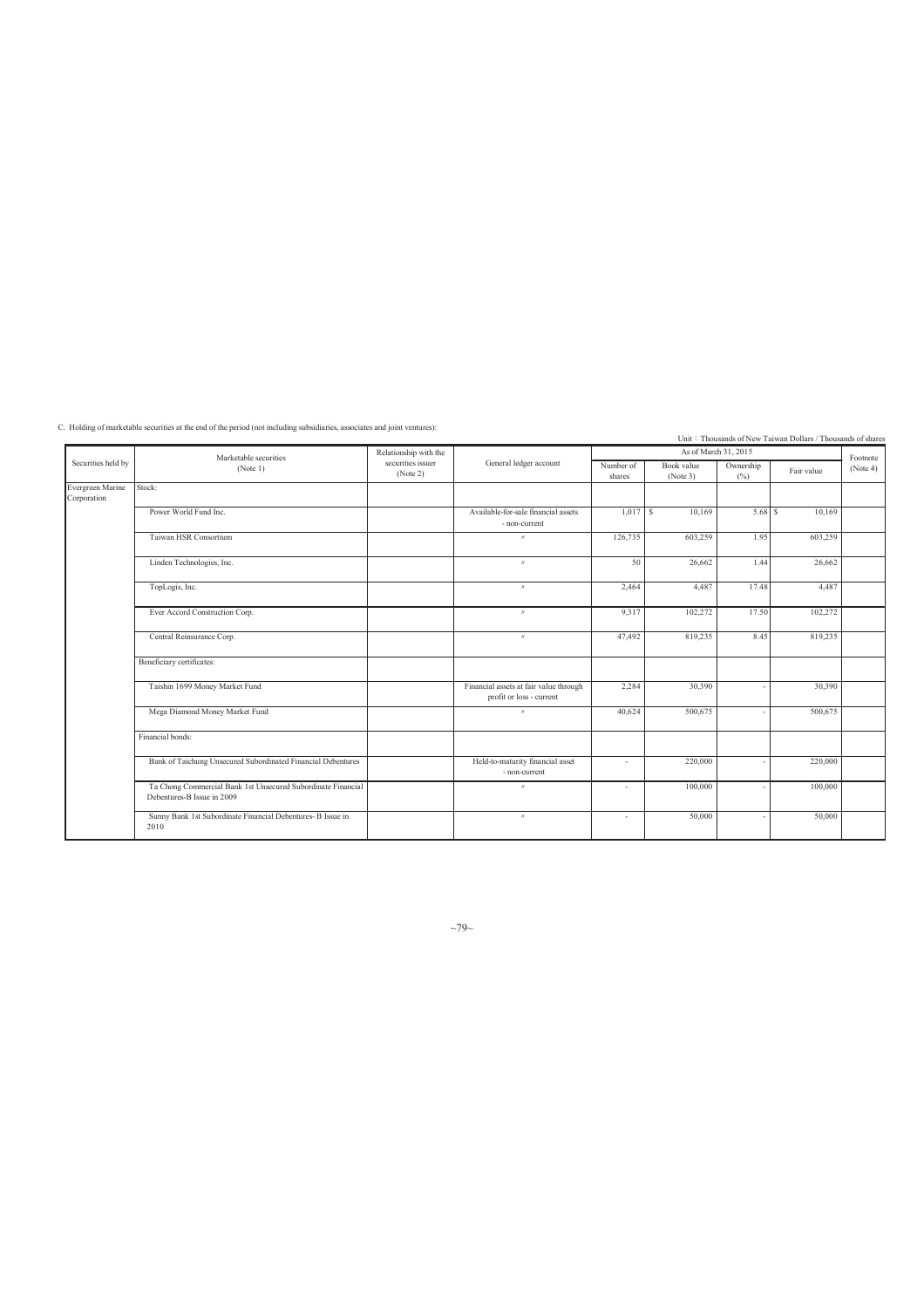C. Holding of marketable securities at the end of the period (not including subsidiaries, associates and joint ventures):

Unit：Thousands of New Taiwan Dollars / Thousands of shares

| Securities held by | Marketable securities (Note 1) | Relationship with the securities issuer (Note 2) | General ledger account | As of March 31, 2015 | | | | Footnote (Note 4) |
|---|---|---|---|---|---|---|---|---|
| | | | | Number of shares | Book value (Note 3) | Ownership (%) | Fair value | |
| Evergreen Marine Corporation | Stock: | | | | | | | |
| | Power World Fund Inc. | | Available-for-sale financial assets - non-current | 1,017 | $ 10,169 | 5.68 | $ 10,169 | |
| | Taiwan HSR Consortium | | 〃 | 126,735 | 603,259 | 1.95 | 603,259 | |
| | Linden Technologies, Inc. | | 〃 | 50 | 26,662 | 1.44 | 26,662 | |
| | TopLogis, Inc. | | 〃 | 2,464 | 4,487 | 17.48 | 4,487 | |
| | Ever Accord Construction Corp. | | 〃 | 9,317 | 102,272 | 17.50 | 102,272 | |
| | Central Reinsurance Corp. | | 〃 | 47,492 | 819,235 | 8.45 | 819,235 | |
| | Beneficiary certificates: | | | | | | | |
| | Taishin 1699 Money Market Fund | | Financial assets at fair value through profit or loss - current | 2,284 | 30,390 | - | 30,390 | |
| | Mega Diamond Money Market Fund | | 〃 | 40,624 | 500,675 | - | 500,675 | |
| | Financial bonds: | | | | | | | |
| | Bank of Taichung Unsecured Subordinated Financial Debentures | | Held-to-maturity financial asset - non-current | - | 220,000 | - | 220,000 | |
| | Ta Chong Commercial Bank 1st Unsecured Subordinate Financial Debentures-B Issue in 2009 | | 〃 | - | 100,000 | - | 100,000 | |
| | Sunny Bank 1st Subordinate Financial Debentures- B Issue in 2010 | | 〃 | - | 50,000 | - | 50,000 | |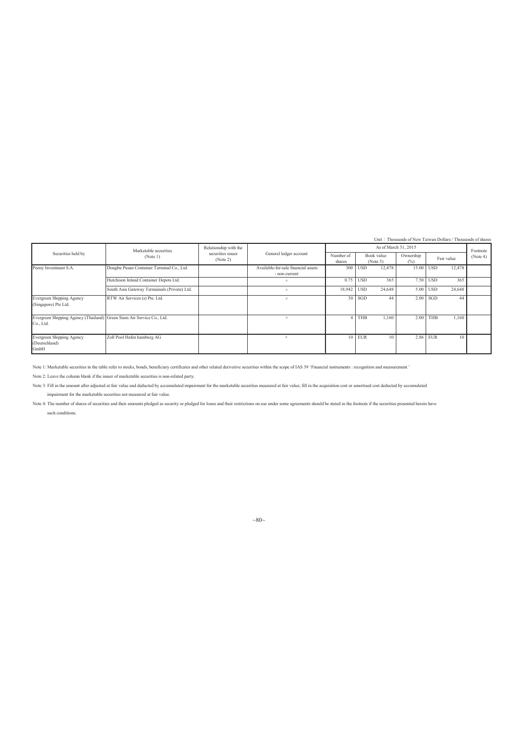Unit：Thousands of New Taiwan Dollars / Thousands of shares

| Securities held by | Marketable securities (Note 1) | Relationship with the securities issuer (Note 2) | General ledger account | As of March 31, 2015 | | | | | | | Footnote (Note 4) |
|---|---|---|---|---|---|---|---|---|---|---|---|
| | | | | Number of shares | Book value (Note 3) | | Ownership (%) | Fair value | | | |
| Peony Investment S.A. | Dongbu Pusan Container Terminal Co., Ltd. | | Available-for-sale financial assets - non-current | 300 | USD | 12,478 | 15.00 | USD | 12,478 | | |
| | Hutchison Inland Container Depots Ltd. | | 〃 | 0.75 | USD | 365 | 7.50 | USD | 365 | | |
| | South Asia Gateway Termainals (Private) Ltd. | | 〃 | 18,942 | USD | 24,648 | 5.00 | USD | 24,648 | | |
| Evergreen Shipping Agency (Singapore) Pte Ltd. | RTW Air Services (s) Pte. Ltd. | | 〃 | 30 | SGD | 44 | 2.00 | SGD | 44 | | |
| Evergreen Shipping Agency (Thailand) Co., Ltd. | Green Siam Air Service Co., Ltd. | | 〃 | 4 | THB | 1,160 | 2.00 | THB | 1,160 | | |
| Evergreen Shipping Agency (Deutschland) GmbH | Zoll Pool Hafen hamburg AG | | 〃 | 10 | EUR | 10 | 2.86 | EUR | 10 | | |

Note 1: Marketable securities in the table refer to stocks, bonds, beneficiary certificates and other related derivative securities within the scope of IAS 39 'Financial instruments : recognition and measurement.'

Note 2: Leave the column blank if the issuer of marketable securities is non-related party.

Note 3: Fill in the amount after adjusted at fair value and deducted by accumulated impairment for the marketable securities measured at fair value; fill in the acquisition cost or amortised cost deducted by accumulated impairment for the marketable securities not measured at fair value.

Note 4: The number of shares of securities and their amounts pledged as security or pledged for loans and their restrictions on use under some agreements should be stated in the footnote if the securities presented herein have such conditions.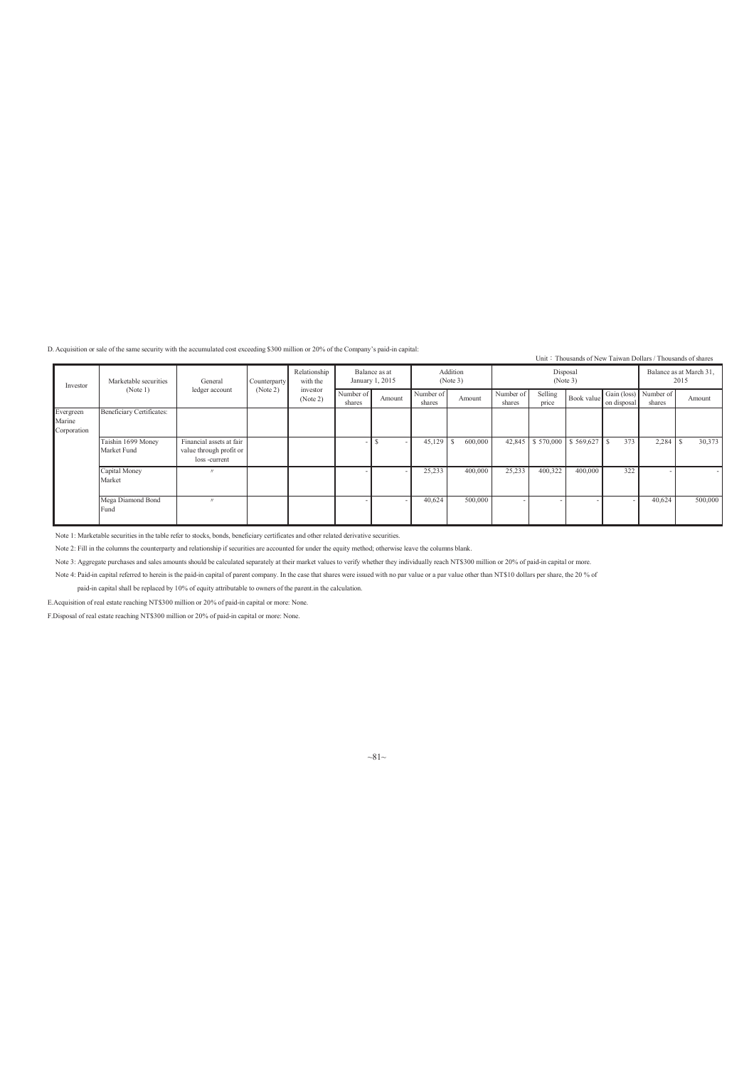D. Acquisition or sale of the same security with the accumulated cost exceeding $300 million or 20% of the Company's paid-in capital:

Unit：Thousands of New Taiwan Dollars / Thousands of shares

| Investor | Marketable securities (Note 1) | General ledger account | Counterparty (Note 2) | Relationship with the investor (Note 2) | Balance as at January 1, 2015 | | Addition (Note 3) | | Disposal (Note 3) | | | | Balance as at March 31, 2015 | |
|---|---|---|---|---|---|---|---|---|---|---|---|---|---|---|
| | | | | | Number of shares | Amount | Number of shares | Amount | Number of shares | Selling price | Book value | Gain (loss) on disposal | Number of shares | Amount |
| Evergreen Marine Corporation | Beneficiary Certificates: | | | | | | | | | | | | | |
| | Taishin 1699 Money Market Fund | Financial assets at fair value through profit or loss -current | | | - | $ - | 45,129 | $ 600,000 | 42,845 | $ 570,000 | $ 569,627 | $ 373 | 2,284 | $ 30,373 |
| | Capital Money Market | 〃 | | | - | - | 25,233 | 400,000 | 25,233 | 400,322 | 400,000 | 322 | - | - |
| | Mega Diamond Bond Fund | 〃 | | | - | - | 40,624 | 500,000 | - | - | - | - | 40,624 | 500,000 |

Note 1: Marketable securities in the table refer to stocks, bonds, beneficiary certificates and other related derivative securities.

Note 2: Fill in the columns the counterparty and relationship if securities are accounted for under the equity method; otherwise leave the columns blank.

Note 3: Aggregate purchases and sales amounts should be calculated separately at their market values to verify whether they individually reach NT$300 million or 20% of paid-in capital or more.

Note 4: Paid-in capital referred to herein is the paid-in capital of parent company. In the case that shares were issued with no par value or a par value other than NT$10 dollars per share, the 20 % of paid-in capital shall be replaced by 10% of equity attributable to owners of the parent.in the calculation.

E.Acquisition of real estate reaching NT$300 million or 20% of paid-in capital or more: None.

F.Disposal of real estate reaching NT$300 million or 20% of paid-in capital or more: None.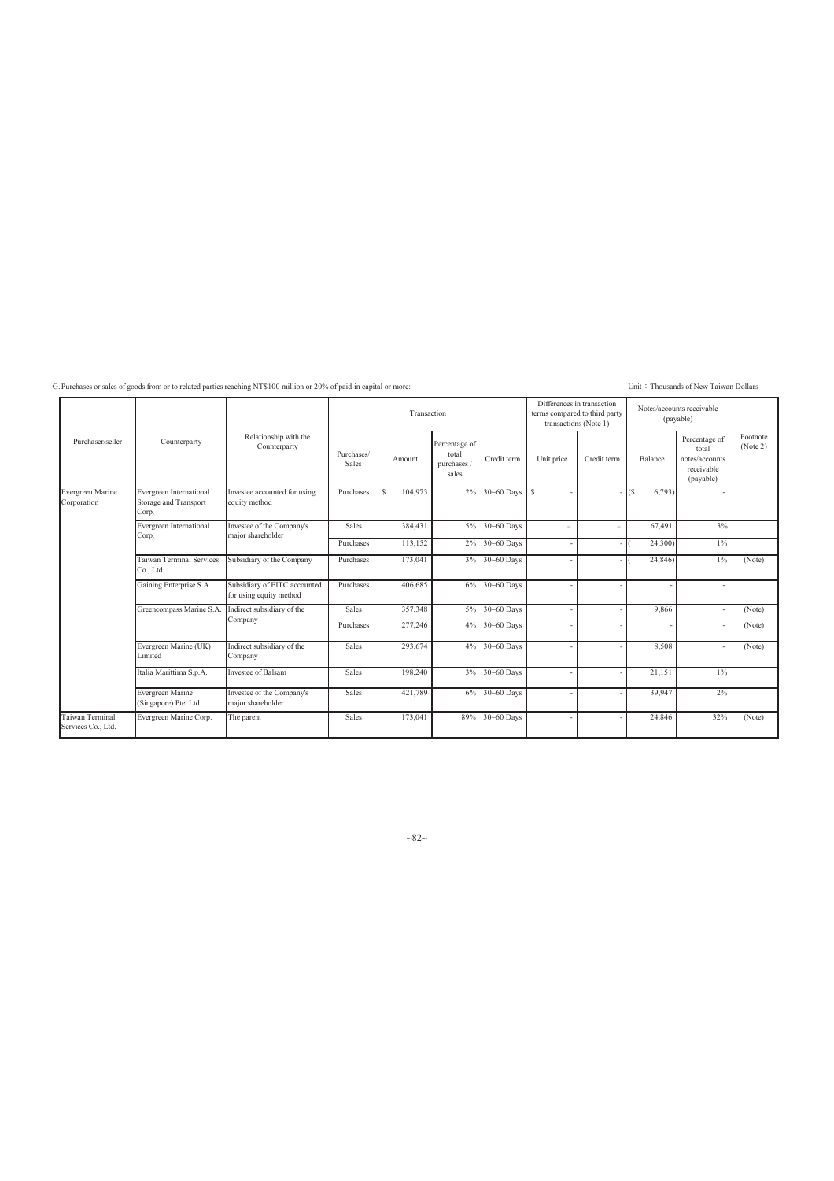G. Purchases or sales of goods from or to related parties reaching NT$100 million or 20% of paid-in capital or more:

Unit：Thousands of New Taiwan Dollars

| Purchaser/seller | Counterparty | Relationship with the Counterparty | Transaction | | | | Differences in transaction terms compared to third party transactions (Note 1) | | Notes/accounts receivable (payable) | | Footnote (Note 2) |
|---|---|---|---|---|---|---|---|---|---|---|---|
| | | | Purchases/ Sales | Amount | Percentage of total purchases / sales | Credit term | Unit price | Credit term | Balance | Percentage of total notes/accounts receivable (payable) | |
| Evergreen Marine Corporation | Evergreen International Storage and Transport Corp. | Investee accounted for using equity method | Purchases | $ 104,973 | 2% | 30~60 Days | $ - | - | ($ 6,793) | - | |
| | Evergreen International Corp. | Investee of the Company's major shareholder | Sales | 384,431 | 5% | 30~60 Days | – | – | 67,491 | 3% | |
| | | | Purchases | 113,152 | 2% | 30~60 Days | - | - | ( 24,300) | 1% | |
| | Taiwan Terminal Services Co., Ltd. | Subsidiary of the Company | Purchases | 173,041 | 3% | 30~60 Days | - | - | ( 24,846) | 1% | (Note) |
| | Gaining Enterprise S.A. | Subsidiary of EITC accounted for using equity method | Purchases | 406,685 | 6% | 30~60 Days | - | - | - | - | |
| | Greencompass Marine S.A. | Indirect subsidiary of the Company | Sales | 357,348 | 5% | 30~60 Days | - | - | 9,866 | - | (Note) |
| | | | Purchases | 277,246 | 4% | 30~60 Days | - | - | - | - | (Note) |
| | Evergreen Marine (UK) Limited | Indirect subsidiary of the Company | Sales | 293,674 | 4% | 30~60 Days | - | - | 8,508 | - | (Note) |
| | Italia Marittima S.p.A. | Investee of Balsam | Sales | 198,240 | 3% | 30~60 Days | - | - | 21,151 | 1% | |
| | Evergreen Marine (Singapore) Pte. Ltd. | Investee of the Company's major shareholder | Sales | 421,789 | 6% | 30~60 Days | - | - | 39,947 | 2% | |
| Taiwan Terminal Services Co., Ltd. | Evergreen Marine Corp. | The parent | Sales | 173,041 | 89% | 30~60 Days | - | - | 24,846 | 32% | (Note) |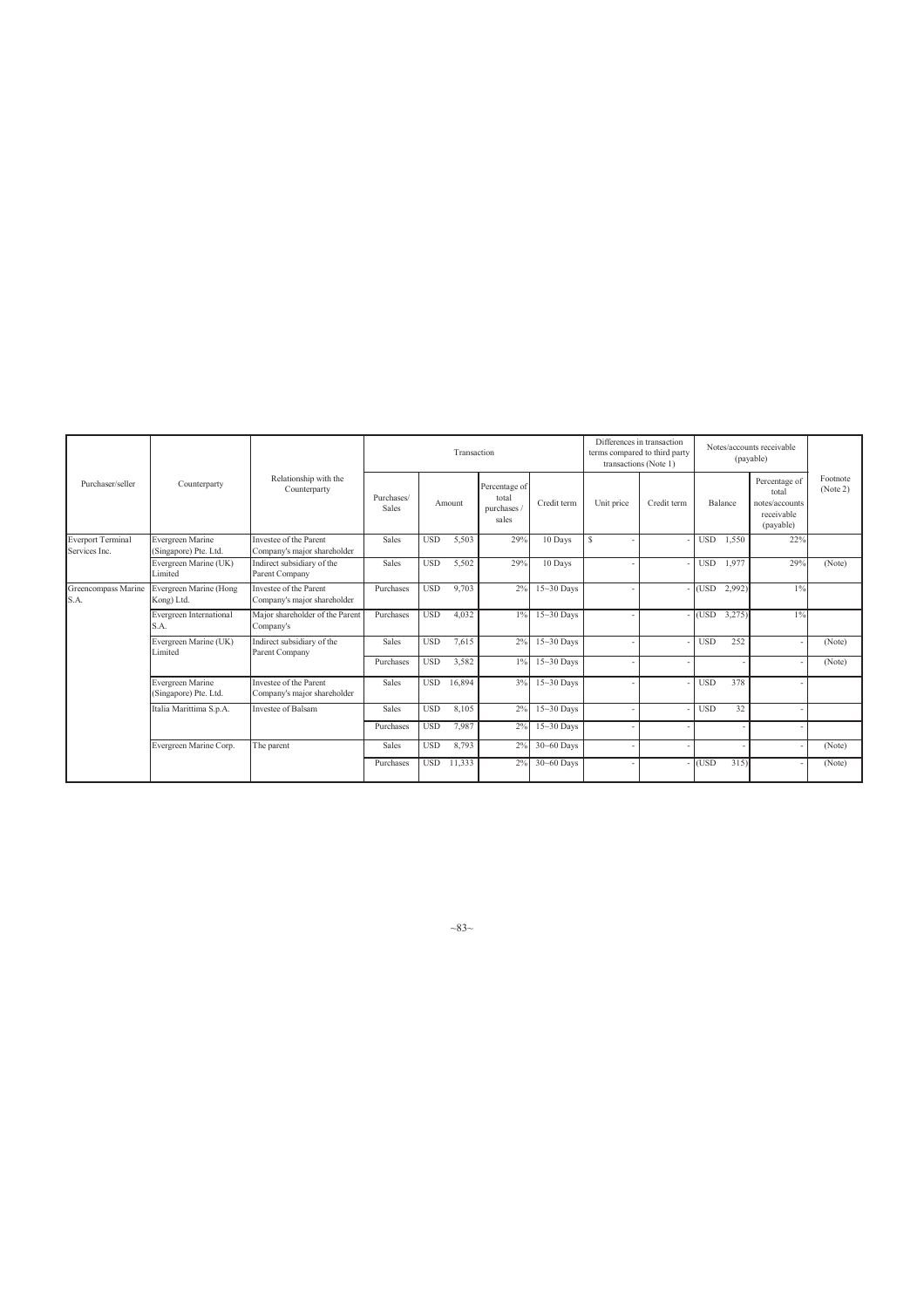| Purchaser/seller | Counterparty | Relationship with the Counterparty | Transaction | | | | Differences in transaction terms compared to third party transactions (Note 1) | | Notes/accounts receivable (payable) | | Footnote (Note 2) |
|---|---|---|---|---|---|---|---|---|---|---|---|
| | | | Purchases/ Sales | Amount | Percentage of total purchases / sales | Credit term | Unit price | Credit term | Balance | Percentage of total notes/accounts receivable (payable) | |
| Everport Terminal Services Inc. | Evergreen Marine (Singapore) Pte. Ltd. | Investee of the Parent Company's major shareholder | Sales | USD 5,503 | 29% | 10 Days | $ - | - | USD 1,550 | 22% | |
| | Evergreen Marine (UK) Limited | Indirect subsidiary of the Parent Company | Sales | USD 5,502 | 29% | 10 Days | - | - | USD 1,977 | 29% | (Note) |
| Greencompass Marine S.A. | Evergreen Marine (Hong Kong) Ltd. | Investee of the Parent Company's major shareholder | Purchases | USD 9,703 | 2% | 15~30 Days | - | - | (USD 2,992) | 1% | |
| | Evergreen International S.A. | Major shareholder of the Parent Company's | Purchases | USD 4,032 | 1% | 15~30 Days | - | - | (USD 3,275) | 1% | |
| | Evergreen Marine (UK) Limited | Indirect subsidiary of the Parent Company | Sales | USD 7,615 | 2% | 15~30 Days | - | - | USD 252 | - | (Note) |
| | | | Purchases | USD 3,582 | 1% | 15~30 Days | - | - | - | - | (Note) |
| | Evergreen Marine (Singapore) Pte. Ltd. | Investee of the Parent Company's major shareholder | Sales | USD 16,894 | 3% | 15~30 Days | - | - | USD 378 | - | |
| | Italia Marittima S.p.A. | Investee of Balsam | Sales | USD 8,105 | 2% | 15~30 Days | - | - | USD 32 | - | |
| | | | Purchases | USD 7,987 | 2% | 15~30 Days | - | - | - | - | |
| | Evergreen Marine Corp. | The parent | Sales | USD 8,793 | 2% | 30~60 Days | - | - | - | - | (Note) |
| | | | Purchases | USD 11,333 | 2% | 30~60 Days | - | - | (USD 315) | - | (Note) |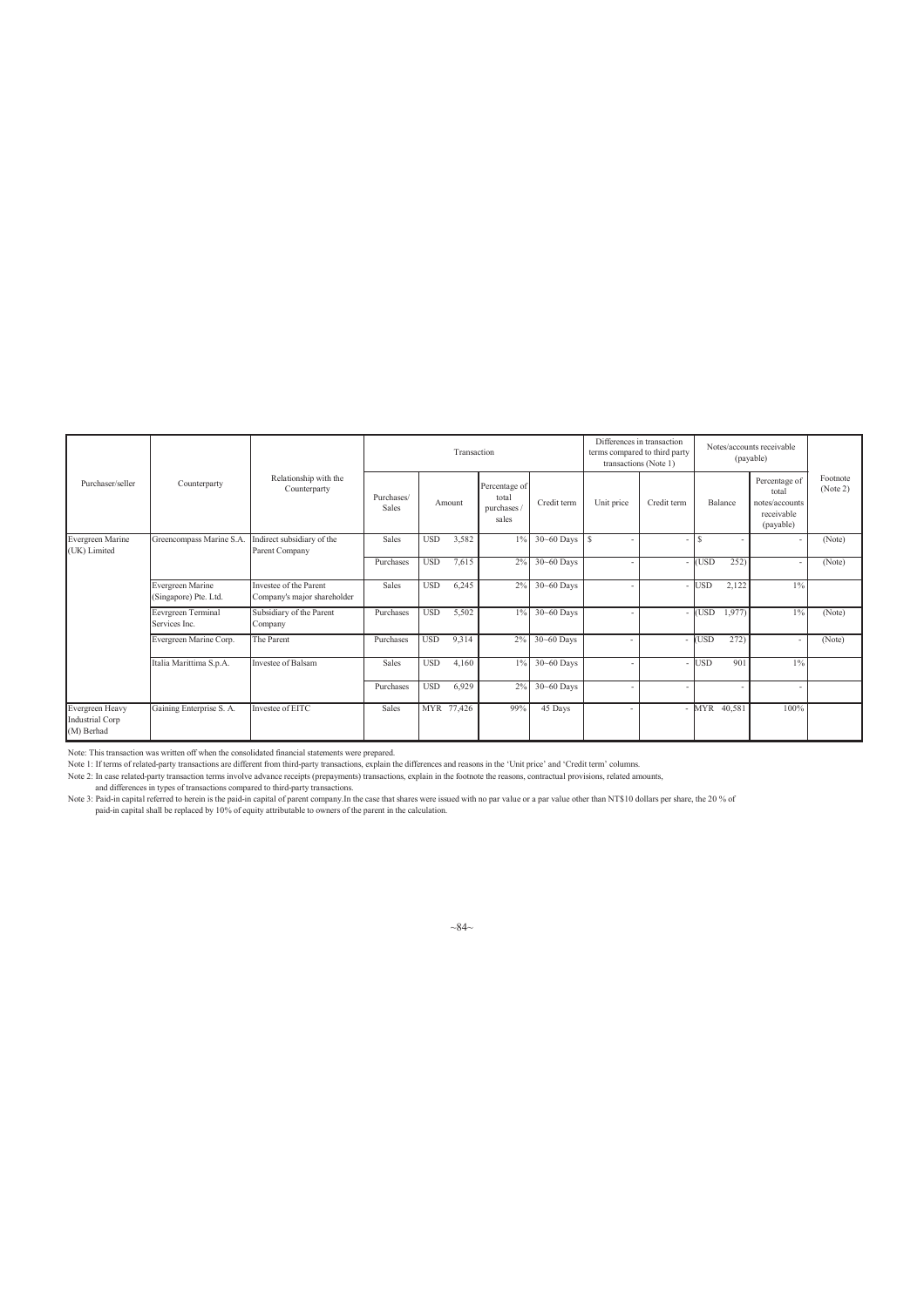| Purchaser/seller | Counterparty | Relationship with the Counterparty | Transaction | | | | Differences in transaction terms compared to third party transactions (Note 1) | | Notes/accounts receivable (payable) | | Footnote (Note 2) |
|---|---|---|---|---|---|---|---|---|---|---|---|
| | | | Purchases/ Sales | Amount | Percentage of total purchases / sales | Credit term | Unit price | Credit term | Balance | Percentage of total notes/accounts receivable (payable) | |
| Evergreen Marine (UK) Limited | Greencompass Marine S.A. | Indirect subsidiary of the Parent Company | Sales | USD 3,582 | 1% | 30~60 Days | $ - | - | $ - | - | (Note) |
| | | | Purchases | USD 7,615 | 2% | 30~60 Days | - | - | (USD 252) | - | (Note) |
| | Evergreen Marine (Singapore) Pte. Ltd. | Investee of the Parent Company's major shareholder | Sales | USD 6,245 | 2% | 30~60 Days | - | - | USD 2,122 | 1% | |
| | Eevrgreen Terminal Services Inc. | Subsidiary of the Parent Company | Purchases | USD 5,502 | 1% | 30~60 Days | - | - | (USD 1,977) | 1% | (Note) |
| | Evergreen Marine Corp. | The Parent | Purchases | USD 9,314 | 2% | 30~60 Days | - | - | (USD 272) | - | (Note) |
| | Italia Marittima S.p.A. | Investee of Balsam | Sales | USD 4,160 | 1% | 30~60 Days | - | - | USD 901 | 1% | |
| | | | Purchases | USD 6,929 | 2% | 30~60 Days | - | - | - | - | |
| Evergreen Heavy Industrial Corp (M) Berhad | Gaining Enterprise S. A. | Investee of EITC | Sales | MYR 77,426 | 99% | 45 Days | - | - | MYR 40,581 | 100% | |

Note: This transaction was written off when the consolidated financial statements were prepared.

Note 1: If terms of related-party transactions are different from third-party transactions, explain the differences and reasons in the 'Unit price' and 'Credit term' columns.

Note 2: In case related-party transaction terms involve advance receipts (prepayments) transactions, explain in the footnote the reasons, contractual provisions, related amounts, and differences in types of transactions compared to third-party transactions.

Note 3: Paid-in capital referred to herein is the paid-in capital of parent company.In the case that shares were issued with no par value or a par value other than NT$10 dollars per share, the 20 % of paid-in capital shall be replaced by 10% of equity attributable to owners of the parent in the calculation.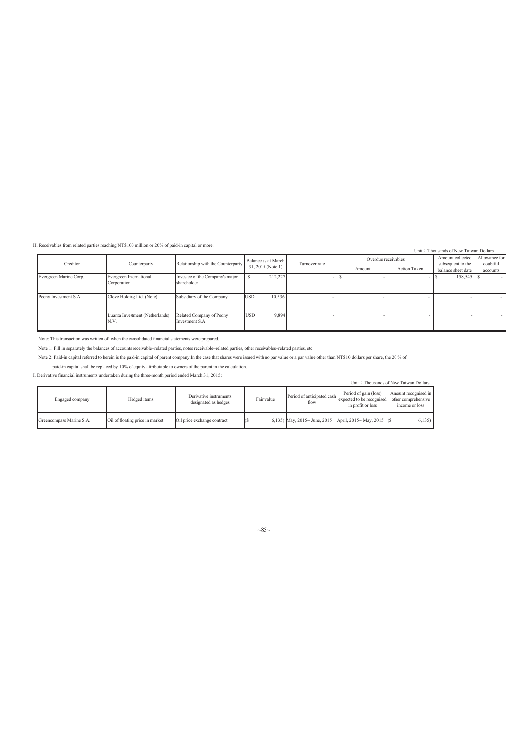H. Receivables from related parties reaching NT$100 million or 20% of paid-in capital or more:

Unit：Thousands of New Taiwan Dollars

| Creditor | Counterparty | Relationship with the Counterparty | Balance as at March 31, 2015 (Note 1) | Turnover rate | Overdue receivables | | Amount collected subsequent to the balance sheet date | Allowance for doubtful accounts |
|---|---|---|---|---|---|---|---|---|
| | | | | | Amount | Action Taken | | |
| Evergreen Marine Corp. | Evergreen International Corporation | Investee of the Company's major shareholder | $ 212,227 | - | $ - | - | $ 158,545 | $ - |
| Peony Investment S.A | Clove Holding Ltd. (Note) | Subsidiary of the Company | USD 10,536 | - | - | - | - | - |
| | Luanta Investment (Netherlands) N.V. | Related Company of Peony Investment S.A | USD 9,894 | - | - | - | - | - |

Note: This transaction was written off when the consolidated financial statements were prepared.

Note 1: Fill in separately the balances of accounts receivable–related parties, notes receivable–related parties, other receivables–related parties, etc.

Note 2: Paid-in capital referred to herein is the paid-in capital of parent company.In the case that shares were issued with no par value or a par value other than NT$10 dollars per share, the 20 % of paid-in capital shall be replaced by 10% of equity attributable to owners of the parent in the calculation.

I. Derivative financial instruments undertaken during the three-month period ended March 31, 2015:

Unit：Thousands of New Taiwan Dollars

| Engaged company | Hedged items | Derivative instruments designated as hedges | Fair value | Period of anticipated cash flow | Period of gain (loss) expected to be recognised in profit or loss | Amount recognised in other comprehensive income or loss |
|---|---|---|---|---|---|---|
| Greencompass Marine S.A. | Oil of floating price in market | Oil price exchange contract | ($ 6,135) | May, 2015~ June, 2015 | April, 2015~ May, 2015 | ($ 6,135) |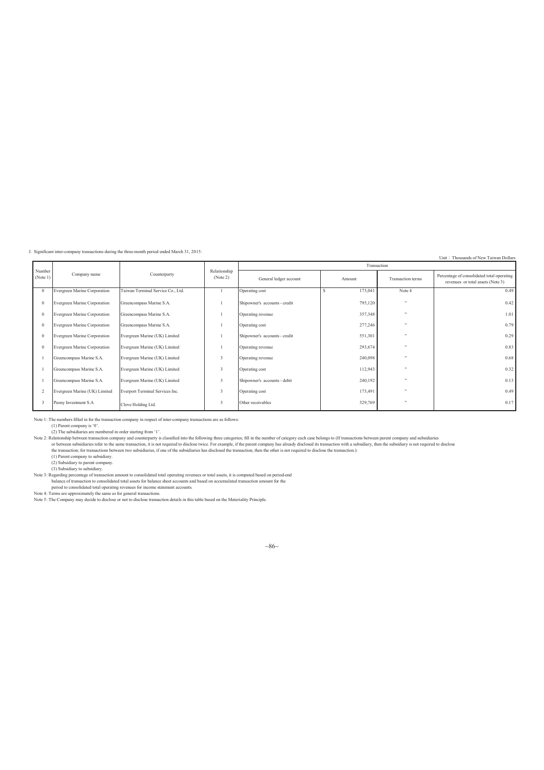J. Significant inter-company transactions during the three-month period ended March 31, 2015:

Unit：Thousands of New Taiwan Dollars

| Number (Note 1) | Company name | Counterparty | Relationship (Note 2) | Transaction | | | |
|---|---|---|---|---|---|---|---|
| | | | | General ledger account | Amount | Transaction terms | Percentage of consolidated total operating revenues or total assets (Note 3) |
| 0 | Evergreen Marine Corporation | Taiwan Terminal Service Co., Ltd. | 1 | Operating cost | $ 173,041 | Note 4 | 0.49 |
| 0 | Evergreen Marine Corporation | Greencompass Marine S.A. | 1 | Shipowner's accounts - credit | 795,120 | " | 0.42 |
| 0 | Evergreen Marine Corporation | Greencompass Marine S.A. | 1 | Operating revenue | 357,348 | " | 1.01 |
| 0 | Evergreen Marine Corporation | Greencompass Marine S.A. | 1 | Operating cost | 277,246 | " | 0.79 |
| 0 | Evergreen Marine Corporation | Evergreen Marine (UK) Limited | 1 | Shipowner's accounts - credit | 551,301 | " | 0.29 |
| 0 | Evergreen Marine Corporation | Evergreen Marine (UK) Limited | 1 | Operating revenue | 293,674 | " | 0.83 |
| 1 | Greencompass Marine S.A. | Evergreen Marine (UK) Limited | 3 | Operating revenue | 240,098 | " | 0.68 |
| 1 | Greencompass Marine S.A. | Evergreen Marine (UK) Limited | 3 | Operating cost | 112,943 | " | 0.32 |
| 1 | Greencompass Marine S.A. | Evergreen Marine (UK) Limited | 3 | Shipowner's accounts - debit | 240,192 | " | 0.13 |
| 2 | Evergreen Marine (UK) Limited | Everport Terminal Services Inc. | 3 | Operating cost | 173,491 | " | 0.49 |
| 3 | Peony Investment S.A | Clove Holding Ltd. | 3 | Other receivables | 329,769 | " | 0.17 |

Note 1: The numbers filled in for the transaction company in respect of inter-company transactions are as follows:

(1) Parent company is '0'.

(2) The subsidiaries are numbered in order starting from '1'.

Note 2: Relationship between transaction company and counterparty is classified into the following three categories; fill in the number of category each case belongs to (If transactions between parent company and subsidiaries or between subsidiaries refer to the same transaction, it is not required to disclose twice. For example, if the parent company has already disclosed its transaction with a subsidiary, then the subsidiary is not required to disclose the transaction; for transactions between two subsidiaries, if one of the subsidiaries has disclosed the transaction, then the other is not required to disclose the transaction.):

(1) Parent company to subsidiary.

(2) Subsidiary to parent company.

(3) Subsidiary to subsidiary.

Note 3: Regarding percentage of transaction amount to consolidated total operating revenues or total assets, it is computed based on period-end balance of transaction to consolidated total assets for balance sheet accounts and based on accumulated transaction amount for the period to consolidated total operating revenues for income statement accounts.

Note 4: Terms are approximately the same as for general transactions.

Note 5: The Company may decide to disclose or not to disclose transaction details in this table based on the Materiality Principle.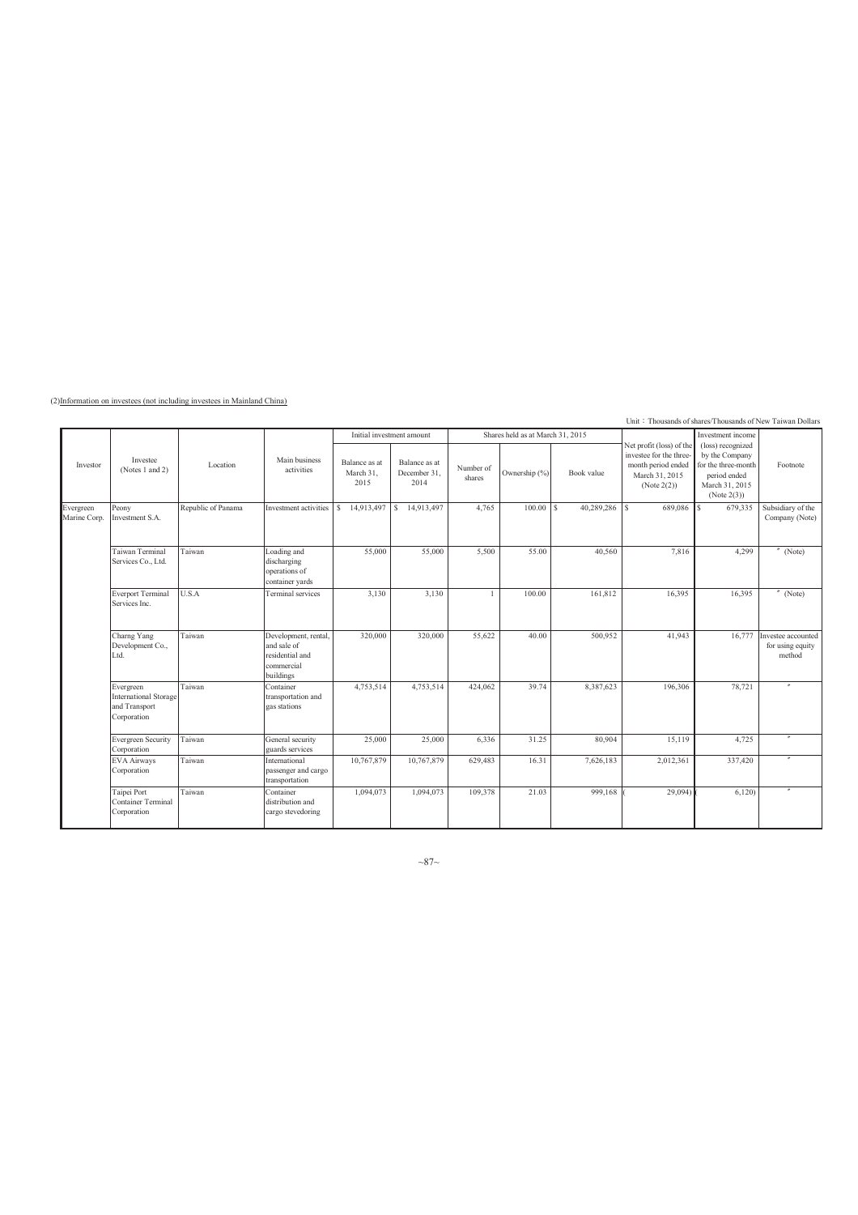(2)Information on investees (not including investees in Mainland China)

Unit：Thousands of shares/Thousands of New Taiwan Dollars

| Investor | Investee (Notes 1 and 2) | Location | Main business activities | Initial investment amount | | Shares held as at March 31, 2015 | | | Net profit (loss) of the investee for the three-month period ended March 31, 2015 (Note 2(2)) | Investment income (loss) recognized by the Company for the three-month period ended March 31, 2015 (Note 2(3)) | Footnote |
|---|---|---|---|---|---|---|---|---|---|---|---|
| | | | | Balance as at March 31, 2015 | Balance as at December 31, 2014 | Number of shares | Ownership (%) | Book value | | | |
| Evergreen Marine Corp. | Peony Investment S.A. | Republic of Panama | Investment activities | $ 14,913,497 | $ 14,913,497 | 4,765 | 100.00 | $ 40,289,286 | $ 689,086 | $ 679,335 | Subsidiary of the Company (Note) |
| | Taiwan Terminal Services Co., Ltd. | Taiwan | Loading and discharging operations of container yards | 55,000 | 55,000 | 5,500 | 55.00 | 40,560 | 7,816 | 4,299 | 〃 (Note) |
| | Everport Terminal Services Inc. | U.S.A | Terminal services | 3,130 | 3,130 | 1 | 100.00 | 161,812 | 16,395 | 16,395 | 〃 (Note) |
| | Charng Yang Development Co., Ltd. | Taiwan | Development, rental, and sale of residential and commercial buildings | 320,000 | 320,000 | 55,622 | 40.00 | 500,952 | 41,943 | 16,777 | Investee accounted for using equity method |
| | Evergreen International Storage and Transport Corporation | Taiwan | Container transportation and gas stations | 4,753,514 | 4,753,514 | 424,062 | 39.74 | 8,387,623 | 196,306 | 78,721 | 〃 |
| | Evergreen Security Corporation | Taiwan | General security guards services | 25,000 | 25,000 | 6,336 | 31.25 | 80,904 | 15,119 | 4,725 | 〃 |
| | EVA Airways Corporation | Taiwan | International passenger and cargo transportation | 10,767,879 | 10,767,879 | 629,483 | 16.31 | 7,626,183 | 2,012,361 | 337,420 | 〃 |
| | Taipei Port Container Terminal Corporation | Taiwan | Container distribution and cargo stevedoring | 1,094,073 | 1,094,073 | 109,378 | 21.03 | 999,168 | ( 29,094) | ( 6,120) | 〃 |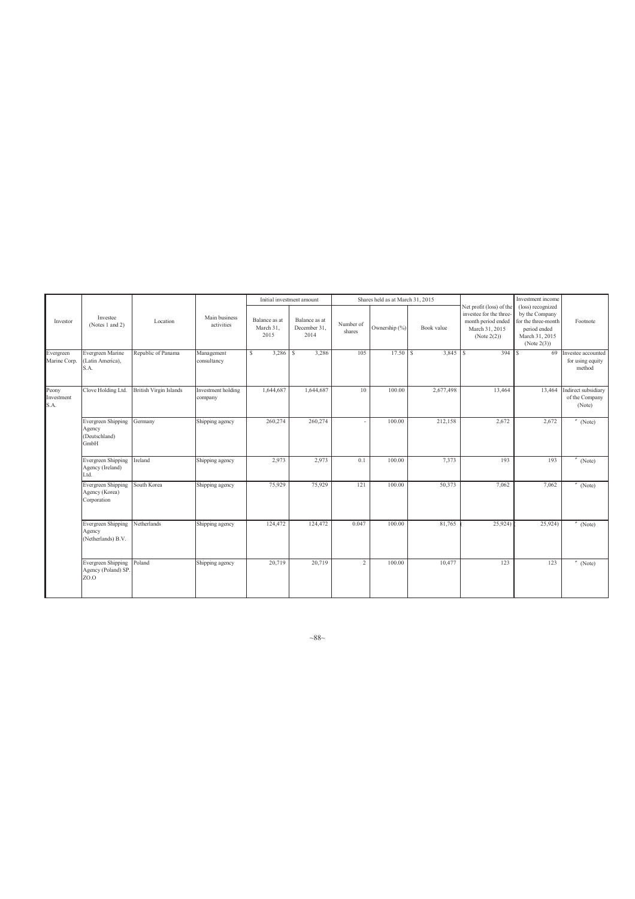| Investor | Investee (Notes 1 and 2) | Location | Main business activities | Initial investment amount | | Shares held as at March 31, 2015 | | | Net profit (loss) of the investee for the three-month period ended March 31, 2015 (Note 2(2)) | Investment income (loss) recognized by the Company for the three-month period ended March 31, 2015 (Note 2(3)) | Footnote |
|---|---|---|---|---|---|---|---|---|---|---|---|
| | | | | Balance as at March 31, 2015 | Balance as at December 31, 2014 | Number of shares | Ownership (%) | Book value | | | |
| Evergreen Marine Corp. | Evergreen Marine (Latin America), S.A. | Republic of Panama | Management consultancy | $ 3,286 | $ 3,286 | 105 | 17.50 | $ 3,845 | $ 394 | $ 69 | Investee accounted for using equity method |
| Peony Investment S.A. | Clove Holding Ltd. | British Virgin Islands | Investment holding company | 1,644,687 | 1,644,687 | 10 | 100.00 | 2,677,498 | 13,464 | 13,464 | Indirect subsidiary of the Company (Note) |
| | Evergreen Shipping Agency (Deutschland) GmbH | Germany | Shipping agency | 260,274 | 260,274 | - | 100.00 | 212,158 | 2,672 | 2,672 | 〃 (Note) |
| | Evergreen Shipping Agency (Ireland) Ltd. | Ireland | Shipping agency | 2,973 | 2,973 | 0.1 | 100.00 | 7,373 | 193 | 193 | 〃 (Note) |
| | Evergreen Shipping Agency (Korea) Corporation | South Korea | Shipping agency | 75,929 | 75,929 | 121 | 100.00 | 50,373 | 7,062 | 7,062 | 〃 (Note) |
| | Evergreen Shipping Agency (Netherlands) B.V. | Netherlands | Shipping agency | 124,472 | 124,472 | 0.047 | 100.00 | 81,765 | ( 25,924) | ( 25,924) | 〃 (Note) |
| | Evergreen Shipping Agency (Poland) SP. ZO.O | Poland | Shipping agency | 20,719 | 20,719 | 2 | 100.00 | 10,477 | 123 | 123 | 〃 (Note) |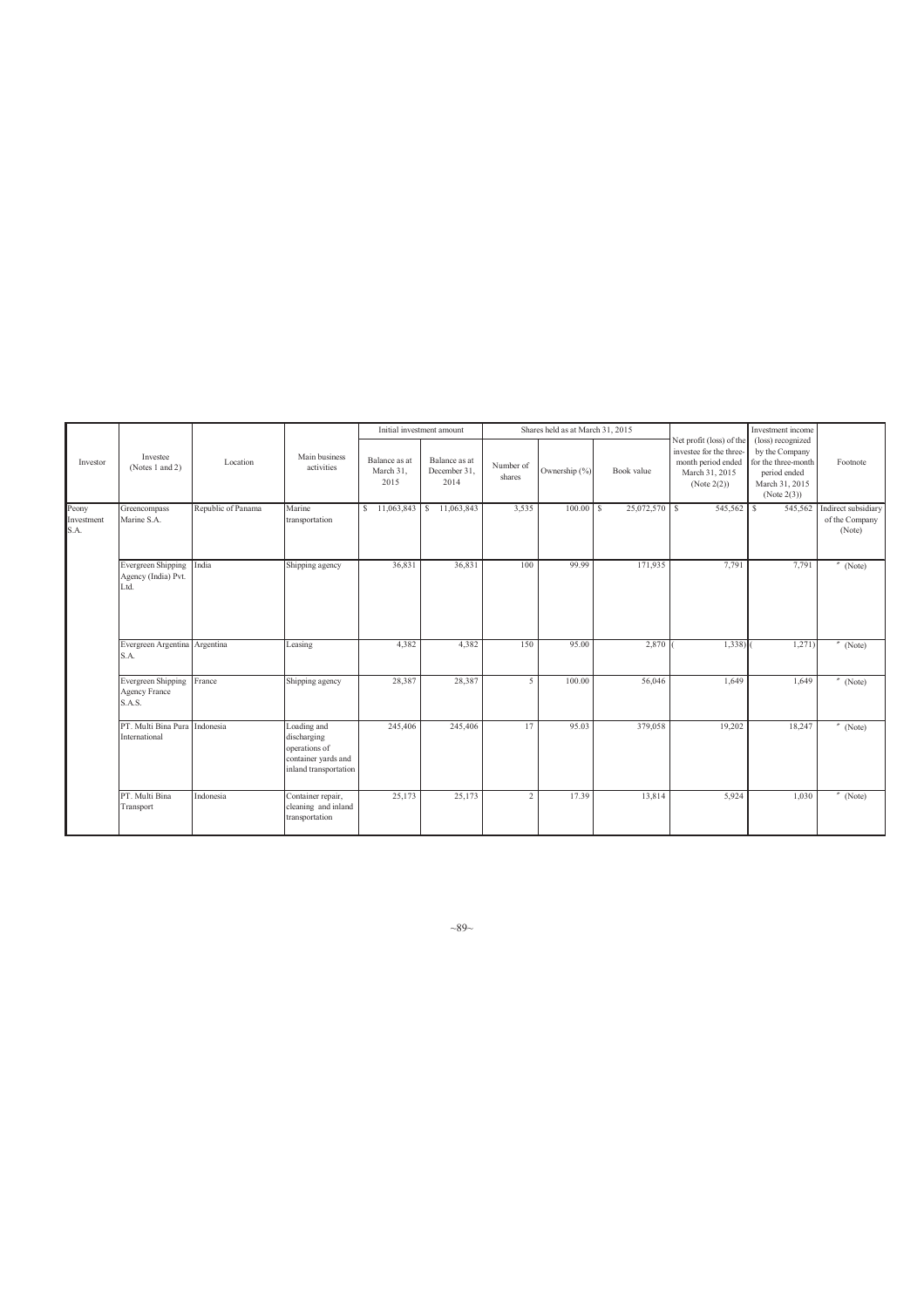| Investor | Investee (Notes 1 and 2) | Location | Main business activities | Initial investment amount | | Shares held as at March 31, 2015 | | | Net profit (loss) of the investee for the three-month period ended March 31, 2015 (Note 2(2)) | Investment income (loss) recognized by the Company for the three-month period ended March 31, 2015 (Note 2(3)) | Footnote |
|---|---|---|---|---|---|---|---|---|---|---|---|
| | | | | Balance as at March 31, 2015 | Balance as at December 31, 2014 | Number of shares | Ownership (%) | Book value | | | |
| Peony Investment S.A. | Greencompass Marine S.A. | Republic of Panama | Marine transportation | $ 11,063,843 | $ 11,063,843 | 3,535 | 100.00 | $ 25,072,570 | $ 545,562 | $ 545,562 | Indirect subsidiary of the Company (Note) |
| | Evergreen Shipping Agency (India) Pvt. Ltd. | India | Shipping agency | 36,831 | 36,831 | 100 | 99.99 | 171,935 | 7,791 | 7,791 | 〃 (Note) |
| | Evergreen Argentina S.A. | Argentina | Leasing | 4,382 | 4,382 | 150 | 95.00 | 2,870 | ( 1,338) | ( 1,271) | 〃 (Note) |
| | Evergreen Shipping Agency France S.A.S. | France | Shipping agency | 28,387 | 28,387 | 5 | 100.00 | 56,046 | 1,649 | 1,649 | 〃 (Note) |
| | PT. Multi Bina Pura International | Indonesia | Loading and discharging operations of container yards and inland transportation | 245,406 | 245,406 | 17 | 95.03 | 379,058 | 19,202 | 18,247 | 〃 (Note) |
| | PT. Multi Bina Transport | Indonesia | Container repair, cleaning and inland transportation | 25,173 | 25,173 | 2 | 17.39 | 13,814 | 5,924 | 1,030 | 〃 (Note) |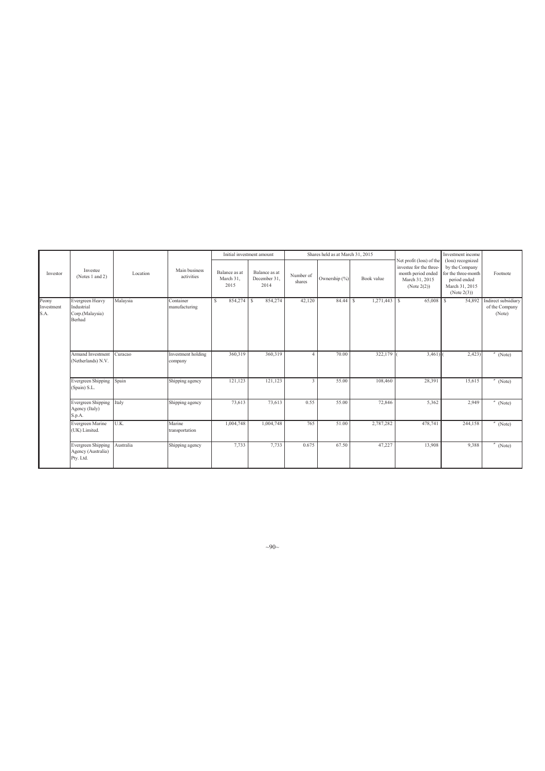| Investor | Investee (Notes 1 and 2) | Location | Main business activities | Initial investment amount | | Shares held as at March 31, 2015 | | | Net profit (loss) of the investee for the three-month period ended March 31, 2015 (Note 2(2)) | Investment income (loss) recognized by the Company for the three-month period ended March 31, 2015 (Note 2(3)) | Footnote |
|---|---|---|---|---|---|---|---|---|---|---|---|
| | | | | Balance as at March 31, 2015 | Balance as at December 31, 2014 | Number of shares | Ownership (%) | Book value | | | |
| Peony Investment S.A. | Evergreen Heavy Industrial Corp.(Malaysia) Berhad | Malaysia | Container manufacturing | $ 854,274 | $ 854,274 | 42,120 | 84.44 | $ 1,271,443 | $ 65,008 | $ 54,892 | Indirect subsidiary of the Company (Note) |
| | Armand Investment (Netherlands) N.V. | Curacao | Investment holding company | 360,319 | 360,319 | 4 | 70.00 | 322,179 | ( 3,461) | ( 2,423) | 〃 (Note) |
| | Evergreen Shipping (Spain) S.L. | Spain | Shipping agency | 121,123 | 121,123 | 3 | 55.00 | 108,460 | 28,391 | 15,615 | 〃 (Note) |
| | Evergreen Shipping Agency (Italy) S.p.A. | Italy | Shipping agency | 73,613 | 73,613 | 0.55 | 55.00 | 72,846 | 5,362 | 2,949 | 〃 (Note) |
| | Evergreen Marine (UK) Limited. | U.K. | Marine transportation | 1,004,748 | 1,004,748 | 765 | 51.00 | 2,787,282 | 478,741 | 244,158 | 〃 (Note) |
| | Evergreen Shipping Agency (Australia) Pty. Ltd. | Australia | Shipping agency | 7,733 | 7,733 | 0.675 | 67.50 | 47,227 | 13,908 | 9,388 | 〃 (Note) |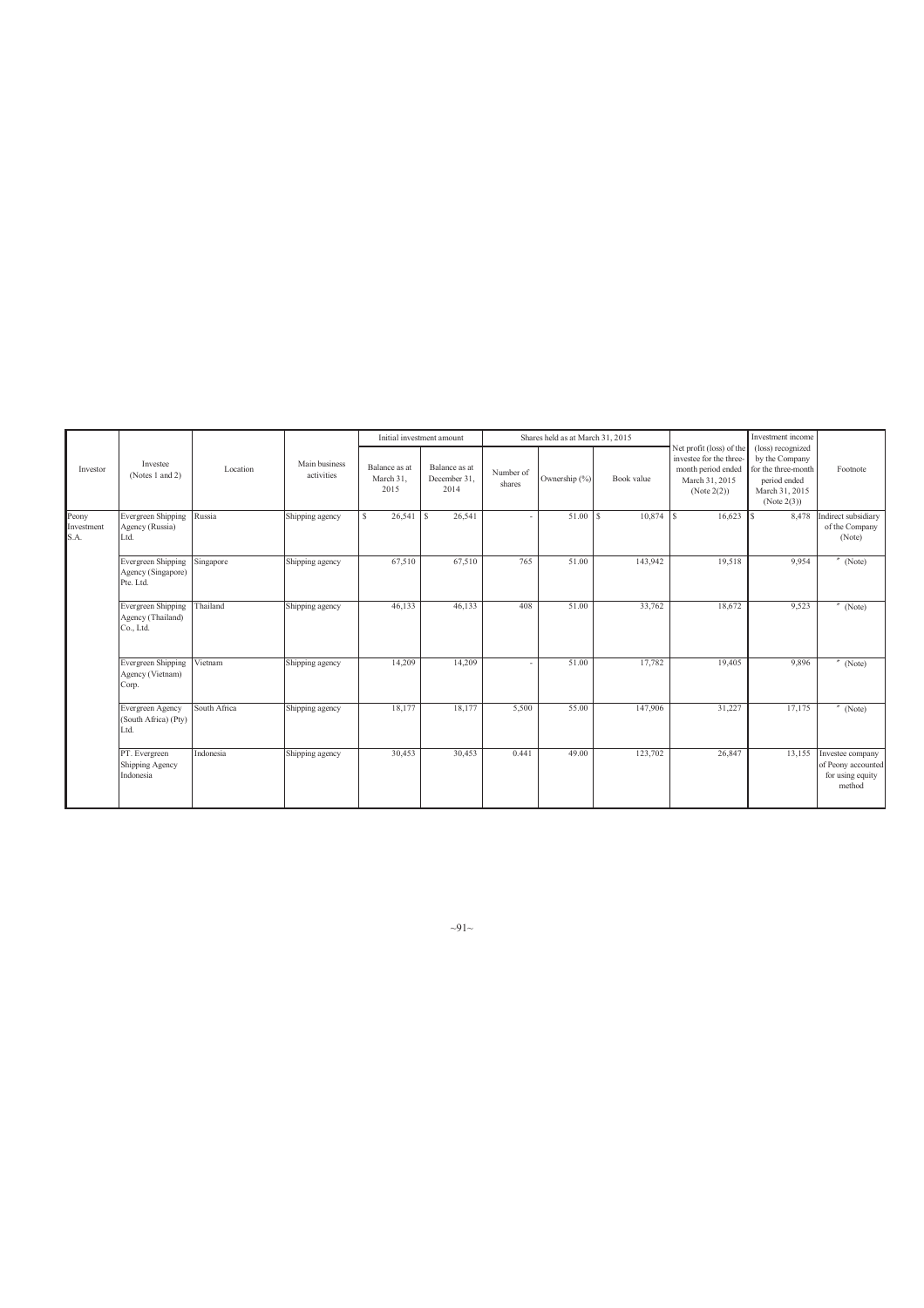| Investor | Investee (Notes 1 and 2) | Location | Main business activities | Initial investment amount | | Shares held as at March 31, 2015 | | | Net profit (loss) of the investee for the three-month period ended March 31, 2015 (Note 2(2)) | Investment income (loss) recognized by the Company for the three-month period ended March 31, 2015 (Note 2(3)) | Footnote |
|---|---|---|---|---|---|---|---|---|---|---|---|
| | | | | Balance as at March 31, 2015 | Balance as at December 31, 2014 | Number of shares | Ownership (%) | Book value | | | |
| Peony Investment S.A. | Evergreen Shipping Agency (Russia) Ltd. | Russia | Shipping agency | $ 26,541 | $ 26,541 | - | 51.00 | $ 10,874 | $ 16,623 | $ 8,478 | Indirect subsidiary of the Company (Note) |
| | Evergreen Shipping Agency (Singapore) Pte. Ltd. | Singapore | Shipping agency | 67,510 | 67,510 | 765 | 51.00 | 143,942 | 19,518 | 9,954 | 〃 (Note) |
| | Evergreen Shipping Agency (Thailand) Co., Ltd. | Thailand | Shipping agency | 46,133 | 46,133 | 408 | 51.00 | 33,762 | 18,672 | 9,523 | 〃 (Note) |
| | Evergreen Shipping Agency (Vietnam) Corp. | Vietnam | Shipping agency | 14,209 | 14,209 | - | 51.00 | 17,782 | 19,405 | 9,896 | 〃 (Note) |
| | Evergreen Agency (South Africa) (Pty) Ltd. | South Africa | Shipping agency | 18,177 | 18,177 | 5,500 | 55.00 | 147,906 | 31,227 | 17,175 | 〃 (Note) |
| | PT. Evergreen Shipping Agency Indonesia | Indonesia | Shipping agency | 30,453 | 30,453 | 0.441 | 49.00 | 123,702 | 26,847 | 13,155 | Investee company of Peony accounted for using equity method |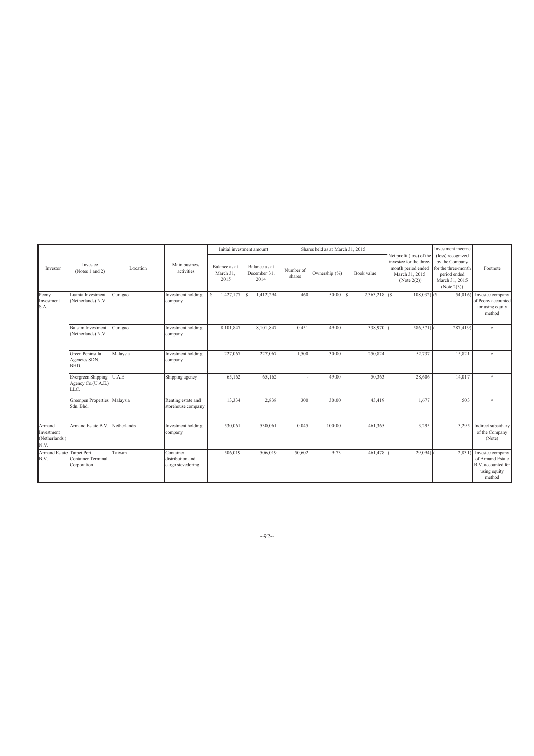| Investor | Investee (Notes 1 and 2) | Location | Main business activities | Initial investment amount | | Shares held as at March 31, 2015 | | | Net profit (loss) of the investee for the three-month period ended March 31, 2015 (Note 2(2)) | Investment income (loss) recognized by the Company for the three-month period ended March 31, 2015 (Note 2(3)) | Footnote |
|---|---|---|---|---|---|---|---|---|---|---|---|
| | | | | Balance as at March 31, 2015 | Balance as at December 31, 2014 | Number of shares | Ownership (%) | Book value | | | |
| Peony Investment S.A. | Luanta Investment (Netherlands) N.V. | Curagao | Investment holding company | $ 1,427,177 | $ 1,412,294 | 460 | 50.00 | $ 2,363,218 | ($ 108,032) | ($ 54,016) | Investee company of Peony accounted for using equity method |
| | Balsam Investment (Netherlands) N.V. | Curagao | Investment holding company | 8,101,847 | 8,101,847 | 0.451 | 49.00 | 338,970 | ( 586,571) | ( 287,419) | 〃 |
| | Green Peninsula Agencies SDN. BHD. | Malaysia | Investment holding company | 227,067 | 227,067 | 1,500 | 30.00 | 250,824 | 52,737 | 15,821 | 〃 |
| | Evergreen Shipping Agency Co.(U.A.E.) LLC. | U.A.E | Shipping agency | 65,162 | 65,162 | - | 49.00 | 50,363 | 28,606 | 14,017 | 〃 |
| | Greenpen Properties Sdn. Bhd. | Malaysia | Renting estate and storehouse company | 13,334 | 2,838 | 300 | 30.00 | 43,419 | 1,677 | 503 | 〃 |
| Armand Investment (Netherlands) N.V. | Armand Estate B.V. | Netherlands | Investment holding company | 530,061 | 530,061 | 0.045 | 100.00 | 461,365 | 3,295 | 3,295 | Indirect subsidiary of the Company (Note) |
| Armand Estate B.V. | Taipei Port Container Terminal Corporation | Taiwan | Container distribution and cargo stevedoring | 506,019 | 506,019 | 50,602 | 9.73 | 461,478 | ( 29,094) | ( 2,831) | Investee company of Armand Estate B.V. accounted for using equity method |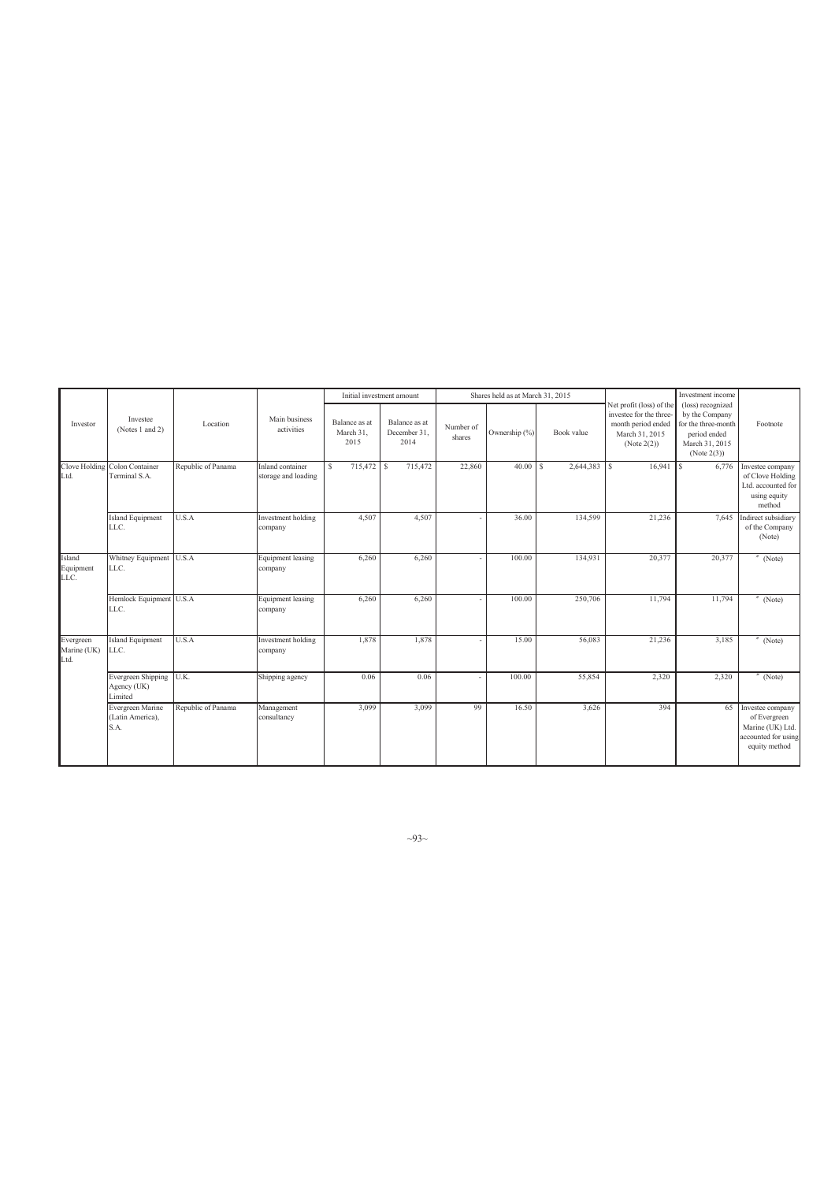| Investor | Investee (Notes 1 and 2) | Location | Main business activities | Initial investment amount | | Shares held as at March 31, 2015 | | | Net profit (loss) of the investee for the three-month period ended March 31, 2015 (Note 2(2)) | Investment income (loss) recognized by the Company for the three-month period ended March 31, 2015 (Note 2(3)) | Footnote |
|---|---|---|---|---|---|---|---|---|---|---|---|
| | | | | Balance as at March 31, 2015 | Balance as at December 31, 2014 | Number of shares | Ownership (%) | Book value | | | |
| Clove Holding Ltd. | Colon Container Terminal S.A. | Republic of Panama | Inland container storage and loading | $ 715,472 | $ 715,472 | 22,860 | 40.00 | $ 2,644,383 | $ 16,941 | $ 6,776 | Investee company of Clove Holding Ltd. accounted for using equity method |
| | Island Equipment LLC. | U.S.A | Investment holding company | 4,507 | 4,507 | - | 36.00 | 134,599 | 21,236 | 7,645 | Indirect subsidiary of the Company (Note) |
| Island Equipment LLC. | Whitney Equipment LLC. | U.S.A | Equipment leasing company | 6,260 | 6,260 | - | 100.00 | 134,931 | 20,377 | 20,377 | 〃 (Note) |
| | Hemlock Equipment LLC. | U.S.A | Equipment leasing company | 6,260 | 6,260 | - | 100.00 | 250,706 | 11,794 | 11,794 | 〃 (Note) |
| Evergreen Marine (UK) Ltd. | Island Equipment LLC. | U.S.A | Investment holding company | 1,878 | 1,878 | - | 15.00 | 56,083 | 21,236 | 3,185 | 〃 (Note) |
| | Evergreen Shipping Agency (UK) Limited | U.K. | Shipping agency | 0.06 | 0.06 | - | 100.00 | 55,854 | 2,320 | 2,320 | 〃 (Note) |
| | Evergreen Marine (Latin America), S.A. | Republic of Panama | Management consultancy | 3,099 | 3,099 | 99 | 16.50 | 3,626 | 394 | 65 | Investee company of Evergreen Marine (UK) Ltd. accounted for using equity method |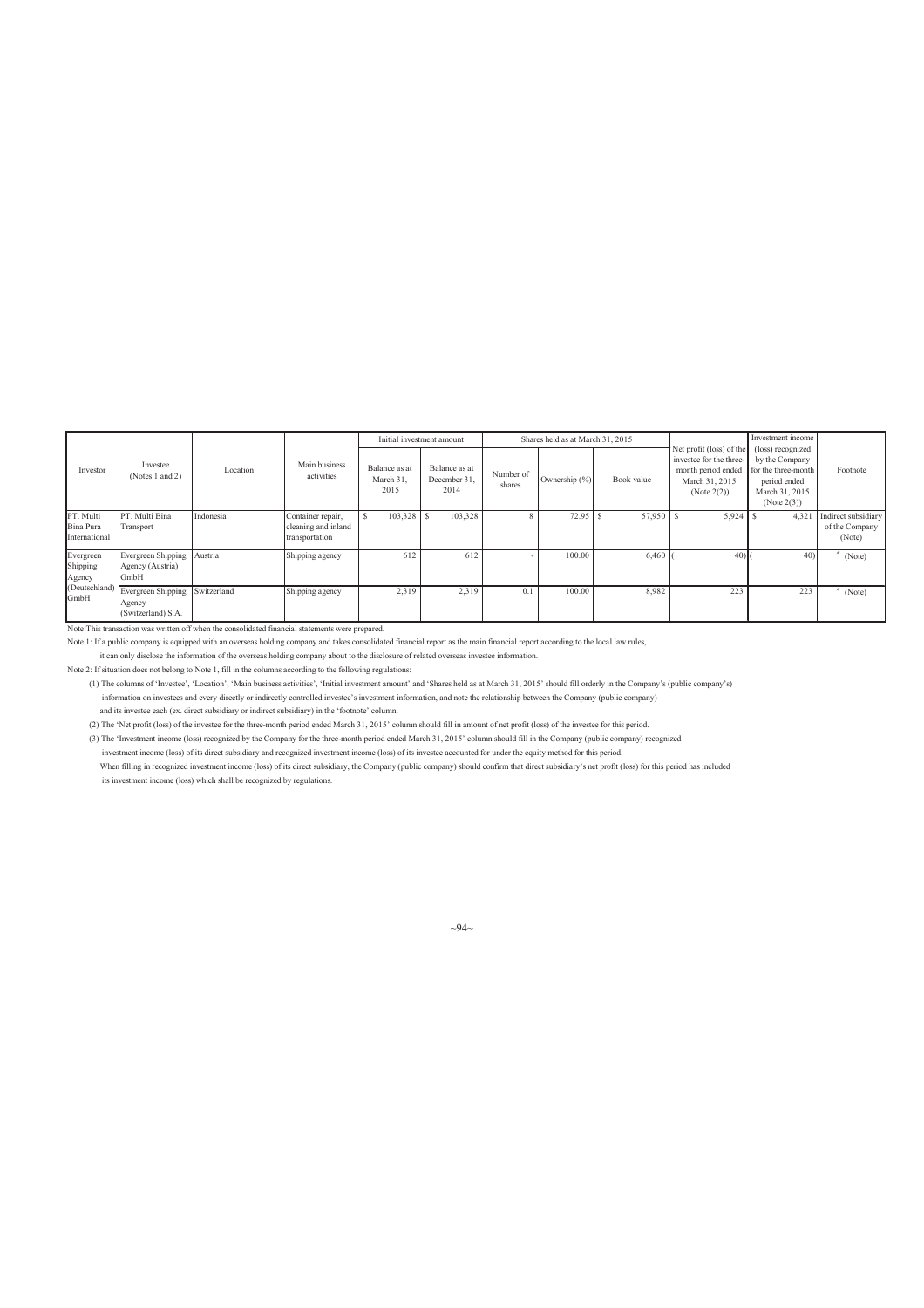| Investor | Investee (Notes 1 and 2) | Location | Main business activities | Initial investment amount | | Shares held as at March 31, 2015 | | | Net profit (loss) of the investee for the three-month period ended March 31, 2015 (Note 2(2)) | Investment income (loss) recognized by the Company for the three-month period ended March 31, 2015 (Note 2(3)) | Footnote |
|---|---|---|---|---|---|---|---|---|---|---|---|
| | | | | Balance as at March 31, 2015 | Balance as at December 31, 2014 | Number of shares | Ownership (%) | Book value | | | |
| PT. Multi Bina Pura International | PT. Multi Bina Transport | Indonesia | Container repair, cleaning and inland transportation | $ 103,328 | $ 103,328 | 8 | 72.95 | $ 57,950 | $ 5,924 | $ 4,321 | Indirect subsidiary of the Company (Note) |
| Evergreen Shipping Agency (Deutschland) GmbH | Evergreen Shipping Agency (Austria) GmbH | Austria | Shipping agency | 612 | 612 | - | 100.00 | 6,460 | ( 40) | ( 40) | 〃 (Note) |
| | Evergreen Shipping Agency (Switzerland) S.A. | Switzerland | Shipping agency | 2,319 | 2,319 | 0.1 | 100.00 | 8,982 | 223 | 223 | 〃 (Note) |

Note:This transaction was written off when the consolidated financial statements were prepared.

Note 1: If a public company is equipped with an overseas holding company and takes consolidated financial report as the main financial report according to the local law rules, it can only disclose the information of the overseas holding company about to the disclosure of related overseas investee information.

Note 2: If situation does not belong to Note 1, fill in the columns according to the following regulations:

(1) The columns of 'Investee', 'Location', 'Main business activities', 'Initial investment amount' and 'Shares held as at March 31, 2015' should fill orderly in the Company's (public company's) information on investees and every directly or indirectly controlled investee's investment information, and note the relationship between the Company (public company) and its investee each (ex. direct subsidiary or indirect subsidiary) in the 'footnote' column.

(2) The 'Net profit (loss) of the investee for the three-month period ended March 31, 2015' column should fill in amount of net profit (loss) of the investee for this period.

(3) The 'Investment income (loss) recognized by the Company for the three-month period ended March 31, 2015' column should fill in the Company (public company) recognized investment income (loss) of its direct subsidiary and recognized investment income (loss) of its investee accounted for under the equity method for this period. When filling in recognized investment income (loss) of its direct subsidiary, the Company (public company) should confirm that direct subsidiary's net profit (loss) for this period has included its investment income (loss) which shall be recognized by regulations.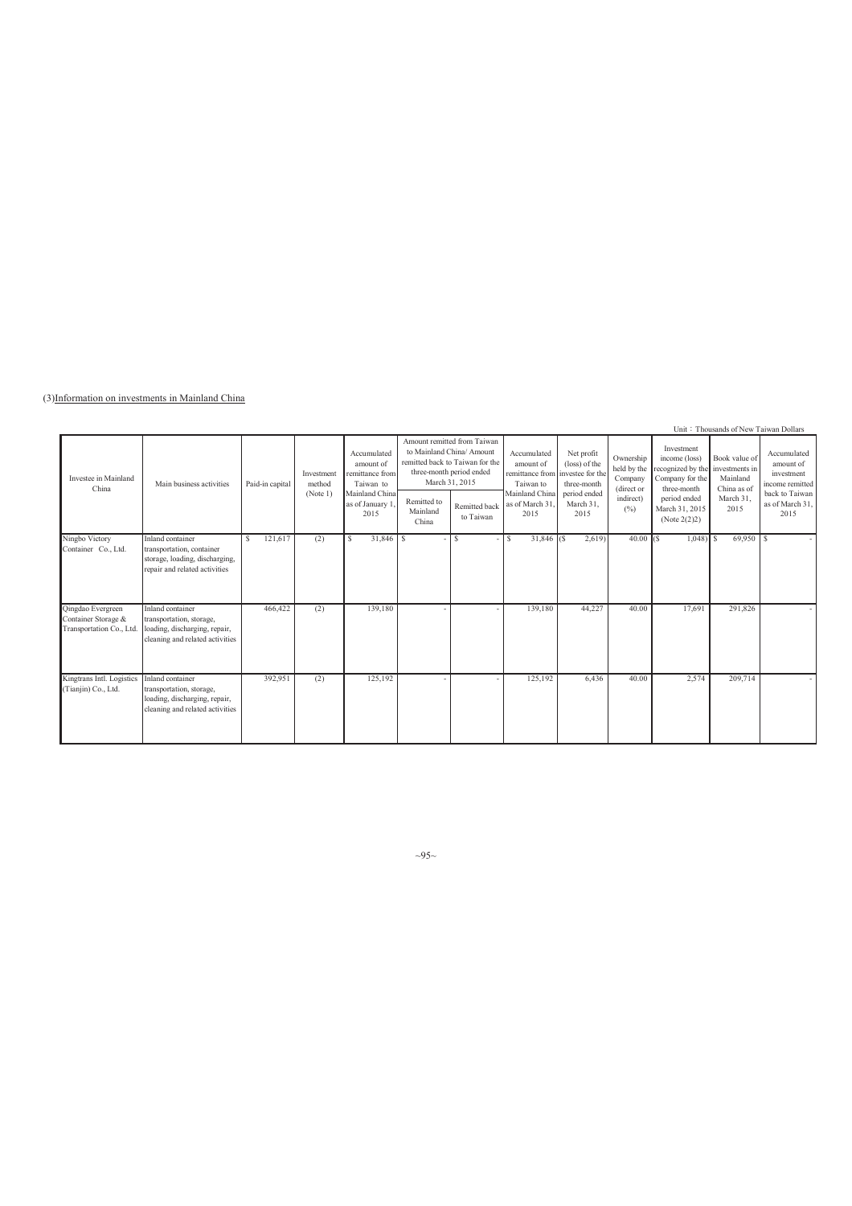(3)Information on investments in Mainland China

Unit：Thousands of New Taiwan Dollars

| Investee in Mainland China | Main business activities | Paid-in capital | Investment method (Note 1) | Accumulated amount of remittance from Taiwan to Mainland China as of January 1, 2015 | Amount remitted from Taiwan to Mainland China/ Amount remitted back to Taiwan for the three-month period ended March 31, 2015 | | Accumulated amount of remittance from Taiwan to Mainland China as of March 31, 2015 | Net profit (loss) of the investee for the three-month period ended March 31, 2015 | Ownership held by the Company (direct or indirect) (%) | Investment income (loss) recognized by the Company for the three-month period ended March 31, 2015 (Note 2(2)2) | Book value of investments in Mainland China as of March 31, 2015 | Accumulated amount of investment income remitted back to Taiwan as of March 31, 2015 |
|---|---|---|---|---|---|---|---|---|---|---|---|---|
| | | | | | Remitted to Mainland China | Remitted back to Taiwan | | | | | | |
| Ningbo Victory Container Co., Ltd. | Inland container transportation, container storage, loading, discharging, repair and related activities | $ 121,617 | (2) | $ 31,846 | $ - | $ - | $ 31,846 | ($ 2,619) | 40.00 | ($ 1,048) | $ 69,950 | $ - |
| Qingdao Evergreen Container Storage & Transportation Co., Ltd. | Inland container transportation, storage, loading, discharging, repair, cleaning and related activities | 466,422 | (2) | 139,180 | - | - | 139,180 | 44,227 | 40.00 | 17,691 | 291,826 | - |
| Kingtrans Intl. Logistics (Tianjin) Co., Ltd. | Inland container transportation, storage, loading, discharging, repair, cleaning and related activities | 392,951 | (2) | 125,192 | - | - | 125,192 | 6,436 | 40.00 | 2,574 | 209,714 | - |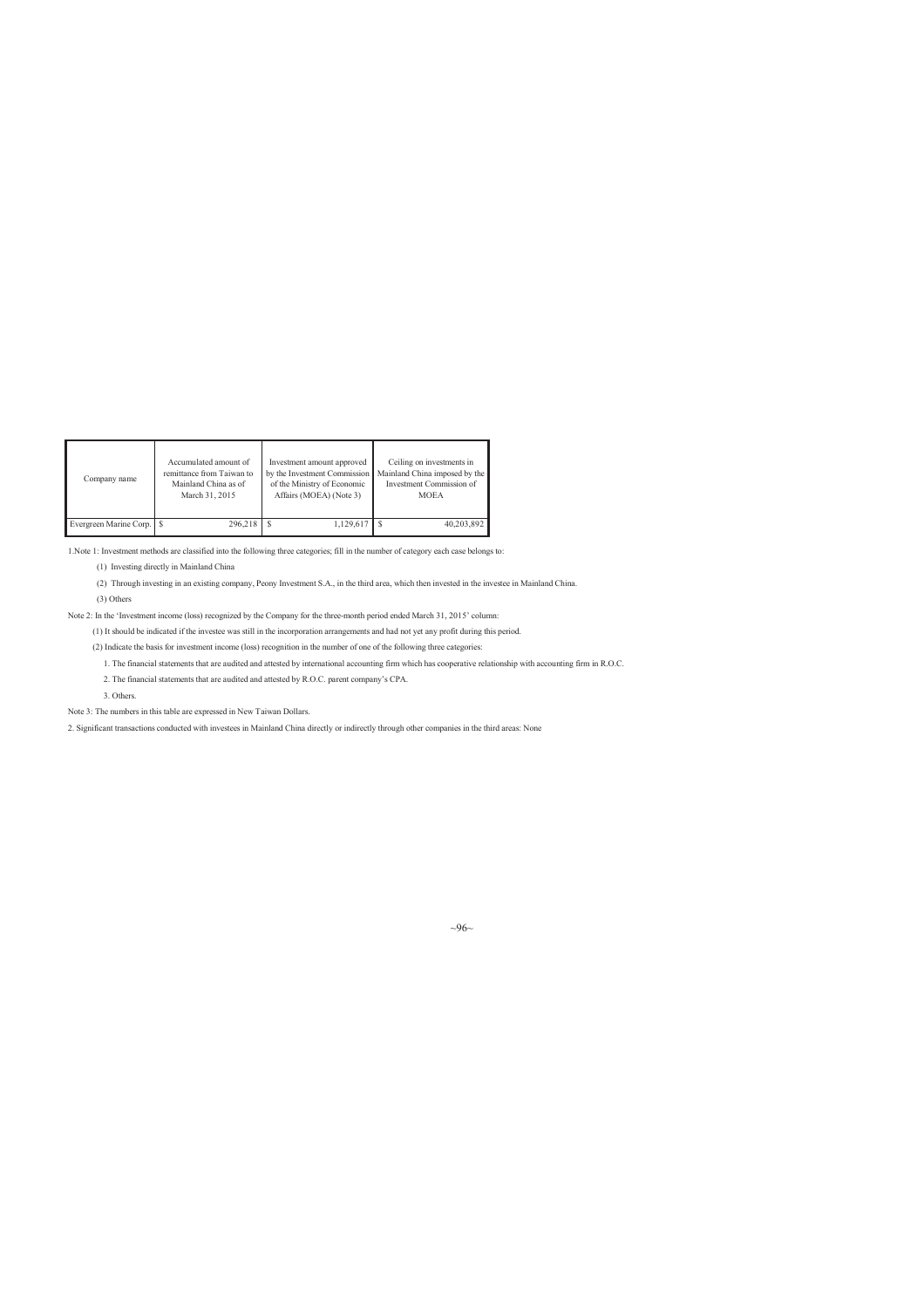| Company name | Accumulated amount of remittance from Taiwan to Mainland China as of March 31, 2015 | Investment amount approved by the Investment Commission of the Ministry of Economic Affairs (MOEA) (Note 3) | Ceiling on investments in Mainland China imposed by the Investment Commission of MOEA |
|---|---|---|---|
| Evergreen Marine Corp. | $ 296,218 | $ 1,129,617 | $ 40,203,892 |

1.Note 1: Investment methods are classified into the following three categories; fill in the number of category each case belongs to:

(1) Investing directly in Mainland China

(2) Through investing in an existing company, Peony Investment S.A., in the third area, which then invested in the investee in Mainland China.

(3) Others

Note 2: In the 'Investment income (loss) recognized by the Company for the three-month period ended March 31, 2015' column:

(1) It should be indicated if the investee was still in the incorporation arrangements and had not yet any profit during this period.

(2) Indicate the basis for investment income (loss) recognition in the number of one of the following three categories:

1. The financial statements that are audited and attested by international accounting firm which has cooperative relationship with accounting firm in R.O.C.

2. The financial statements that are audited and attested by R.O.C. parent company's CPA.

3. Others.

Note 3: The numbers in this table are expressed in New Taiwan Dollars.

2. Significant transactions conducted with investees in Mainland China directly or indirectly through other companies in the third areas: None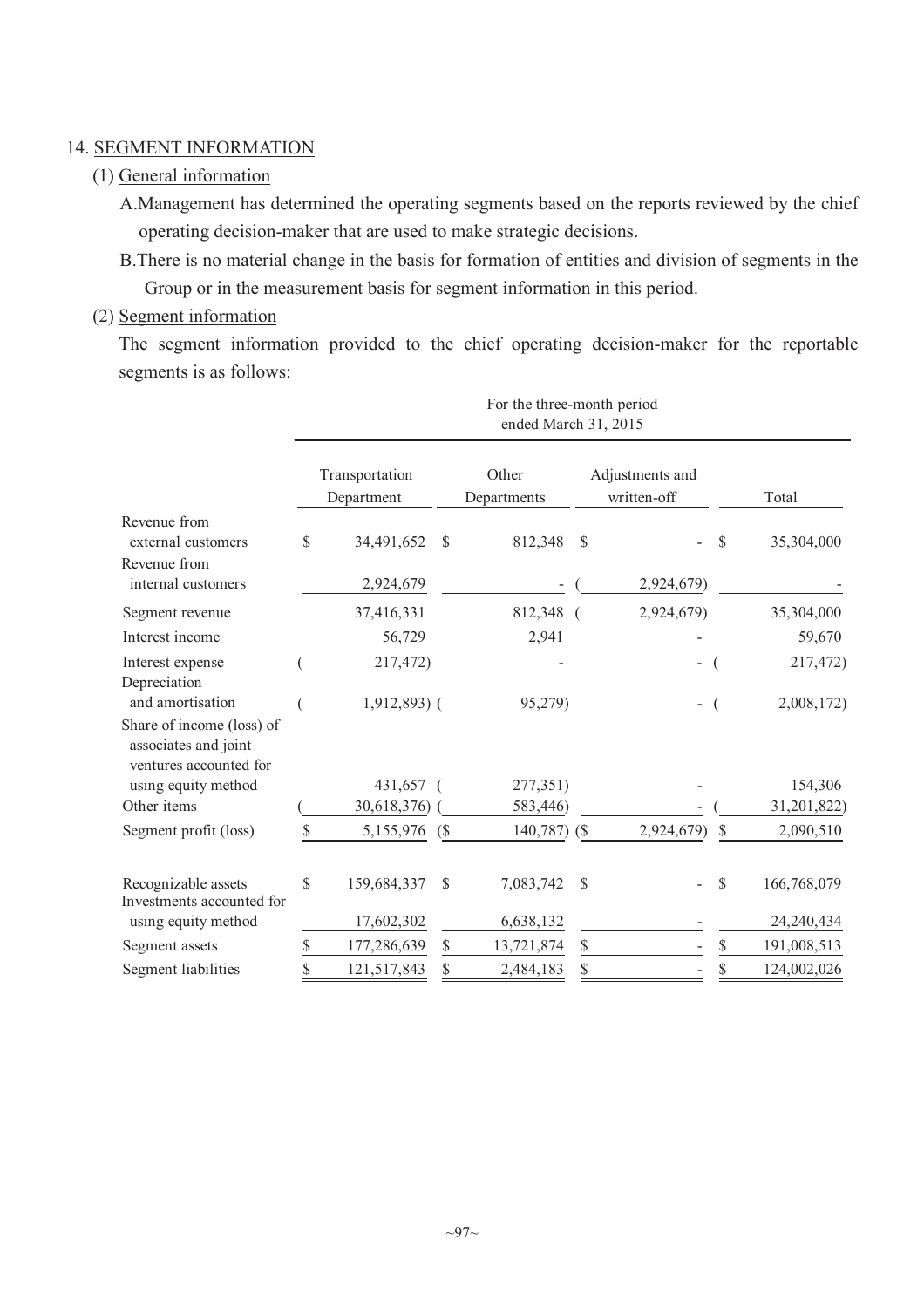## 14. SEGMENT INFORMATION

### (1) General information

A. Management has determined the operating segments based on the reports reviewed by the chief operating decision-maker that are used to make strategic decisions.

B. There is no material change in the basis for formation of entities and division of segments in the Group or in the measurement basis for segment information in this period.

### (2) Segment information

The segment information provided to the chief operating decision-maker for the reportable segments is as follows:

| | For the three-month period ended March 31, 2015 | | | |
|---|---|---|---|---|
| | Transportation Department | Other Departments | Adjustments and written-off | Total |
| Revenue from external customers | $ 34,491,652 | $ 812,348 | $ - | $ 35,304,000 |
| Revenue from internal customers | 2,924,679 | - | ( 2,924,679) | - |
| Segment revenue | 37,416,331 | 812,348 | ( 2,924,679) | 35,304,000 |
| Interest income | 56,729 | 2,941 | - | 59,670 |
| Interest expense | ( 217,472) | - | - | ( 217,472) |
| Depreciation and amortisation | ( 1,912,893) | ( 95,279) | - | ( 2,008,172) |
| Share of income (loss) of associates and joint ventures accounted for using equity method | 431,657 | ( 277,351) | - | 154,306 |
| Other items | ( 30,618,376) | ( 583,446) | - | ( 31,201,822) |
| Segment profit (loss) | $ 5,155,976 | ($ 140,787) | ($ 2,924,679) | $ 2,090,510 |
| Recognizable assets | $ 159,684,337 | $ 7,083,742 | $ - | $ 166,768,079 |
| Investments accounted for using equity method | 17,602,302 | 6,638,132 | - | 24,240,434 |
| Segment assets | $ 177,286,639 | $ 13,721,874 | $ - | $ 191,008,513 |
| Segment liabilities | $ 121,517,843 | $ 2,484,183 | $ - | $ 124,002,026 |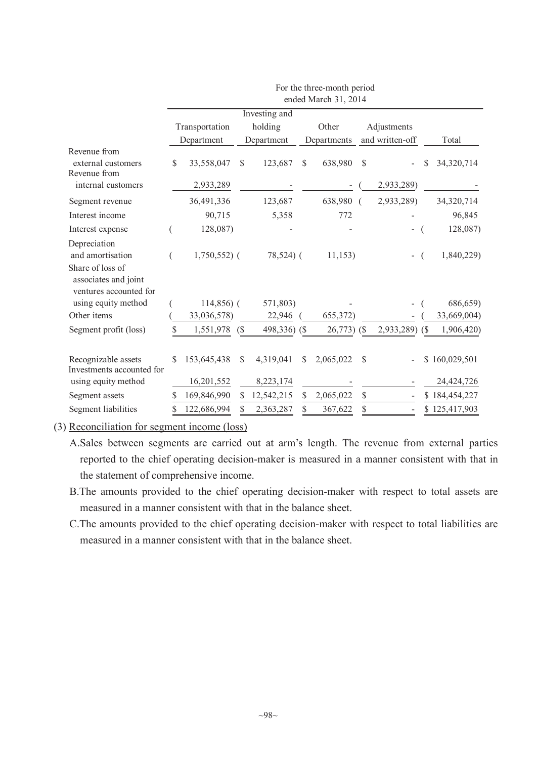| | For the three-month period ended March 31, 2014 | | | | |
|---|---|---|---|---|---|
| | Transportation Department | Investing and holding Department | Other Departments | Adjustments and written-off | Total |
| Revenue from external customers | $ 33,558,047 | $ 123,687 | $ 638,980 | $ - | $ 34,320,714 |
| Revenue from internal customers | 2,933,289 | - | - | ( 2,933,289) | - |
| Segment revenue | 36,491,336 | 123,687 | 638,980 | ( 2,933,289) | 34,320,714 |
| Interest income | 90,715 | 5,358 | 772 | - | 96,845 |
| Interest expense | ( 128,087) | - | - | - | ( 128,087) |
| Depreciation and amortisation | ( 1,750,552) | ( 78,524) | ( 11,153) | - | ( 1,840,229) |
| Share of loss of associates and joint ventures accounted for using equity method | ( 114,856) | ( 571,803) | - | - | ( 686,659) |
| Other items | ( 33,036,578) | 22,946 | ( 655,372) | - | ( 33,669,004) |
| Segment profit (loss) | $ 1,551,978 | ($ 498,336) | ($ 26,773) | ($ 2,933,289) | ($ 1,906,420) |
| Recognizable assets | $ 153,645,438 | $ 4,319,041 | $ 2,065,022 | $ - | $ 160,029,501 |
| Investments accounted for using equity method | 16,201,552 | 8,223,174 | - | - | 24,424,726 |
| Segment assets | $ 169,846,990 | $ 12,542,215 | $ 2,065,022 | $ - | $ 184,454,227 |
| Segment liabilities | $ 122,686,994 | $ 2,363,287 | $ 367,622 | $ - | $ 125,417,903 |

(3) Reconciliation for segment income (loss)

A. Sales between segments are carried out at arm's length. The revenue from external parties reported to the chief operating decision-maker is measured in a manner consistent with that in the statement of comprehensive income.

B. The amounts provided to the chief operating decision-maker with respect to total assets are measured in a manner consistent with that in the balance sheet.

C. The amounts provided to the chief operating decision-maker with respect to total liabilities are measured in a manner consistent with that in the balance sheet.